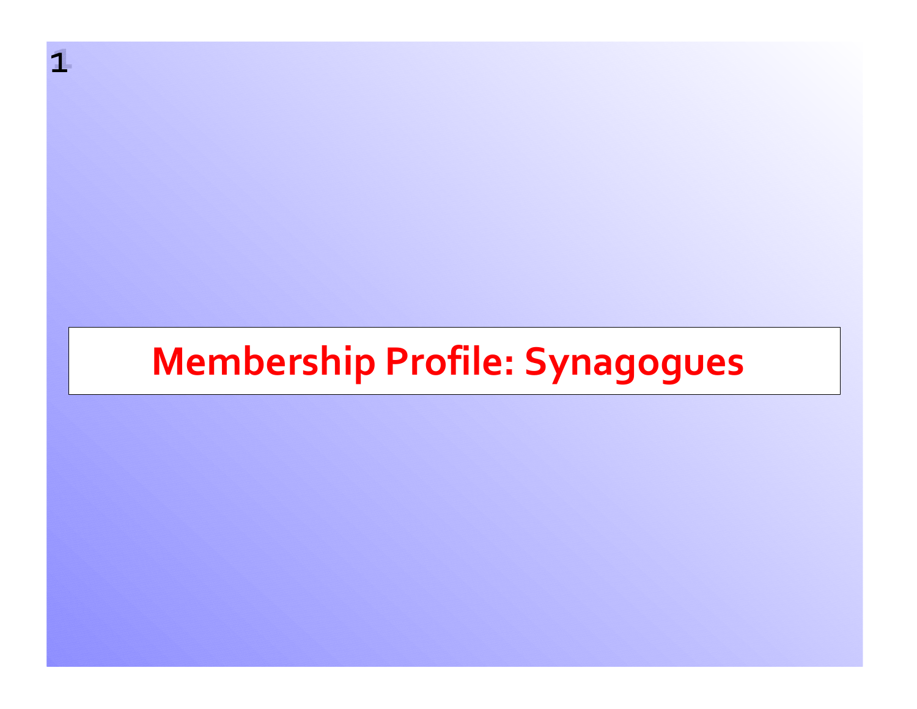# Membership Profile: Synagogues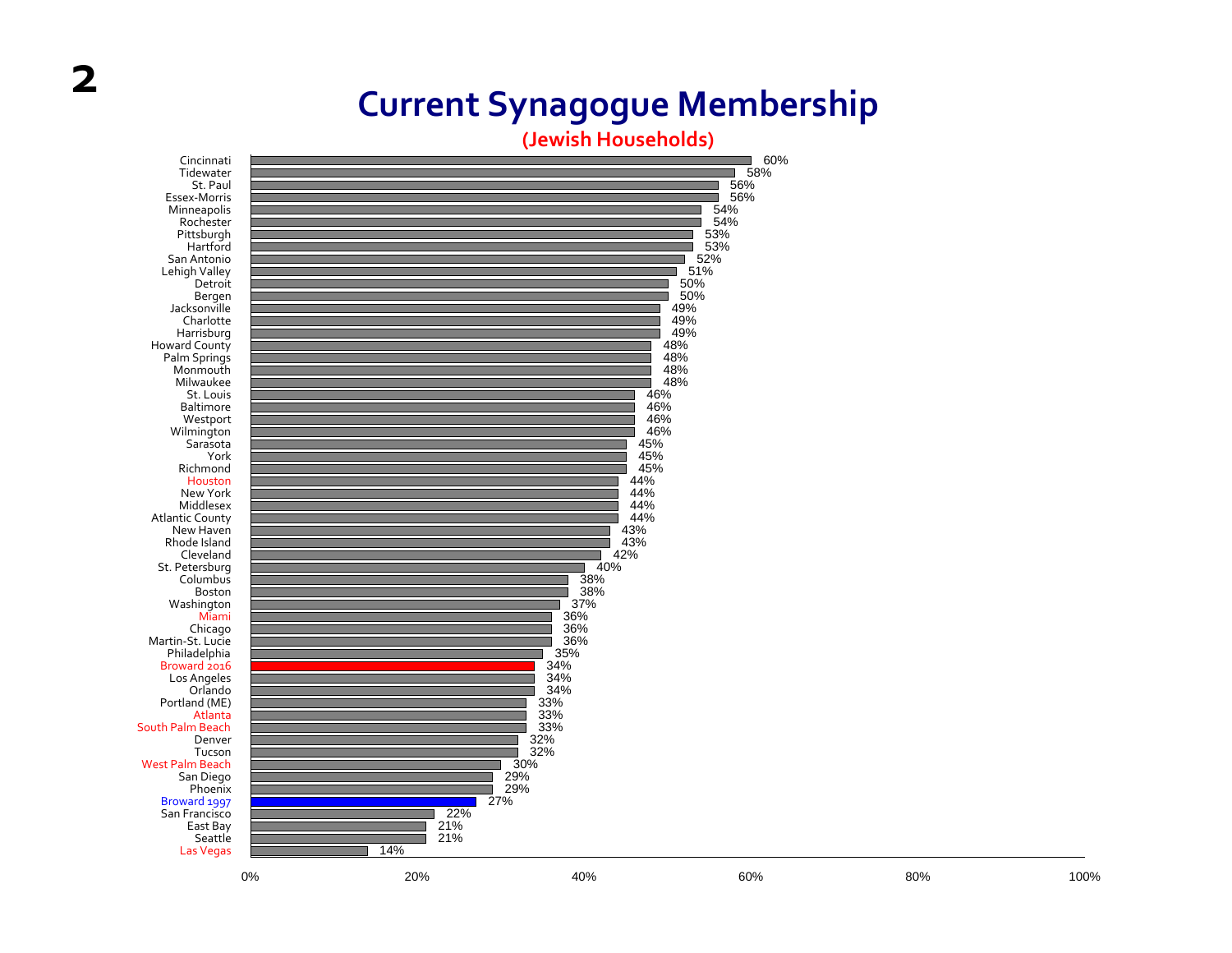# Current Synagogue Membership

## (Jewish Households)

| Community | Percentage |
|---|---|
| Cincinnati | 60% |
| Tidewater | 58% |
| St. Paul | 56% |
| Essex-Morris | 56% |
| Minneapolis | 54% |
| Rochester | 54% |
| Pittsburgh | 53% |
| Hartford | 53% |
| San Antonio | 52% |
| Lehigh Valley | 51% |
| Detroit | 50% |
| Bergen | 50% |
| Jacksonville | 49% |
| Charlotte | 49% |
| Harrisburg | 49% |
| Howard County | 48% |
| Palm Springs | 48% |
| Monmouth | 48% |
| Milwaukee | 48% |
| St. Louis | 46% |
| Baltimore | 46% |
| Westport | 46% |
| Wilmington | 46% |
| Sarasota | 45% |
| York | 45% |
| Richmond | 45% |
| Houston | 44% |
| New York | 44% |
| Middlesex | 44% |
| Atlantic County | 44% |
| New Haven | 43% |
| Rhode Island | 43% |
| Cleveland | 42% |
| St. Petersburg | 40% |
| Columbus | 38% |
| Boston | 38% |
| Washington | 37% |
| Miami | 36% |
| Chicago | 36% |
| Martin-St. Lucie | 36% |
| Philadelphia | 35% |
| Broward 2016 | 34% |
| Los Angeles | 34% |
| Orlando | 34% |
| Portland (ME) | 33% |
| Atlanta | 33% |
| South Palm Beach | 33% |
| Denver | 32% |
| Tucson | 32% |
| West Palm Beach | 30% |
| San Diego | 29% |
| Phoenix | 29% |
| Broward 1997 | 27% |
| San Francisco | 22% |
| East Bay | 21% |
| Seattle | 21% |
| Las Vegas | 14% |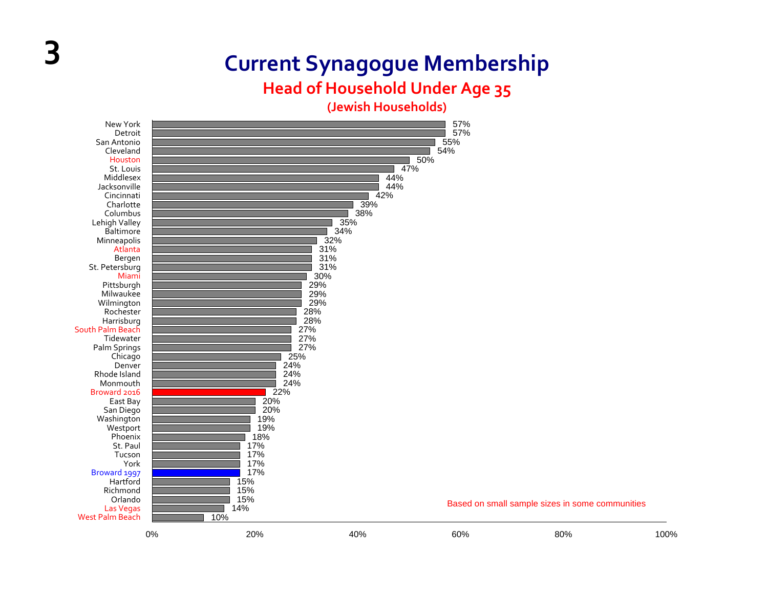# Current Synagogue Membership

## Head of Household Under Age 35

### (Jewish Households)

| Community | Percentage |
|---|---|
| New York | 57% |
| Detroit | 57% |
| San Antonio | 55% |
| Cleveland | 54% |
| Houston | 50% |
| St. Louis | 47% |
| Middlesex | 44% |
| Jacksonville | 44% |
| Cincinnati | 42% |
| Charlotte | 39% |
| Columbus | 38% |
| Lehigh Valley | 35% |
| Baltimore | 34% |
| Minneapolis | 32% |
| Atlanta | 31% |
| Bergen | 31% |
| St. Petersburg | 31% |
| Miami | 30% |
| Pittsburgh | 29% |
| Milwaukee | 29% |
| Wilmington | 29% |
| Rochester | 28% |
| Harrisburg | 28% |
| South Palm Beach | 27% |
| Tidewater | 27% |
| Palm Springs | 27% |
| Chicago | 25% |
| Denver | 24% |
| Rhode Island | 24% |
| Monmouth | 24% |
| Broward 2016 | 22% |
| East Bay | 20% |
| San Diego | 20% |
| Washington | 19% |
| Westport | 19% |
| Phoenix | 18% |
| St. Paul | 17% |
| Tucson | 17% |
| York | 17% |
| Broward 1997 | 17% |
| Hartford | 15% |
| Richmond | 15% |
| Orlando | 15% |
| Las Vegas | 14% |
| West Palm Beach | 10% |

Based on small sample sizes in some communities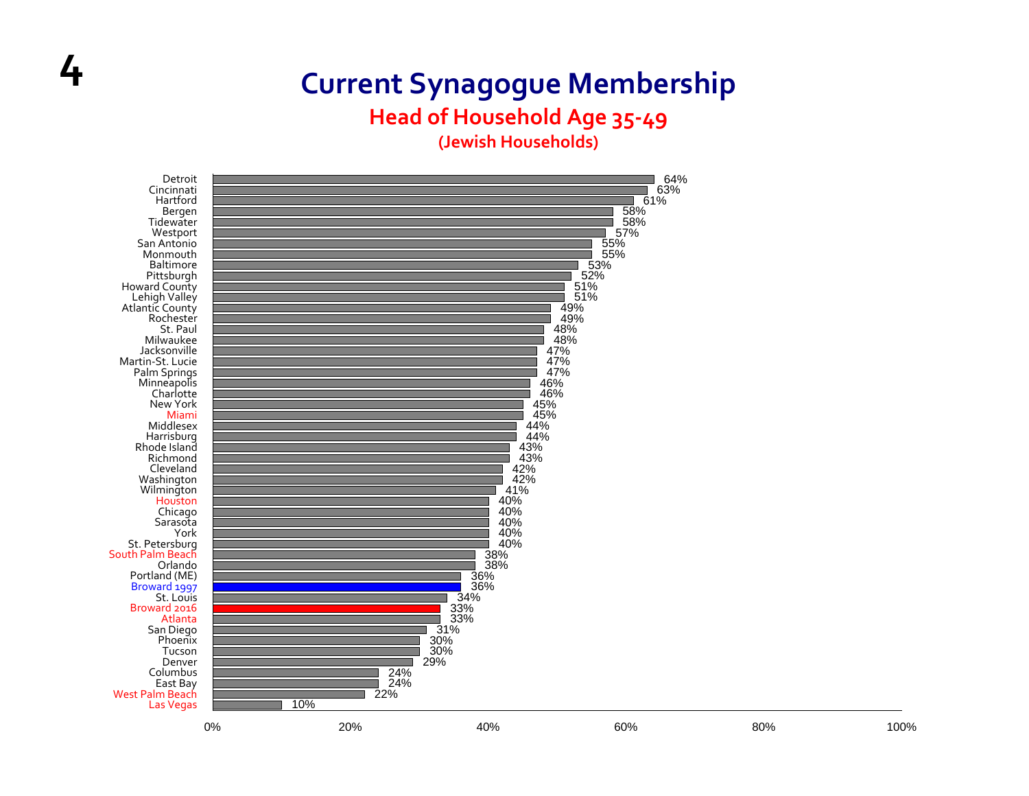# Current Synagogue Membership

## Head of Household Age 35-49

### (Jewish Households)

| Community | Percentage |
|---|---|
| Detroit | 64% |
| Cincinnati | 63% |
| Hartford | 61% |
| Bergen | 58% |
| Tidewater | 58% |
| Westport | 57% |
| San Antonio | 55% |
| Monmouth | 55% |
| Baltimore | 53% |
| Pittsburgh | 52% |
| Howard County | 51% |
| Lehigh Valley | 51% |
| Atlantic County | 49% |
| Rochester | 49% |
| St. Paul | 48% |
| Milwaukee | 48% |
| Jacksonville | 47% |
| Martin-St. Lucie | 47% |
| Palm Springs | 47% |
| Minneapolis | 46% |
| Charlotte | 46% |
| New York | 45% |
| Miami | 45% |
| Middlesex | 44% |
| Harrisburg | 44% |
| Rhode Island | 43% |
| Richmond | 43% |
| Cleveland | 42% |
| Washington | 42% |
| Wilmington | 41% |
| Houston | 40% |
| Chicago | 40% |
| Sarasota | 40% |
| York | 40% |
| St. Petersburg | 40% |
| South Palm Beach | 38% |
| Orlando | 38% |
| Portland (ME) | 36% |
| Broward 1997 | 36% |
| St. Louis | 34% |
| Broward 2016 | 33% |
| Atlanta | 33% |
| San Diego | 31% |
| Phoenix | 30% |
| Tucson | 30% |
| Denver | 29% |
| Columbus | 24% |
| East Bay | 24% |
| West Palm Beach | 22% |
| Las Vegas | 10% |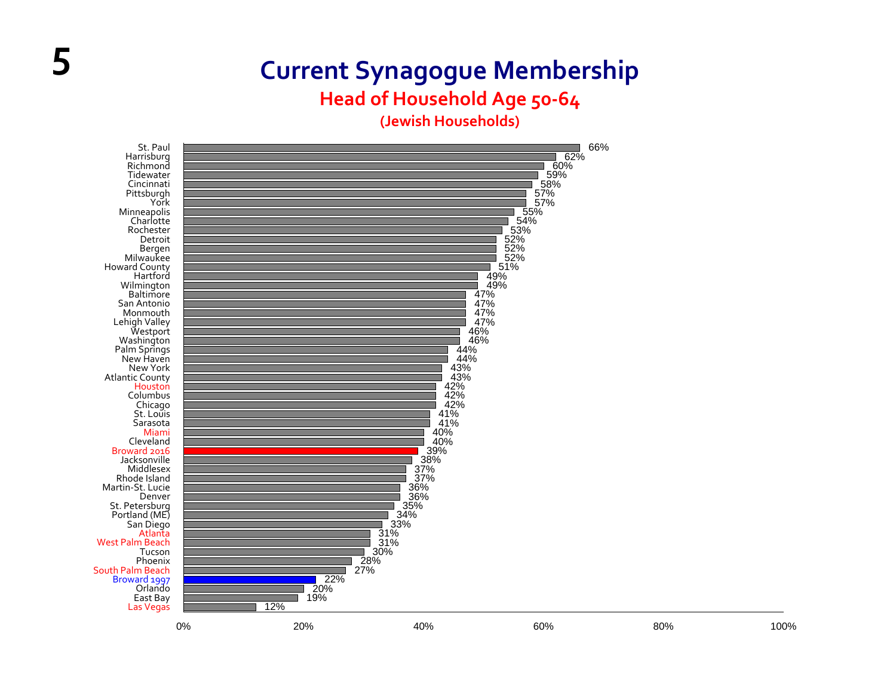# Current Synagogue Membership

## Head of Household Age 50-64

### (Jewish Households)

| Community | Percentage |
|---|---|
| St. Paul | 66% |
| Harrisburg | 62% |
| Richmond | 60% |
| Tidewater | 59% |
| Cincinnati | 58% |
| Pittsburgh | 57% |
| York | 57% |
| Minneapolis | 55% |
| Charlotte | 54% |
| Rochester | 53% |
| Detroit | 52% |
| Bergen | 52% |
| Milwaukee | 52% |
| Howard County | 51% |
| Hartford | 49% |
| Wilmington | 49% |
| Baltimore | 47% |
| San Antonio | 47% |
| Monmouth | 47% |
| Lehigh Valley | 47% |
| Westport | 46% |
| Washington | 46% |
| Palm Springs | 44% |
| New Haven | 44% |
| New York | 43% |
| Atlantic County | 43% |
| Houston | 42% |
| Columbus | 42% |
| Chicago | 42% |
| St. Louis | 41% |
| Sarasota | 41% |
| Miami | 40% |
| Cleveland | 40% |
| Broward 2016 | 39% |
| Jacksonville | 38% |
| Middlesex | 37% |
| Rhode Island | 37% |
| Martin-St. Lucie | 36% |
| Denver | 36% |
| St. Petersburg | 35% |
| Portland (ME) | 34% |
| San Diego | 33% |
| Atlanta | 31% |
| West Palm Beach | 31% |
| Tucson | 30% |
| Phoenix | 28% |
| South Palm Beach | 27% |
| Broward 1997 | 22% |
| Orlando | 20% |
| East Bay | 19% |
| Las Vegas | 12% |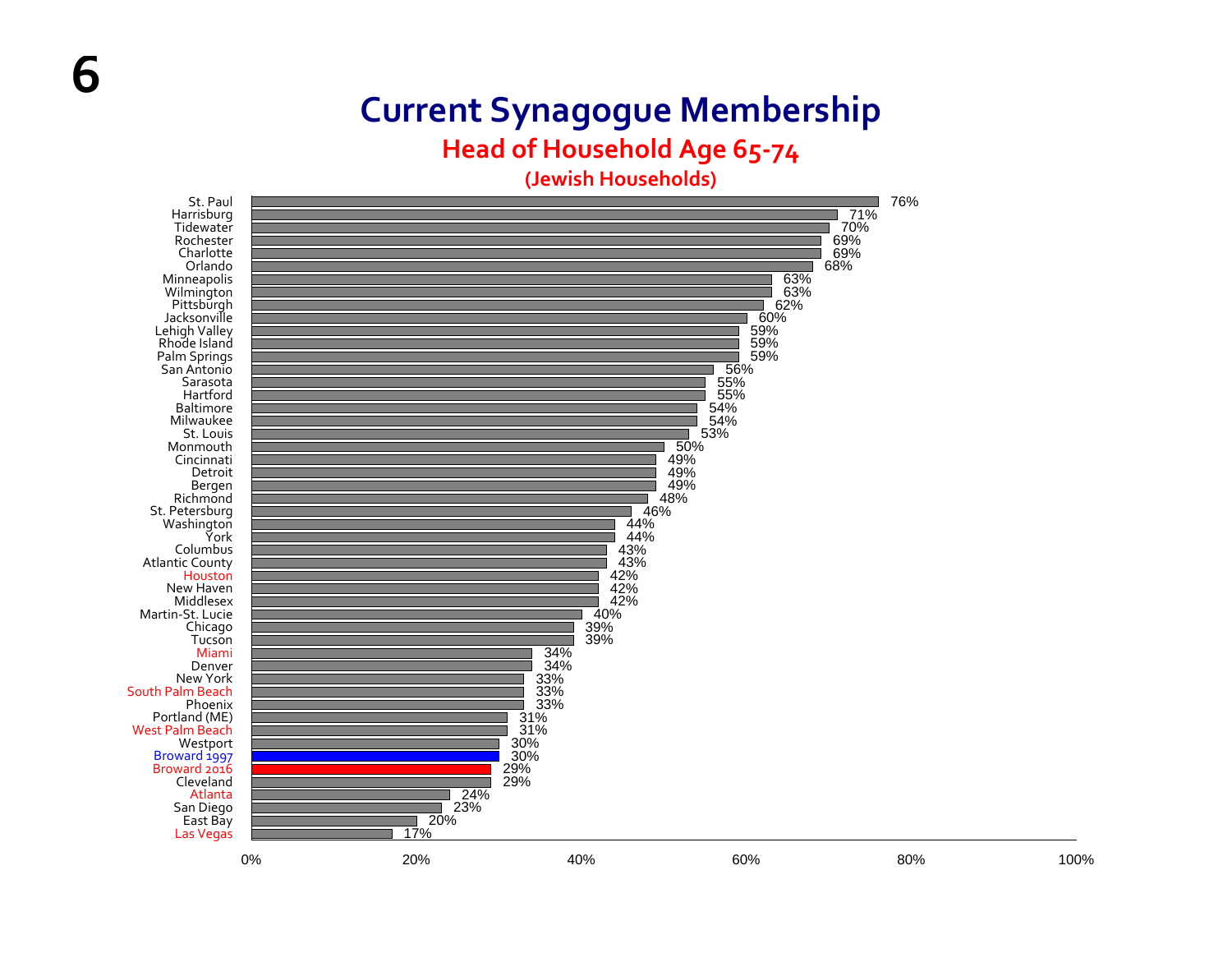# Current Synagogue Membership

## Head of Household Age 65-74

### (Jewish Households)

| Community | Percentage |
|---|---|
| St. Paul | 76% |
| Harrisburg | 71% |
| Tidewater | 70% |
| Rochester | 69% |
| Charlotte | 69% |
| Orlando | 68% |
| Minneapolis | 63% |
| Wilmington | 63% |
| Pittsburgh | 62% |
| Jacksonville | 60% |
| Lehigh Valley | 59% |
| Rhode Island | 59% |
| Palm Springs | 59% |
| San Antonio | 56% |
| Sarasota | 55% |
| Hartford | 55% |
| Baltimore | 54% |
| Milwaukee | 54% |
| St. Louis | 53% |
| Monmouth | 50% |
| Cincinnati | 49% |
| Detroit | 49% |
| Bergen | 49% |
| Richmond | 48% |
| St. Petersburg | 46% |
| Washington | 44% |
| York | 44% |
| Columbus | 43% |
| Atlantic County | 43% |
| Houston | 42% |
| New Haven | 42% |
| Middlesex | 42% |
| Martin-St. Lucie | 40% |
| Chicago | 39% |
| Tucson | 39% |
| Miami | 34% |
| Denver | 34% |
| New York | 33% |
| South Palm Beach | 33% |
| Phoenix | 33% |
| Portland (ME) | 31% |
| West Palm Beach | 31% |
| Westport | 30% |
| Broward 1997 | 30% |
| Broward 2016 | 29% |
| Cleveland | 29% |
| Atlanta | 24% |
| San Diego | 23% |
| East Bay | 20% |
| Las Vegas | 17% |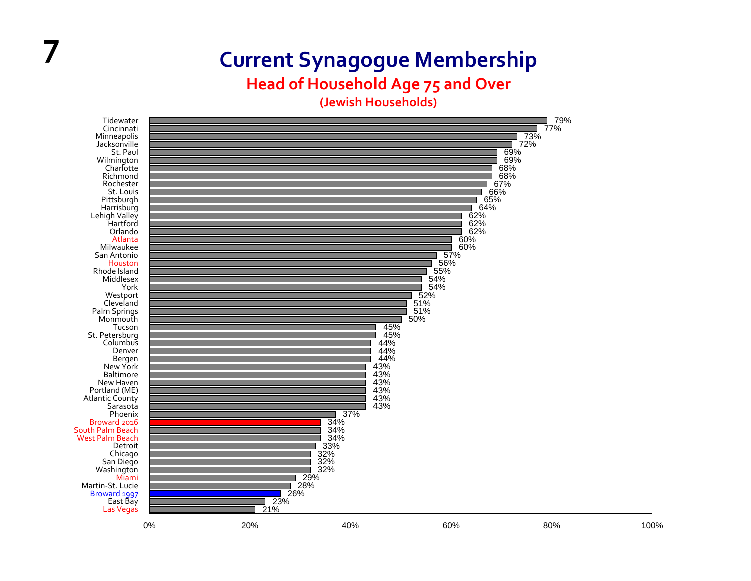# Current Synagogue Membership

## Head of Household Age 75 and Over

### (Jewish Households)

| Community | Percentage |
|---|---|
| Tidewater | 79% |
| Cincinnati | 77% |
| Minneapolis | 73% |
| Jacksonville | 72% |
| St. Paul | 69% |
| Wilmington | 69% |
| Charlotte | 68% |
| Richmond | 68% |
| Rochester | 67% |
| St. Louis | 66% |
| Pittsburgh | 65% |
| Harrisburg | 64% |
| Lehigh Valley | 62% |
| Hartford | 62% |
| Orlando | 62% |
| Atlanta | 60% |
| Milwaukee | 60% |
| San Antonio | 57% |
| Houston | 56% |
| Rhode Island | 55% |
| Middlesex | 54% |
| York | 54% |
| Westport | 52% |
| Cleveland | 51% |
| Palm Springs | 51% |
| Monmouth | 50% |
| Tucson | 45% |
| St. Petersburg | 45% |
| Columbus | 44% |
| Denver | 44% |
| Bergen | 44% |
| New York | 43% |
| Baltimore | 43% |
| New Haven | 43% |
| Portland (ME) | 43% |
| Atlantic County | 43% |
| Sarasota | 43% |
| Phoenix | 37% |
| Broward 2016 | 34% |
| South Palm Beach | 34% |
| West Palm Beach | 34% |
| Detroit | 33% |
| Chicago | 32% |
| San Diego | 32% |
| Washington | 32% |
| Miami | 29% |
| Martin-St. Lucie | 28% |
| Broward 1997 | 26% |
| East Bay | 23% |
| Las Vegas | 21% |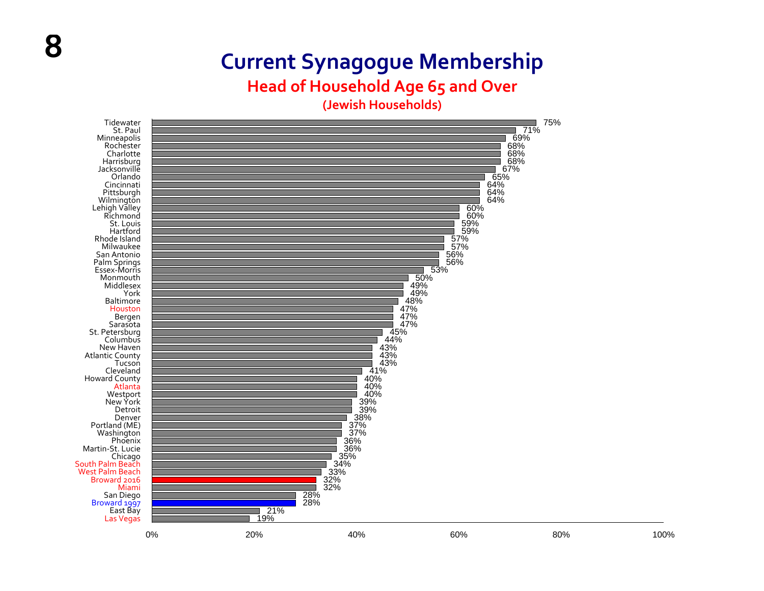# Current Synagogue Membership

## Head of Household Age 65 and Over

### (Jewish Households)

| Community | Percentage |
|---|---|
| Tidewater | 75% |
| St. Paul | 71% |
| Minneapolis | 69% |
| Rochester | 68% |
| Charlotte | 68% |
| Harrisburg | 68% |
| Jacksonville | 67% |
| Orlando | 65% |
| Cincinnati | 64% |
| Pittsburgh | 64% |
| Wilmington | 64% |
| Lehigh Valley | 60% |
| Richmond | 60% |
| St. Louis | 59% |
| Hartford | 59% |
| Rhode Island | 57% |
| Milwaukee | 57% |
| San Antonio | 56% |
| Palm Springs | 56% |
| Essex-Morris | 53% |
| Monmouth | 50% |
| Middlesex | 49% |
| York | 49% |
| Baltimore | 48% |
| Houston | 47% |
| Bergen | 47% |
| Sarasota | 47% |
| St. Petersburg | 45% |
| Columbus | 44% |
| New Haven | 43% |
| Atlantic County | 43% |
| Tucson | 43% |
| Cleveland | 41% |
| Howard County | 40% |
| Atlanta | 40% |
| Westport | 40% |
| New York | 39% |
| Detroit | 39% |
| Denver | 38% |
| Portland (ME) | 37% |
| Washington | 37% |
| Phoenix | 36% |
| Martin-St. Lucie | 36% |
| Chicago | 35% |
| South Palm Beach | 34% |
| West Palm Beach | 33% |
| Broward 2016 | 32% |
| Miami | 32% |
| San Diego | 28% |
| Broward 1997 | 28% |
| East Bay | 21% |
| Las Vegas | 19% |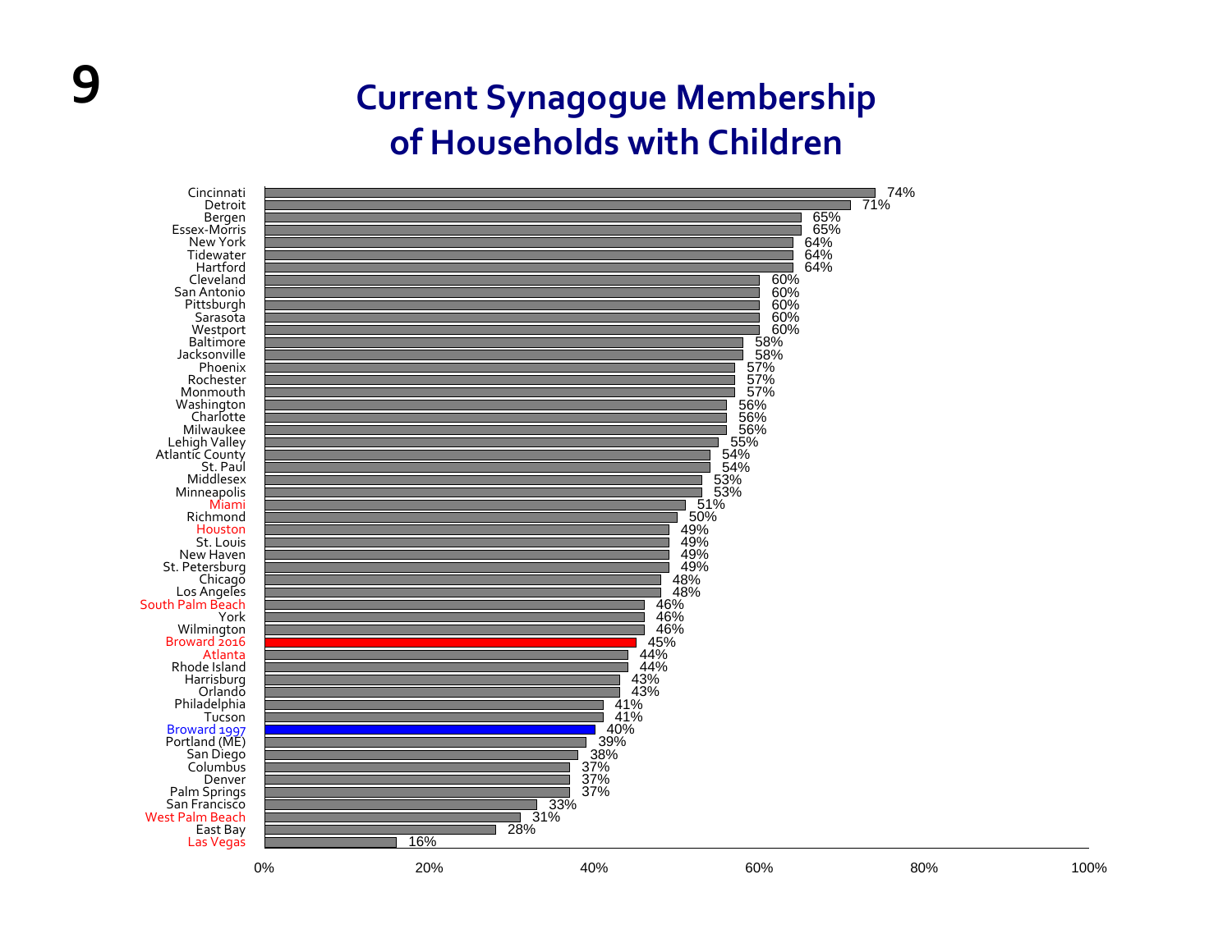# Current Synagogue Membership of Households with Children

| Community | Percentage |
|---|---|
| Cincinnati | 74% |
| Detroit | 71% |
| Bergen | 65% |
| Essex-Morris | 65% |
| New York | 64% |
| Tidewater | 64% |
| Hartford | 64% |
| Cleveland | 60% |
| San Antonio | 60% |
| Pittsburgh | 60% |
| Sarasota | 60% |
| Westport | 60% |
| Baltimore | 58% |
| Jacksonville | 58% |
| Phoenix | 57% |
| Rochester | 57% |
| Monmouth | 57% |
| Washington | 56% |
| Charlotte | 56% |
| Milwaukee | 56% |
| Lehigh Valley | 55% |
| Atlantic County | 54% |
| St. Paul | 54% |
| Middlesex | 53% |
| Minneapolis | 53% |
| Miami | 51% |
| Richmond | 50% |
| Houston | 49% |
| St. Louis | 49% |
| New Haven | 49% |
| St. Petersburg | 49% |
| Chicago | 48% |
| Los Angeles | 48% |
| South Palm Beach | 46% |
| York | 46% |
| Wilmington | 46% |
| Broward 2016 | 45% |
| Atlanta | 44% |
| Rhode Island | 44% |
| Harrisburg | 43% |
| Orlando | 43% |
| Philadelphia | 41% |
| Tucson | 41% |
| Broward 1997 | 40% |
| Portland (ME) | 39% |
| San Diego | 38% |
| Columbus | 37% |
| Denver | 37% |
| Palm Springs | 37% |
| San Francisco | 33% |
| West Palm Beach | 31% |
| East Bay | 28% |
| Las Vegas | 16% |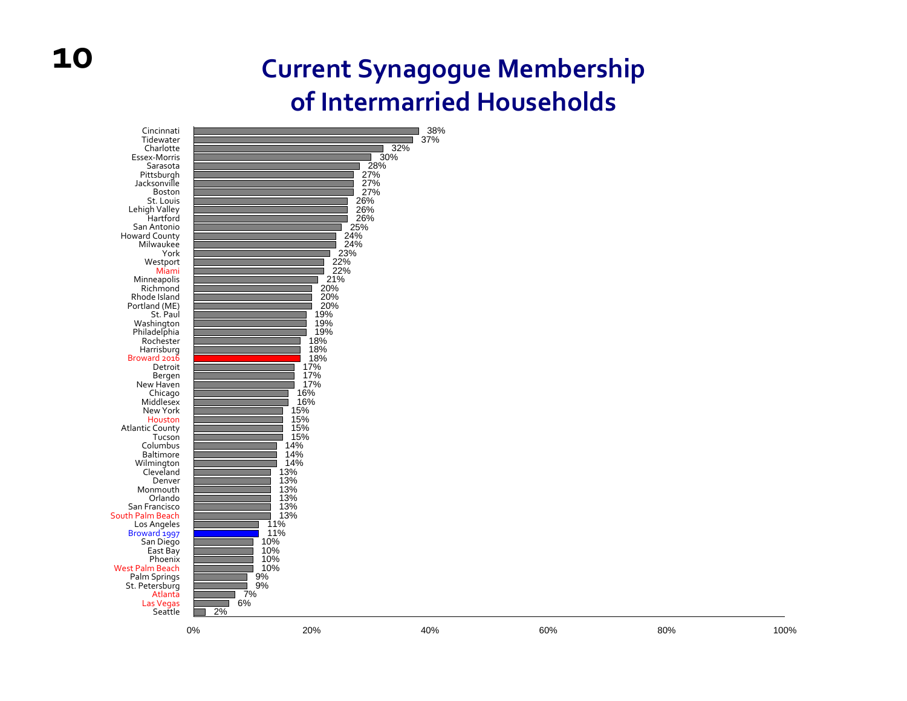# Current Synagogue Membership of Intermarried Households

| Community | Percentage |
|---|---|
| Cincinnati | 38% |
| Tidewater | 37% |
| Charlotte | 32% |
| Essex-Morris | 30% |
| Sarasota | 28% |
| Pittsburgh | 27% |
| Jacksonville | 27% |
| Boston | 27% |
| St. Louis | 26% |
| Lehigh Valley | 26% |
| Hartford | 26% |
| San Antonio | 25% |
| Howard County | 24% |
| Milwaukee | 24% |
| York | 23% |
| Westport | 22% |
| Miami | 22% |
| Minneapolis | 21% |
| Richmond | 20% |
| Rhode Island | 20% |
| Portland (ME) | 20% |
| St. Paul | 19% |
| Washington | 19% |
| Philadelphia | 19% |
| Rochester | 18% |
| Harrisburg | 18% |
| Broward 2016 | 18% |
| Detroit | 17% |
| Bergen | 17% |
| New Haven | 17% |
| Chicago | 16% |
| Middlesex | 16% |
| New York | 15% |
| Houston | 15% |
| Atlantic County | 15% |
| Tucson | 15% |
| Columbus | 14% |
| Baltimore | 14% |
| Wilmington | 14% |
| Cleveland | 13% |
| Denver | 13% |
| Monmouth | 13% |
| Orlando | 13% |
| San Francisco | 13% |
| South Palm Beach | 13% |
| Los Angeles | 11% |
| Broward 1997 | 11% |
| San Diego | 10% |
| East Bay | 10% |
| Phoenix | 10% |
| West Palm Beach | 10% |
| Palm Springs | 9% |
| St. Petersburg | 9% |
| Atlanta | 7% |
| Las Vegas | 6% |
| Seattle | 2% |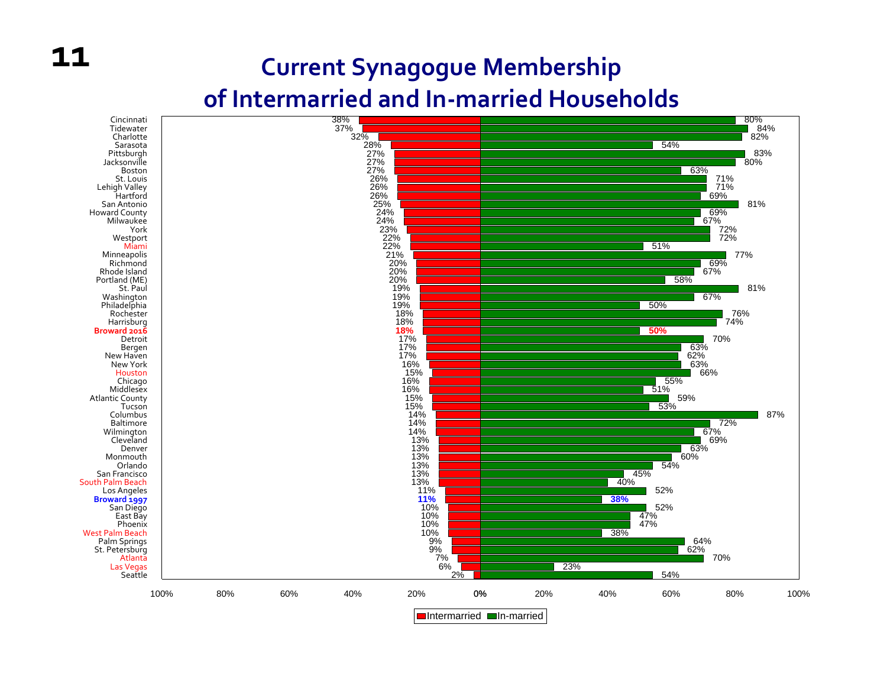# Current Synagogue Membership of Intermarried and In-married Households

| Community | Intermarried | In-married |
|---|---|---|
| Cincinnati | 38% | 80% |
| Tidewater | 37% | 84% |
| Charlotte | 32% | 82% |
| Sarasota | 28% | 54% |
| Pittsburgh | 27% | 83% |
| Jacksonville | 27% | 80% |
| Boston | 27% | 63% |
| St. Louis | 26% | 71% |
| Lehigh Valley | 26% | 71% |
| Hartford | 26% | 69% |
| San Antonio | 25% | 81% |
| Howard County | 24% | 69% |
| Milwaukee | 24% | 67% |
| York | 23% | 72% |
| Westport | 22% | 72% |
| Miami | 22% | 51% |
| Minneapolis | 21% | 77% |
| Richmond | 20% | 69% |
| Rhode Island | 20% | 67% |
| Portland (ME) | 20% | 58% |
| St. Paul | 19% | 81% |
| Washington | 19% | 67% |
| Philadelphia | 19% | 50% |
| Rochester | 18% | 76% |
| Harrisburg | 18% | 74% |
| **Broward 2016** | **18%** | **50%** |
| Detroit | 17% | 70% |
| Bergen | 17% | 63% |
| New Haven | 17% | 62% |
| New York | 16% | 63% |
| Houston | 15% | 66% |
| Chicago | 16% | 55% |
| Middlesex | 16% | 51% |
| Atlantic County | 15% | 59% |
| Tucson | 15% | 53% |
| Columbus | 14% | 87% |
| Baltimore | 14% | 72% |
| Wilmington | 14% | 67% |
| Cleveland | 13% | 69% |
| Denver | 13% | 63% |
| Monmouth | 13% | 60% |
| Orlando | 13% | 54% |
| San Francisco | 13% | 45% |
| South Palm Beach | 13% | 40% |
| Los Angeles | 11% | 52% |
| **Broward 1997** | **11%** | **38%** |
| San Diego | 10% | 52% |
| East Bay | 10% | 47% |
| Phoenix | 10% | 47% |
| West Palm Beach | 10% | 38% |
| Palm Springs | 9% | 64% |
| St. Petersburg | 9% | 62% |
| Atlanta | 7% | 70% |
| Las Vegas | 6% | 23% |
| Seattle | 2% | 54% |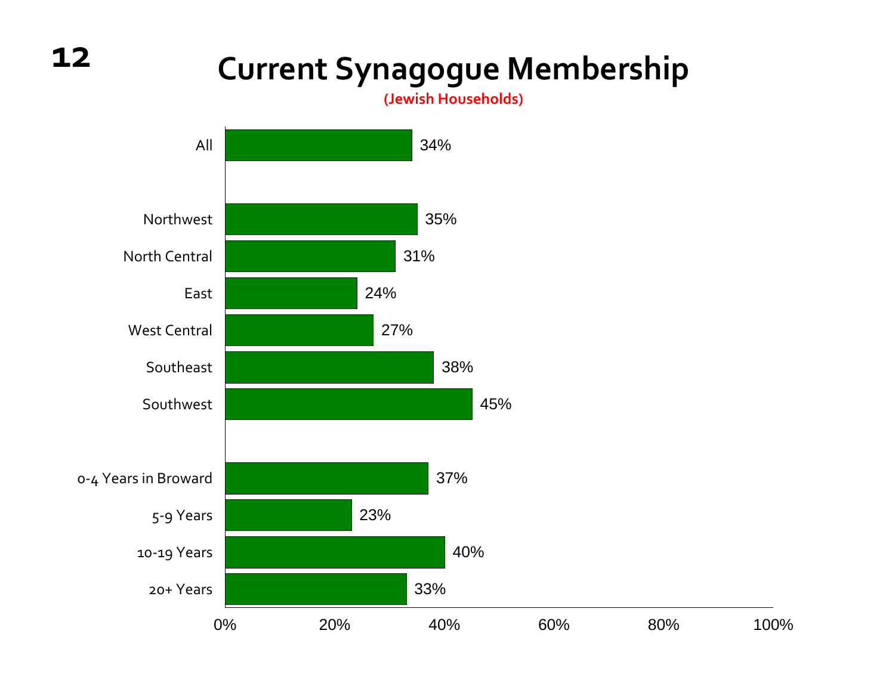# Current Synagogue Membership

**(Jewish Households)**

| | Percent |
|---|---|
| All | 34% |
| Northwest | 35% |
| North Central | 31% |
| East | 24% |
| West Central | 27% |
| Southeast | 38% |
| Southwest | 45% |
| 0-4 Years in Broward | 37% |
| 5-9 Years | 23% |
| 10-19 Years | 40% |
| 20+ Years | 33% |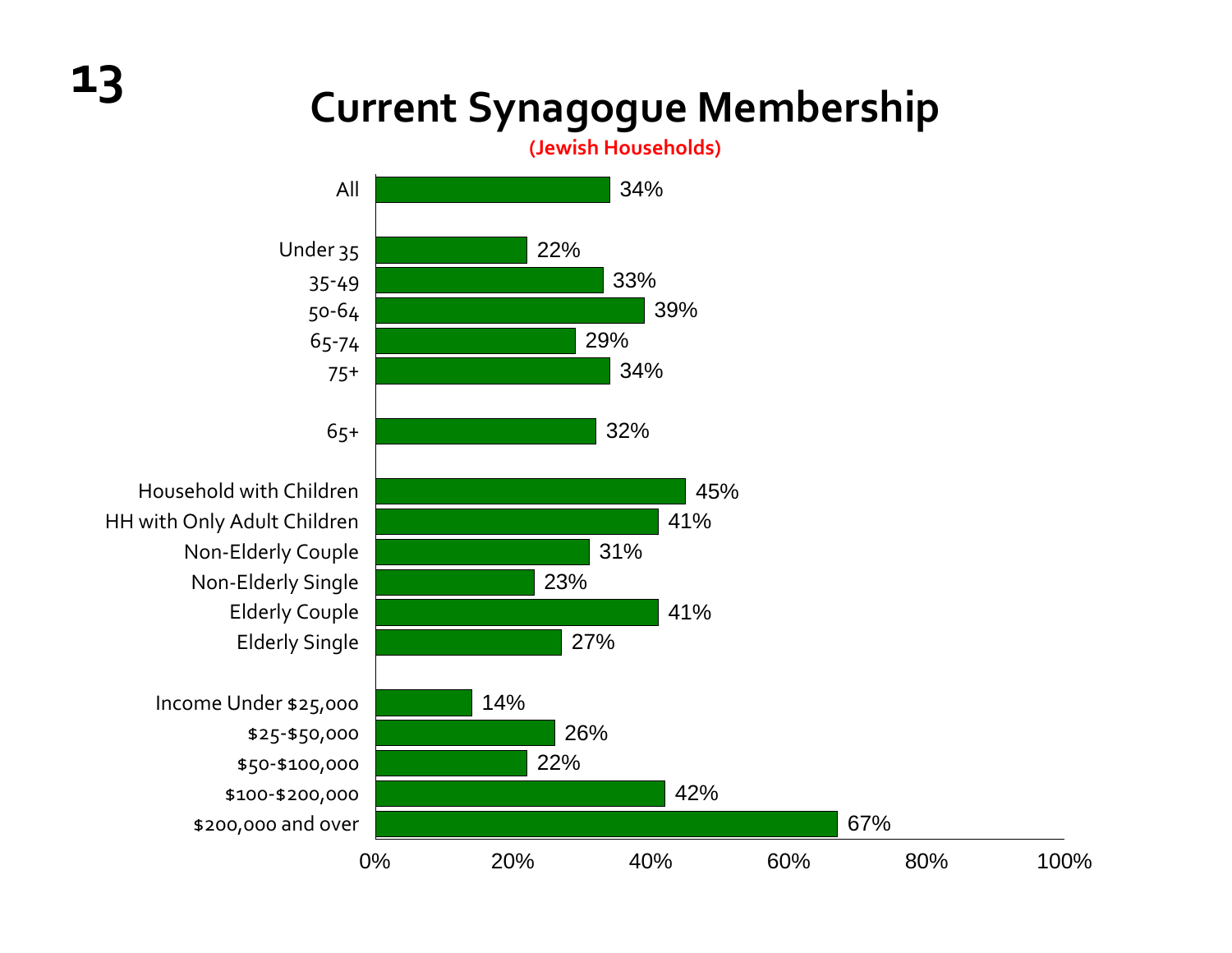# Current Synagogue Membership

**(Jewish Households)**

| Category | Percent |
|---|---|
| All | 34% |
| Under 35 | 22% |
| 35-49 | 33% |
| 50-64 | 39% |
| 65-74 | 29% |
| 75+ | 34% |
| 65+ | 32% |
| Household with Children | 45% |
| HH with Only Adult Children | 41% |
| Non-Elderly Couple | 31% |
| Non-Elderly Single | 23% |
| Elderly Couple | 41% |
| Elderly Single | 27% |
| Income Under $25,000 | 14% |
| $25-$50,000 | 26% |
| $50-$100,000 | 22% |
| $100-$200,000 | 42% |
| $200,000 and over | 67% |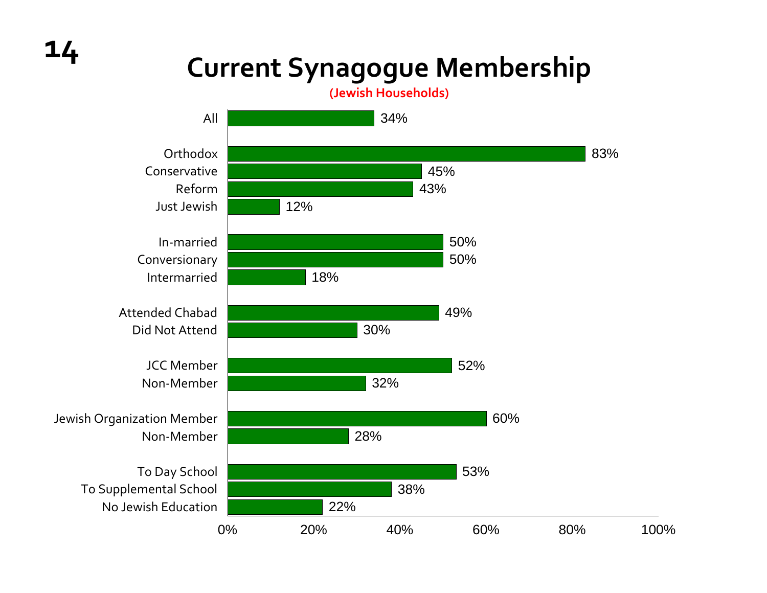# Current Synagogue Membership

(Jewish Households)

| Category | Current Synagogue Membership |
|---|---|
| All | 34% |
| Orthodox | 83% |
| Conservative | 45% |
| Reform | 43% |
| Just Jewish | 12% |
| In-married | 50% |
| Conversionary | 50% |
| Intermarried | 18% |
| Attended Chabad | 49% |
| Did Not Attend | 30% |
| JCC Member | 52% |
| Non-Member | 32% |
| Jewish Organization Member | 60% |
| Non-Member | 28% |
| To Day School | 53% |
| To Supplemental School | 38% |
| No Jewish Education | 22% |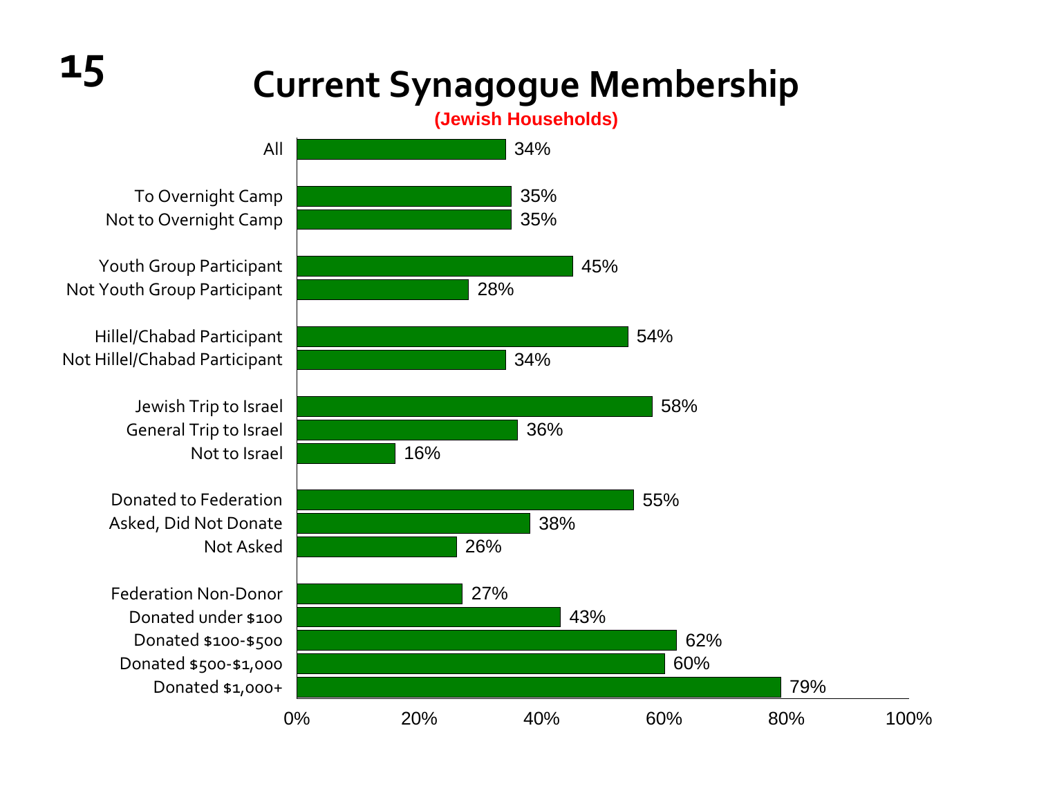# Current Synagogue Membership

**(Jewish Households)**

| Group | Current Synagogue Membership |
|---|---|
| All | 34% |
| To Overnight Camp | 35% |
| Not to Overnight Camp | 35% |
| Youth Group Participant | 45% |
| Not Youth Group Participant | 28% |
| Hillel/Chabad Participant | 54% |
| Not Hillel/Chabad Participant | 34% |
| Jewish Trip to Israel | 58% |
| General Trip to Israel | 36% |
| Not to Israel | 16% |
| Donated to Federation | 55% |
| Asked, Did Not Donate | 38% |
| Not Asked | 26% |
| Federation Non-Donor | 27% |
| Donated under $100 | 43% |
| Donated $100-$500 | 62% |
| Donated $500-$1,000 | 60% |
| Donated $1,000+ | 79% |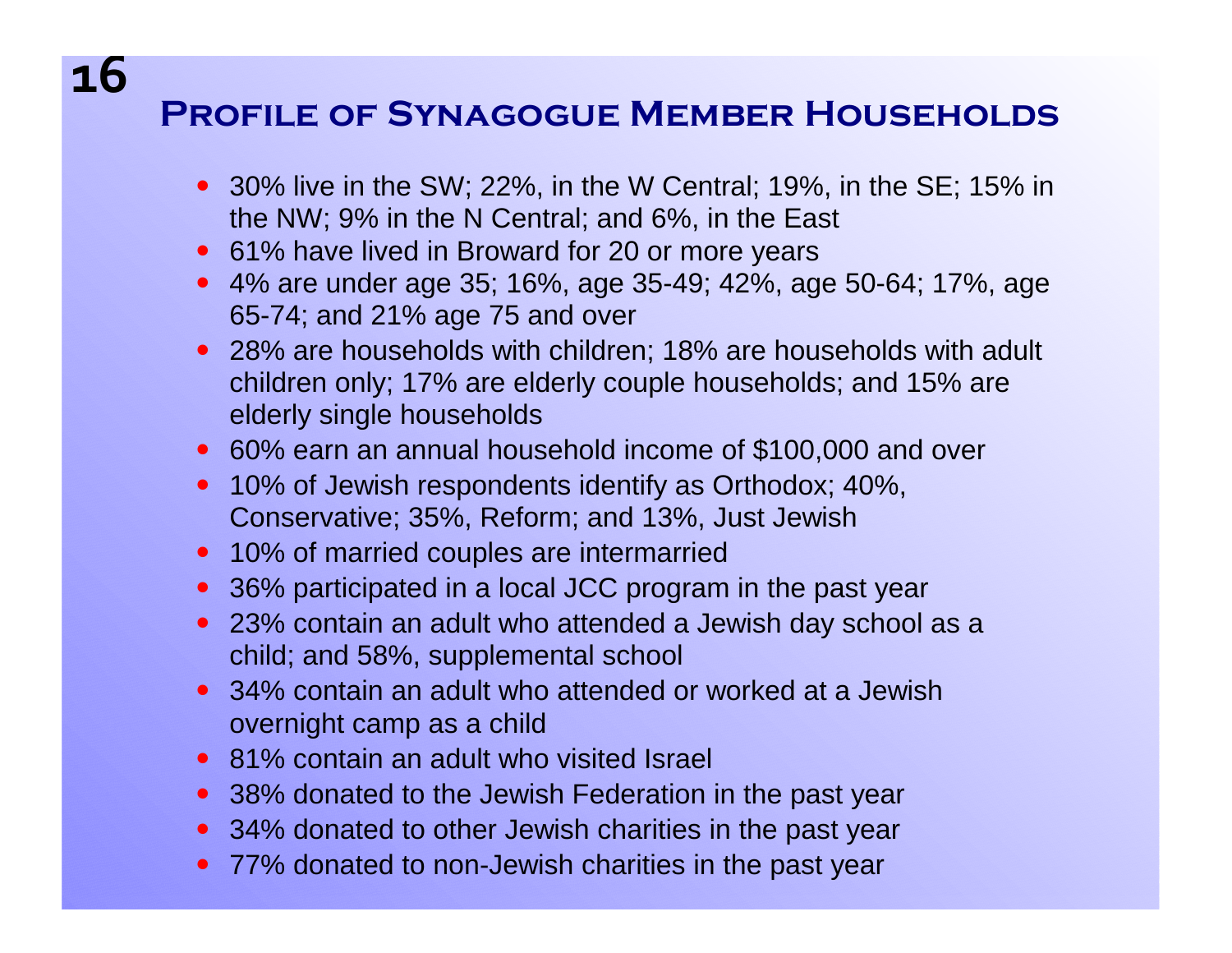## Profile of Synagogue Member Households

- 30% live in the SW; 22%, in the W Central; 19%, in the SE; 15% in the NW; 9% in the N Central; and 6%, in the East
- 61% have lived in Broward for 20 or more years
- 4% are under age 35; 16%, age 35-49; 42%, age 50-64; 17%, age 65-74; and 21% age 75 and over
- 28% are households with children; 18% are households with adult children only; 17% are elderly couple households; and 15% are elderly single households
- 60% earn an annual household income of $100,000 and over
- 10% of Jewish respondents identify as Orthodox; 40%, Conservative; 35%, Reform; and 13%, Just Jewish
- 10% of married couples are intermarried
- 36% participated in a local JCC program in the past year
- 23% contain an adult who attended a Jewish day school as a child; and 58%, supplemental school
- 34% contain an adult who attended or worked at a Jewish overnight camp as a child
- 81% contain an adult who visited Israel
- 38% donated to the Jewish Federation in the past year
- 34% donated to other Jewish charities in the past year
- 77% donated to non-Jewish charities in the past year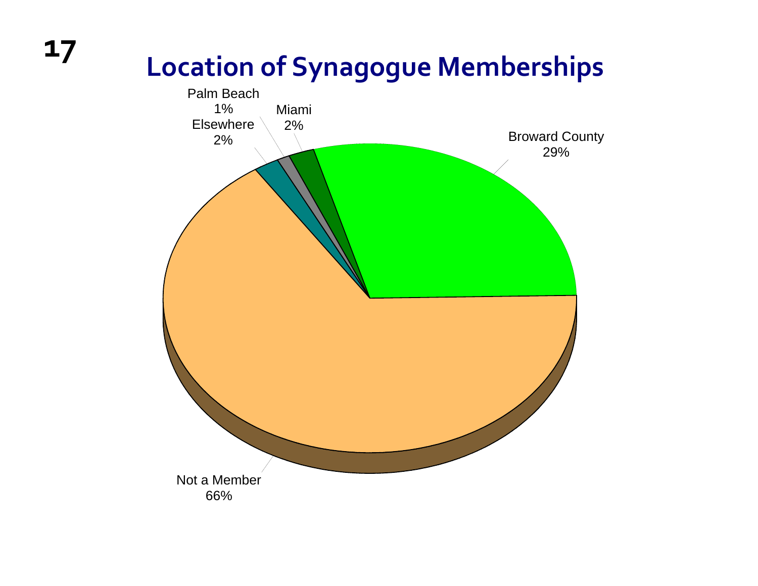# Location of Synagogue Memberships

| Location | Percentage |
|---|---|
| Broward County | 29% |
| Miami | 2% |
| Palm Beach | 1% |
| Elsewhere | 2% |
| Not a Member | 66% |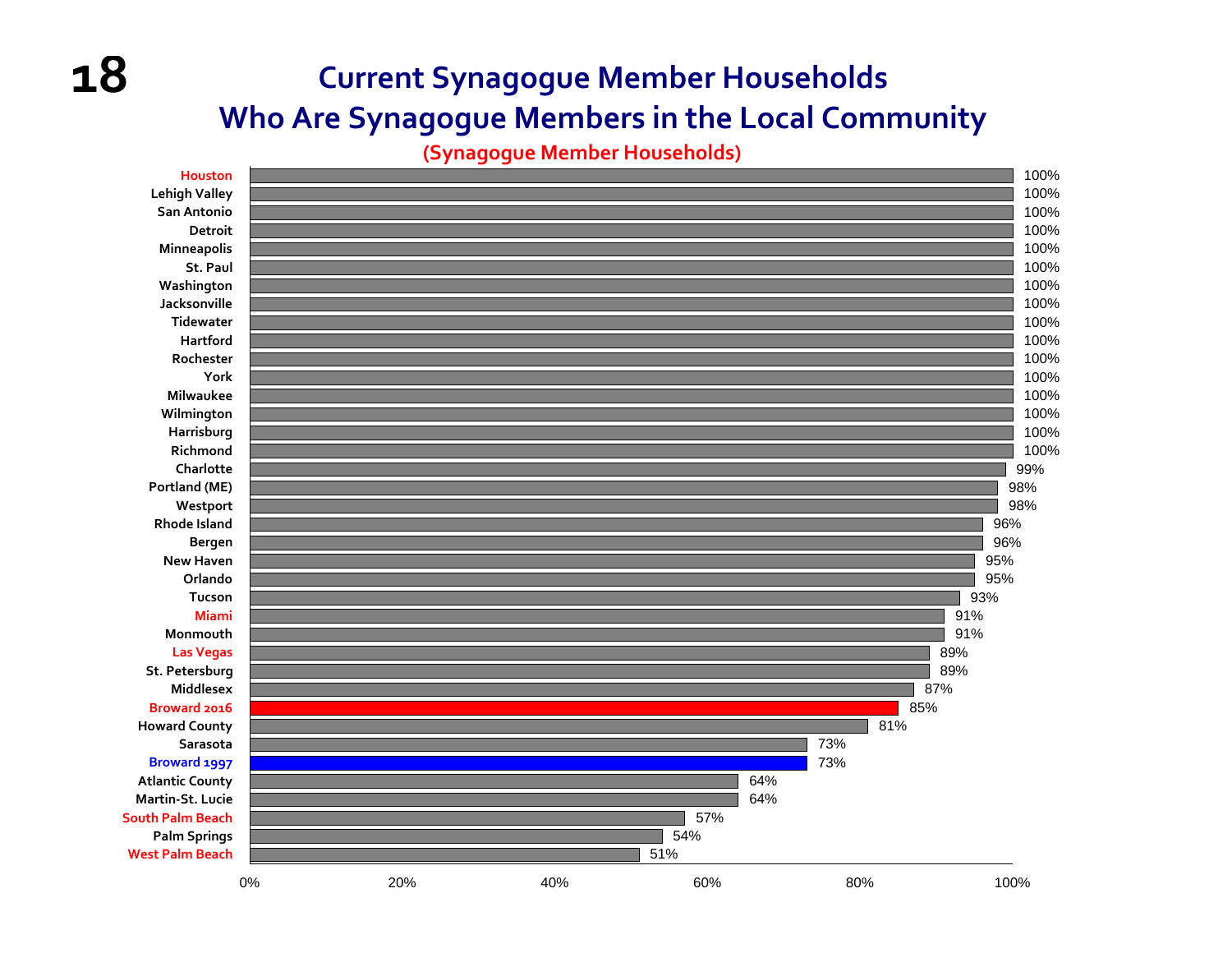# Current Synagogue Member Households Who Are Synagogue Members in the Local Community

(Synagogue Member Households)

| Community | Percentage |
|---|---|
| Houston | 100% |
| Lehigh Valley | 100% |
| San Antonio | 100% |
| Detroit | 100% |
| Minneapolis | 100% |
| St. Paul | 100% |
| Washington | 100% |
| Jacksonville | 100% |
| Tidewater | 100% |
| Hartford | 100% |
| Rochester | 100% |
| York | 100% |
| Milwaukee | 100% |
| Wilmington | 100% |
| Harrisburg | 100% |
| Richmond | 100% |
| Charlotte | 99% |
| Portland (ME) | 98% |
| Westport | 98% |
| Rhode Island | 96% |
| Bergen | 96% |
| New Haven | 95% |
| Orlando | 95% |
| Tucson | 93% |
| Miami | 91% |
| Monmouth | 91% |
| Las Vegas | 89% |
| St. Petersburg | 89% |
| Middlesex | 87% |
| Broward 2016 | 85% |
| Howard County | 81% |
| Sarasota | 73% |
| Broward 1997 | 73% |
| Atlantic County | 64% |
| Martin-St. Lucie | 64% |
| South Palm Beach | 57% |
| Palm Springs | 54% |
| West Palm Beach | 51% |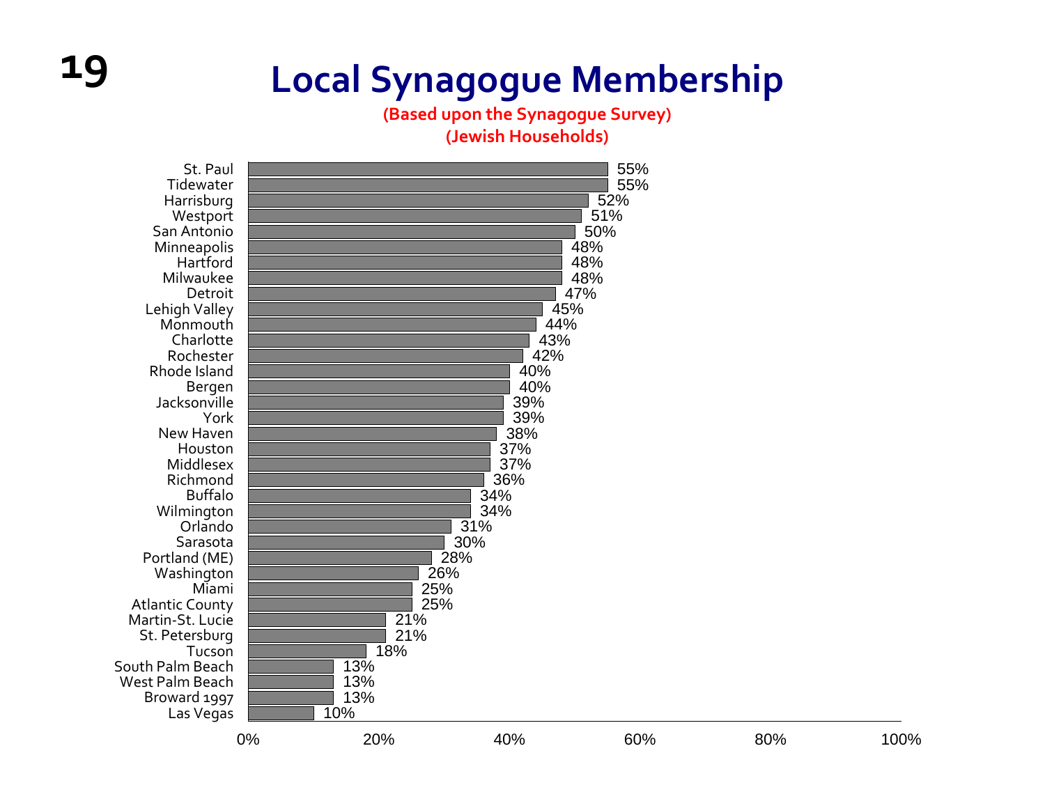# Local Synagogue Membership

**(Based upon the Synagogue Survey)**
**(Jewish Households)**

| Community | Membership |
|---|---|
| St. Paul | 55% |
| Tidewater | 55% |
| Harrisburg | 52% |
| Westport | 51% |
| San Antonio | 50% |
| Minneapolis | 48% |
| Hartford | 48% |
| Milwaukee | 48% |
| Detroit | 47% |
| Lehigh Valley | 45% |
| Monmouth | 44% |
| Charlotte | 43% |
| Rochester | 42% |
| Rhode Island | 40% |
| Bergen | 40% |
| Jacksonville | 39% |
| York | 39% |
| New Haven | 38% |
| Houston | 37% |
| Middlesex | 37% |
| Richmond | 36% |
| Buffalo | 34% |
| Wilmington | 34% |
| Orlando | 31% |
| Sarasota | 30% |
| Portland (ME) | 28% |
| Washington | 26% |
| Miami | 25% |
| Atlantic County | 25% |
| Martin-St. Lucie | 21% |
| St. Petersburg | 21% |
| Tucson | 18% |
| South Palm Beach | 13% |
| West Palm Beach | 13% |
| Broward 1997 | 13% |
| Las Vegas | 10% |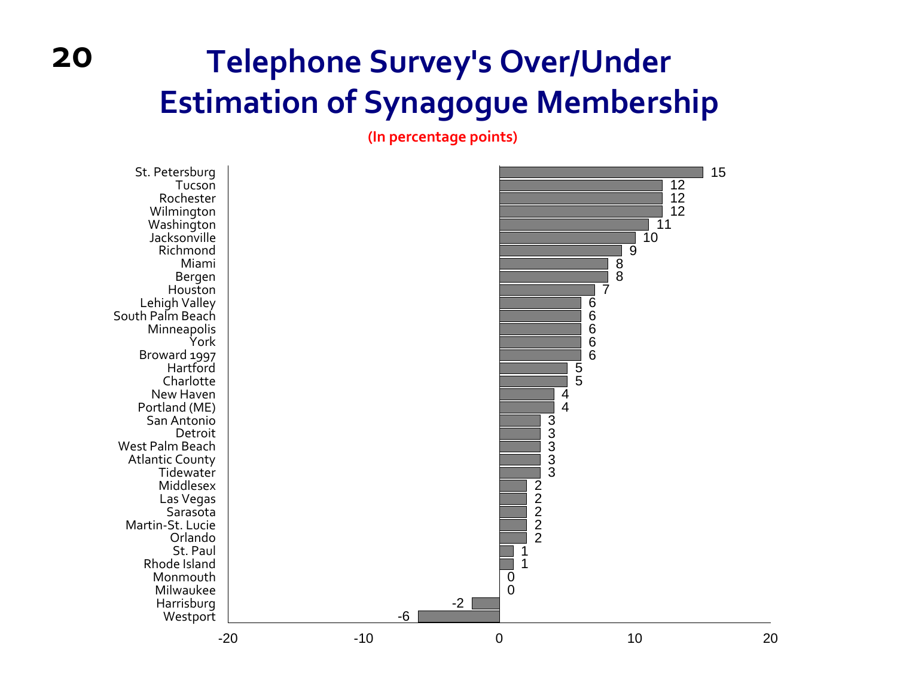# Telephone Survey's Over/Under Estimation of Synagogue Membership

**(In percentage points)**

| Community | Over/Under Estimation |
|---|---|
| St. Petersburg | 15 |
| Tucson | 12 |
| Rochester | 12 |
| Wilmington | 12 |
| Washington | 11 |
| Jacksonville | 10 |
| Richmond | 9 |
| Miami | 8 |
| Bergen | 8 |
| Houston | 7 |
| Lehigh Valley | 6 |
| South Palm Beach | 6 |
| Minneapolis | 6 |
| York | 6 |
| Broward 1997 | 6 |
| Hartford | 5 |
| Charlotte | 5 |
| New Haven | 4 |
| Portland (ME) | 4 |
| San Antonio | 3 |
| Detroit | 3 |
| West Palm Beach | 3 |
| Atlantic County | 3 |
| Tidewater | 3 |
| Middlesex | 2 |
| Las Vegas | 2 |
| Sarasota | 2 |
| Martin-St. Lucie | 2 |
| Orlando | 2 |
| St. Paul | 1 |
| Rhode Island | 1 |
| Monmouth | 0 |
| Milwaukee | 0 |
| Harrisburg | -2 |
| Westport | -6 |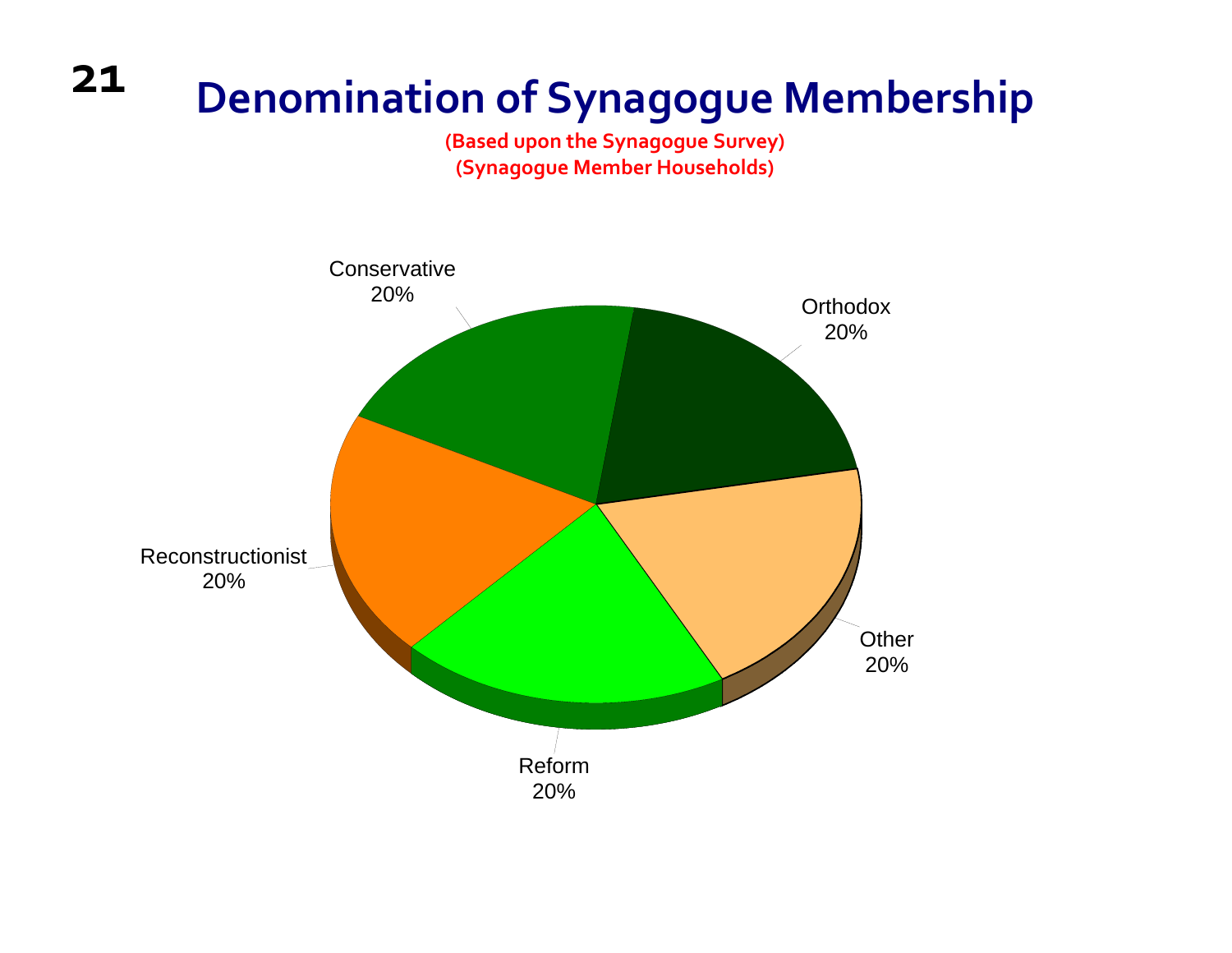# Denomination of Synagogue Membership

**(Based upon the Synagogue Survey)**
**(Synagogue Member Households)**

Conservative
20%

Orthodox
20%

Reconstructionist
20%

Other
20%

Reform
20%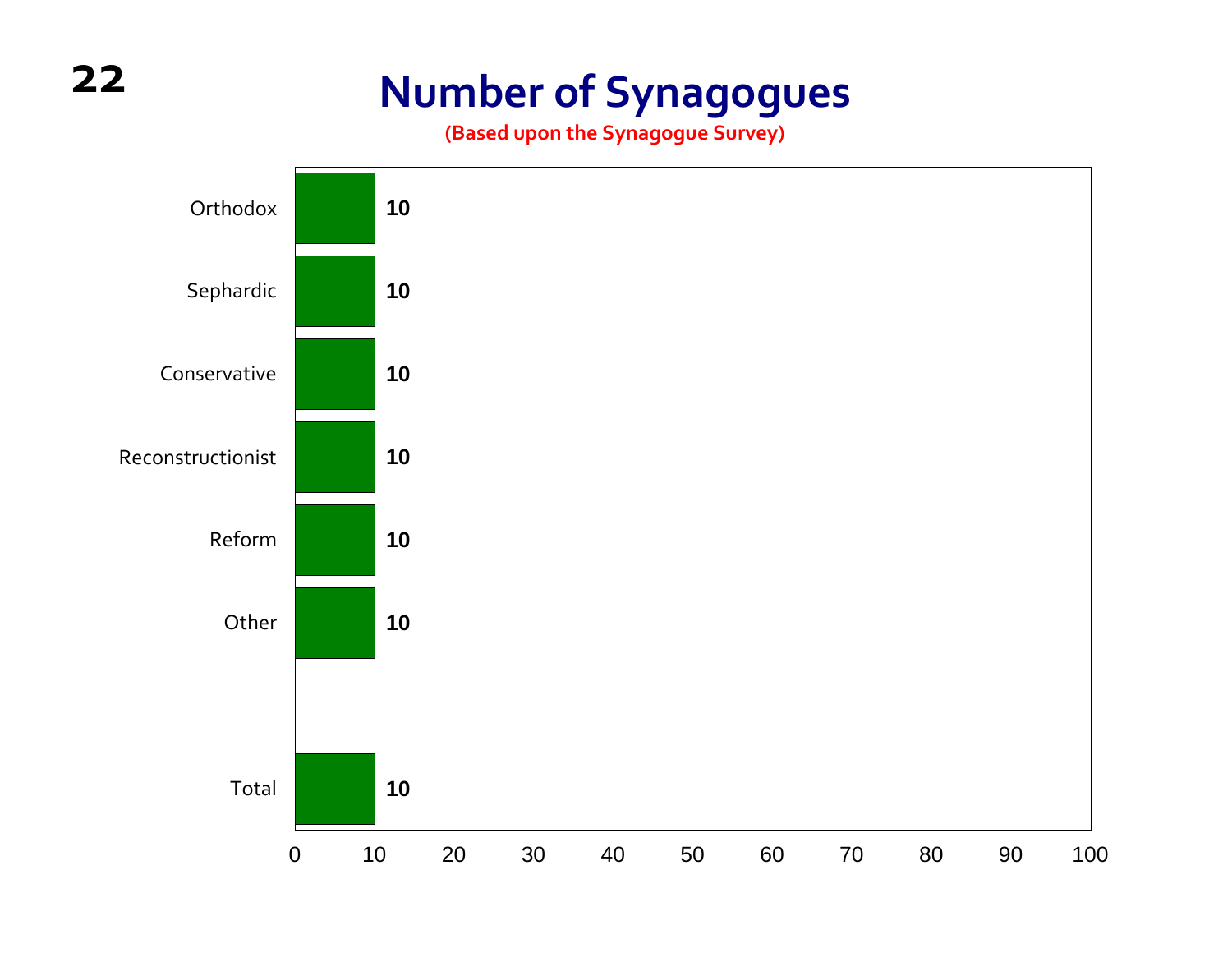# Number of Synagogues

**(Based upon the Synagogue Survey)**

| Category | Number |
|---|---|
| Orthodox | 10 |
| Sephardic | 10 |
| Conservative | 10 |
| Reconstructionist | 10 |
| Reform | 10 |
| Other | 10 |
| Total | 10 |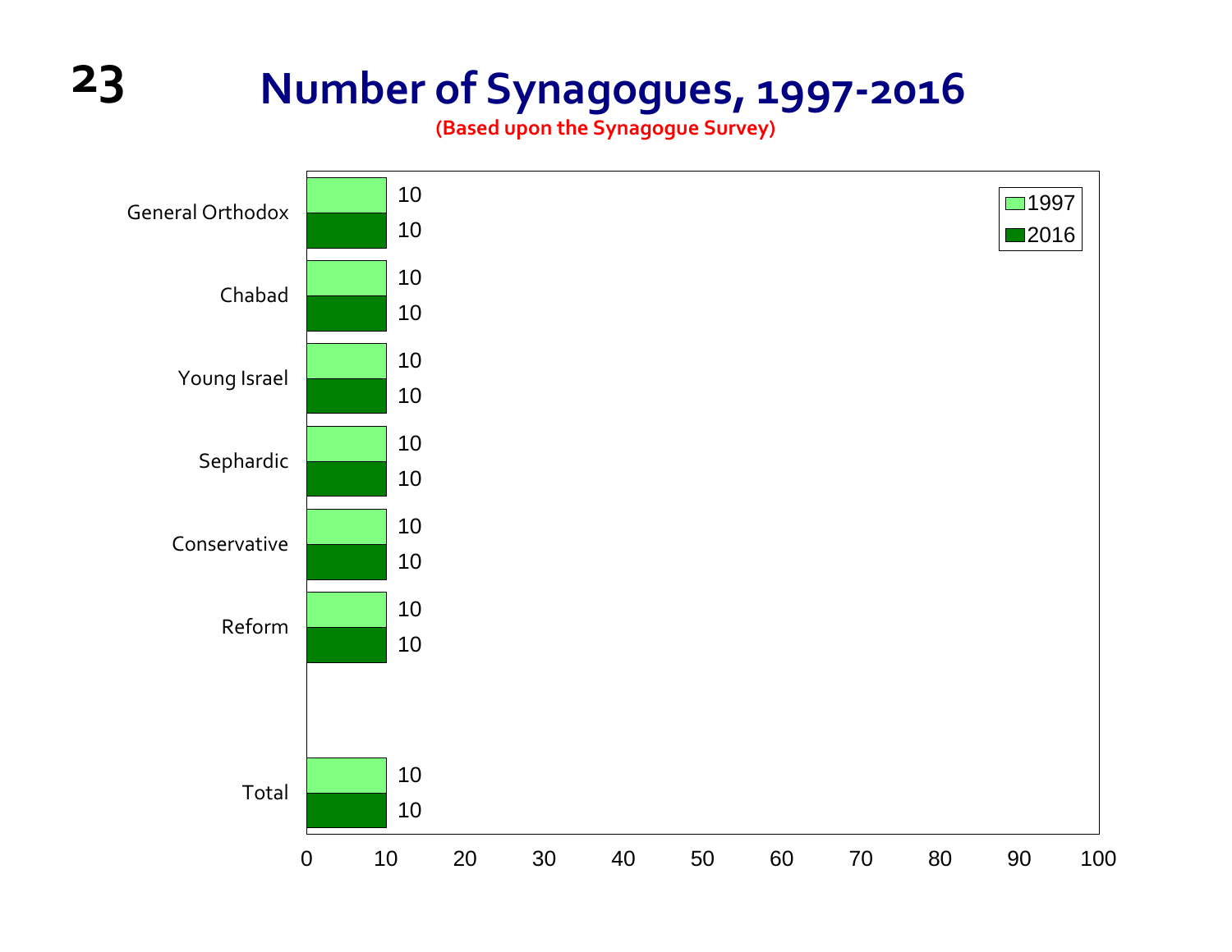# Number of Synagogues, 1997-2016

**(Based upon the Synagogue Survey)**

| | 1997 | 2016 |
|---|---|---|
| General Orthodox | 10 | 10 |
| Chabad | 10 | 10 |
| Young Israel | 10 | 10 |
| Sephardic | 10 | 10 |
| Conservative | 10 | 10 |
| Reform | 10 | 10 |
| Total | 10 | 10 |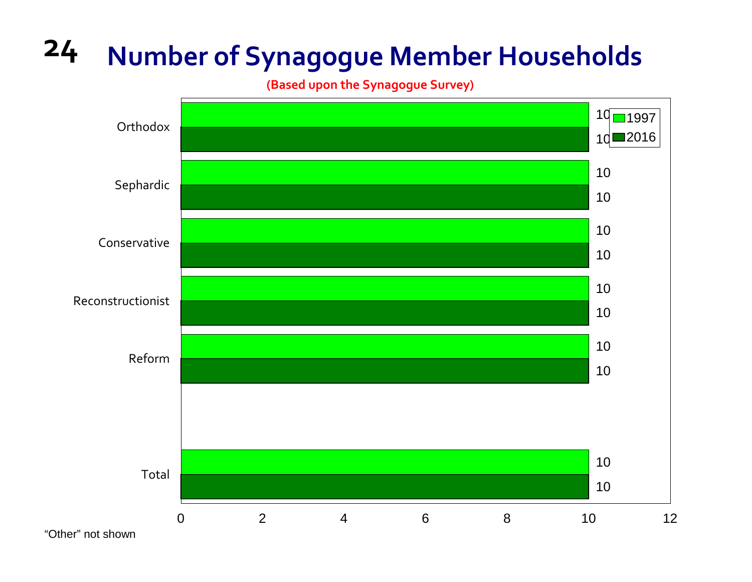# Number of Synagogue Member Households

**(Based upon the Synagogue Survey)**

| | 1997 | 2016 |
|---|---|---|
| Orthodox | 10 | 10 |
| Sephardic | 10 | 10 |
| Conservative | 10 | 10 |
| Reconstructionist | 10 | 10 |
| Reform | 10 | 10 |
| Total | 10 | 10 |

“Other” not shown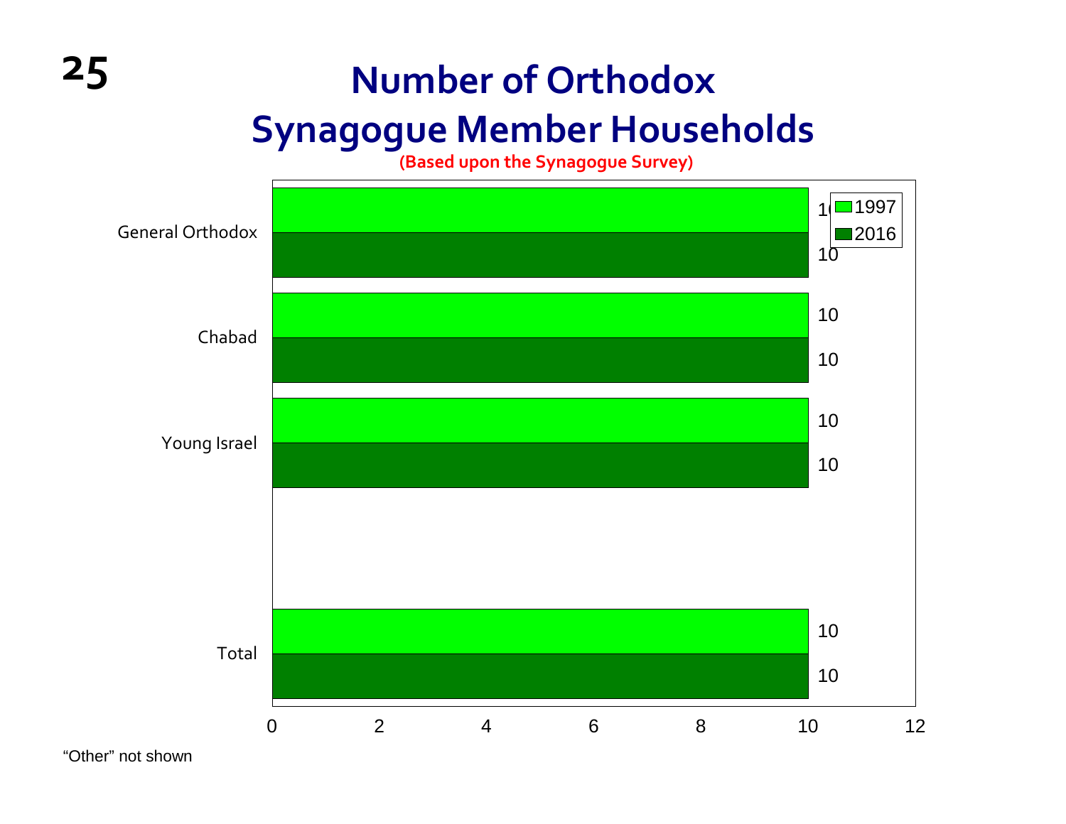# Number of Orthodox Synagogue Member Households

**(Based upon the Synagogue Survey)**

| | 1997 | 2016 |
|---|---|---|
| General Orthodox | 10 | 10 |
| Chabad | 10 | 10 |
| Young Israel | 10 | 10 |
| Total | 10 | 10 |

"Other" not shown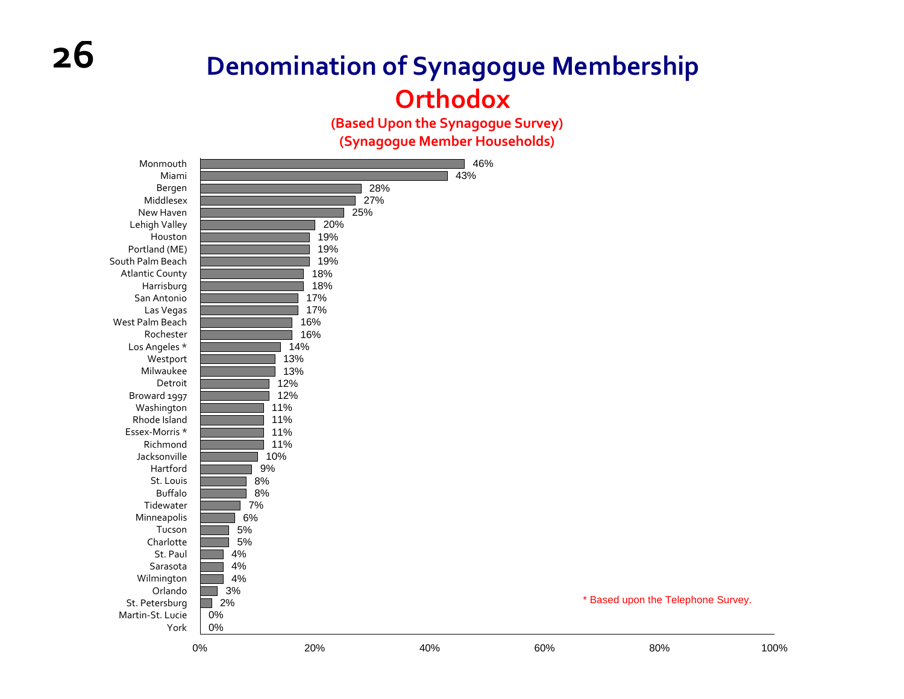# Denomination of Synagogue Membership

## Orthodox

**(Based Upon the Synagogue Survey)**
**(Synagogue Member Households)**

| Community | Orthodox |
|---|---|
| Monmouth | 46% |
| Miami | 43% |
| Bergen | 28% |
| Middlesex | 27% |
| New Haven | 25% |
| Lehigh Valley | 20% |
| Houston | 19% |
| Portland (ME) | 19% |
| South Palm Beach | 19% |
| Atlantic County | 18% |
| Harrisburg | 18% |
| San Antonio | 17% |
| Las Vegas | 17% |
| West Palm Beach | 16% |
| Rochester | 16% |
| Los Angeles * | 14% |
| Westport | 13% |
| Milwaukee | 13% |
| Detroit | 12% |
| Broward 1997 | 12% |
| Washington | 11% |
| Rhode Island | 11% |
| Essex-Morris * | 11% |
| Richmond | 11% |
| Jacksonville | 10% |
| Hartford | 9% |
| St. Louis | 8% |
| Buffalo | 8% |
| Tidewater | 7% |
| Minneapolis | 6% |
| Tucson | 5% |
| Charlotte | 5% |
| St. Paul | 4% |
| Sarasota | 4% |
| Wilmington | 4% |
| Orlando | 3% |
| St. Petersburg | 2% |
| Martin-St. Lucie | 0% |
| York | 0% |

* Based upon the Telephone Survey.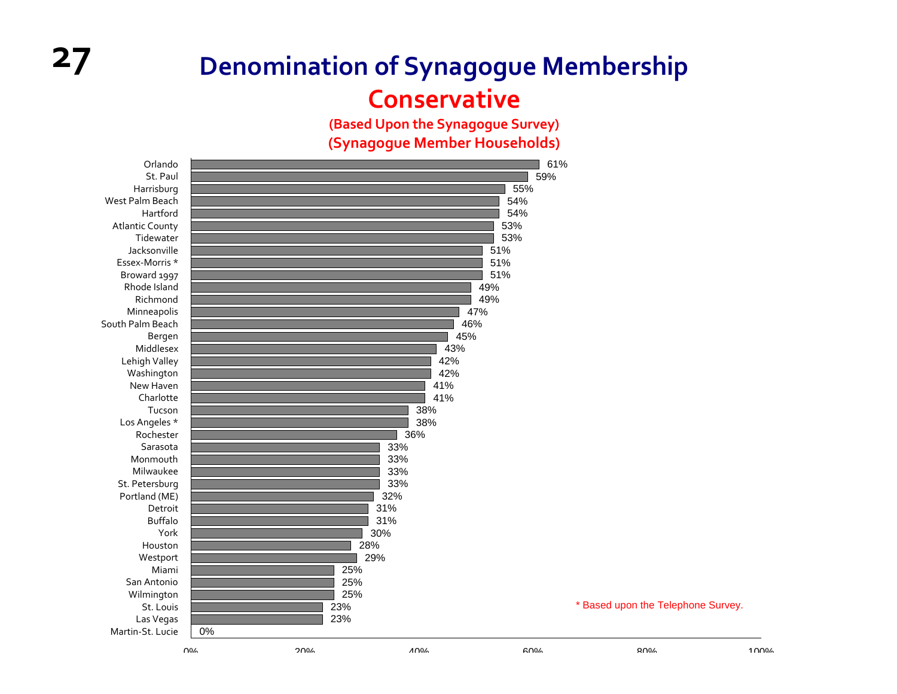# Denomination of Synagogue Membership

## Conservative

**(Based Upon the Synagogue Survey)**

**(Synagogue Member Households)**

| Community | Conservative |
|---|---|
| Orlando | 61% |
| St. Paul | 59% |
| Harrisburg | 55% |
| West Palm Beach | 54% |
| Hartford | 54% |
| Atlantic County | 53% |
| Tidewater | 53% |
| Jacksonville | 51% |
| Essex-Morris * | 51% |
| Broward 1997 | 51% |
| Rhode Island | 49% |
| Richmond | 49% |
| Minneapolis | 47% |
| South Palm Beach | 46% |
| Bergen | 45% |
| Middlesex | 43% |
| Lehigh Valley | 42% |
| Washington | 42% |
| New Haven | 41% |
| Charlotte | 41% |
| Tucson | 38% |
| Los Angeles * | 38% |
| Rochester | 36% |
| Sarasota | 33% |
| Monmouth | 33% |
| Milwaukee | 33% |
| St. Petersburg | 33% |
| Portland (ME) | 32% |
| Detroit | 31% |
| Buffalo | 31% |
| York | 30% |
| Houston | 28% |
| Westport | 29% |
| Miami | 25% |
| San Antonio | 25% |
| Wilmington | 25% |
| St. Louis | 23% |
| Las Vegas | 23% |
| Martin-St. Lucie | 0% |

* Based upon the Telephone Survey.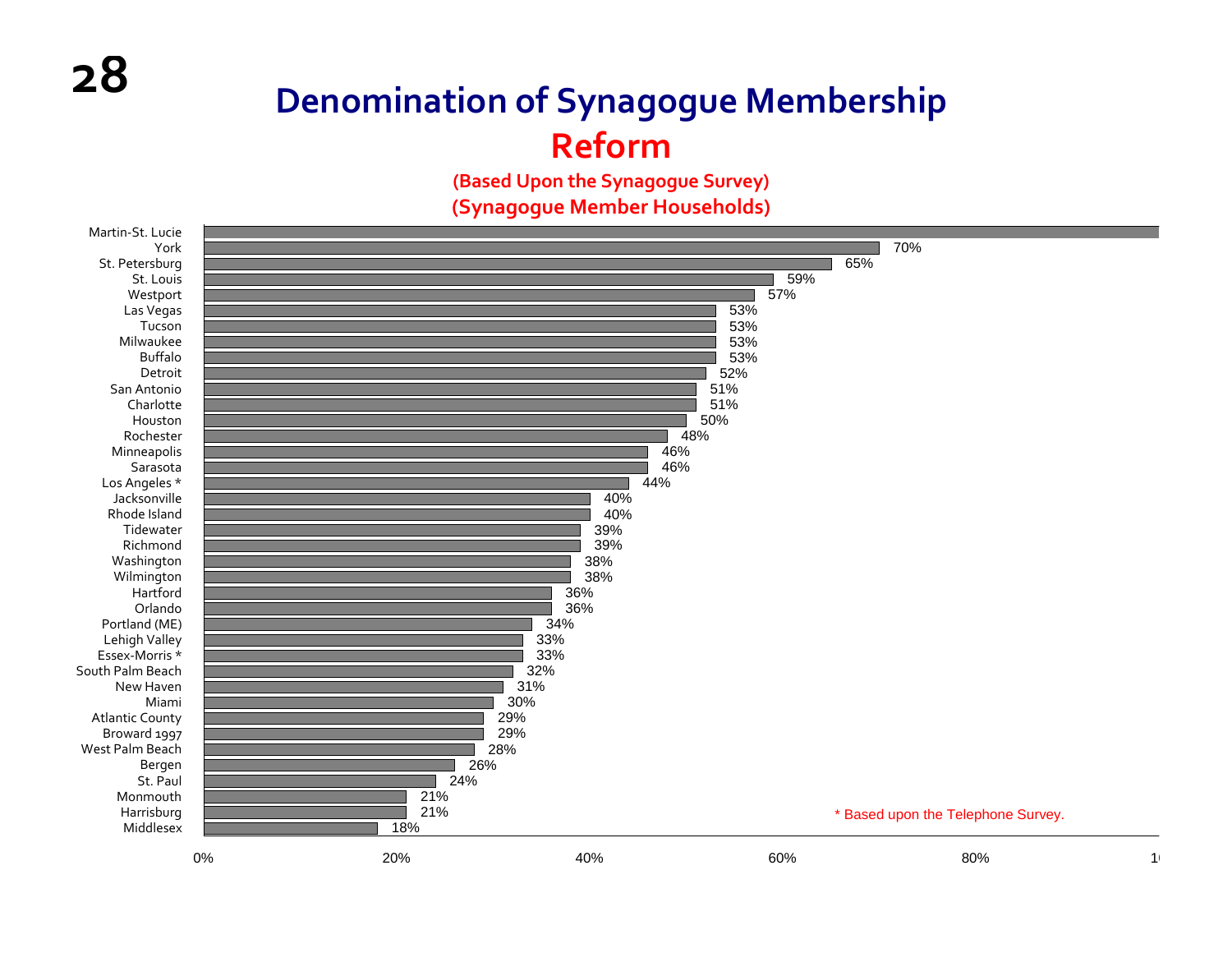# Denomination of Synagogue Membership

## Reform

**(Based Upon the Synagogue Survey)**
**(Synagogue Member Households)**

| Community | Reform |
|---|---|
| Martin-St. Lucie | |
| York | 70% |
| St. Petersburg | 65% |
| St. Louis | 59% |
| Westport | 57% |
| Las Vegas | 53% |
| Tucson | 53% |
| Milwaukee | 53% |
| Buffalo | 53% |
| Detroit | 52% |
| San Antonio | 51% |
| Charlotte | 51% |
| Houston | 50% |
| Rochester | 48% |
| Minneapolis | 46% |
| Sarasota | 46% |
| Los Angeles * | 44% |
| Jacksonville | 40% |
| Rhode Island | 40% |
| Tidewater | 39% |
| Richmond | 39% |
| Washington | 38% |
| Wilmington | 38% |
| Hartford | 36% |
| Orlando | 36% |
| Portland (ME) | 34% |
| Lehigh Valley | 33% |
| Essex-Morris * | 33% |
| South Palm Beach | 32% |
| New Haven | 31% |
| Miami | 30% |
| Atlantic County | 29% |
| Broward 1997 | 29% |
| West Palm Beach | 28% |
| Bergen | 26% |
| St. Paul | 24% |
| Monmouth | 21% |
| Harrisburg | 21% |
| Middlesex | 18% |

\* Based upon the Telephone Survey.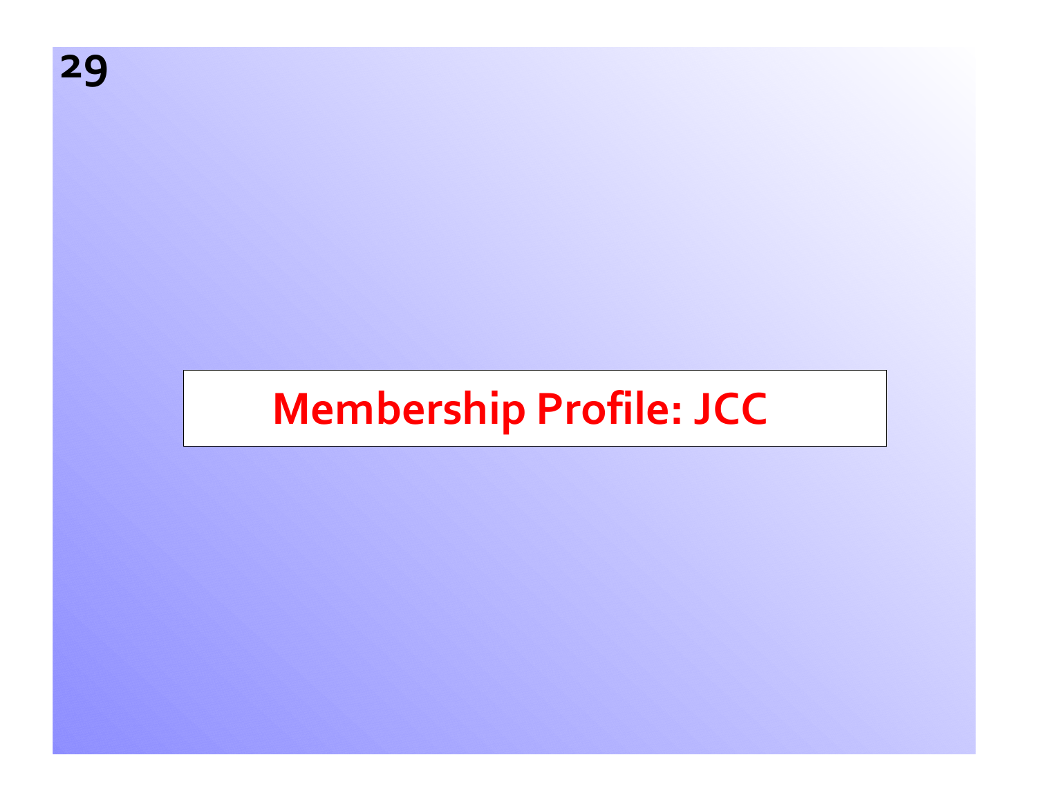# Membership Profile: JCC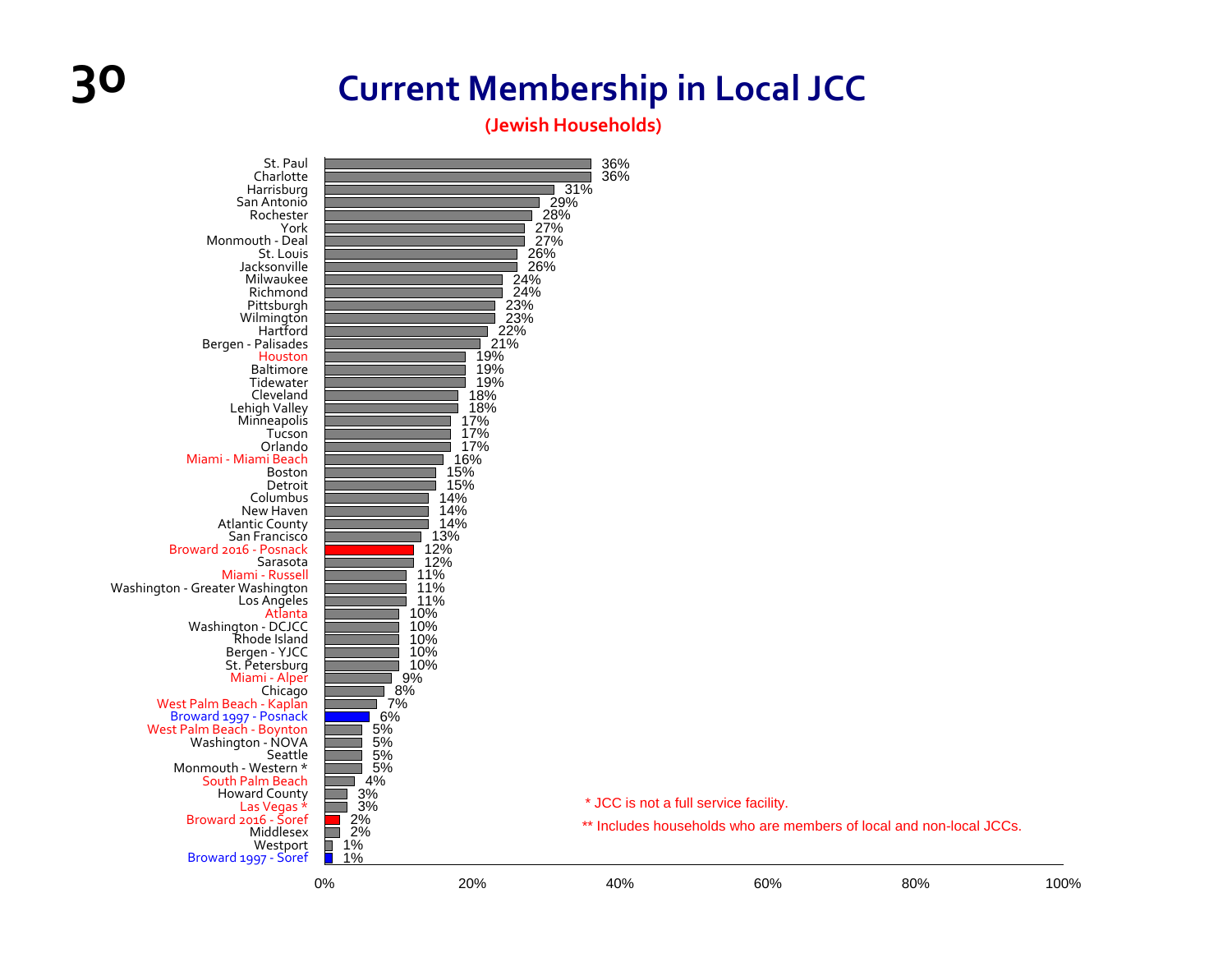# Current Membership in Local JCC

**(Jewish Households)**

| Community | Percent |
|---|---|
| St. Paul | 36% |
| Charlotte | 36% |
| Harrisburg | 31% |
| San Antonio | 29% |
| Rochester | 28% |
| York | 27% |
| Monmouth - Deal | 27% |
| St. Louis | 26% |
| Jacksonville | 26% |
| Milwaukee | 24% |
| Richmond | 24% |
| Pittsburgh | 23% |
| Wilmington | 23% |
| Hartford | 22% |
| Bergen - Palisades | 21% |
| Houston | 19% |
| Baltimore | 19% |
| Tidewater | 19% |
| Cleveland | 18% |
| Lehigh Valley | 18% |
| Minneapolis | 17% |
| Tucson | 17% |
| Orlando | 17% |
| Miami - Miami Beach | 16% |
| Boston | 15% |
| Detroit | 15% |
| Columbus | 14% |
| New Haven | 14% |
| Atlantic County | 14% |
| San Francisco | 13% |
| Broward 2016 - Posnack | 12% |
| Sarasota | 12% |
| Miami - Russell | 11% |
| Washington - Greater Washington | 11% |
| Los Angeles | 11% |
| Atlanta | 10% |
| Washington - DCJCC | 10% |
| Rhode Island | 10% |
| Bergen - YJCC | 10% |
| St. Petersburg | 10% |
| Miami - Alper | 9% |
| Chicago | 8% |
| West Palm Beach - Kaplan | 7% |
| Broward 1997 - Posnack | 6% |
| West Palm Beach - Boynton | 5% |
| Washington - NOVA | 5% |
| Seattle | 5% |
| Monmouth - Western * | 5% |
| South Palm Beach | 4% |
| Howard County | 3% |
| Las Vegas * | 3% |
| Broward 2016 - Soref | 2% |
| Middlesex | 2% |
| Westport | 1% |
| Broward 1997 - Soref | 1% |

\* JCC is not a full service facility.

\*\* Includes households who are members of local and non-local JCCs.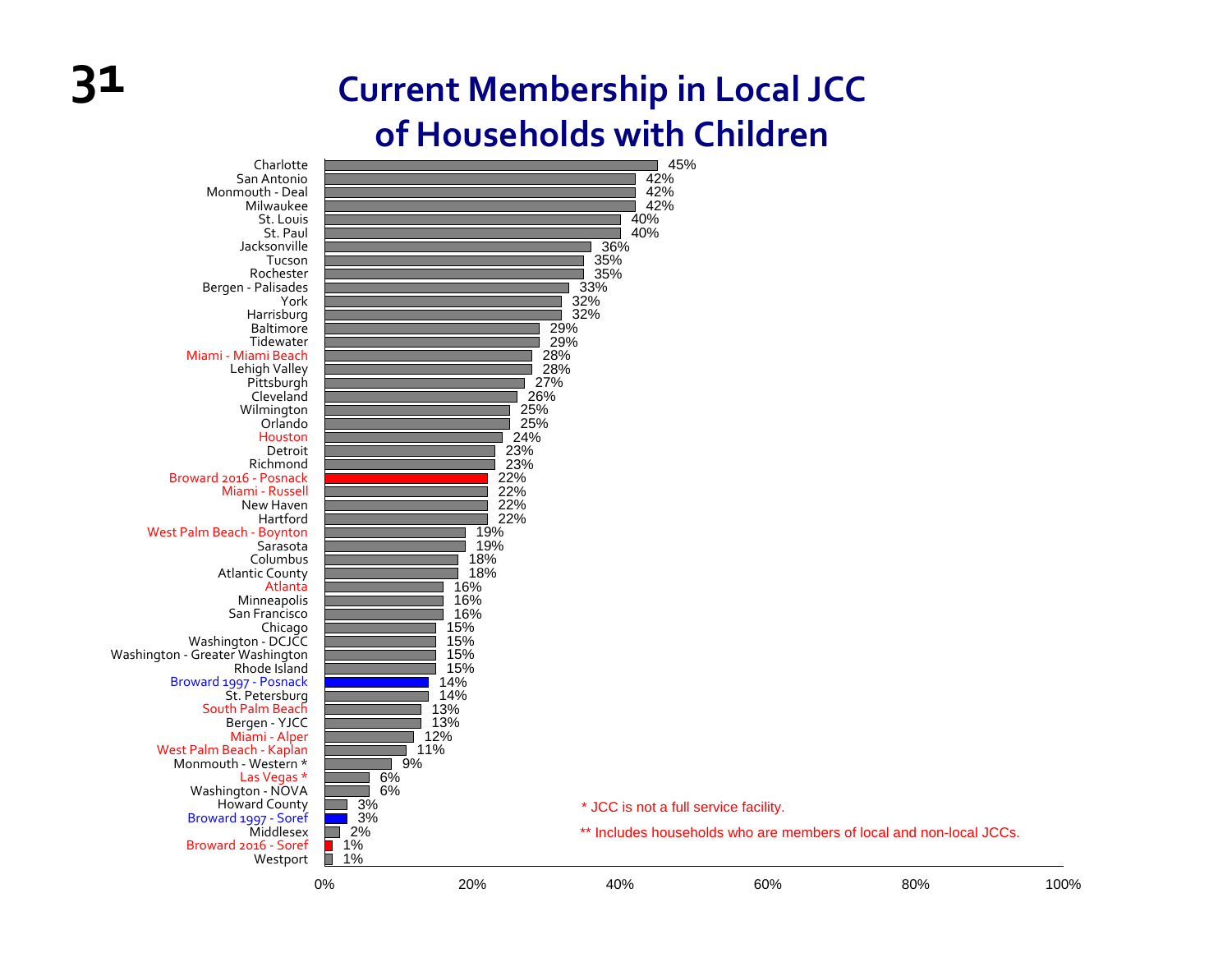# Current Membership in Local JCC of Households with Children

| Community | Percentage |
|---|---|
| Charlotte | 45% |
| San Antonio | 42% |
| Monmouth - Deal | 42% |
| Milwaukee | 42% |
| St. Louis | 40% |
| St. Paul | 40% |
| Jacksonville | 36% |
| Tucson | 35% |
| Rochester | 35% |
| Bergen - Palisades | 33% |
| York | 32% |
| Harrisburg | 32% |
| Baltimore | 29% |
| Tidewater | 29% |
| Miami - Miami Beach | 28% |
| Lehigh Valley | 28% |
| Pittsburgh | 27% |
| Cleveland | 26% |
| Wilmington | 25% |
| Orlando | 25% |
| Houston | 24% |
| Detroit | 23% |
| Richmond | 23% |
| Broward 2016 - Posnack | 22% |
| Miami - Russell | 22% |
| New Haven | 22% |
| Hartford | 22% |
| West Palm Beach - Boynton | 19% |
| Sarasota | 19% |
| Columbus | 18% |
| Atlantic County | 18% |
| Atlanta | 16% |
| Minneapolis | 16% |
| San Francisco | 16% |
| Chicago | 15% |
| Washington - DCJCC | 15% |
| Washington - Greater Washington | 15% |
| Rhode Island | 15% |
| Broward 1997 - Posnack | 14% |
| St. Petersburg | 14% |
| South Palm Beach | 13% |
| Bergen - YJCC | 13% |
| Miami - Alper | 12% |
| West Palm Beach - Kaplan | 11% |
| Monmouth - Western * | 9% |
| Las Vegas * | 6% |
| Washington - NOVA | 6% |
| Howard County | 3% |
| Broward 1997 - Soref | 3% |
| Middlesex | 2% |
| Broward 2016 - Soref | 1% |
| Westport | 1% |

\* JCC is not a full service facility.

** Includes households who are members of local and non-local JCCs.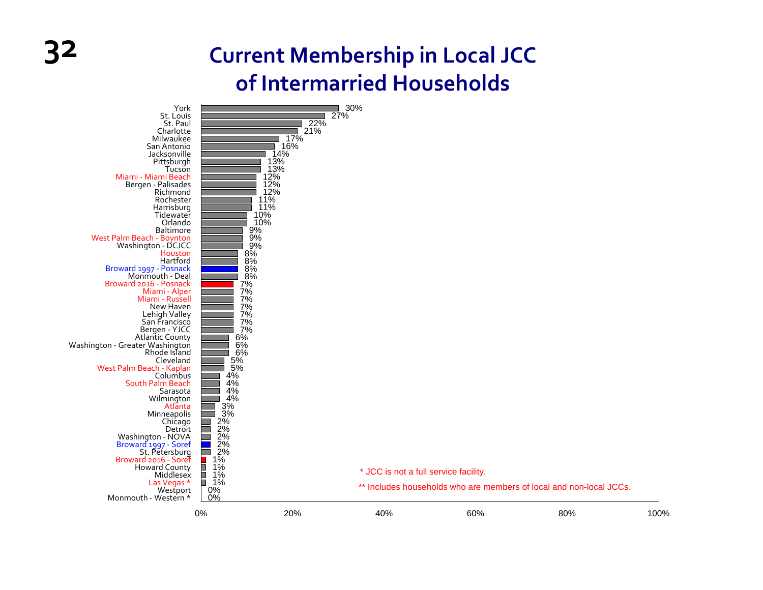# Current Membership in Local JCC of Intermarried Households

| Community | Percentage |
|---|---|
| York | 30% |
| St. Louis | 27% |
| St. Paul | 22% |
| Charlotte | 21% |
| Milwaukee | 17% |
| San Antonio | 16% |
| Jacksonville | 14% |
| Pittsburgh | 13% |
| Tucson | 13% |
| Miami - Miami Beach | 12% |
| Bergen - Palisades | 12% |
| Richmond | 12% |
| Rochester | 11% |
| Harrisburg | 11% |
| Tidewater | 10% |
| Orlando | 10% |
| Baltimore | 9% |
| West Palm Beach - Boynton | 9% |
| Washington - DCJCC | 9% |
| Houston | 8% |
| Hartford | 8% |
| Broward 1997 - Posnack | 8% |
| Monmouth - Deal | 8% |
| Broward 2016 - Posnack | 7% |
| Miami - Alper | 7% |
| Miami - Russell | 7% |
| New Haven | 7% |
| Lehigh Valley | 7% |
| San Francisco | 7% |
| Bergen - YJCC | 7% |
| Atlantic County | 6% |
| Washington - Greater Washington | 6% |
| Rhode Island | 6% |
| Cleveland | 5% |
| West Palm Beach - Kaplan | 5% |
| Columbus | 4% |
| South Palm Beach | 4% |
| Sarasota | 4% |
| Wilmington | 4% |
| Atlanta | 3% |
| Minneapolis | 3% |
| Chicago | 2% |
| Detroit | 2% |
| Washington - NOVA | 2% |
| Broward 1997 - Soref | 2% |
| St. Petersburg | 2% |
| Broward 2016 - Soref | 1% |
| Howard County | 1% |
| Middlesex | 1% |
| Las Vegas * | 1% |
| Westport | 0% |
| Monmouth - Western * | 0% |

\* JCC is not a full service facility.

** Includes households who are members of local and non-local JCCs.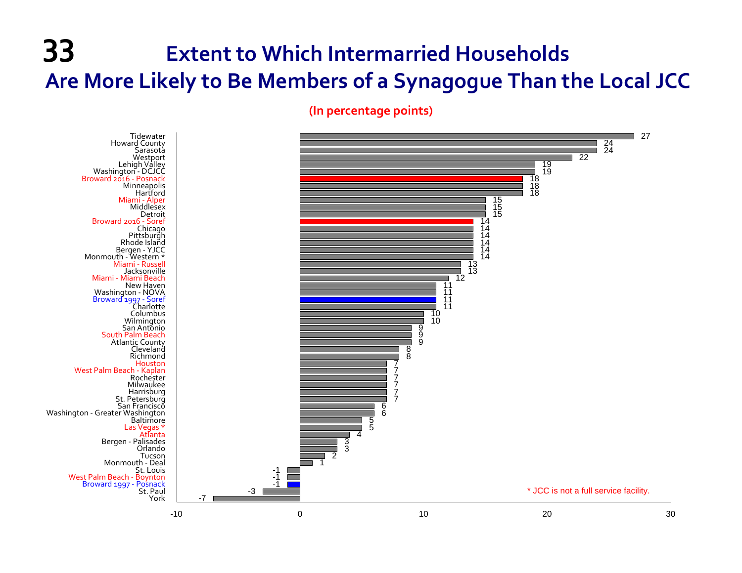# 33 Extent to Which Intermarried Households Are More Likely to Be Members of a Synagogue Than the Local JCC

**(In percentage points)**

| Community | Percentage Points |
|---|---|
| Tidewater | 27 |
| Howard County | 24 |
| Sarasota | 24 |
| Westport | 22 |
| Lehigh Valley | 19 |
| Washington - DCJCC | 19 |
| Broward 2016 - Posnack | 18 |
| Minneapolis | 18 |
| Hartford | 18 |
| Miami - Alper | 15 |
| Middlesex | 15 |
| Detroit | 15 |
| Broward 2016 - Soref | 14 |
| Chicago | 14 |
| Pittsburgh | 14 |
| Rhode Island | 14 |
| Bergen - YJCC | 14 |
| Monmouth - Western * | 14 |
| Miami - Russell | 13 |
| Jacksonville | 13 |
| Miami - Miami Beach | 12 |
| New Haven | 11 |
| Washington - NOVA | 11 |
| Broward 1997 - Soref | 11 |
| Charlotte | 11 |
| Columbus | 10 |
| Wilmington | 10 |
| San Antonio | 9 |
| South Palm Beach | 9 |
| Atlantic County | 9 |
| Cleveland | 8 |
| Richmond | 8 |
| Houston | 7 |
| West Palm Beach - Kaplan | 7 |
| Rochester | 7 |
| Milwaukee | 7 |
| Harrisburg | 7 |
| St. Petersburg | 7 |
| San Francisco | 6 |
| Washington - Greater Washington | 6 |
| Baltimore | 5 |
| Las Vegas * | 5 |
| Atlanta | 4 |
| Bergen - Palisades | 3 |
| Orlando | 3 |
| Tucson | 2 |
| Monmouth - Deal | 1 |
| St. Louis | -1 |
| West Palm Beach - Boynton | -1 |
| Broward 1997 - Posnack | -1 |
| St. Paul | -3 |
| York | -7 |

\* JCC is not a full service facility.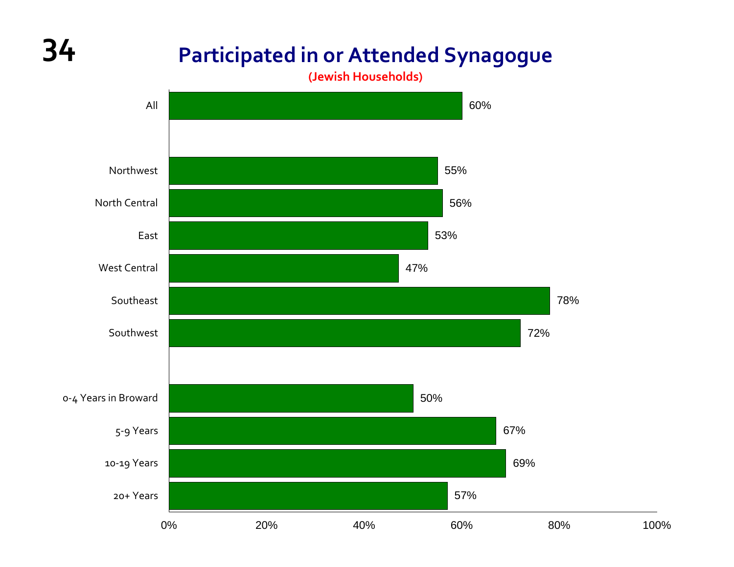# Participated in or Attended Synagogue

**(Jewish Households)**

| Category | Percentage |
|---|---|
| All | 60% |
| Northwest | 55% |
| North Central | 56% |
| East | 53% |
| West Central | 47% |
| Southeast | 78% |
| Southwest | 72% |
| 0-4 Years in Broward | 50% |
| 5-9 Years | 67% |
| 10-19 Years | 69% |
| 20+ Years | 57% |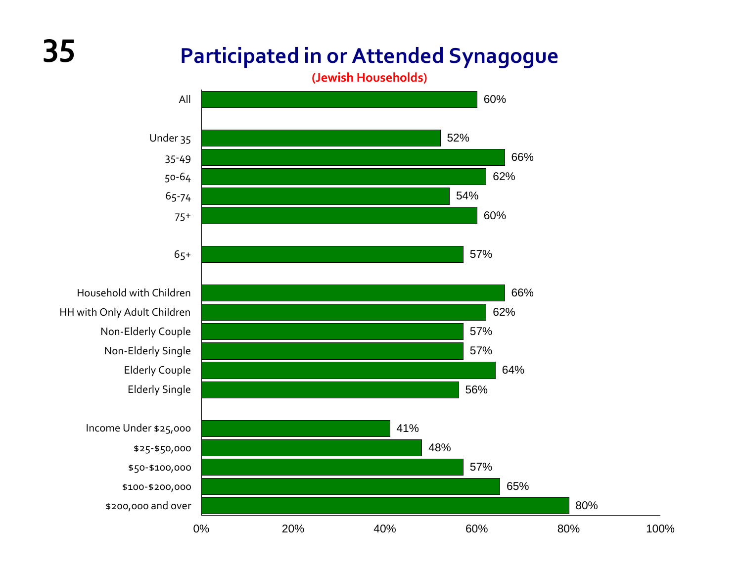# Participated in or Attended Synagogue

**(Jewish Households)**

| Group | Percent |
| --- | --- |
| All | 60% |
| Under 35 | 52% |
| 35-49 | 66% |
| 50-64 | 62% |
| 65-74 | 54% |
| 75+ | 60% |
| 65+ | 57% |
| Household with Children | 66% |
| HH with Only Adult Children | 62% |
| Non-Elderly Couple | 57% |
| Non-Elderly Single | 57% |
| Elderly Couple | 64% |
| Elderly Single | 56% |
| Income Under $25,000 | 41% |
| $25-$50,000 | 48% |
| $50-$100,000 | 57% |
| $100-$200,000 | 65% |
| $200,000 and over | 80% |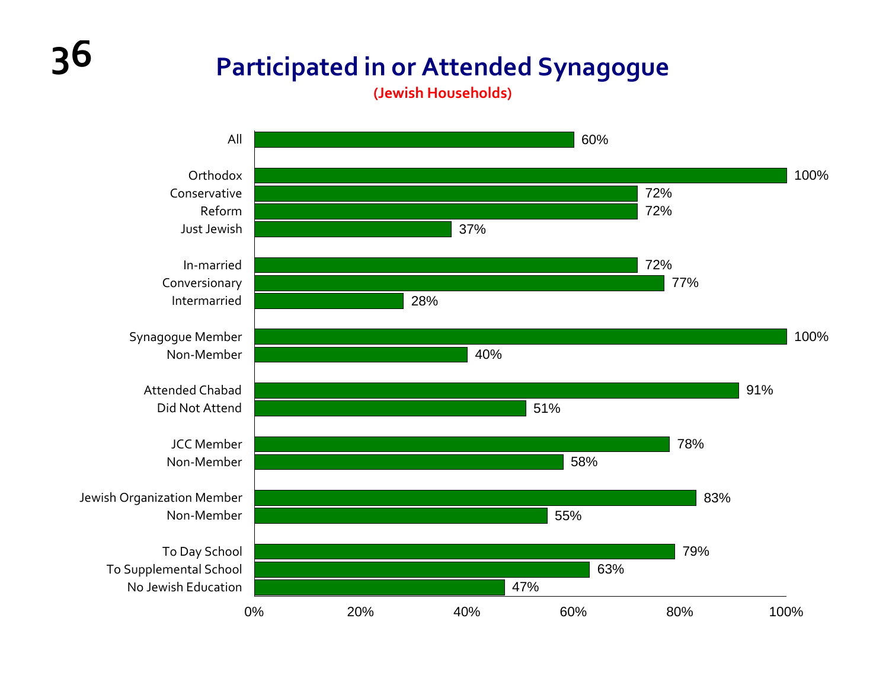# Participated in or Attended Synagogue

**(Jewish Households)**

| Group | Percent |
|---|---|
| All | 60% |
| Orthodox | 100% |
| Conservative | 72% |
| Reform | 72% |
| Just Jewish | 37% |
| In-married | 72% |
| Conversionary | 77% |
| Intermarried | 28% |
| Synagogue Member | 100% |
| Non-Member | 40% |
| Attended Chabad | 91% |
| Did Not Attend | 51% |
| JCC Member | 78% |
| Non-Member | 58% |
| Jewish Organization Member | 83% |
| Non-Member | 55% |
| To Day School | 79% |
| To Supplemental School | 63% |
| No Jewish Education | 47% |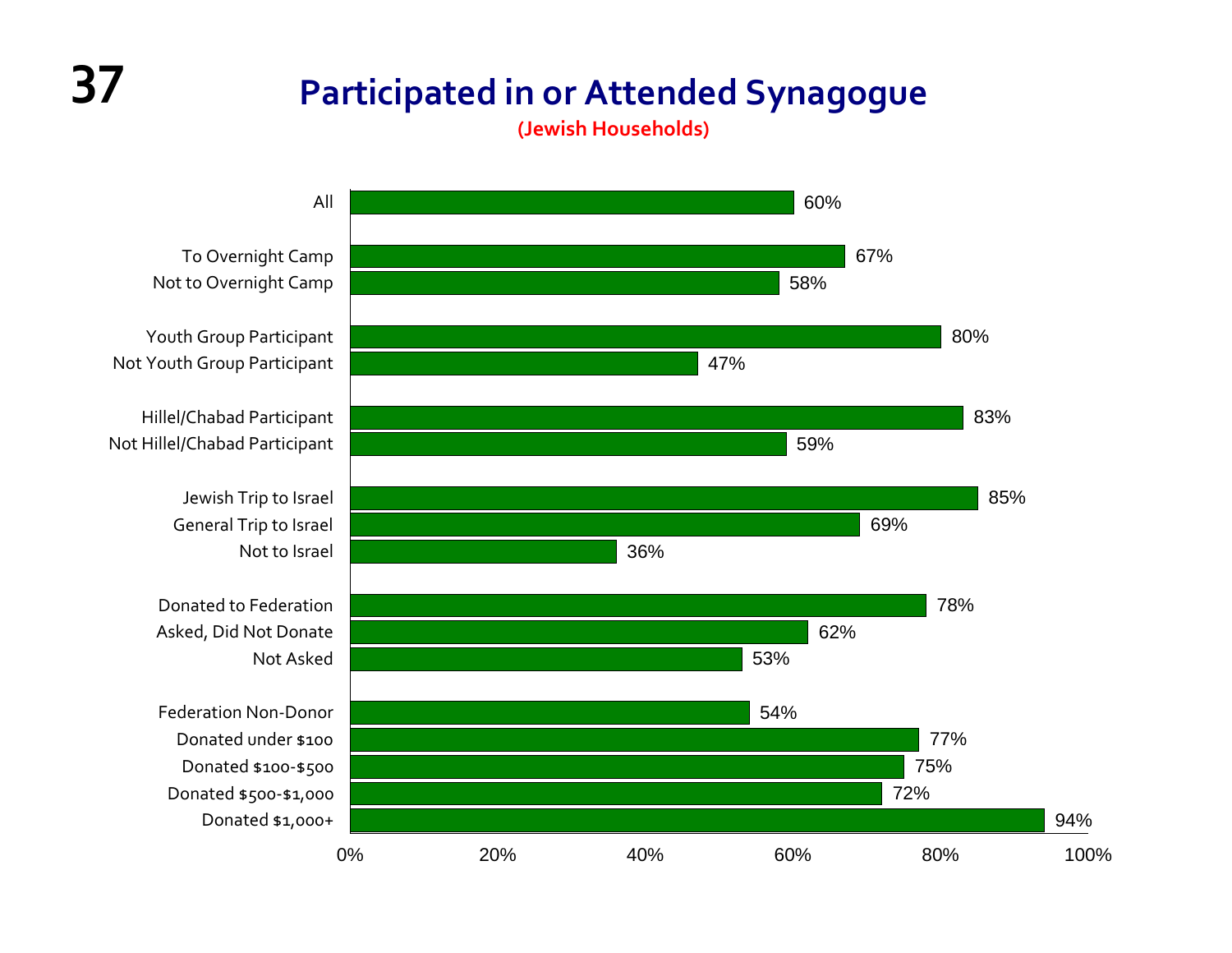# Participated in or Attended Synagogue

**(Jewish Households)**

| Group | Percent |
|---|---|
| All | 60% |
| To Overnight Camp | 67% |
| Not to Overnight Camp | 58% |
| Youth Group Participant | 80% |
| Not Youth Group Participant | 47% |
| Hillel/Chabad Participant | 83% |
| Not Hillel/Chabad Participant | 59% |
| Jewish Trip to Israel | 85% |
| General Trip to Israel | 69% |
| Not to Israel | 36% |
| Donated to Federation | 78% |
| Asked, Did Not Donate | 62% |
| Not Asked | 53% |
| Federation Non-Donor | 54% |
| Donated under $100 | 77% |
| Donated $100-$500 | 75% |
| Donated $500-$1,000 | 72% |
| Donated $1,000+ | 94% |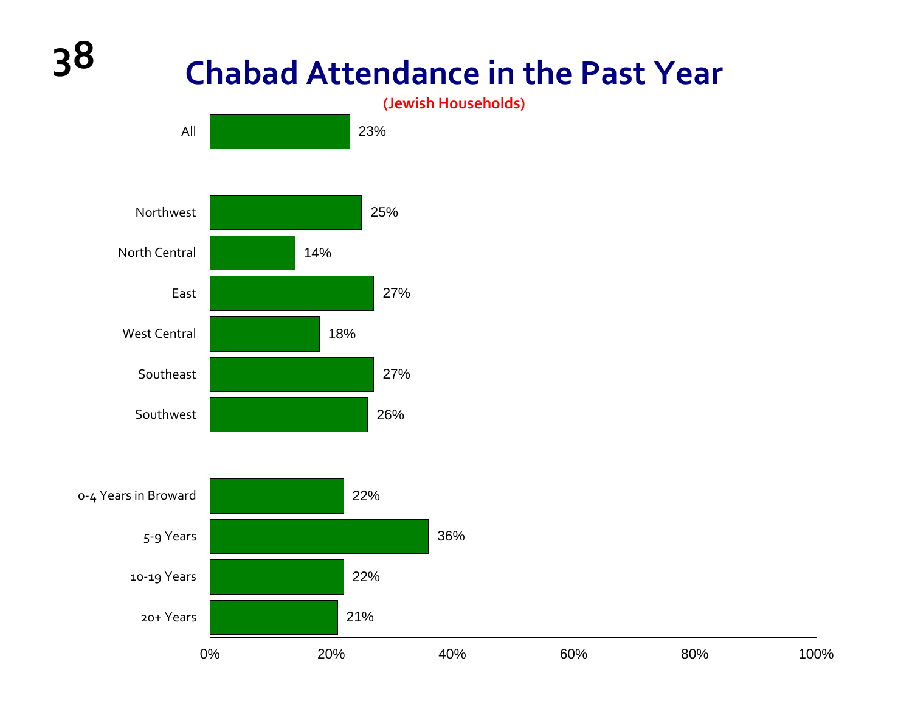# Chabad Attendance in the Past Year

**(Jewish Households)**

| Category | Percentage |
|---|---|
| All | 23% |
| Northwest | 25% |
| North Central | 14% |
| East | 27% |
| West Central | 18% |
| Southeast | 27% |
| Southwest | 26% |
| 0-4 Years in Broward | 22% |
| 5-9 Years | 36% |
| 10-19 Years | 22% |
| 20+ Years | 21% |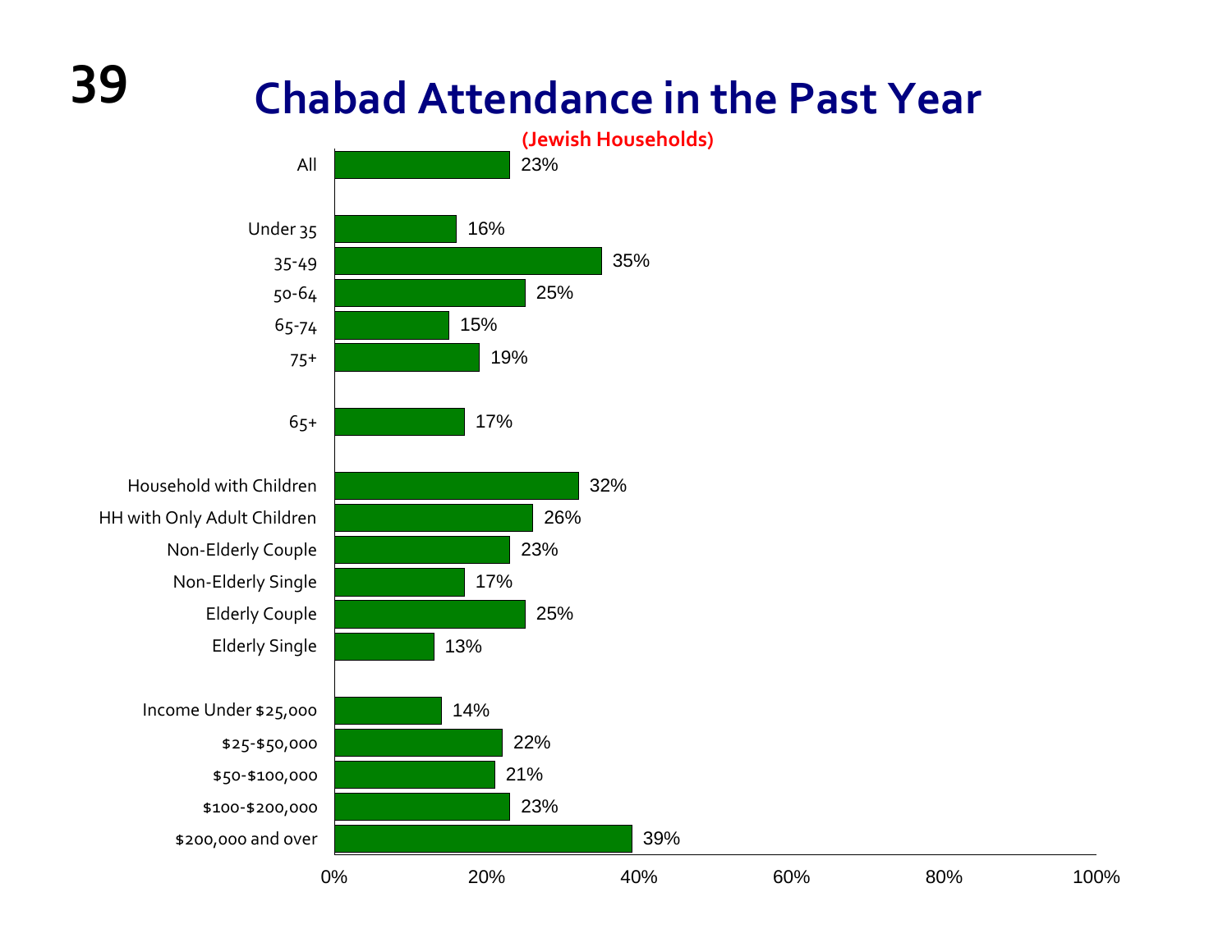# Chabad Attendance in the Past Year

**(Jewish Households)**

| Group | Percentage |
|---|---|
| All | 23% |
| Under 35 | 16% |
| 35-49 | 35% |
| 50-64 | 25% |
| 65-74 | 15% |
| 75+ | 19% |
| 65+ | 17% |
| Household with Children | 32% |
| HH with Only Adult Children | 26% |
| Non-Elderly Couple | 23% |
| Non-Elderly Single | 17% |
| Elderly Couple | 25% |
| Elderly Single | 13% |
| Income Under $25,000 | 14% |
| $25-$50,000 | 22% |
| $50-$100,000 | 21% |
| $100-$200,000 | 23% |
| $200,000 and over | 39% |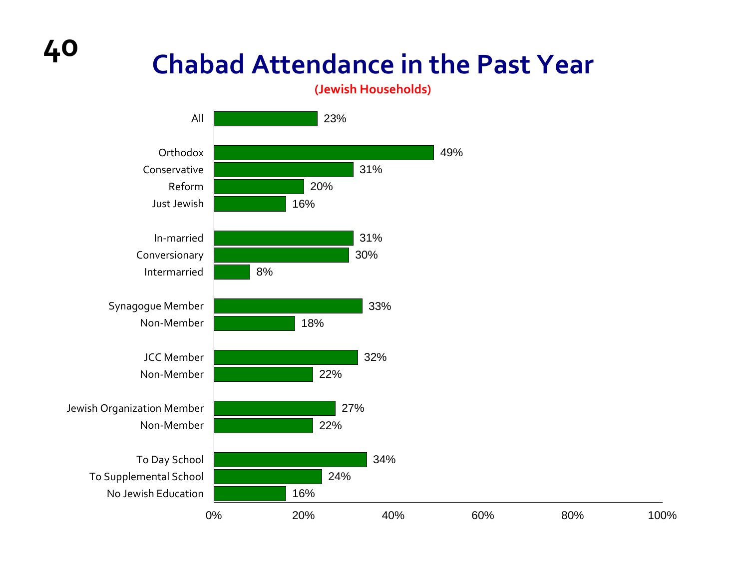# Chabad Attendance in the Past Year

**(Jewish Households)**

| Category | Percentage |
|---|---|
| All | 23% |
| Orthodox | 49% |
| Conservative | 31% |
| Reform | 20% |
| Just Jewish | 16% |
| In-married | 31% |
| Conversionary | 30% |
| Intermarried | 8% |
| Synagogue Member | 33% |
| Non-Member | 18% |
| JCC Member | 32% |
| Non-Member | 22% |
| Jewish Organization Member | 27% |
| Non-Member | 22% |
| To Day School | 34% |
| To Supplemental School | 24% |
| No Jewish Education | 16% |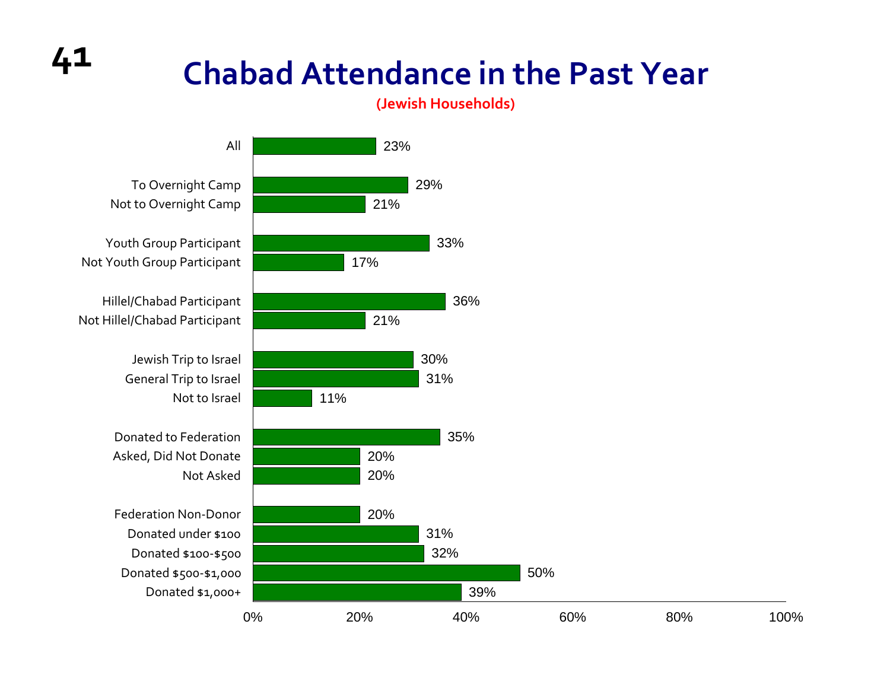# Chabad Attendance in the Past Year

**(Jewish Households)**

| Category | Percentage |
| --- | --- |
| All | 23% |
| To Overnight Camp | 29% |
| Not to Overnight Camp | 21% |
| Youth Group Participant | 33% |
| Not Youth Group Participant | 17% |
| Hillel/Chabad Participant | 36% |
| Not Hillel/Chabad Participant | 21% |
| Jewish Trip to Israel | 30% |
| General Trip to Israel | 31% |
| Not to Israel | 11% |
| Donated to Federation | 35% |
| Asked, Did Not Donate | 20% |
| Not Asked | 20% |
| Federation Non-Donor | 20% |
| Donated under $100 | 31% |
| Donated $100-$500 | 32% |
| Donated $500-$1,000 | 50% |
| Donated $1,000+ | 39% |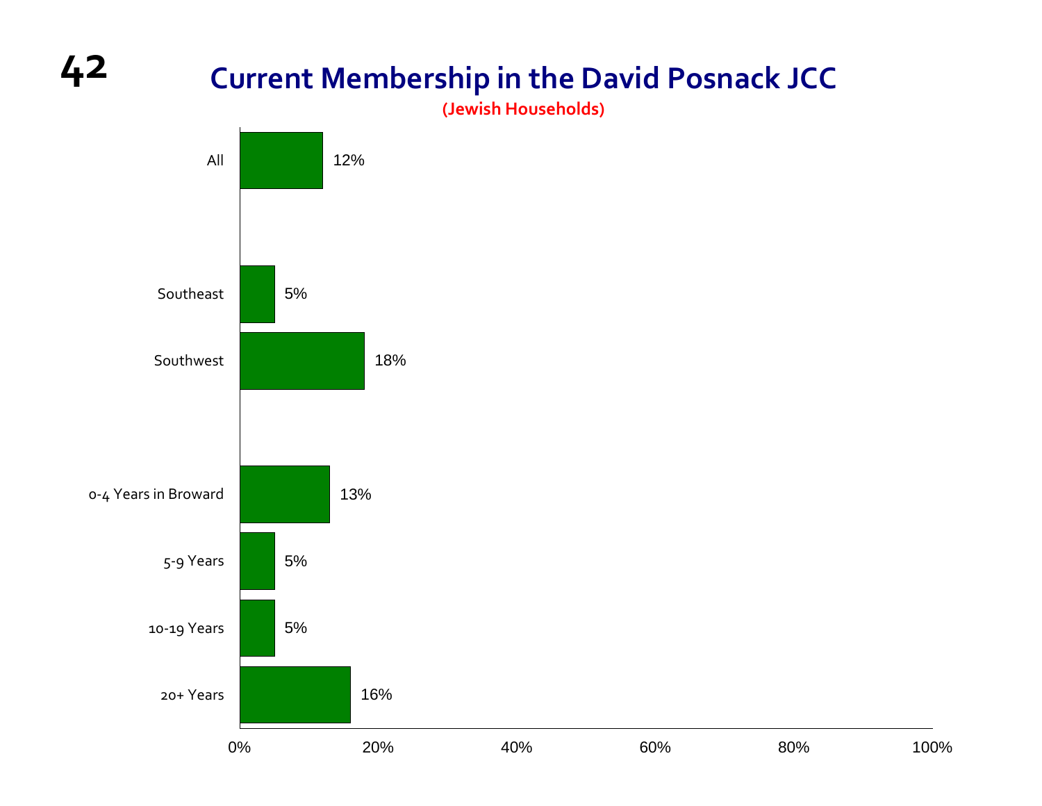# Current Membership in the David Posnack JCC

**(Jewish Households)**

| Group | Percentage |
|---|---|
| All | 12% |
| Southeast | 5% |
| Southwest | 18% |
| 0-4 Years in Broward | 13% |
| 5-9 Years | 5% |
| 10-19 Years | 5% |
| 20+ Years | 16% |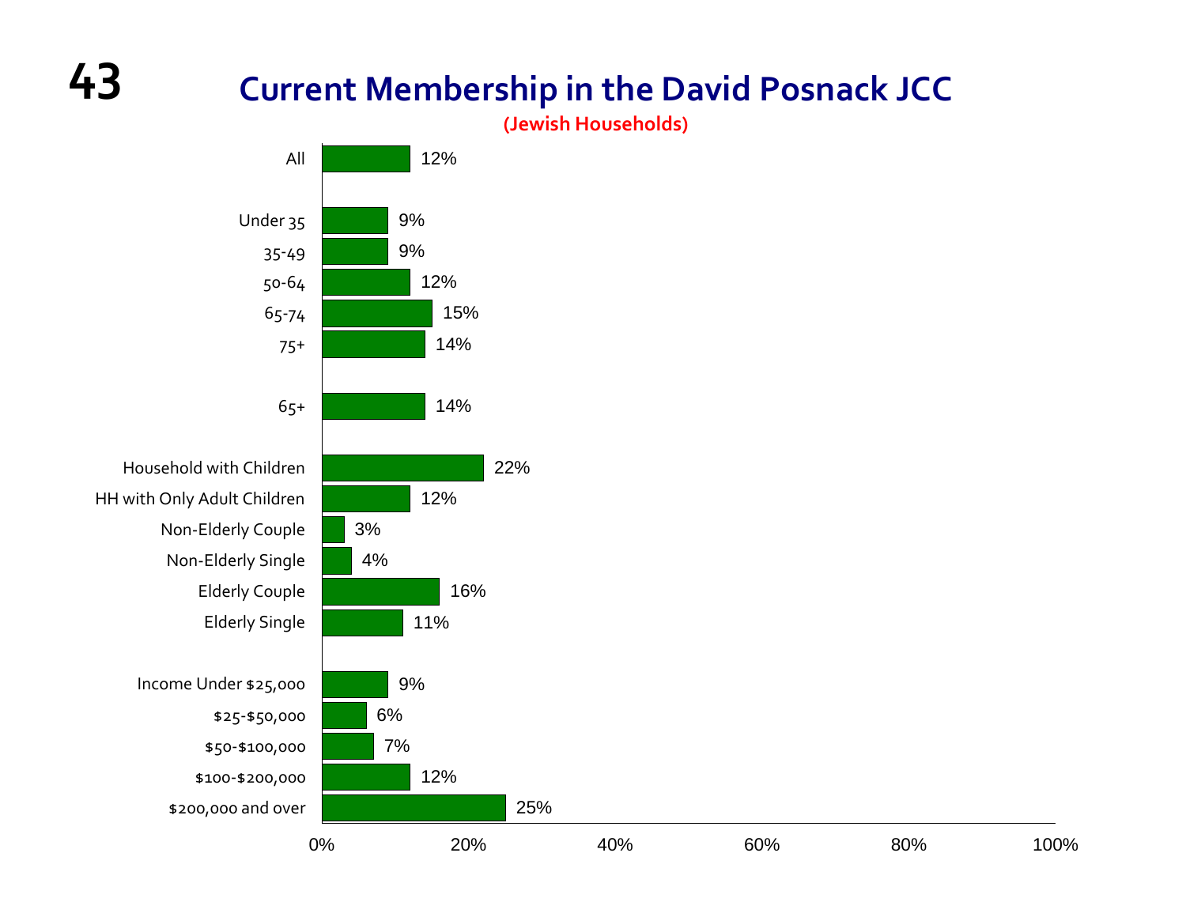# Current Membership in the David Posnack JCC

**(Jewish Households)**

| Category | Percentage |
|---|---|
| All | 12% |
| Under 35 | 9% |
| 35-49 | 9% |
| 50-64 | 12% |
| 65-74 | 15% |
| 75+ | 14% |
| 65+ | 14% |
| Household with Children | 22% |
| HH with Only Adult Children | 12% |
| Non-Elderly Couple | 3% |
| Non-Elderly Single | 4% |
| Elderly Couple | 16% |
| Elderly Single | 11% |
| Income Under $25,000 | 9% |
| $25-$50,000 | 6% |
| $50-$100,000 | 7% |
| $100-$200,000 | 12% |
| $200,000 and over | 25% |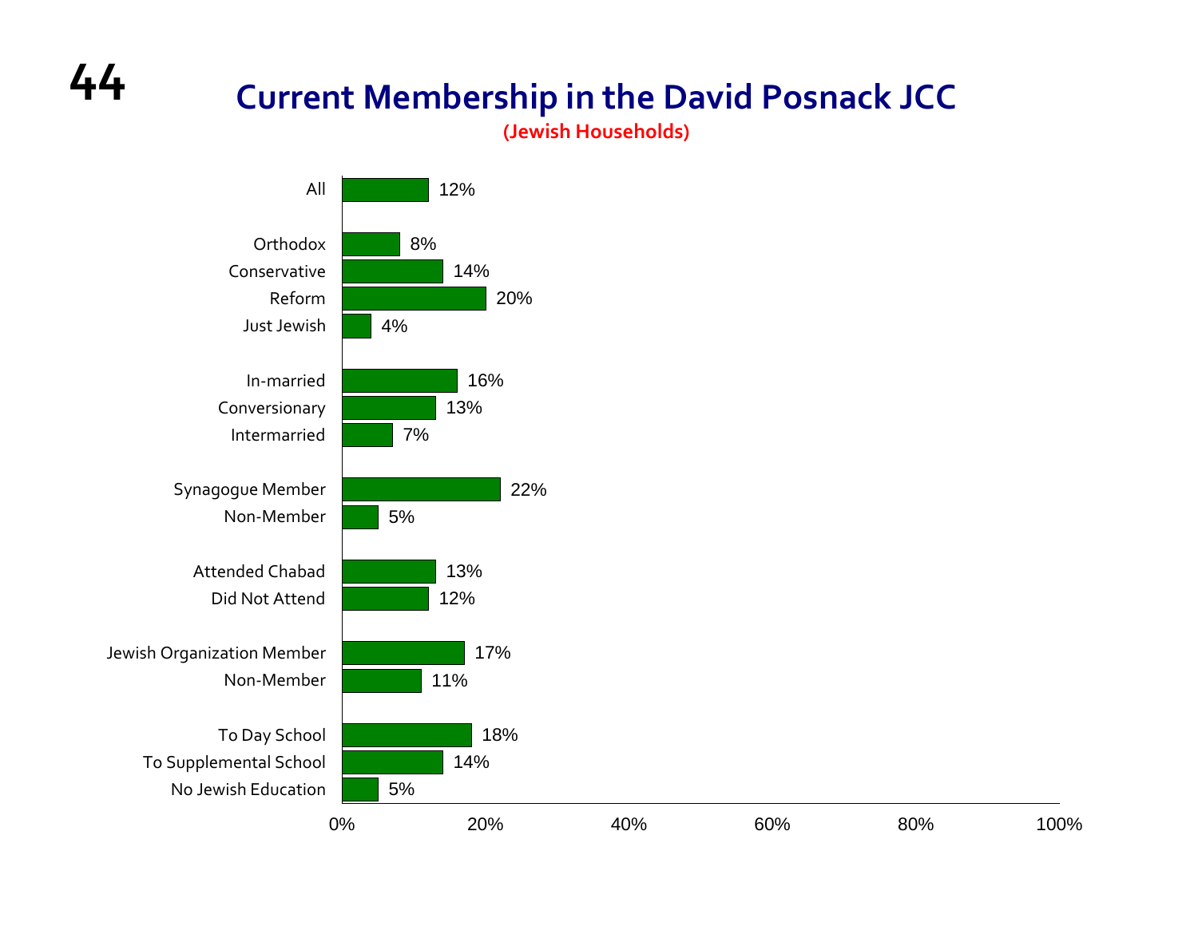# Current Membership in the David Posnack JCC

**(Jewish Households)**

| Group | Percentage |
| --- | --- |
| All | 12% |
| Orthodox | 8% |
| Conservative | 14% |
| Reform | 20% |
| Just Jewish | 4% |
| In-married | 16% |
| Conversionary | 13% |
| Intermarried | 7% |
| Synagogue Member | 22% |
| Non-Member | 5% |
| Attended Chabad | 13% |
| Did Not Attend | 12% |
| Jewish Organization Member | 17% |
| Non-Member | 11% |
| To Day School | 18% |
| To Supplemental School | 14% |
| No Jewish Education | 5% |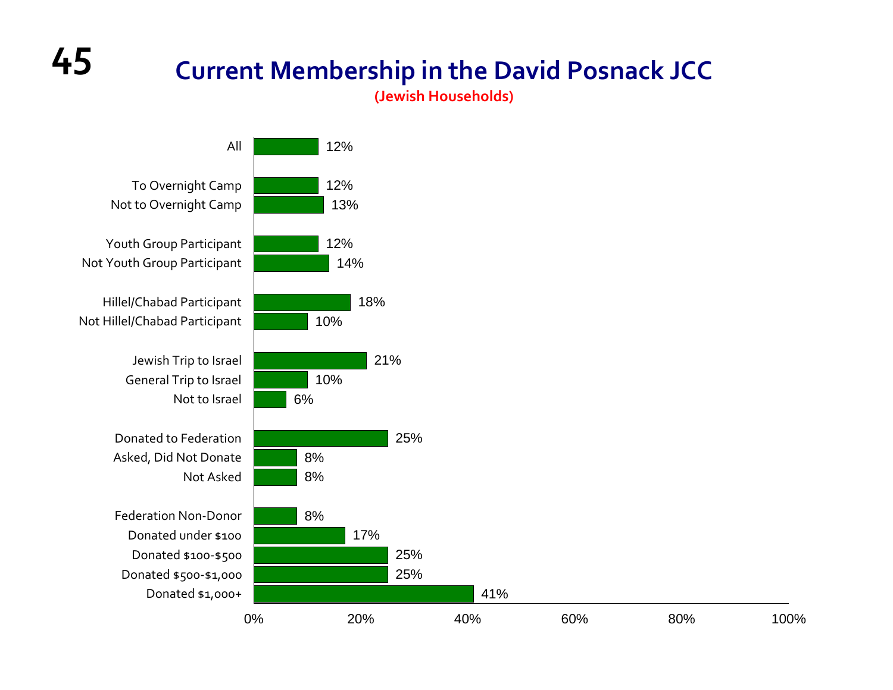# Current Membership in the David Posnack JCC

**(Jewish Households)**

| | Percent |
|---|---|
| All | 12% |
| To Overnight Camp | 12% |
| Not to Overnight Camp | 13% |
| Youth Group Participant | 12% |
| Not Youth Group Participant | 14% |
| Hillel/Chabad Participant | 18% |
| Not Hillel/Chabad Participant | 10% |
| Jewish Trip to Israel | 21% |
| General Trip to Israel | 10% |
| Not to Israel | 6% |
| Donated to Federation | 25% |
| Asked, Did Not Donate | 8% |
| Not Asked | 8% |
| Federation Non-Donor | 8% |
| Donated under $100 | 17% |
| Donated $100-$500 | 25% |
| Donated $500-$1,000 | 25% |
| Donated $1,000+ | 41% |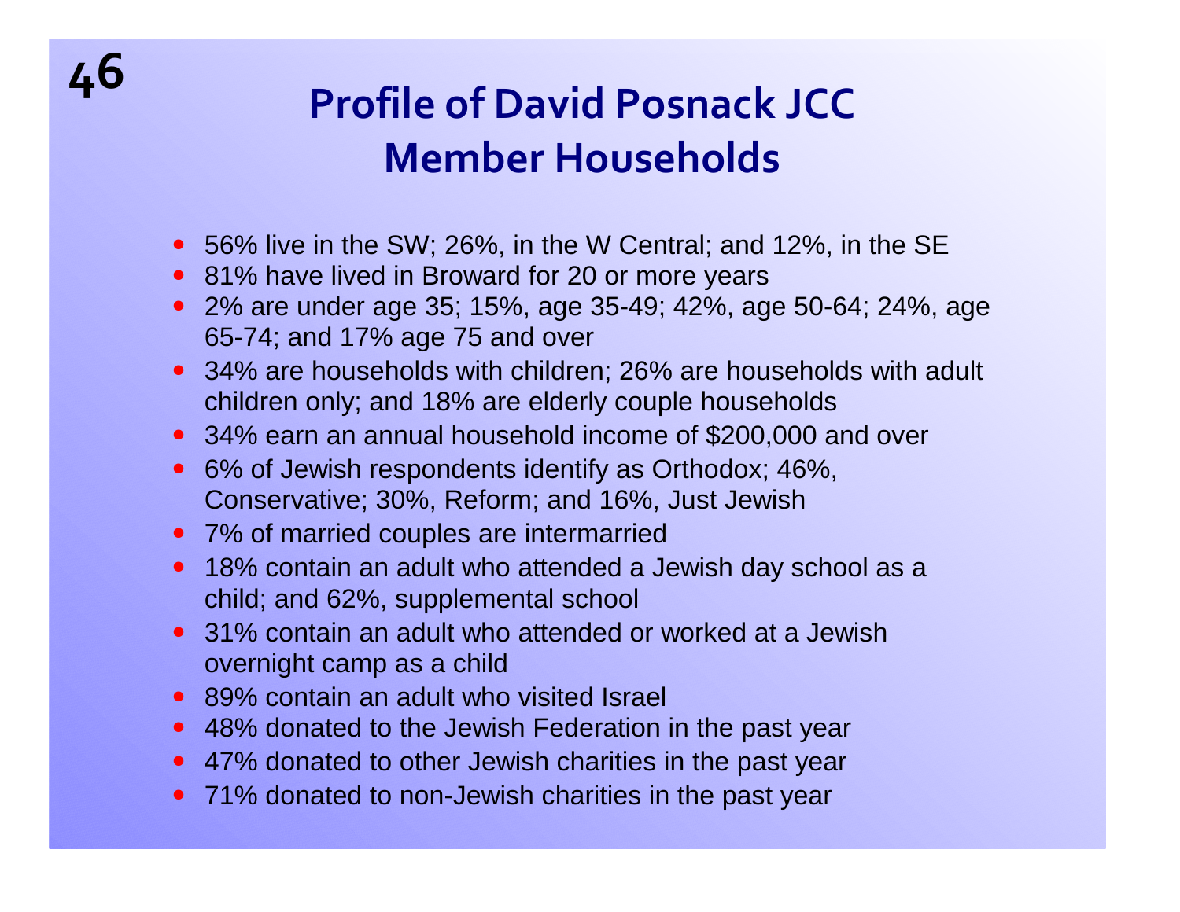# Profile of David Posnack JCC Member Households

- 56% live in the SW; 26%, in the W Central; and 12%, in the SE
- 81% have lived in Broward for 20 or more years
- 2% are under age 35; 15%, age 35-49; 42%, age 50-64; 24%, age 65-74; and 17% age 75 and over
- 34% are households with children; 26% are households with adult children only; and 18% are elderly couple households
- 34% earn an annual household income of $200,000 and over
- 6% of Jewish respondents identify as Orthodox; 46%, Conservative; 30%, Reform; and 16%, Just Jewish
- 7% of married couples are intermarried
- 18% contain an adult who attended a Jewish day school as a child; and 62%, supplemental school
- 31% contain an adult who attended or worked at a Jewish overnight camp as a child
- 89% contain an adult who visited Israel
- 48% donated to the Jewish Federation in the past year
- 47% donated to other Jewish charities in the past year
- 71% donated to non-Jewish charities in the past year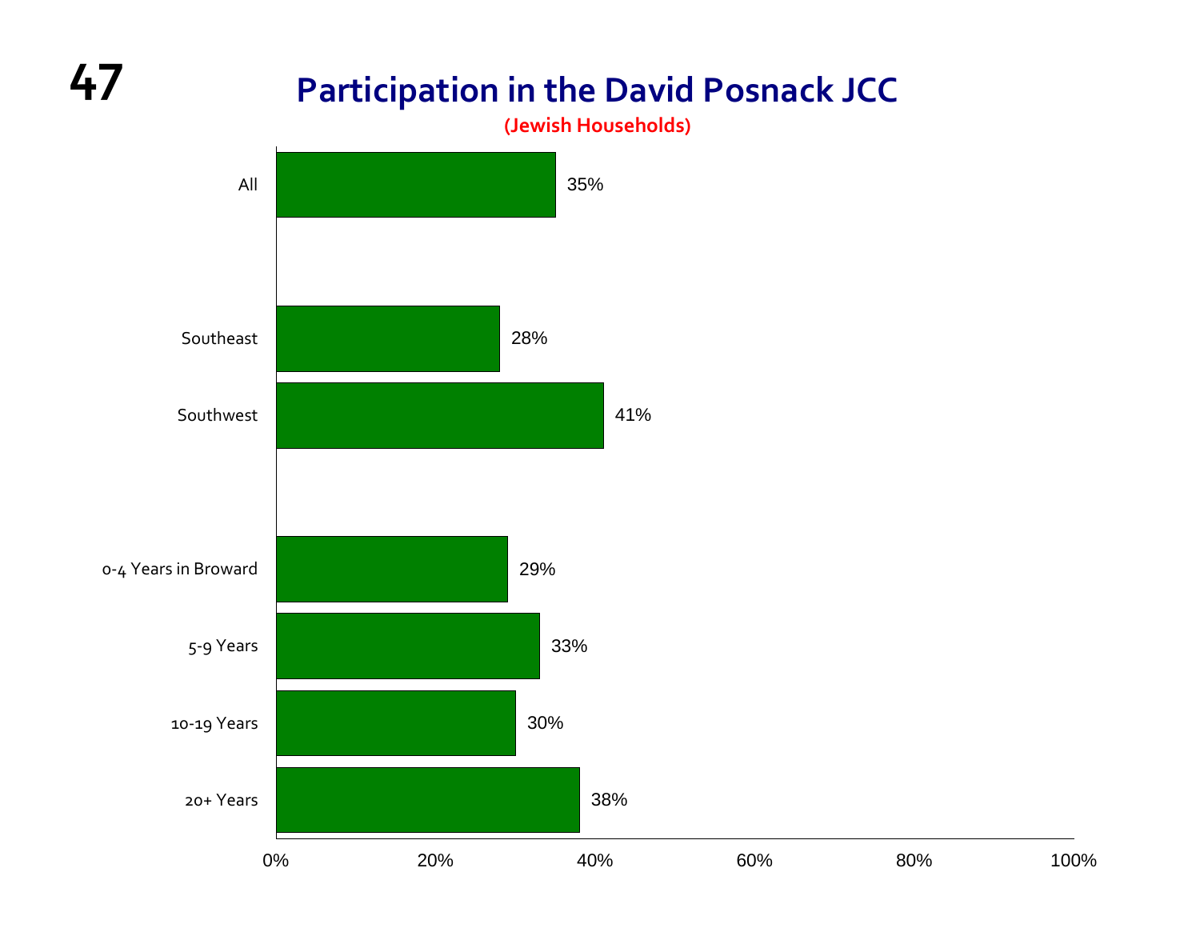# Participation in the David Posnack JCC

(Jewish Households)

| Group | Participation |
|---|---|
| All | 35% |
| Southeast | 28% |
| Southwest | 41% |
| 0-4 Years in Broward | 29% |
| 5-9 Years | 33% |
| 10-19 Years | 30% |
| 20+ Years | 38% |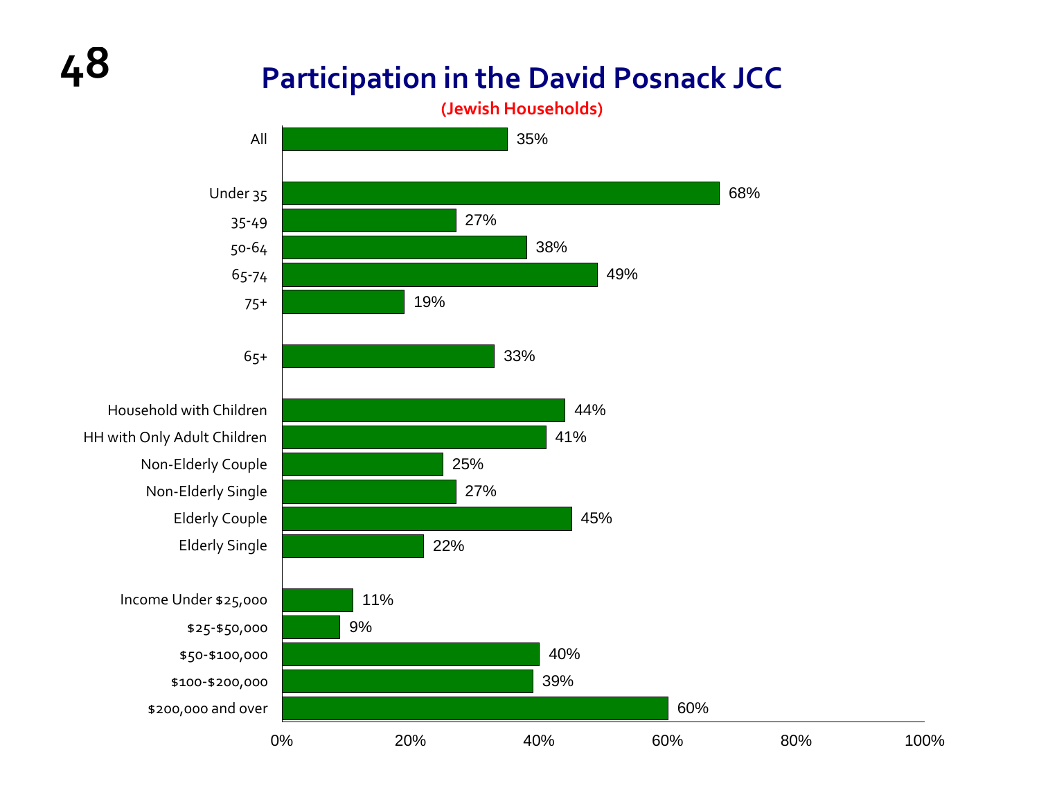# Participation in the David Posnack JCC

**(Jewish Households)**

| Group | Participation |
|---|---|
| All | 35% |
| Under 35 | 68% |
| 35-49 | 27% |
| 50-64 | 38% |
| 65-74 | 49% |
| 75+ | 19% |
| 65+ | 33% |
| Household with Children | 44% |
| HH with Only Adult Children | 41% |
| Non-Elderly Couple | 25% |
| Non-Elderly Single | 27% |
| Elderly Couple | 45% |
| Elderly Single | 22% |
| Income Under $25,000 | 11% |
| $25-$50,000 | 9% |
| $50-$100,000 | 40% |
| $100-$200,000 | 39% |
| $200,000 and over | 60% |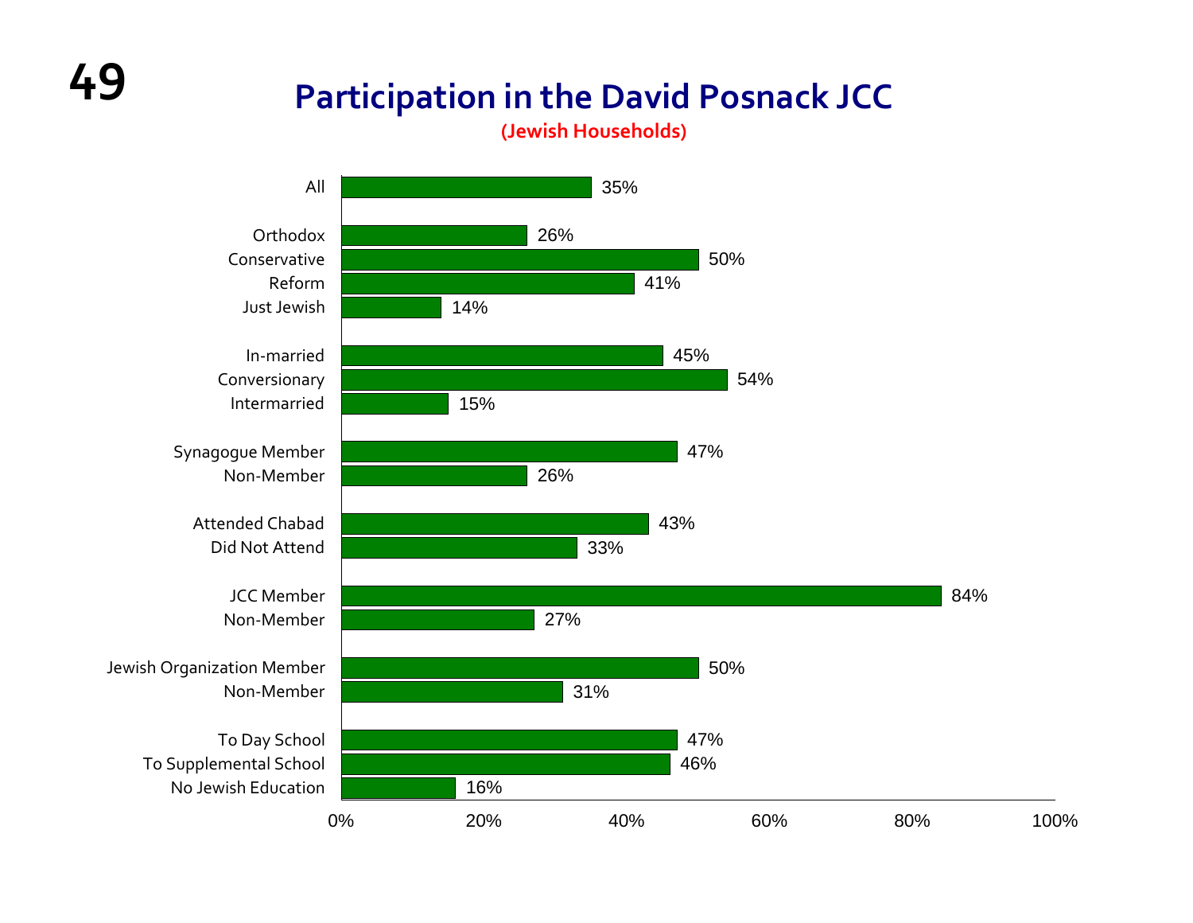# Participation in the David Posnack JCC

**(Jewish Households)**

| Group | Participation |
| --- | --- |
| All | 35% |
| Orthodox | 26% |
| Conservative | 50% |
| Reform | 41% |
| Just Jewish | 14% |
| In-married | 45% |
| Conversionary | 54% |
| Intermarried | 15% |
| Synagogue Member | 47% |
| Non-Member | 26% |
| Attended Chabad | 43% |
| Did Not Attend | 33% |
| JCC Member | 84% |
| Non-Member | 27% |
| Jewish Organization Member | 50% |
| Non-Member | 31% |
| To Day School | 47% |
| To Supplemental School | 46% |
| No Jewish Education | 16% |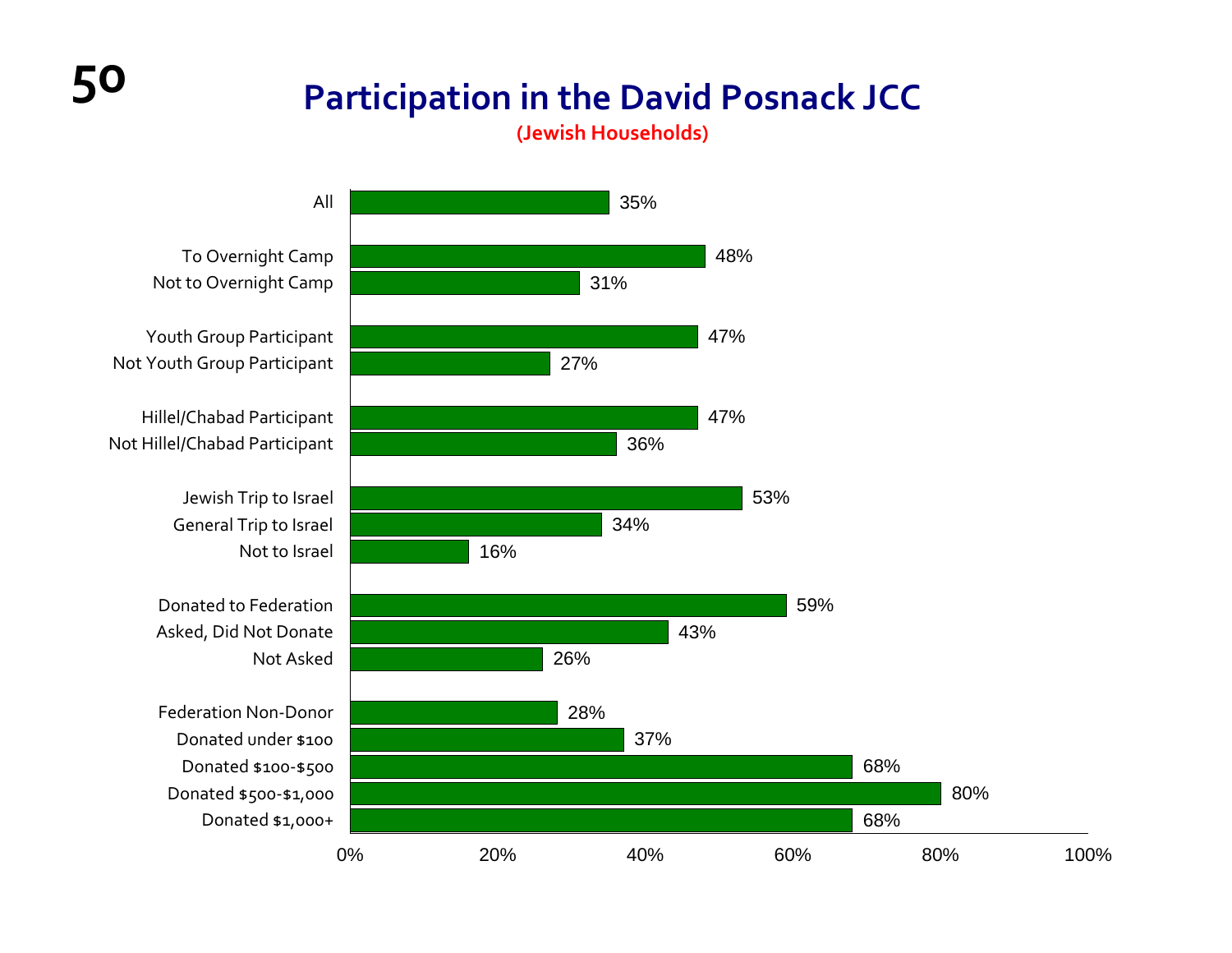# Participation in the David Posnack JCC

**(Jewish Households)**

| Category | Percent |
| --- | --- |
| All | 35% |
| To Overnight Camp | 48% |
| Not to Overnight Camp | 31% |
| Youth Group Participant | 47% |
| Not Youth Group Participant | 27% |
| Hillel/Chabad Participant | 47% |
| Not Hillel/Chabad Participant | 36% |
| Jewish Trip to Israel | 53% |
| General Trip to Israel | 34% |
| Not to Israel | 16% |
| Donated to Federation | 59% |
| Asked, Did Not Donate | 43% |
| Not Asked | 26% |
| Federation Non-Donor | 28% |
| Donated under $100 | 37% |
| Donated $100-$500 | 68% |
| Donated $500-$1,000 | 80% |
| Donated $1,000+ | 68% |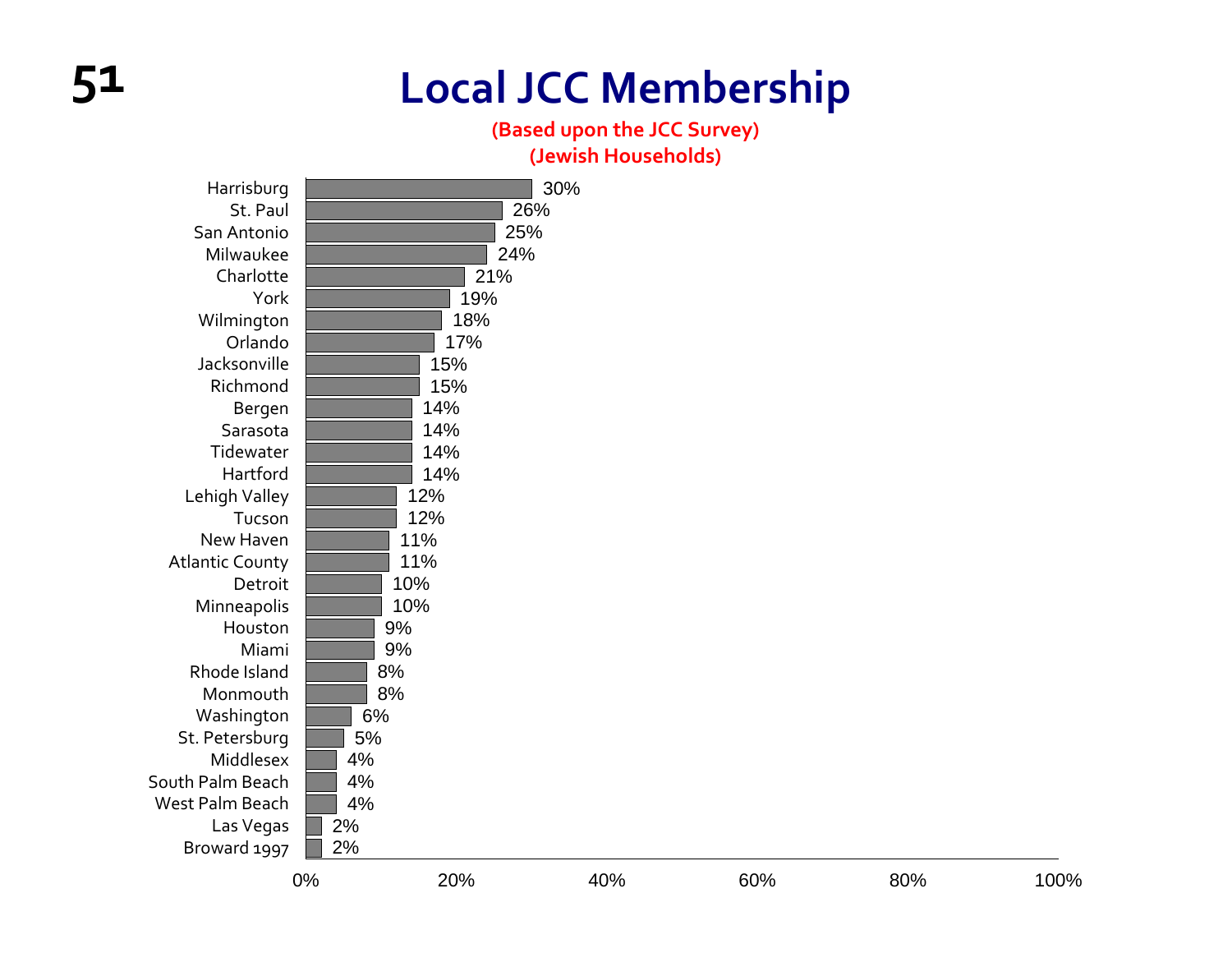# Local JCC Membership

**(Based upon the JCC Survey)**
**(Jewish Households)**

| Community | Local JCC Membership |
|---|---|
| Harrisburg | 30% |
| St. Paul | 26% |
| San Antonio | 25% |
| Milwaukee | 24% |
| Charlotte | 21% |
| York | 19% |
| Wilmington | 18% |
| Orlando | 17% |
| Jacksonville | 15% |
| Richmond | 15% |
| Bergen | 14% |
| Sarasota | 14% |
| Tidewater | 14% |
| Hartford | 14% |
| Lehigh Valley | 12% |
| Tucson | 12% |
| New Haven | 11% |
| Atlantic County | 11% |
| Detroit | 10% |
| Minneapolis | 10% |
| Houston | 9% |
| Miami | 9% |
| Rhode Island | 8% |
| Monmouth | 8% |
| Washington | 6% |
| St. Petersburg | 5% |
| Middlesex | 4% |
| South Palm Beach | 4% |
| West Palm Beach | 4% |
| Las Vegas | 2% |
| Broward 1997 | 2% |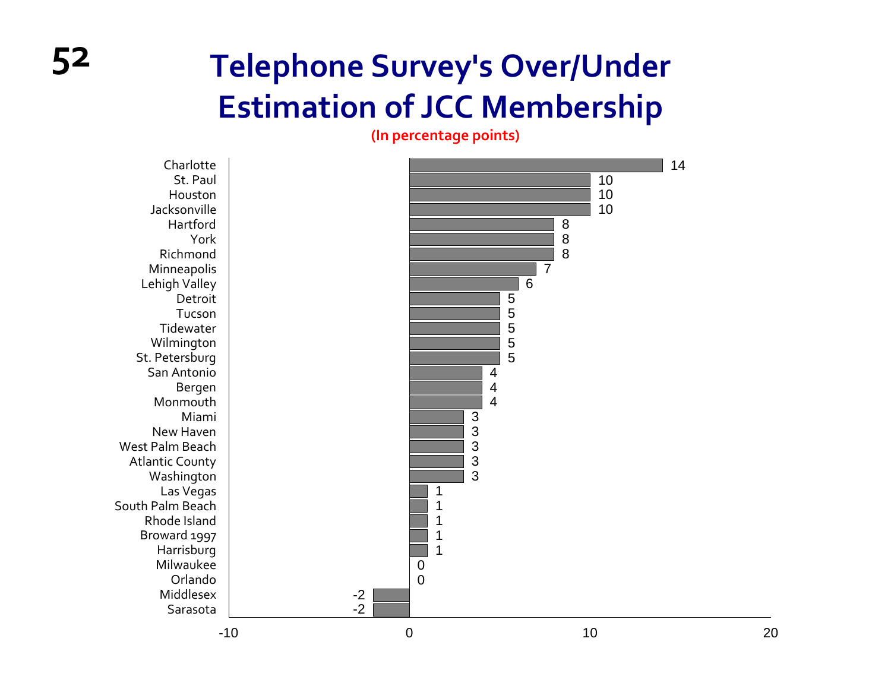# Telephone Survey's Over/Under Estimation of JCC Membership

**(In percentage points)**

| Community | Over/Under Estimation |
|---|---|
| Charlotte | 14 |
| St. Paul | 10 |
| Houston | 10 |
| Jacksonville | 10 |
| Hartford | 8 |
| York | 8 |
| Richmond | 8 |
| Minneapolis | 7 |
| Lehigh Valley | 6 |
| Detroit | 5 |
| Tucson | 5 |
| Tidewater | 5 |
| Wilmington | 5 |
| St. Petersburg | 5 |
| San Antonio | 4 |
| Bergen | 4 |
| Monmouth | 4 |
| Miami | 3 |
| New Haven | 3 |
| West Palm Beach | 3 |
| Atlantic County | 3 |
| Washington | 3 |
| Las Vegas | 1 |
| South Palm Beach | 1 |
| Rhode Island | 1 |
| Broward 1997 | 1 |
| Harrisburg | 1 |
| Milwaukee | 0 |
| Orlando | 0 |
| Middlesex | -2 |
| Sarasota | -2 |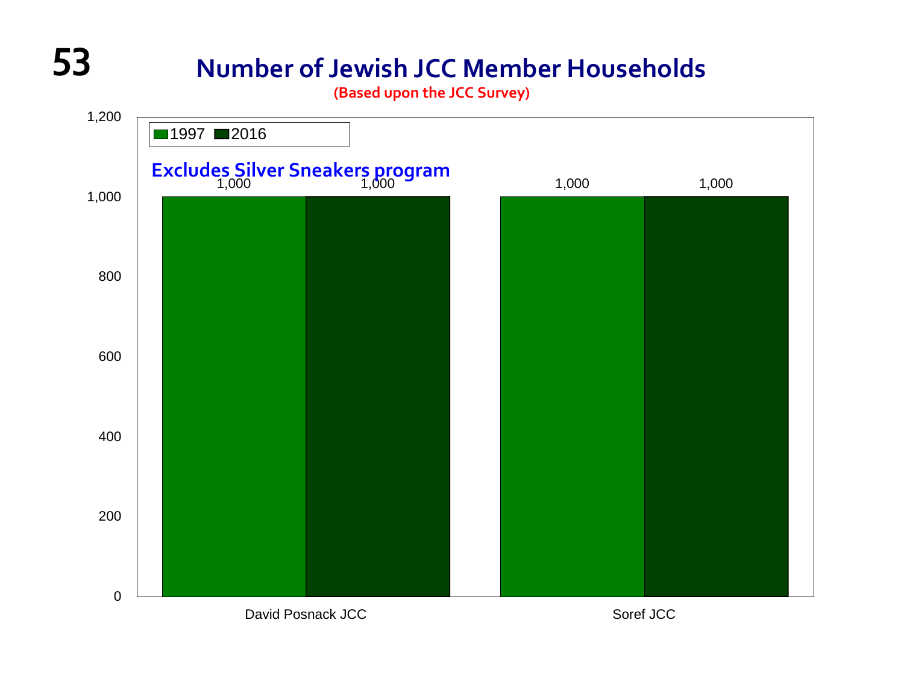# Number of Jewish JCC Member Households

**(Based upon the JCC Survey)**

Excludes Silver Sneakers program

| | 1997 | 2016 |
|---|---|---|
| David Posnack JCC | 1,000 | 1,000 |
| Soref JCC | 1,000 | 1,000 |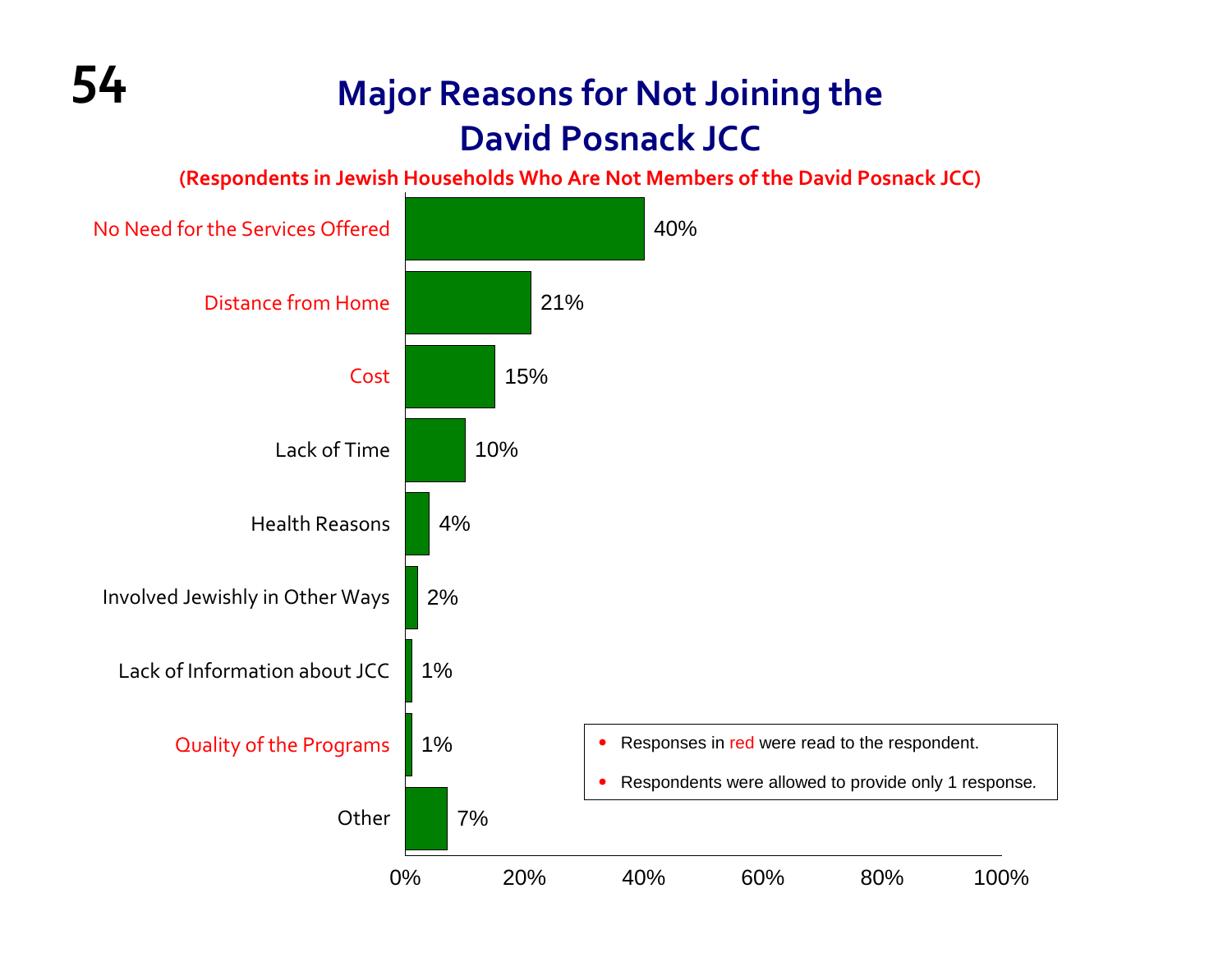# Major Reasons for Not Joining the David Posnack JCC

**(Respondents in Jewish Households Who Are Not Members of the David Posnack JCC)**

| Reason | Percentage |
|---|---|
| No Need for the Services Offered | 40% |
| Distance from Home | 21% |
| Cost | 15% |
| Lack of Time | 10% |
| Health Reasons | 4% |
| Involved Jewishly in Other Ways | 2% |
| Lack of Information about JCC | 1% |
| Quality of the Programs | 1% |
| Other | 7% |

- Responses in red were read to the respondent. (No Need for the Services Offered, Distance from Home, Cost, Quality of the Programs)
- Respondents were allowed to provide only 1 response.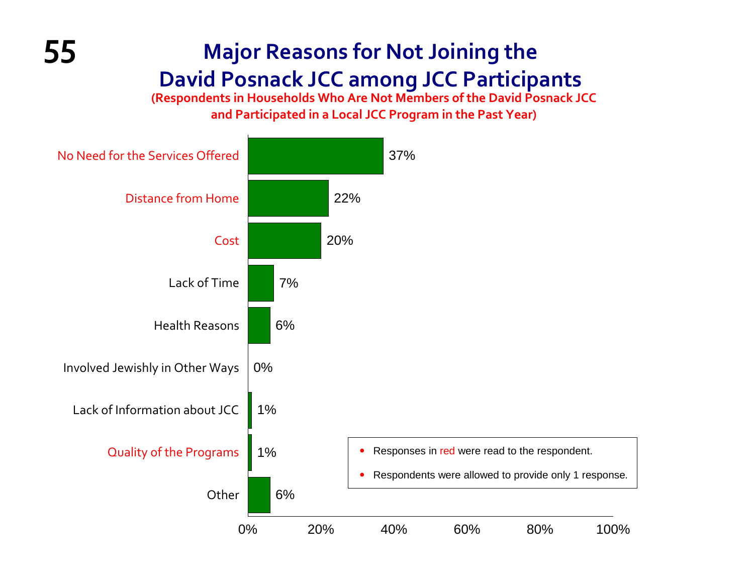# Major Reasons for Not Joining the David Posnack JCC among JCC Participants

**(Respondents in Households Who Are Not Members of the David Posnack JCC and Participated in a Local JCC Program in the Past Year)**

| Reason | Percentage |
|---|---|
| No Need for the Services Offered | 37% |
| Distance from Home | 22% |
| Cost | 20% |
| Lack of Time | 7% |
| Health Reasons | 6% |
| Involved Jewishly in Other Ways | 0% |
| Lack of Information about JCC | 1% |
| Quality of the Programs | 1% |
| Other | 6% |

- Responses in red were read to the respondent. (Red: No Need for the Services Offered, Distance from Home, Cost, Quality of the Programs)
- Respondents were allowed to provide only 1 response.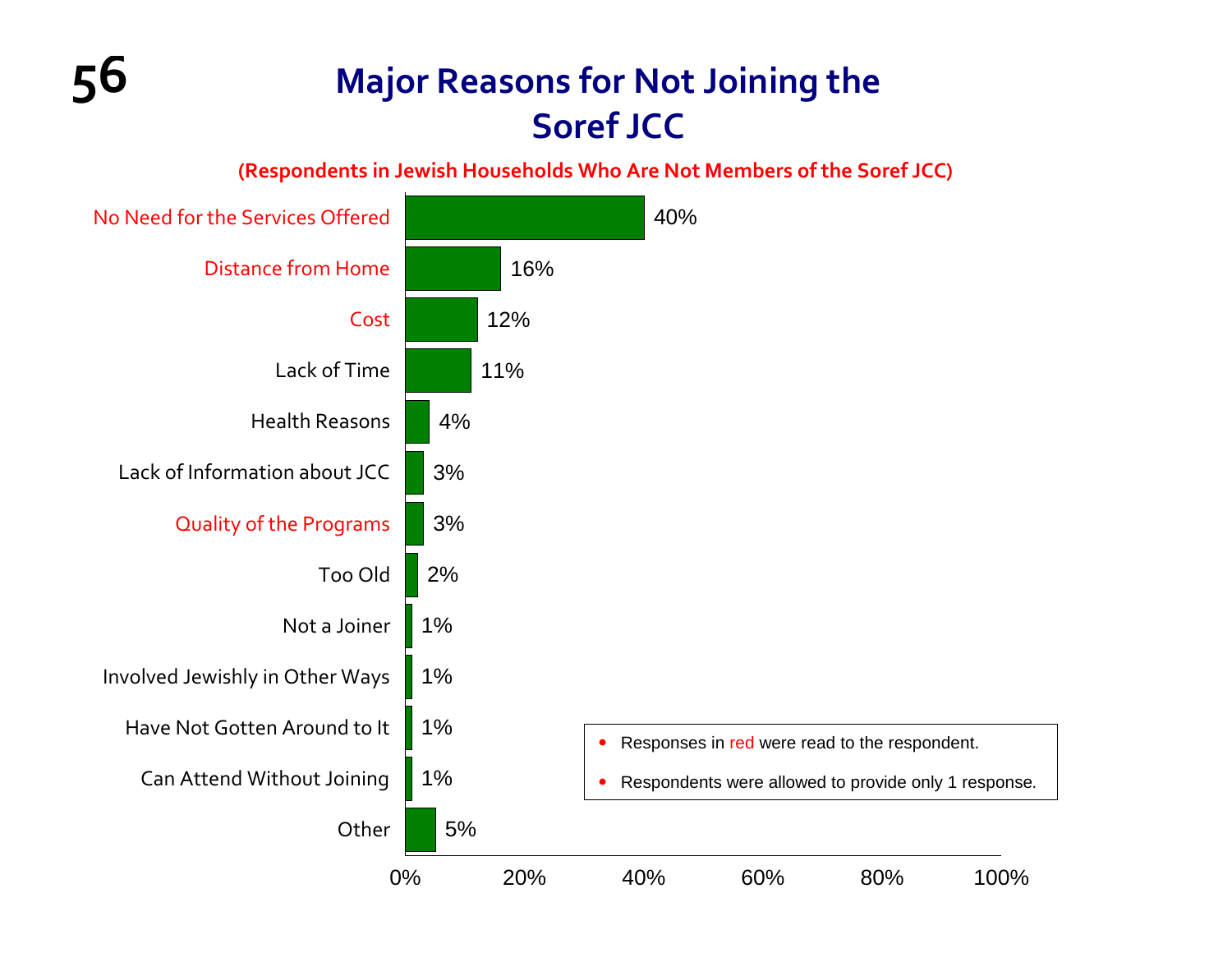# Major Reasons for Not Joining the Soref JCC

**(Respondents in Jewish Households Who Are Not Members of the Soref JCC)**

| Reason | Percentage |
|---|---|
| No Need for the Services Offered | 40% |
| Distance from Home | 16% |
| Cost | 12% |
| Lack of Time | 11% |
| Health Reasons | 4% |
| Lack of Information about JCC | 3% |
| Quality of the Programs | 3% |
| Too Old | 2% |
| Not a Joiner | 1% |
| Involved Jewishly in Other Ways | 1% |
| Have Not Gotten Around to It | 1% |
| Can Attend Without Joining | 1% |
| Other | 5% |

- Responses in red were read to the respondent. (Red responses: No Need for the Services Offered, Distance from Home, Cost, Quality of the Programs)
- Respondents were allowed to provide only 1 response.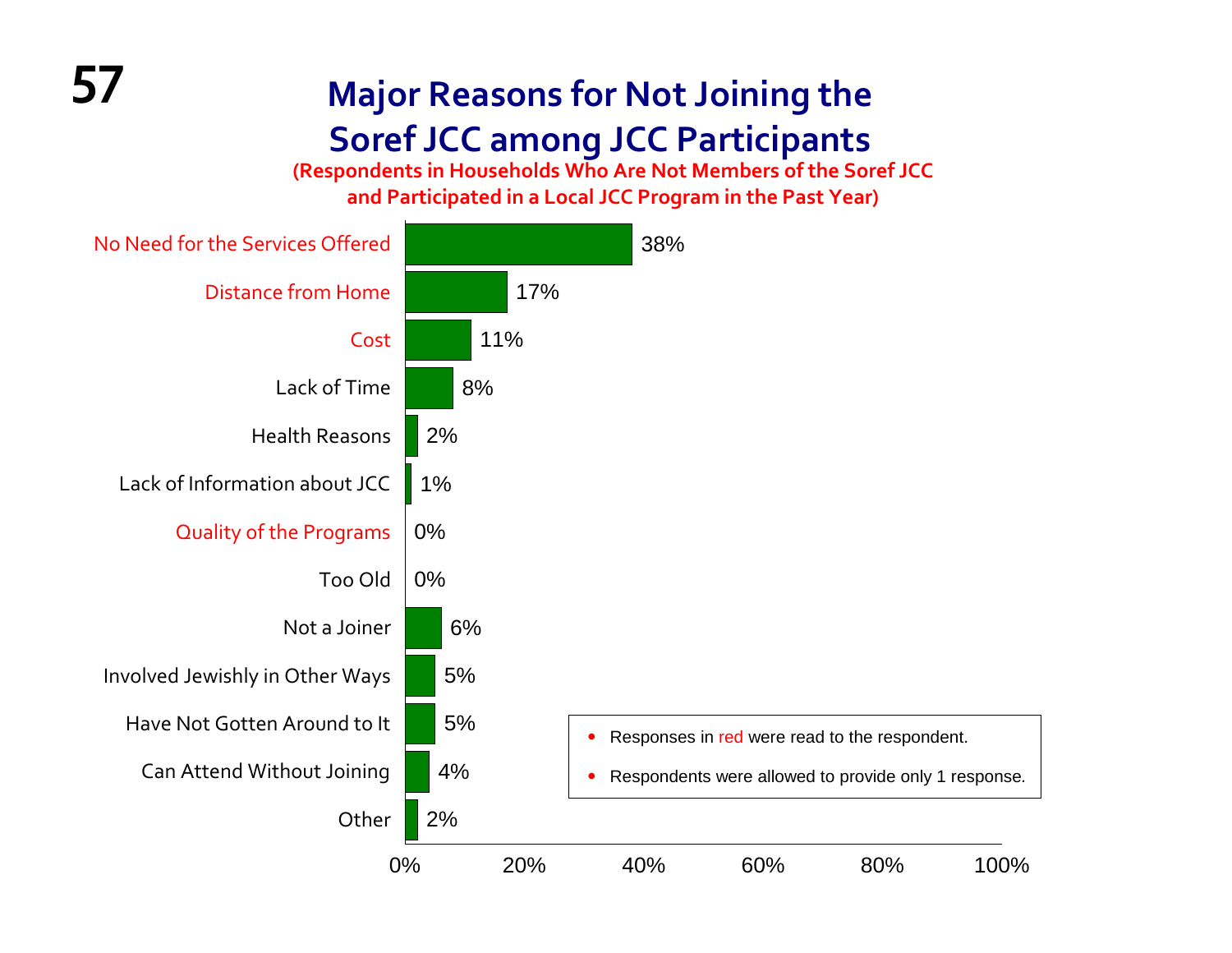# Major Reasons for Not Joining the Soref JCC among JCC Participants

**(Respondents in Households Who Are Not Members of the Soref JCC and Participated in a Local JCC Program in the Past Year)**

| Reason | Percentage |
|---|---|
| No Need for the Services Offered | 38% |
| Distance from Home | 17% |
| Cost | 11% |
| Lack of Time | 8% |
| Health Reasons | 2% |
| Lack of Information about JCC | 1% |
| Quality of the Programs | 0% |
| Too Old | 0% |
| Not a Joiner | 6% |
| Involved Jewishly in Other Ways | 5% |
| Have Not Gotten Around to It | 5% |
| Can Attend Without Joining | 4% |
| Other | 2% |

- Responses in red were read to the respondent. (No Need for the Services Offered, Distance from Home, Cost, Quality of the Programs)
- Respondents were allowed to provide only 1 response.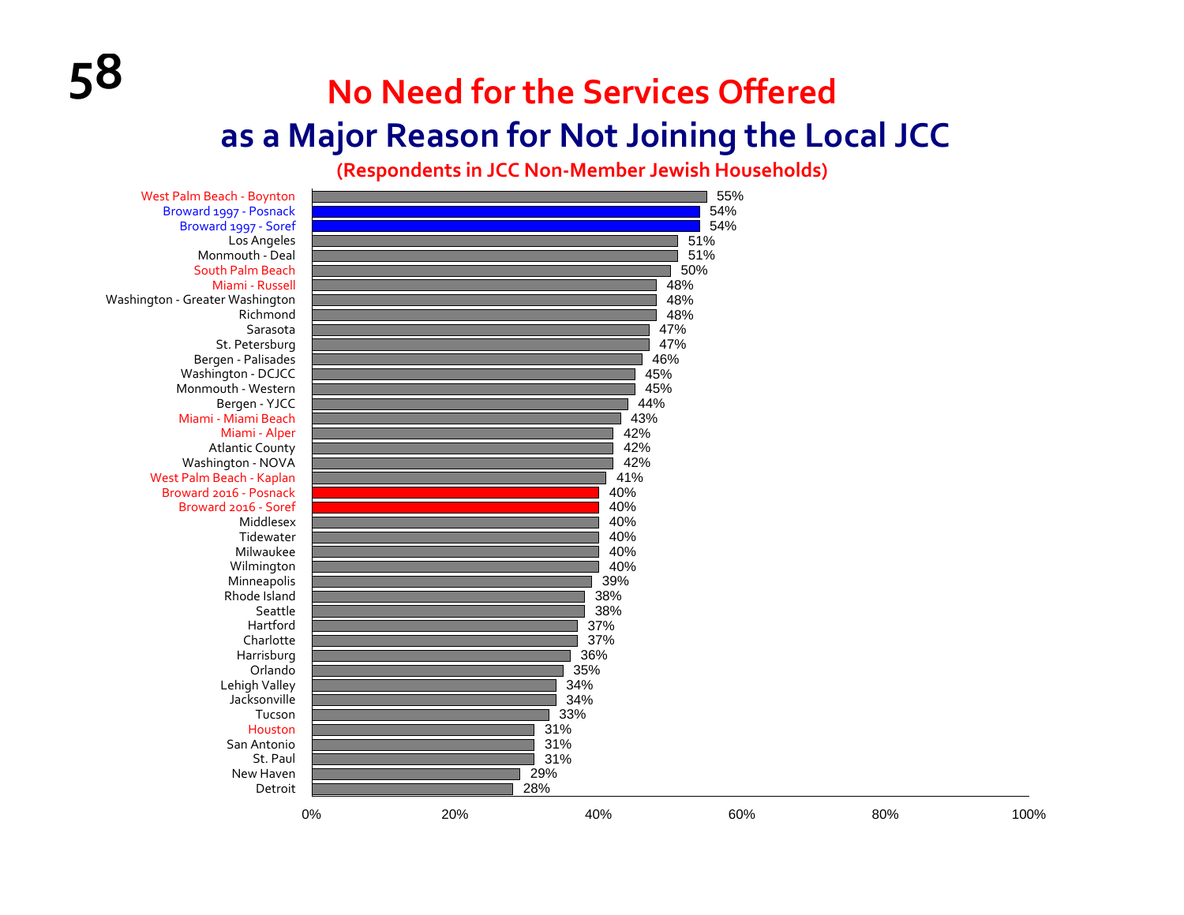# No Need for the Services Offered as a Major Reason for Not Joining the Local JCC

**(Respondents in JCC Non-Member Jewish Households)**

| Community | Percentage |
|---|---|
| West Palm Beach - Boynton | 55% |
| Broward 1997 - Posnack | 54% |
| Broward 1997 - Soref | 54% |
| Los Angeles | 51% |
| Monmouth - Deal | 51% |
| South Palm Beach | 50% |
| Miami - Russell | 48% |
| Washington - Greater Washington | 48% |
| Richmond | 48% |
| Sarasota | 47% |
| St. Petersburg | 47% |
| Bergen - Palisades | 46% |
| Washington - DCJCC | 45% |
| Monmouth - Western | 45% |
| Bergen - YJCC | 44% |
| Miami - Miami Beach | 43% |
| Miami - Alper | 42% |
| Atlantic County | 42% |
| Washington - NOVA | 42% |
| West Palm Beach - Kaplan | 41% |
| Broward 2016 - Posnack | 40% |
| Broward 2016 - Soref | 40% |
| Middlesex | 40% |
| Tidewater | 40% |
| Milwaukee | 40% |
| Wilmington | 40% |
| Minneapolis | 39% |
| Rhode Island | 38% |
| Seattle | 38% |
| Hartford | 37% |
| Charlotte | 37% |
| Harrisburg | 36% |
| Orlando | 35% |
| Lehigh Valley | 34% |
| Jacksonville | 34% |
| Tucson | 33% |
| Houston | 31% |
| San Antonio | 31% |
| St. Paul | 31% |
| New Haven | 29% |
| Detroit | 28% |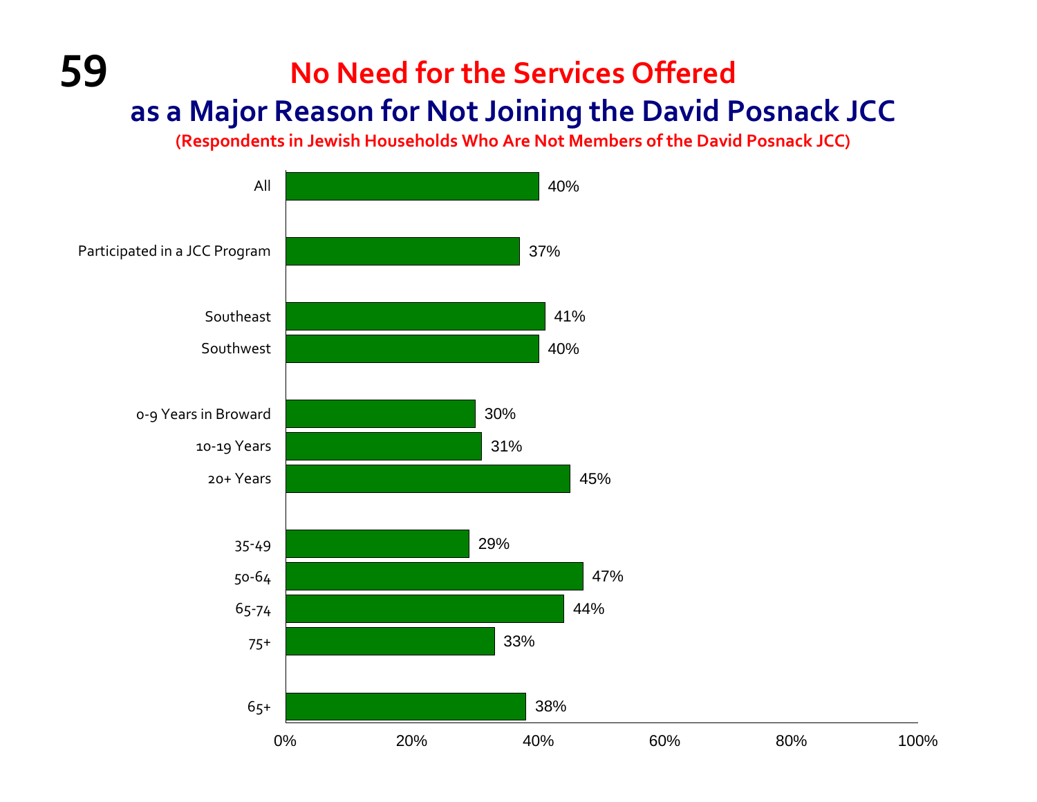# No Need for the Services Offered as a Major Reason for Not Joining the David Posnack JCC

**(Respondents in Jewish Households Who Are Not Members of the David Posnack JCC)**

| Group | Percentage |
|---|---|
| All | 40% |
| Participated in a JCC Program | 37% |
| Southeast | 41% |
| Southwest | 40% |
| 0-9 Years in Broward | 30% |
| 10-19 Years | 31% |
| 20+ Years | 45% |
| 35-49 | 29% |
| 50-64 | 47% |
| 65-74 | 44% |
| 75+ | 33% |
| 65+ | 38% |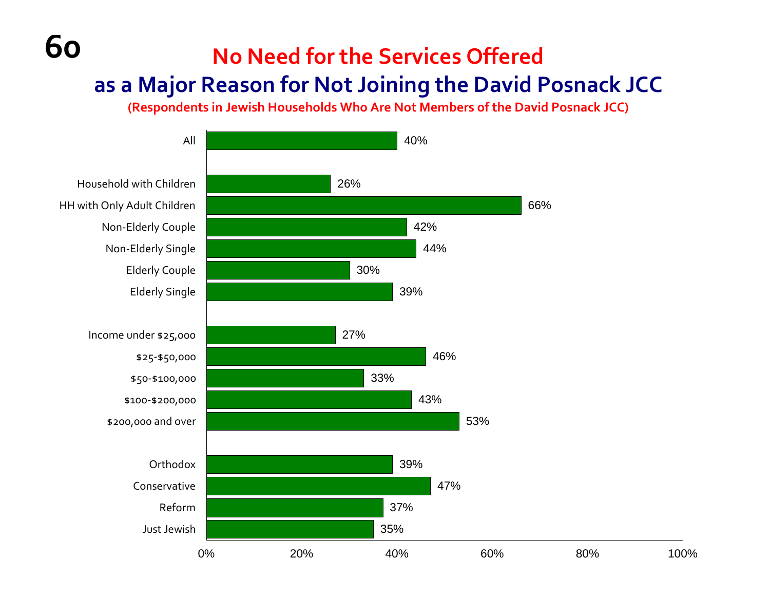# No Need for the Services Offered as a Major Reason for Not Joining the David Posnack JCC

**(Respondents in Jewish Households Who Are Not Members of the David Posnack JCC)**

| Group | Percentage |
|---|---|
| All | 40% |
| Household with Children | 26% |
| HH with Only Adult Children | 66% |
| Non-Elderly Couple | 42% |
| Non-Elderly Single | 44% |
| Elderly Couple | 30% |
| Elderly Single | 39% |
| Income under $25,000 | 27% |
| $25-$50,000 | 46% |
| $50-$100,000 | 33% |
| $100-$200,000 | 43% |
| $200,000 and over | 53% |
| Orthodox | 39% |
| Conservative | 47% |
| Reform | 37% |
| Just Jewish | 35% |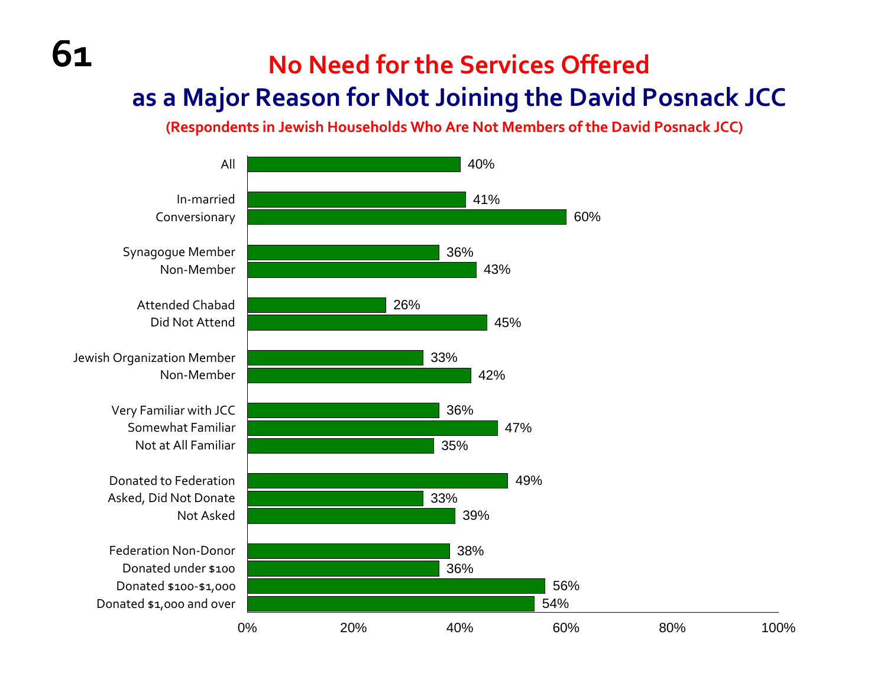# No Need for the Services Offered as a Major Reason for Not Joining the David Posnack JCC

**(Respondents in Jewish Households Who Are Not Members of the David Posnack JCC)**

| Group | Percentage |
|---|---|
| All | 40% |
| In-married | 41% |
| Conversionary | 60% |
| Synagogue Member | 36% |
| Non-Member | 43% |
| Attended Chabad | 26% |
| Did Not Attend | 45% |
| Jewish Organization Member | 33% |
| Non-Member | 42% |
| Very Familiar with JCC | 36% |
| Somewhat Familiar | 47% |
| Not at All Familiar | 35% |
| Donated to Federation | 49% |
| Asked, Did Not Donate | 33% |
| Not Asked | 39% |
| Federation Non-Donor | 38% |
| Donated under $100 | 36% |
| Donated $100-$1,000 | 56% |
| Donated $1,000 and over | 54% |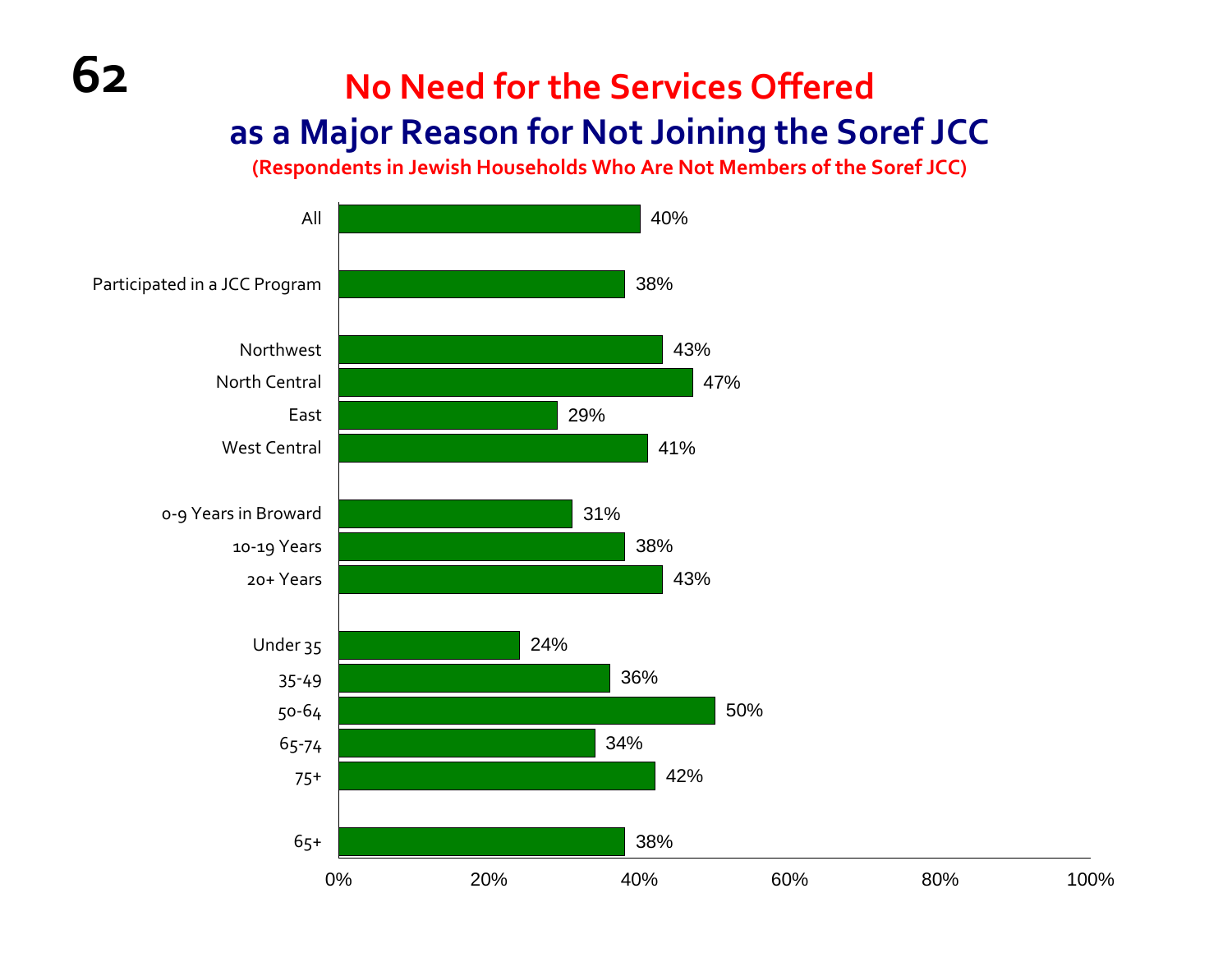# No Need for the Services Offered as a Major Reason for Not Joining the Soref JCC

**(Respondents in Jewish Households Who Are Not Members of the Soref JCC)**

| Category | Percentage |
|---|---|
| All | 40% |
| Participated in a JCC Program | 38% |
| Northwest | 43% |
| North Central | 47% |
| East | 29% |
| West Central | 41% |
| 0-9 Years in Broward | 31% |
| 10-19 Years | 38% |
| 20+ Years | 43% |
| Under 35 | 24% |
| 35-49 | 36% |
| 50-64 | 50% |
| 65-74 | 34% |
| 75+ | 42% |
| 65+ | 38% |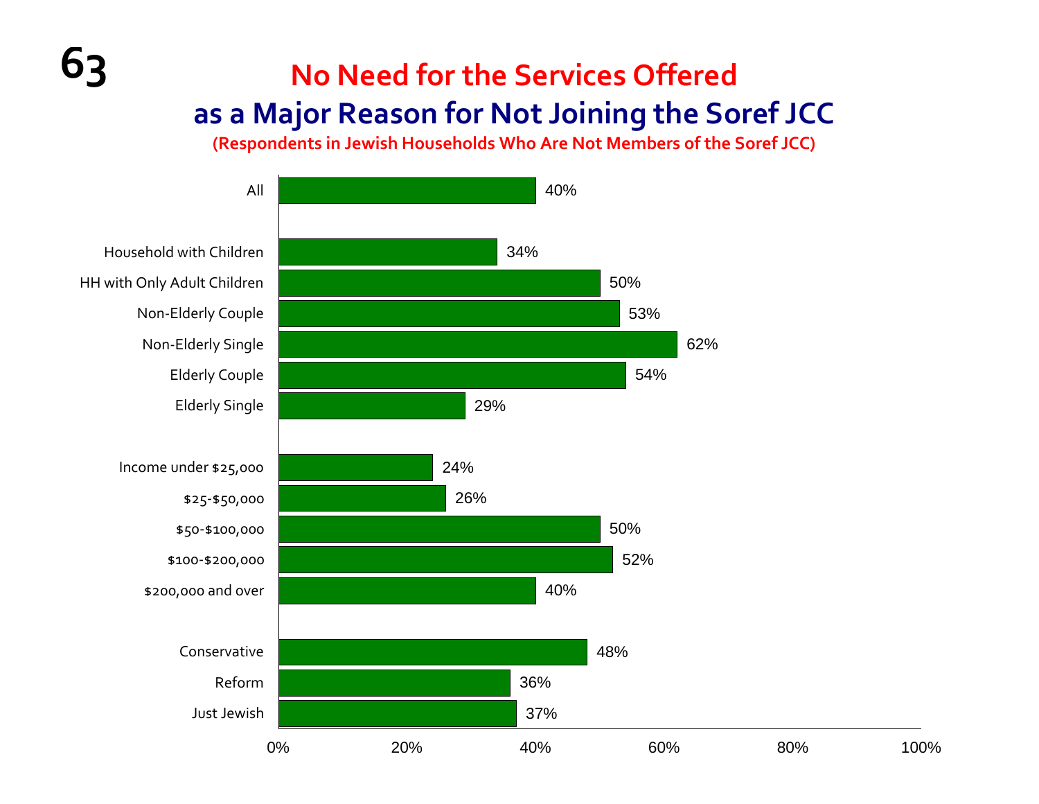# No Need for the Services Offered as a Major Reason for Not Joining the Soref JCC

**(Respondents in Jewish Households Who Are Not Members of the Soref JCC)**

| Category | Percentage |
| --- | --- |
| All | 40% |
| Household with Children | 34% |
| HH with Only Adult Children | 50% |
| Non-Elderly Couple | 53% |
| Non-Elderly Single | 62% |
| Elderly Couple | 54% |
| Elderly Single | 29% |
| Income under $25,000 | 24% |
| $25-$50,000 | 26% |
| $50-$100,000 | 50% |
| $100-$200,000 | 52% |
| $200,000 and over | 40% |
| Conservative | 48% |
| Reform | 36% |
| Just Jewish | 37% |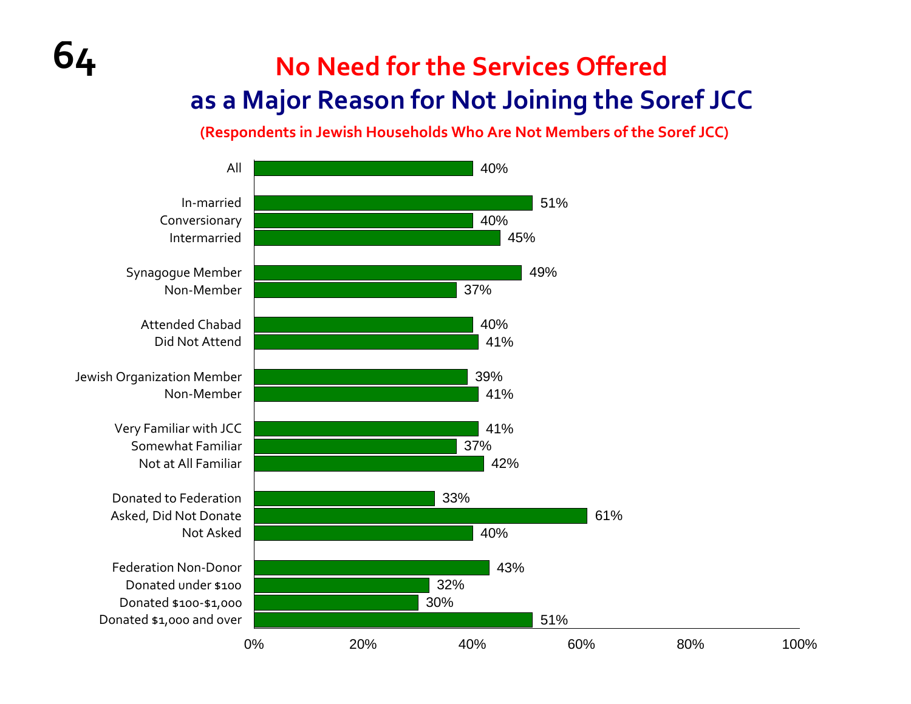# No Need for the Services Offered as a Major Reason for Not Joining the Soref JCC

**(Respondents in Jewish Households Who Are Not Members of the Soref JCC)**

| Group | Percentage |
| --- | --- |
| All | 40% |
| In-married | 51% |
| Conversionary | 40% |
| Intermarried | 45% |
| Synagogue Member | 49% |
| Non-Member | 37% |
| Attended Chabad | 40% |
| Did Not Attend | 41% |
| Jewish Organization Member | 39% |
| Non-Member | 41% |
| Very Familiar with JCC | 41% |
| Somewhat Familiar | 37% |
| Not at All Familiar | 42% |
| Donated to Federation | 33% |
| Asked, Did Not Donate | 61% |
| Not Asked | 40% |
| Federation Non-Donor | 43% |
| Donated under $100 | 32% |
| Donated $100-$1,000 | 30% |
| Donated $1,000 and over | 51% |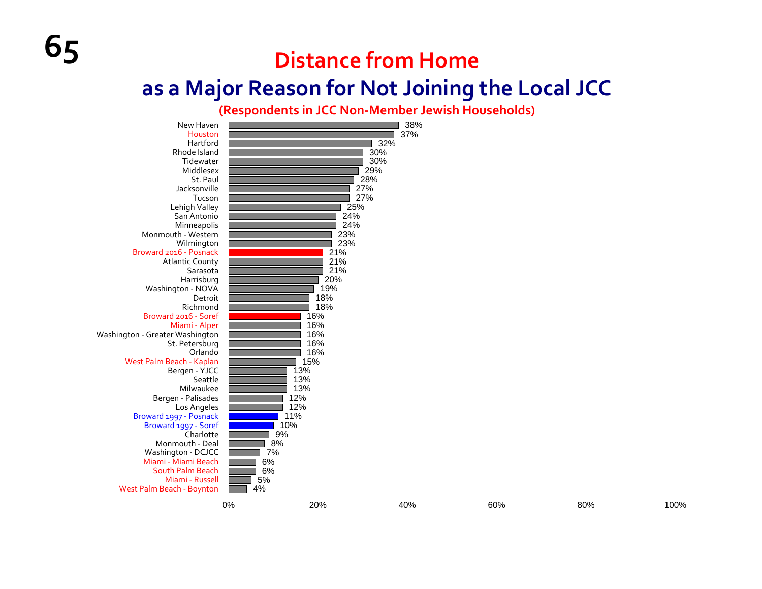# Distance from Home

## as a Major Reason for Not Joining the Local JCC

### (Respondents in JCC Non-Member Jewish Households)

| Community | Percentage |
|---|---|
| New Haven | 38% |
| Houston | 37% |
| Hartford | 32% |
| Rhode Island | 30% |
| Tidewater | 30% |
| Middlesex | 29% |
| St. Paul | 28% |
| Jacksonville | 27% |
| Tucson | 27% |
| Lehigh Valley | 25% |
| San Antonio | 24% |
| Minneapolis | 24% |
| Monmouth - Western | 23% |
| Wilmington | 23% |
| Broward 2016 - Posnack | 21% |
| Atlantic County | 21% |
| Sarasota | 21% |
| Harrisburg | 20% |
| Washington - NOVA | 19% |
| Detroit | 18% |
| Richmond | 18% |
| Broward 2016 - Soref | 16% |
| Miami - Alper | 16% |
| Washington - Greater Washington | 16% |
| St. Petersburg | 16% |
| Orlando | 16% |
| West Palm Beach - Kaplan | 15% |
| Bergen - YJCC | 13% |
| Seattle | 13% |
| Milwaukee | 13% |
| Bergen - Palisades | 12% |
| Los Angeles | 12% |
| Broward 1997 - Posnack | 11% |
| Broward 1997 - Soref | 10% |
| Charlotte | 9% |
| Monmouth - Deal | 8% |
| Washington - DCJCC | 7% |
| Miami - Miami Beach | 6% |
| South Palm Beach | 6% |
| Miami - Russell | 5% |
| West Palm Beach - Boynton | 4% |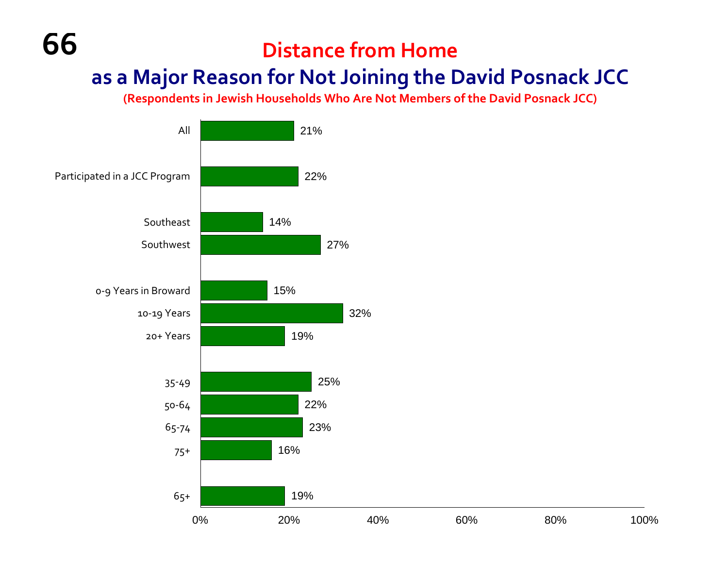# Distance from Home

## as a Major Reason for Not Joining the David Posnack JCC

**(Respondents in Jewish Households Who Are Not Members of the David Posnack JCC)**

| Group | Percentage |
|---|---|
| All | 21% |
| Participated in a JCC Program | 22% |
| Southeast | 14% |
| Southwest | 27% |
| 0-9 Years in Broward | 15% |
| 10-19 Years | 32% |
| 20+ Years | 19% |
| 35-49 | 25% |
| 50-64 | 22% |
| 65-74 | 23% |
| 75+ | 16% |
| 65+ | 19% |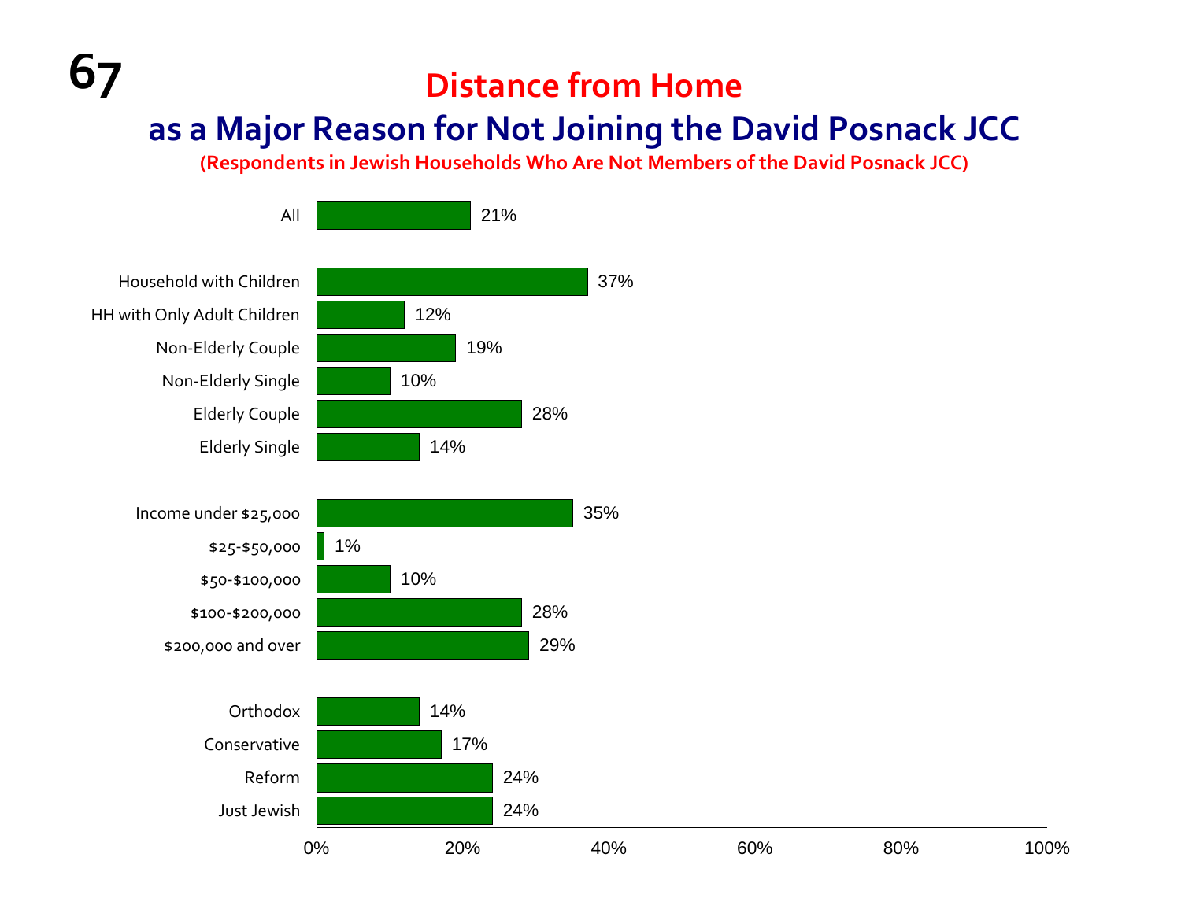# Distance from Home

## as a Major Reason for Not Joining the David Posnack JCC

**(Respondents in Jewish Households Who Are Not Members of the David Posnack JCC)**

| Group | Percentage |
| --- | --- |
| All | 21% |
| Household with Children | 37% |
| HH with Only Adult Children | 12% |
| Non-Elderly Couple | 19% |
| Non-Elderly Single | 10% |
| Elderly Couple | 28% |
| Elderly Single | 14% |
| Income under $25,000 | 35% |
| $25-$50,000 | 1% |
| $50-$100,000 | 10% |
| $100-$200,000 | 28% |
| $200,000 and over | 29% |
| Orthodox | 14% |
| Conservative | 17% |
| Reform | 24% |
| Just Jewish | 24% |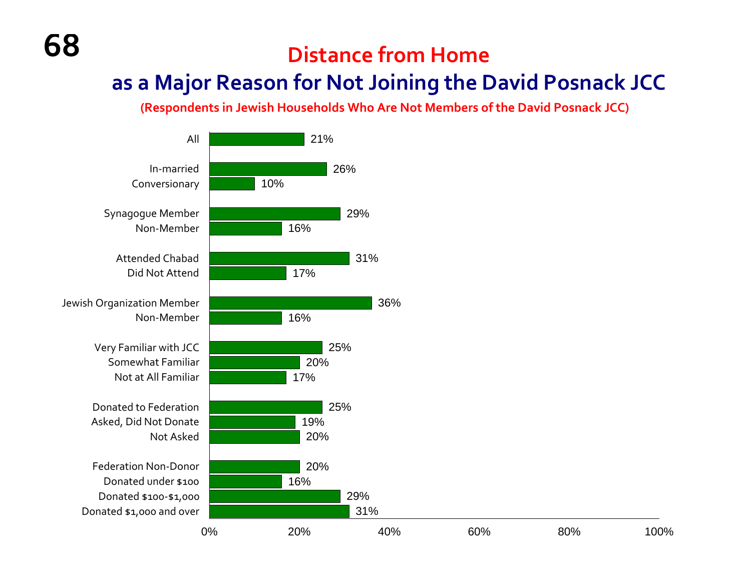# Distance from Home

## as a Major Reason for Not Joining the David Posnack JCC

**(Respondents in Jewish Households Who Are Not Members of the David Posnack JCC)**

| Group | Percentage |
|---|---|
| All | 21% |
| In-married | 26% |
| Conversionary | 10% |
| Synagogue Member | 29% |
| Non-Member | 16% |
| Attended Chabad | 31% |
| Did Not Attend | 17% |
| Jewish Organization Member | 36% |
| Non-Member | 16% |
| Very Familiar with JCC | 25% |
| Somewhat Familiar | 20% |
| Not at All Familiar | 17% |
| Donated to Federation | 25% |
| Asked, Did Not Donate | 19% |
| Not Asked | 20% |
| Federation Non-Donor | 20% |
| Donated under $100 | 16% |
| Donated $100-$1,000 | 29% |
| Donated $1,000 and over | 31% |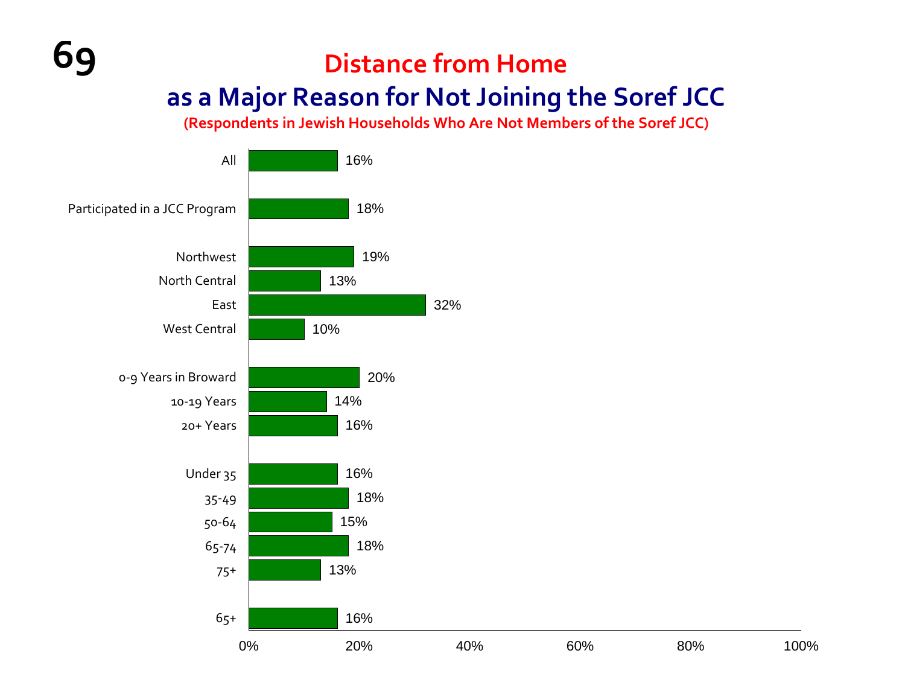# Distance from Home as a Major Reason for Not Joining the Soref JCC

**(Respondents in Jewish Households Who Are Not Members of the Soref JCC)**

| Group | Percentage |
|---|---|
| All | 16% |
| Participated in a JCC Program | 18% |
| Northwest | 19% |
| North Central | 13% |
| East | 32% |
| West Central | 10% |
| 0-9 Years in Broward | 20% |
| 10-19 Years | 14% |
| 20+ Years | 16% |
| Under 35 | 16% |
| 35-49 | 18% |
| 50-64 | 15% |
| 65-74 | 18% |
| 75+ | 13% |
| 65+ | 16% |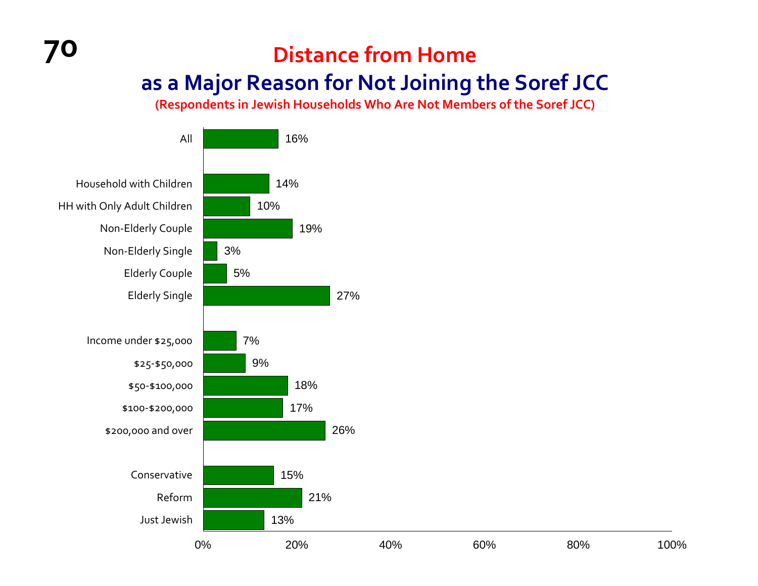# Distance from Home

## as a Major Reason for Not Joining the Soref JCC

**(Respondents in Jewish Households Who Are Not Members of the Soref JCC)**

| Group | Percentage |
|---|---|
| All | 16% |
| Household with Children | 14% |
| HH with Only Adult Children | 10% |
| Non-Elderly Couple | 19% |
| Non-Elderly Single | 3% |
| Elderly Couple | 5% |
| Elderly Single | 27% |
| Income under $25,000 | 7% |
| $25-$50,000 | 9% |
| $50-$100,000 | 18% |
| $100-$200,000 | 17% |
| $200,000 and over | 26% |
| Conservative | 15% |
| Reform | 21% |
| Just Jewish | 13% |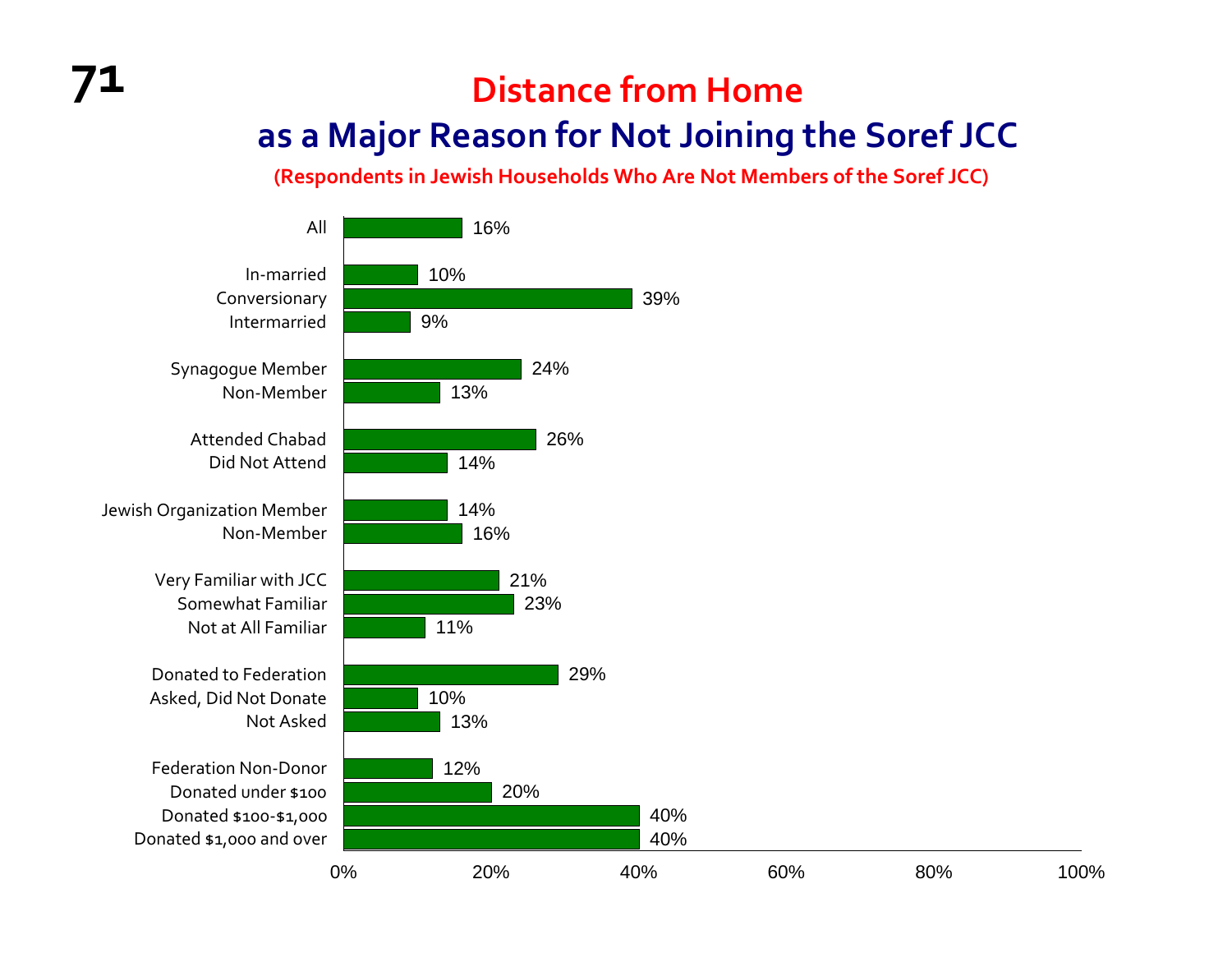# Distance from Home
## as a Major Reason for Not Joining the Soref JCC

**(Respondents in Jewish Households Who Are Not Members of the Soref JCC)**

| Group | Percent |
|---|---|
| All | 16% |
| In-married | 10% |
| Conversionary | 39% |
| Intermarried | 9% |
| Synagogue Member | 24% |
| Non-Member | 13% |
| Attended Chabad | 26% |
| Did Not Attend | 14% |
| Jewish Organization Member | 14% |
| Non-Member | 16% |
| Very Familiar with JCC | 21% |
| Somewhat Familiar | 23% |
| Not at All Familiar | 11% |
| Donated to Federation | 29% |
| Asked, Did Not Donate | 10% |
| Not Asked | 13% |
| Federation Non-Donor | 12% |
| Donated under $100 | 20% |
| Donated $100-$1,000 | 40% |
| Donated $1,000 and over | 40% |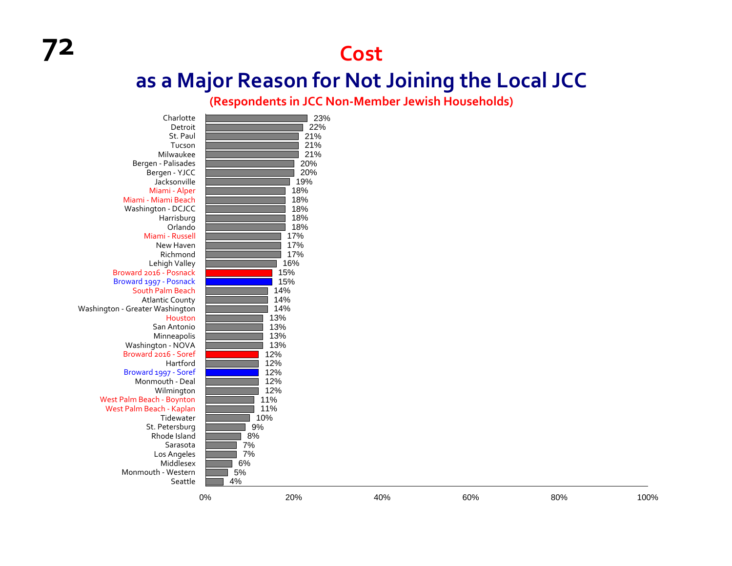# Cost

## as a Major Reason for Not Joining the Local JCC

**(Respondents in JCC Non-Member Jewish Households)**

| Community | Percentage |
|---|---|
| Charlotte | 23% |
| Detroit | 22% |
| St. Paul | 21% |
| Tucson | 21% |
| Milwaukee | 21% |
| Bergen - Palisades | 20% |
| Bergen - YJCC | 20% |
| Jacksonville | 19% |
| Miami - Alper | 18% |
| Miami - Miami Beach | 18% |
| Washington - DCJCC | 18% |
| Harrisburg | 18% |
| Orlando | 18% |
| Miami - Russell | 17% |
| New Haven | 17% |
| Richmond | 17% |
| Lehigh Valley | 16% |
| Broward 2016 - Posnack | 15% |
| Broward 1997 - Posnack | 15% |
| South Palm Beach | 14% |
| Atlantic County | 14% |
| Washington - Greater Washington | 14% |
| Houston | 13% |
| San Antonio | 13% |
| Minneapolis | 13% |
| Washington - NOVA | 13% |
| Broward 2016 - Soref | 12% |
| Hartford | 12% |
| Broward 1997 - Soref | 12% |
| Monmouth - Deal | 12% |
| Wilmington | 12% |
| West Palm Beach - Boynton | 11% |
| West Palm Beach - Kaplan | 11% |
| Tidewater | 10% |
| St. Petersburg | 9% |
| Rhode Island | 8% |
| Sarasota | 7% |
| Los Angeles | 7% |
| Middlesex | 6% |
| Monmouth - Western | 5% |
| Seattle | 4% |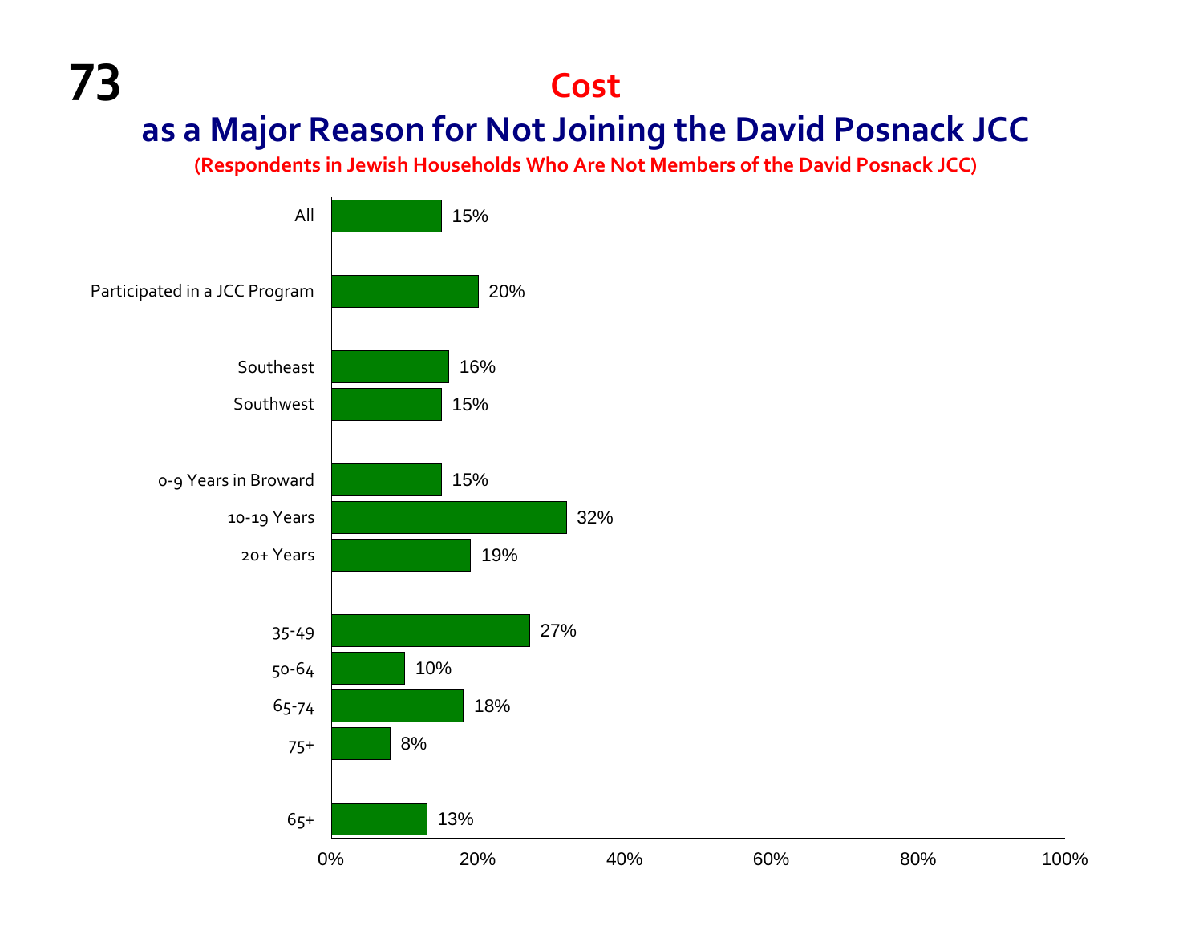# Cost

## as a Major Reason for Not Joining the David Posnack JCC

**(Respondents in Jewish Households Who Are Not Members of the David Posnack JCC)**

| Group | Percent |
|---|---|
| All | 15% |
| Participated in a JCC Program | 20% |
| Southeast | 16% |
| Southwest | 15% |
| 0-9 Years in Broward | 15% |
| 10-19 Years | 32% |
| 20+ Years | 19% |
| 35-49 | 27% |
| 50-64 | 10% |
| 65-74 | 18% |
| 75+ | 8% |
| 65+ | 13% |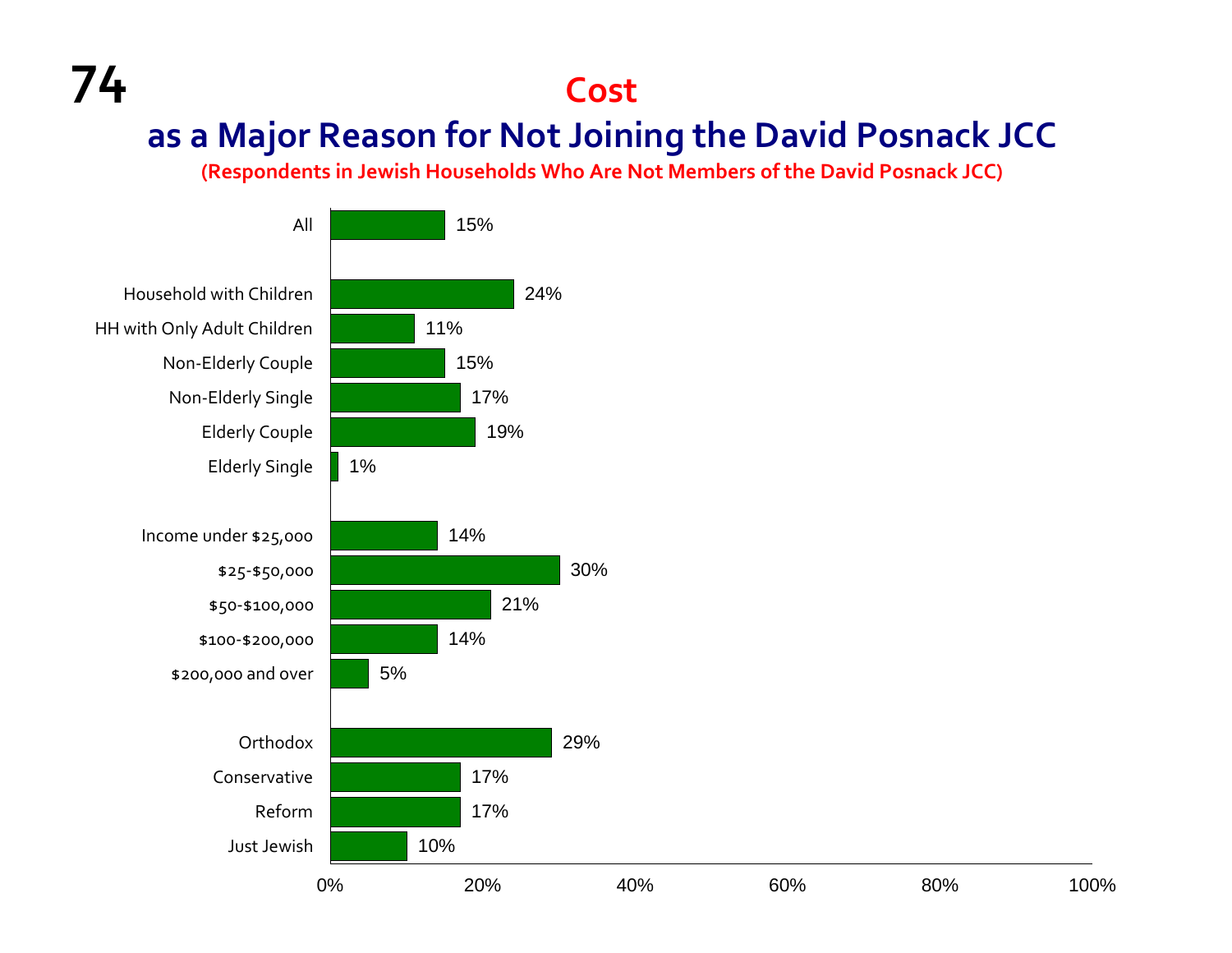# Cost

## as a Major Reason for Not Joining the David Posnack JCC

**(Respondents in Jewish Households Who Are Not Members of the David Posnack JCC)**

| Group | Percentage |
|---|---|
| All | 15% |
| Household with Children | 24% |
| HH with Only Adult Children | 11% |
| Non-Elderly Couple | 15% |
| Non-Elderly Single | 17% |
| Elderly Couple | 19% |
| Elderly Single | 1% |
| Income under $25,000 | 14% |
| $25-$50,000 | 30% |
| $50-$100,000 | 21% |
| $100-$200,000 | 14% |
| $200,000 and over | 5% |
| Orthodox | 29% |
| Conservative | 17% |
| Reform | 17% |
| Just Jewish | 10% |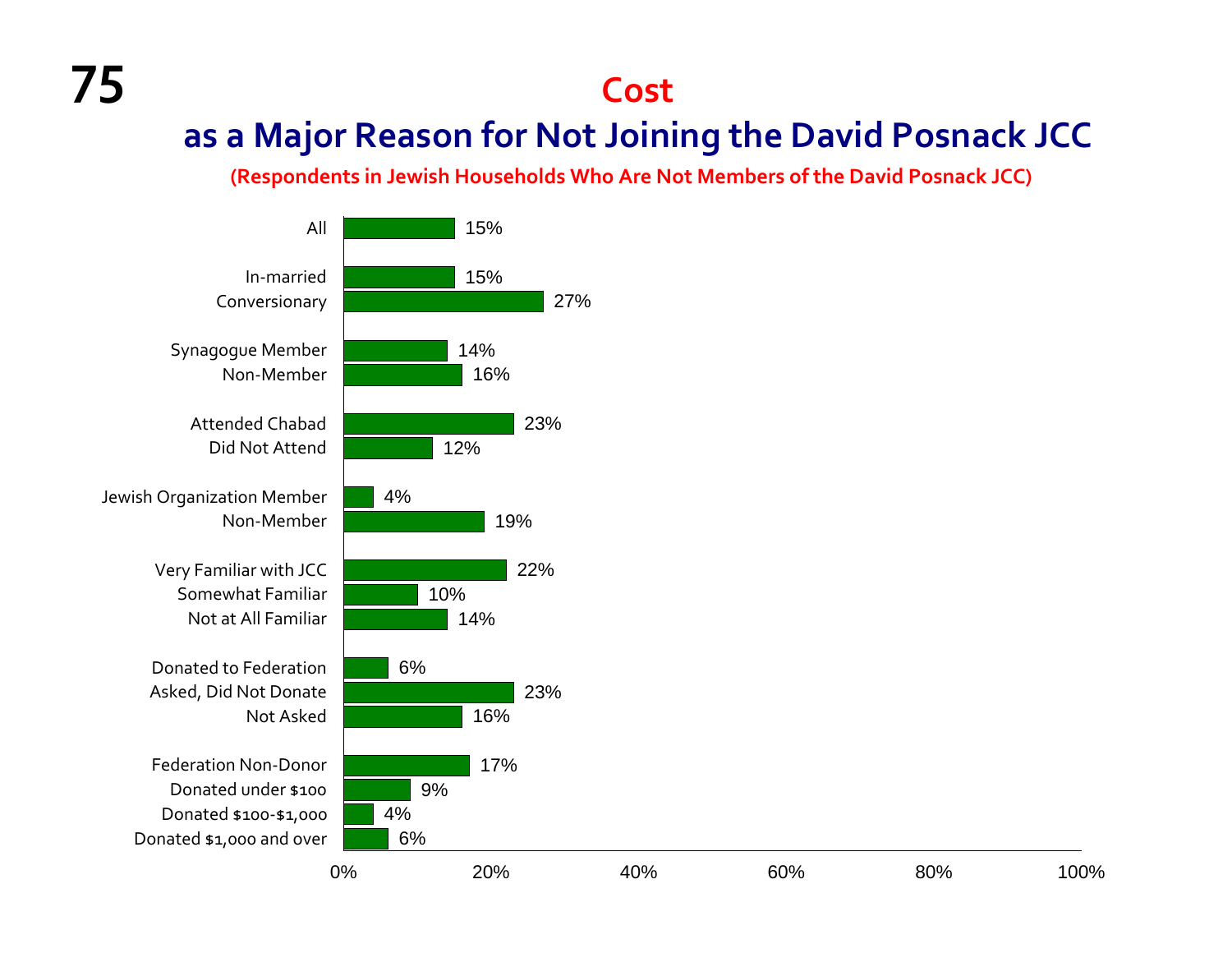# Cost

## as a Major Reason for Not Joining the David Posnack JCC

**(Respondents in Jewish Households Who Are Not Members of the David Posnack JCC)**

| Group | Percentage |
|---|---|
| All | 15% |
| In-married | 15% |
| Conversionary | 27% |
| Synagogue Member | 14% |
| Non-Member | 16% |
| Attended Chabad | 23% |
| Did Not Attend | 12% |
| Jewish Organization Member | 4% |
| Non-Member | 19% |
| Very Familiar with JCC | 22% |
| Somewhat Familiar | 10% |
| Not at All Familiar | 14% |
| Donated to Federation | 6% |
| Asked, Did Not Donate | 23% |
| Not Asked | 16% |
| Federation Non-Donor | 17% |
| Donated under $100 | 9% |
| Donated $100-$1,000 | 4% |
| Donated $1,000 and over | 6% |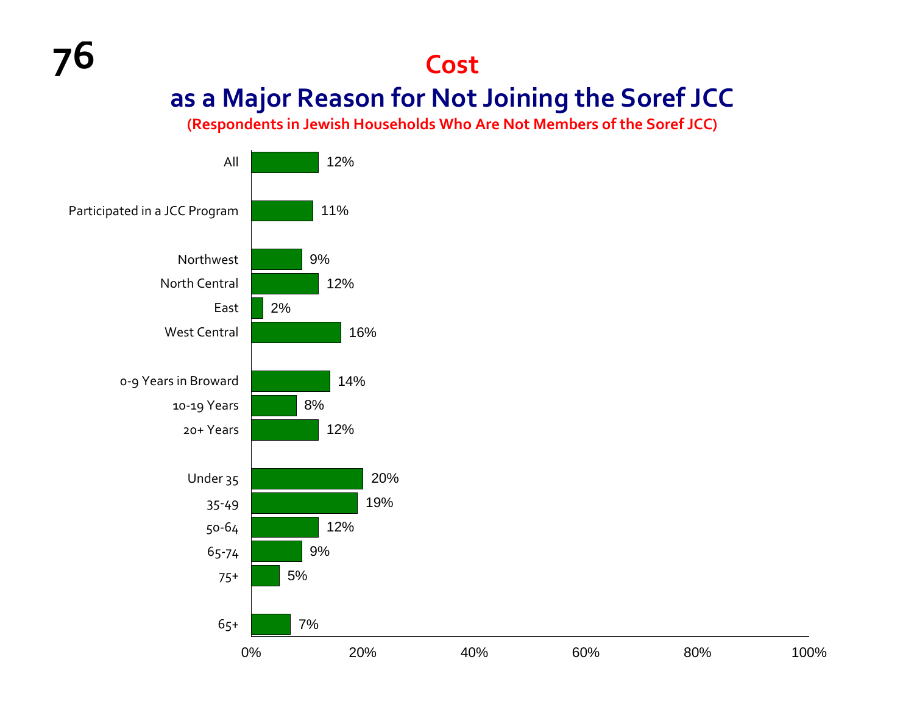# Cost

## as a Major Reason for Not Joining the Soref JCC

**(Respondents in Jewish Households Who Are Not Members of the Soref JCC)**

| Group | Percentage |
| --- | --- |
| All | 12% |
| Participated in a JCC Program | 11% |
| Northwest | 9% |
| North Central | 12% |
| East | 2% |
| West Central | 16% |
| 0-9 Years in Broward | 14% |
| 10-19 Years | 8% |
| 20+ Years | 12% |
| Under 35 | 20% |
| 35-49 | 19% |
| 50-64 | 12% |
| 65-74 | 9% |
| 75+ | 5% |
| 65+ | 7% |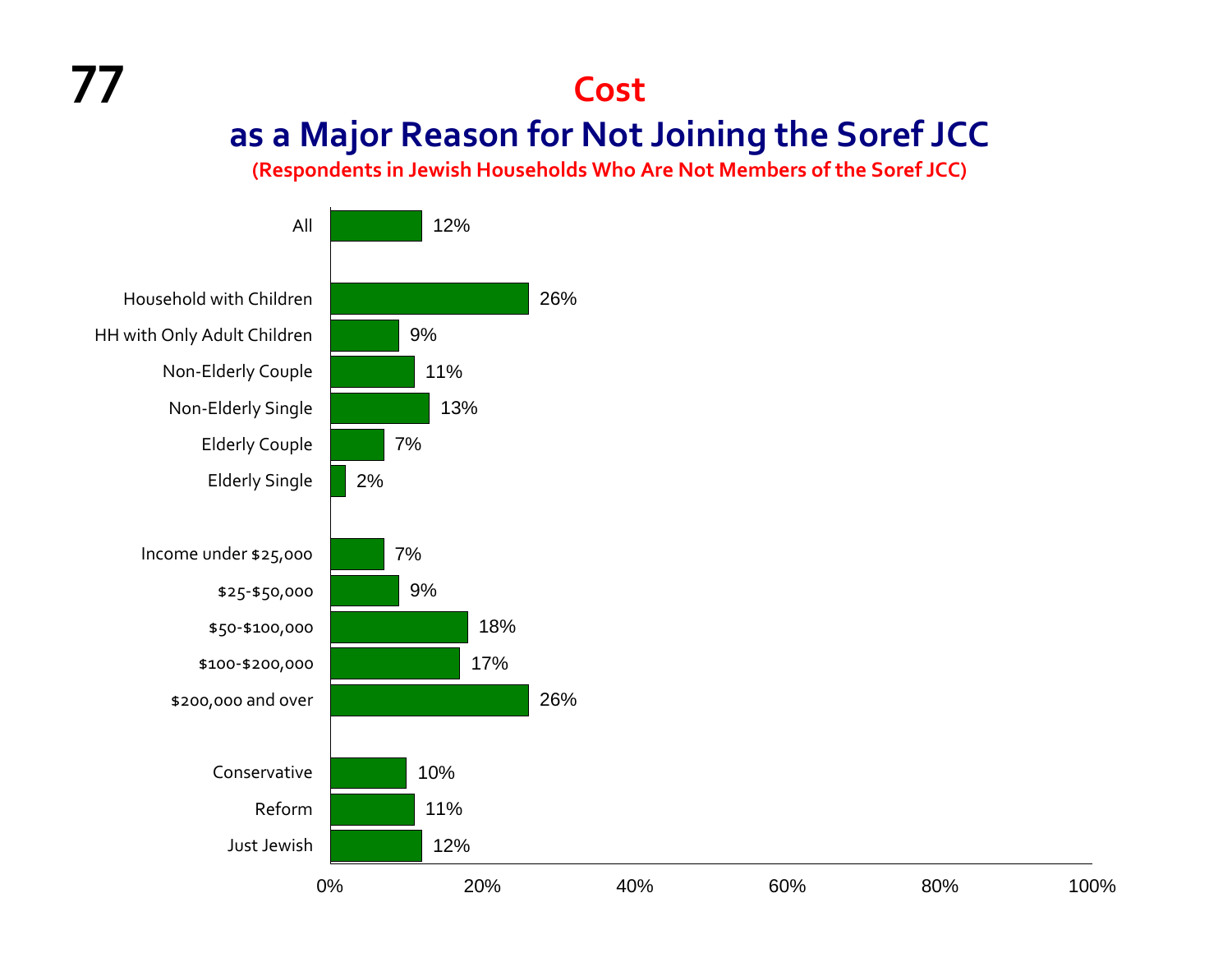# Cost

## as a Major Reason for Not Joining the Soref JCC

**(Respondents in Jewish Households Who Are Not Members of the Soref JCC)**

| Group | Percent |
|---|---|
| All | 12% |
| Household with Children | 26% |
| HH with Only Adult Children | 9% |
| Non-Elderly Couple | 11% |
| Non-Elderly Single | 13% |
| Elderly Couple | 7% |
| Elderly Single | 2% |
| Income under $25,000 | 7% |
| $25-$50,000 | 9% |
| $50-$100,000 | 18% |
| $100-$200,000 | 17% |
| $200,000 and over | 26% |
| Conservative | 10% |
| Reform | 11% |
| Just Jewish | 12% |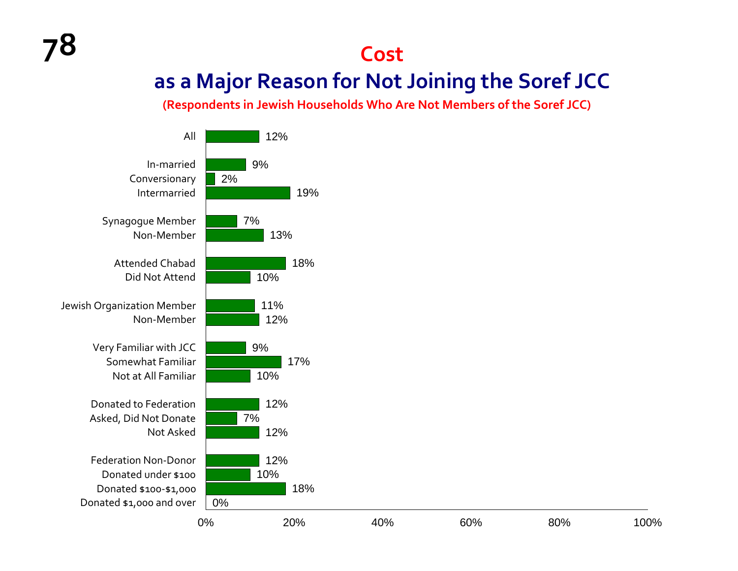# Cost

## as a Major Reason for Not Joining the Soref JCC

**(Respondents in Jewish Households Who Are Not Members of the Soref JCC)**

| Group | Percent |
|---|---|
| All | 12% |
| In-married | 9% |
| Conversionary | 2% |
| Intermarried | 19% |
| Synagogue Member | 7% |
| Non-Member | 13% |
| Attended Chabad | 18% |
| Did Not Attend | 10% |
| Jewish Organization Member | 11% |
| Non-Member | 12% |
| Very Familiar with JCC | 9% |
| Somewhat Familiar | 17% |
| Not at All Familiar | 10% |
| Donated to Federation | 12% |
| Asked, Did Not Donate | 7% |
| Not Asked | 12% |
| Federation Non-Donor | 12% |
| Donated under $100 | 10% |
| Donated $100-$1,000 | 18% |
| Donated $1,000 and over | 0% |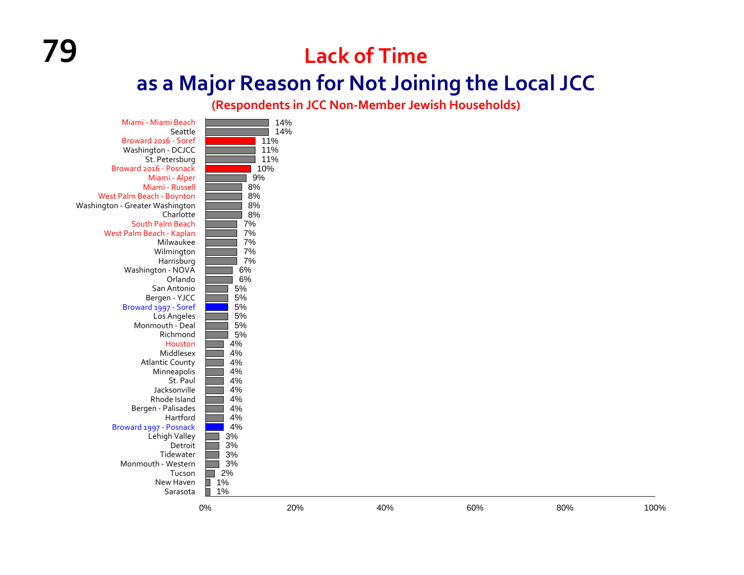# Lack of Time

## as a Major Reason for Not Joining the Local JCC

**(Respondents in JCC Non-Member Jewish Households)**

| Community | Percentage |
|---|---|
| Miami - Miami Beach | 14% |
| Seattle | 14% |
| Broward 2016 - Soref | 11% |
| Washington - DCJCC | 11% |
| St. Petersburg | 11% |
| Broward 2016 - Posnack | 10% |
| Miami - Alper | 9% |
| Miami - Russell | 8% |
| West Palm Beach - Boynton | 8% |
| Washington - Greater Washington | 8% |
| Charlotte | 8% |
| South Palm Beach | 7% |
| West Palm Beach - Kaplan | 7% |
| Milwaukee | 7% |
| Wilmington | 7% |
| Harrisburg | 7% |
| Washington - NOVA | 6% |
| Orlando | 6% |
| San Antonio | 5% |
| Bergen - YJCC | 5% |
| Broward 1997 - Soref | 5% |
| Los Angeles | 5% |
| Monmouth - Deal | 5% |
| Richmond | 5% |
| Houston | 4% |
| Middlesex | 4% |
| Atlantic County | 4% |
| Minneapolis | 4% |
| St. Paul | 4% |
| Jacksonville | 4% |
| Rhode Island | 4% |
| Bergen - Palisades | 4% |
| Hartford | 4% |
| Broward 1997 - Posnack | 4% |
| Lehigh Valley | 3% |
| Detroit | 3% |
| Tidewater | 3% |
| Monmouth - Western | 3% |
| Tucson | 2% |
| New Haven | 1% |
| Sarasota | 1% |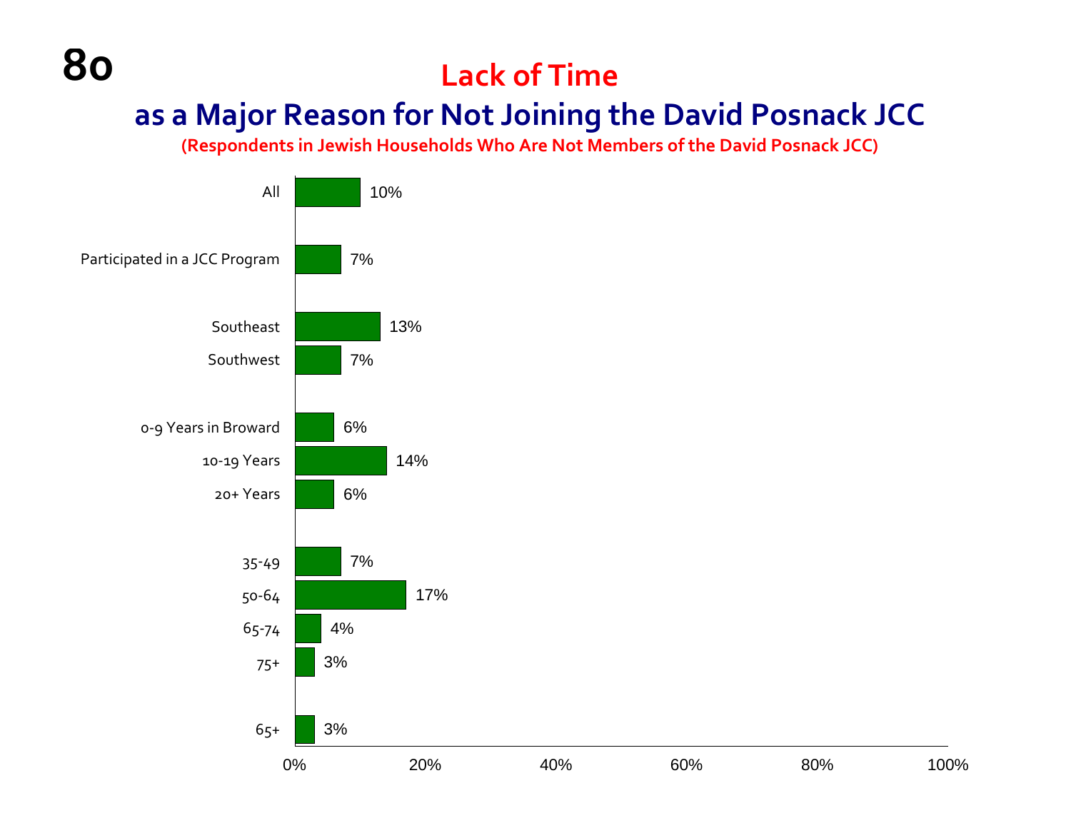# Lack of Time

## as a Major Reason for Not Joining the David Posnack JCC

**(Respondents in Jewish Households Who Are Not Members of the David Posnack JCC)**

| Group | Percentage |
|---|---|
| All | 10% |
| Participated in a JCC Program | 7% |
| Southeast | 13% |
| Southwest | 7% |
| 0-9 Years in Broward | 6% |
| 10-19 Years | 14% |
| 20+ Years | 6% |
| 35-49 | 7% |
| 50-64 | 17% |
| 65-74 | 4% |
| 75+ | 3% |
| 65+ | 3% |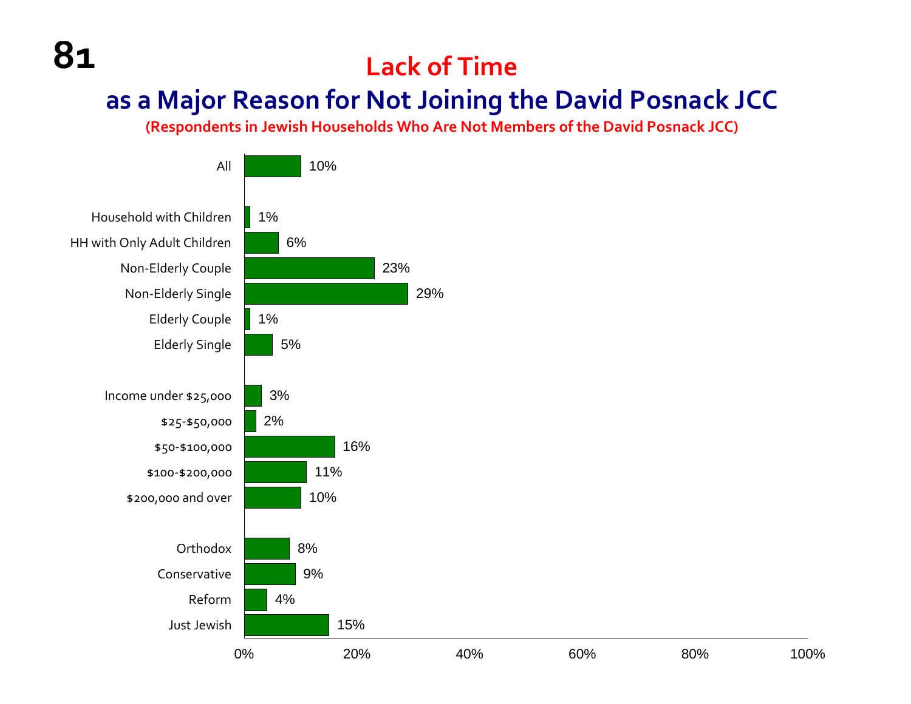## Lack of Time

## as a Major Reason for Not Joining the David Posnack JCC

**(Respondents in Jewish Households Who Are Not Members of the David Posnack JCC)**

| Group | Percentage |
|---|---|
| All | 10% |
| Household with Children | 1% |
| HH with Only Adult Children | 6% |
| Non-Elderly Couple | 23% |
| Non-Elderly Single | 29% |
| Elderly Couple | 1% |
| Elderly Single | 5% |
| Income under $25,000 | 3% |
| $25-$50,000 | 2% |
| $50-$100,000 | 16% |
| $100-$200,000 | 11% |
| $200,000 and over | 10% |
| Orthodox | 8% |
| Conservative | 9% |
| Reform | 4% |
| Just Jewish | 15% |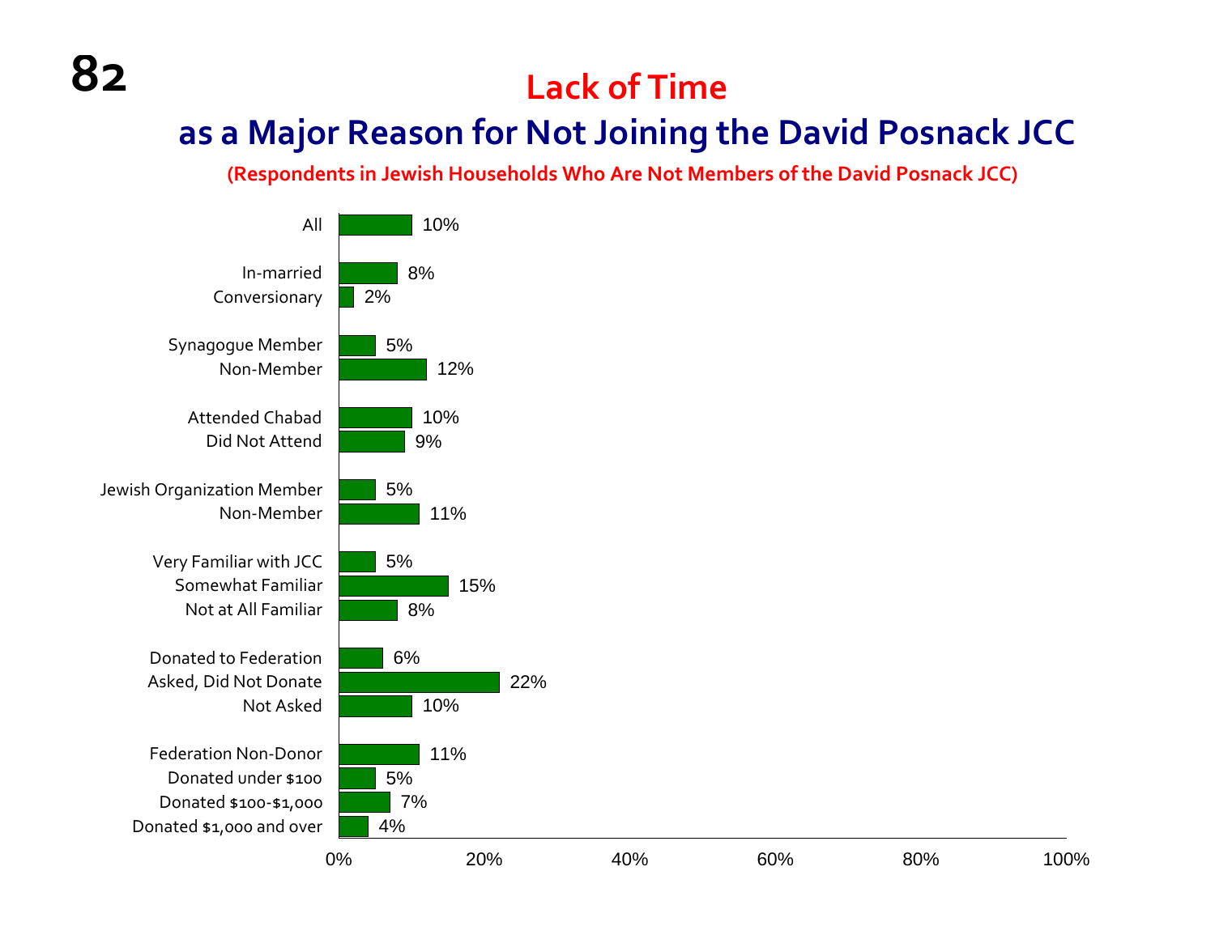# Lack of Time
## as a Major Reason for Not Joining the David Posnack JCC

**(Respondents in Jewish Households Who Are Not Members of the David Posnack JCC)**

| Group | Percentage |
|---|---|
| All | 10% |
| In-married | 8% |
| Conversionary | 2% |
| Synagogue Member | 5% |
| Non-Member | 12% |
| Attended Chabad | 10% |
| Did Not Attend | 9% |
| Jewish Organization Member | 5% |
| Non-Member | 11% |
| Very Familiar with JCC | 5% |
| Somewhat Familiar | 15% |
| Not at All Familiar | 8% |
| Donated to Federation | 6% |
| Asked, Did Not Donate | 22% |
| Not Asked | 10% |
| Federation Non-Donor | 11% |
| Donated under $100 | 5% |
| Donated $100-$1,000 | 7% |
| Donated $1,000 and over | 4% |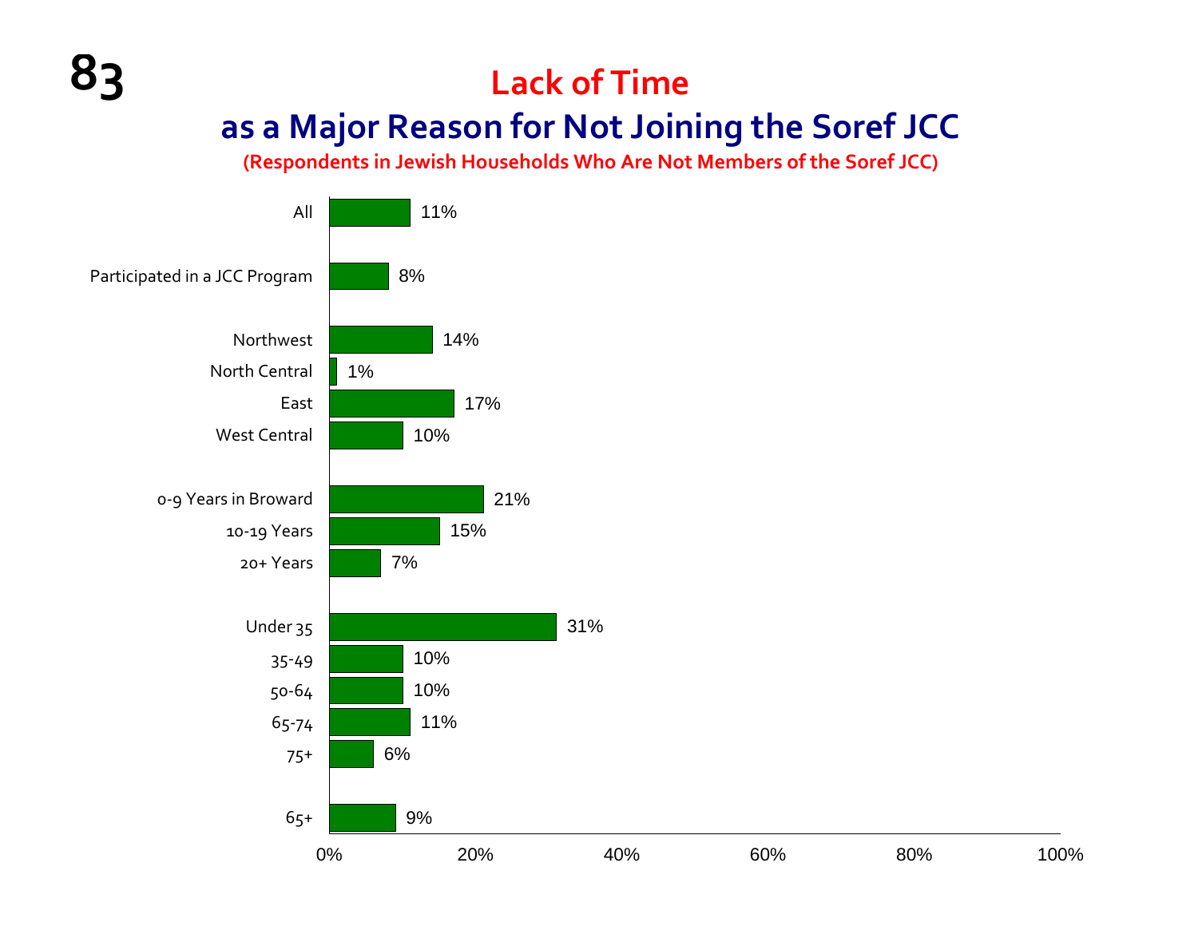# Lack of Time
## as a Major Reason for Not Joining the Soref JCC

**(Respondents in Jewish Households Who Are Not Members of the Soref JCC)**

| Group | Percentage |
|---|---|
| All | 11% |
| Participated in a JCC Program | 8% |
| Northwest | 14% |
| North Central | 1% |
| East | 17% |
| West Central | 10% |
| 0-9 Years in Broward | 21% |
| 10-19 Years | 15% |
| 20+ Years | 7% |
| Under 35 | 31% |
| 35-49 | 10% |
| 50-64 | 10% |
| 65-74 | 11% |
| 75+ | 6% |
| 65+ | 9% |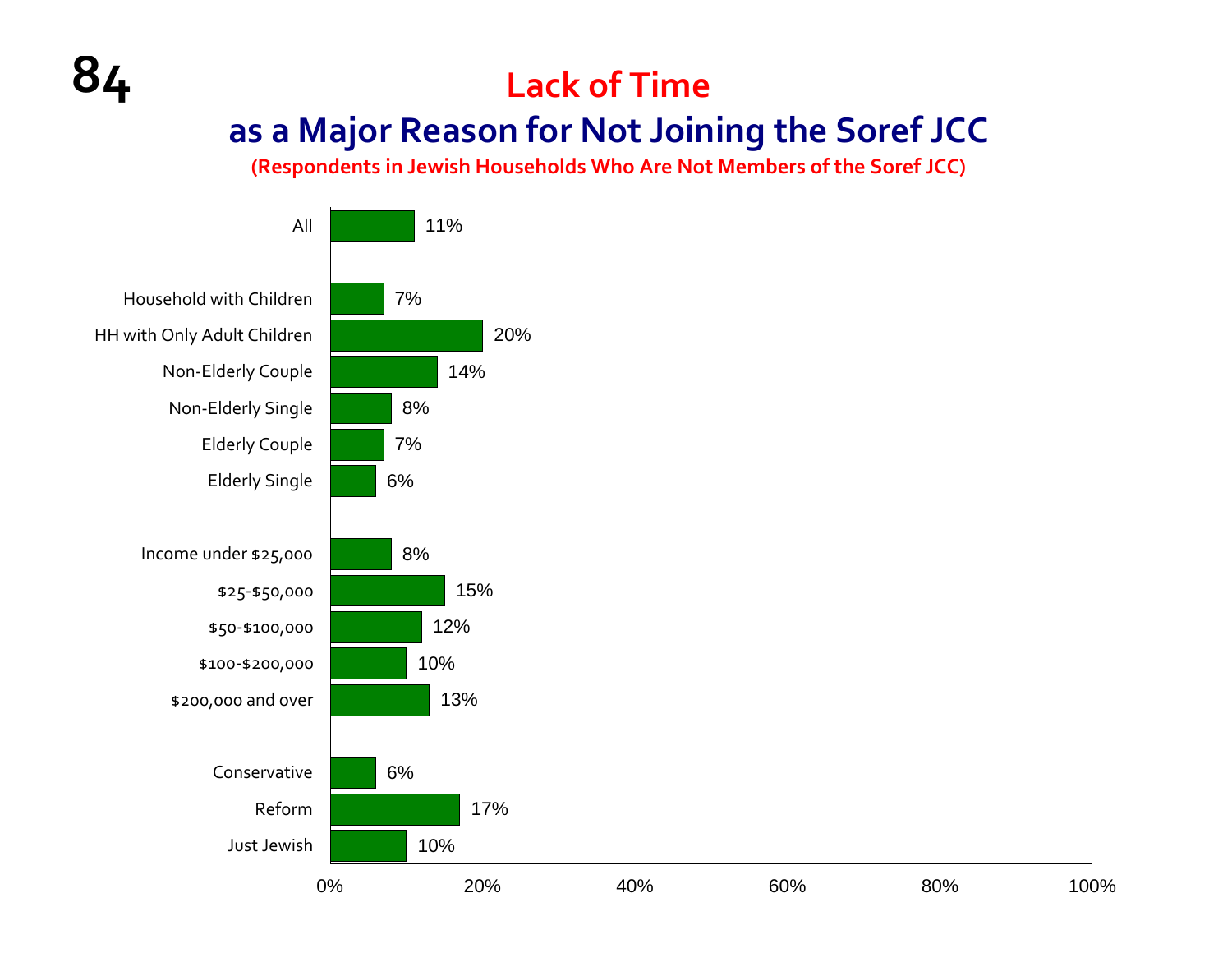# Lack of Time

## as a Major Reason for Not Joining the Soref JCC

**(Respondents in Jewish Households Who Are Not Members of the Soref JCC)**

| Group | Percentage |
| --- | --- |
| All | 11% |
| Household with Children | 7% |
| HH with Only Adult Children | 20% |
| Non-Elderly Couple | 14% |
| Non-Elderly Single | 8% |
| Elderly Couple | 7% |
| Elderly Single | 6% |
| Income under $25,000 | 8% |
| $25-$50,000 | 15% |
| $50-$100,000 | 12% |
| $100-$200,000 | 10% |
| $200,000 and over | 13% |
| Conservative | 6% |
| Reform | 17% |
| Just Jewish | 10% |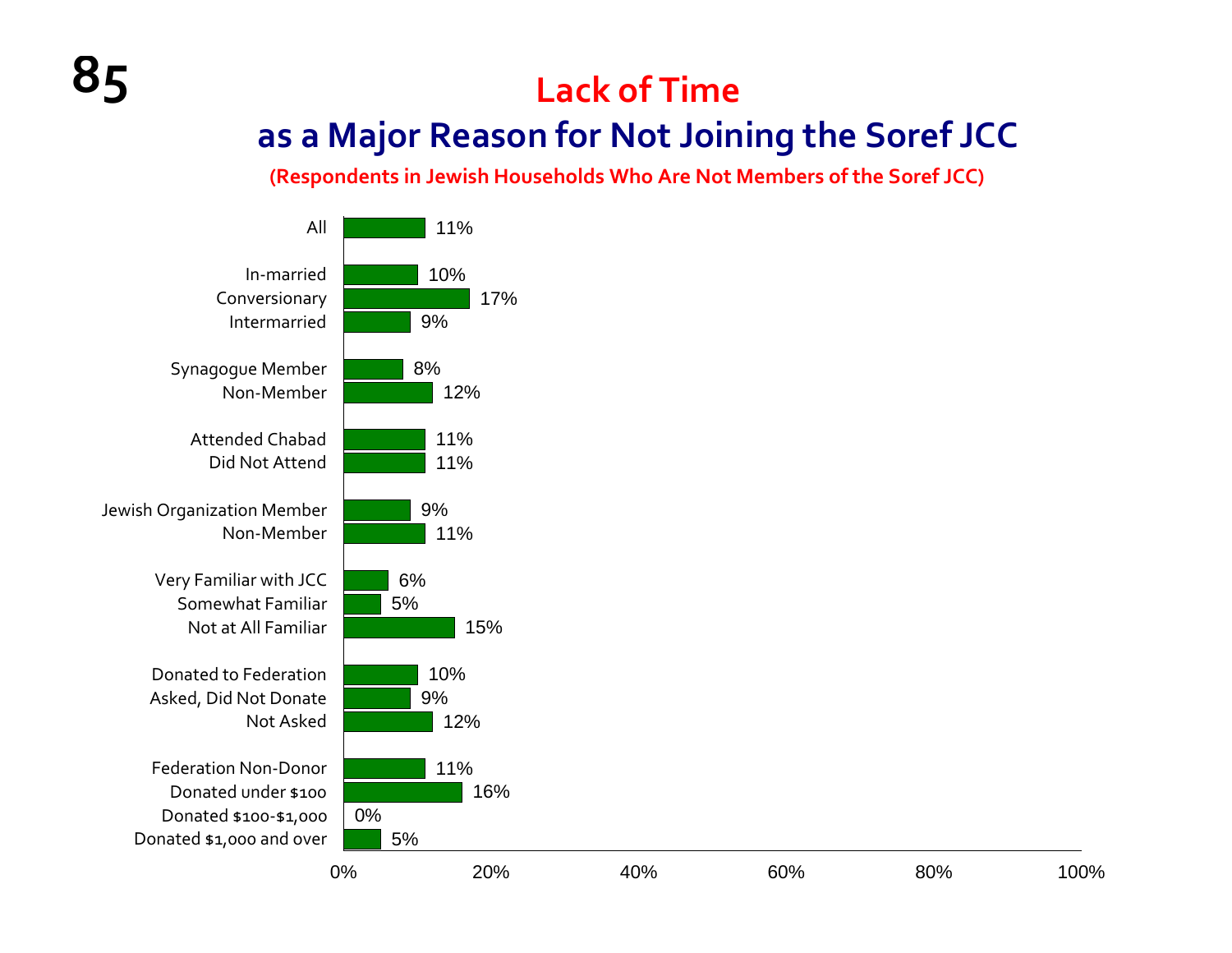# Lack of Time

## as a Major Reason for Not Joining the Soref JCC

**(Respondents in Jewish Households Who Are Not Members of the Soref JCC)**

| Group | Percentage |
|---|---|
| All | 11% |
| In-married | 10% |
| Conversionary | 17% |
| Intermarried | 9% |
| Synagogue Member | 8% |
| Non-Member | 12% |
| Attended Chabad | 11% |
| Did Not Attend | 11% |
| Jewish Organization Member | 9% |
| Non-Member | 11% |
| Very Familiar with JCC | 6% |
| Somewhat Familiar | 5% |
| Not at All Familiar | 15% |
| Donated to Federation | 10% |
| Asked, Did Not Donate | 9% |
| Not Asked | 12% |
| Federation Non-Donor | 11% |
| Donated under $100 | 16% |
| Donated $100-$1,000 | 0% |
| Donated $1,000 and over | 5% |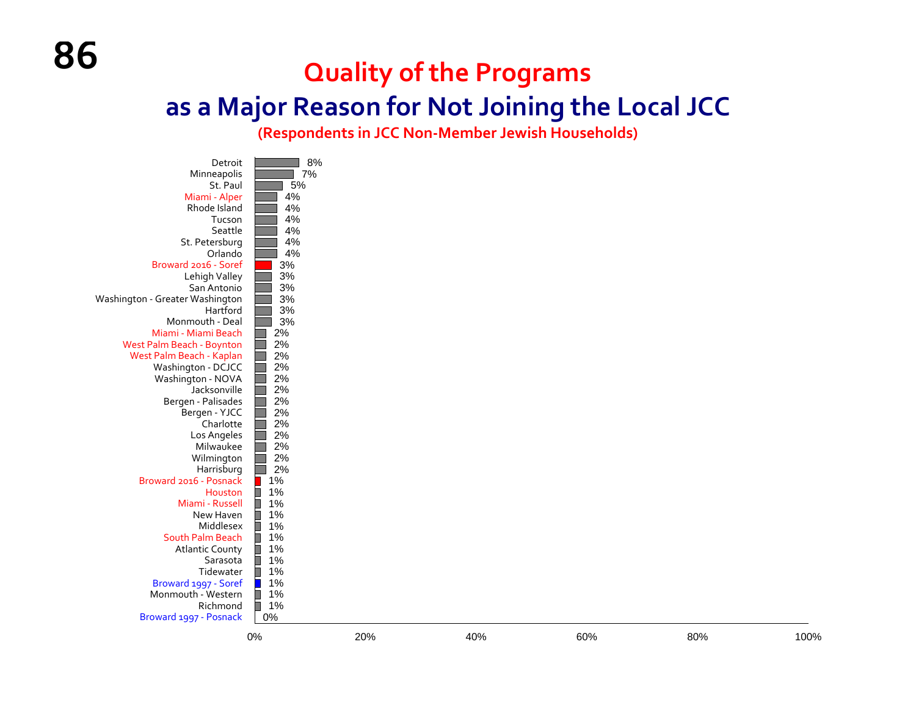# Quality of the Programs

## as a Major Reason for Not Joining the Local JCC

### (Respondents in JCC Non-Member Jewish Households)

| Community | Percentage |
|---|---|
| Detroit | 8% |
| Minneapolis | 7% |
| St. Paul | 5% |
| Miami - Alper | 4% |
| Rhode Island | 4% |
| Tucson | 4% |
| Seattle | 4% |
| St. Petersburg | 4% |
| Orlando | 4% |
| Broward 2016 - Soref | 3% |
| Lehigh Valley | 3% |
| San Antonio | 3% |
| Washington - Greater Washington | 3% |
| Hartford | 3% |
| Monmouth - Deal | 3% |
| Miami - Miami Beach | 2% |
| West Palm Beach - Boynton | 2% |
| West Palm Beach - Kaplan | 2% |
| Washington - DCJCC | 2% |
| Washington - NOVA | 2% |
| Jacksonville | 2% |
| Bergen - Palisades | 2% |
| Bergen - YJCC | 2% |
| Charlotte | 2% |
| Los Angeles | 2% |
| Milwaukee | 2% |
| Wilmington | 2% |
| Harrisburg | 2% |
| Broward 2016 - Posnack | 1% |
| Houston | 1% |
| Miami - Russell | 1% |
| New Haven | 1% |
| Middlesex | 1% |
| South Palm Beach | 1% |
| Atlantic County | 1% |
| Sarasota | 1% |
| Tidewater | 1% |
| Broward 1997 - Soref | 1% |
| Monmouth - Western | 1% |
| Richmond | 1% |
| Broward 1997 - Posnack | 0% |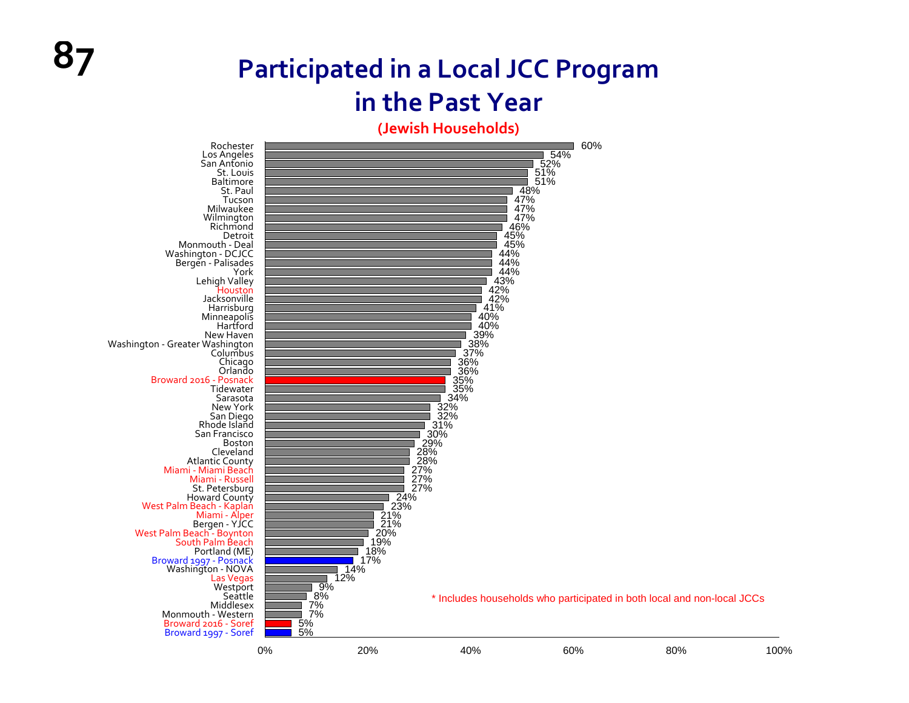# Participated in a Local JCC Program in the Past Year

**(Jewish Households)**

| Community | Percentage |
|---|---|
| Rochester | 60% |
| Los Angeles | 54% |
| San Antonio | 52% |
| St. Louis | 51% |
| Baltimore | 51% |
| St. Paul | 48% |
| Tucson | 47% |
| Milwaukee | 47% |
| Wilmington | 47% |
| Richmond | 46% |
| Detroit | 45% |
| Monmouth - Deal | 45% |
| Washington - DCJCC | 44% |
| Bergen - Palisades | 44% |
| York | 44% |
| Lehigh Valley | 43% |
| Houston | 42% |
| Jacksonville | 42% |
| Harrisburg | 41% |
| Minneapolis | 40% |
| Hartford | 40% |
| New Haven | 39% |
| Washington - Greater Washington | 38% |
| Columbus | 37% |
| Chicago | 36% |
| Orlando | 36% |
| Broward 2016 - Posnack | 35% |
| Tidewater | 35% |
| Sarasota | 34% |
| New York | 32% |
| San Diego | 32% |
| Rhode Island | 31% |
| San Francisco | 30% |
| Boston | 29% |
| Cleveland | 28% |
| Atlantic County | 28% |
| Miami - Miami Beach | 27% |
| Miami - Russell | 27% |
| St. Petersburg | 27% |
| Howard County | 24% |
| West Palm Beach - Kaplan | 23% |
| Miami - Alper | 21% |
| Bergen - YJCC | 21% |
| West Palm Beach - Boynton | 20% |
| South Palm Beach | 19% |
| Portland (ME) | 18% |
| Broward 1997 - Posnack | 17% |
| Washington - NOVA | 14% |
| Las Vegas | 12% |
| Westport | 9% |
| Seattle | 8% |
| Middlesex | 7% |
| Monmouth - Western | 7% |
| Broward 2016 - Soref | 5% |
| Broward 1997 - Soref | 5% |

* Includes households who participated in both local and non-local JCCs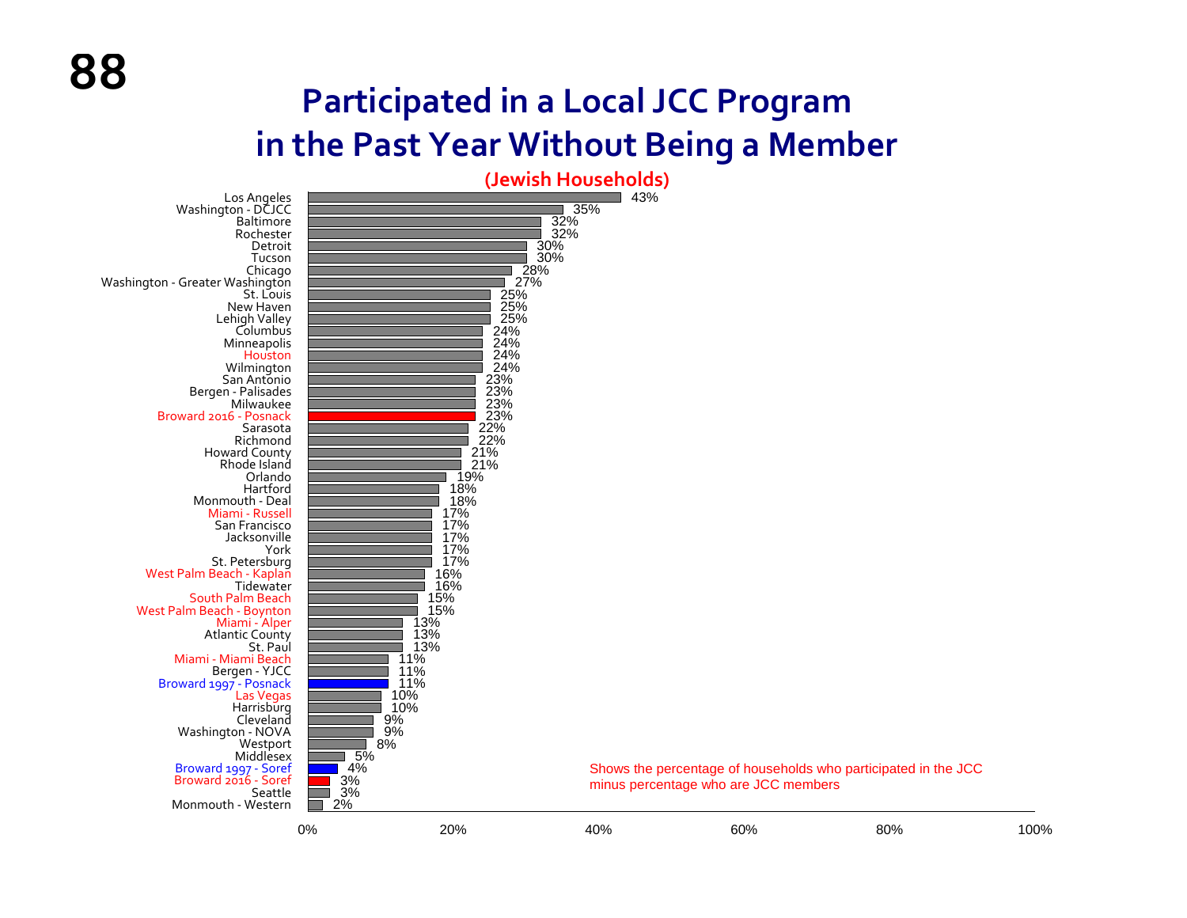# Participated in a Local JCC Program in the Past Year Without Being a Member

**(Jewish Households)**

| Community | Percentage |
|---|---|
| Los Angeles | 43% |
| Washington - DCJCC | 35% |
| Baltimore | 32% |
| Rochester | 32% |
| Detroit | 30% |
| Tucson | 30% |
| Chicago | 28% |
| Washington - Greater Washington | 27% |
| St. Louis | 25% |
| New Haven | 25% |
| Lehigh Valley | 25% |
| Columbus | 24% |
| Minneapolis | 24% |
| Houston | 24% |
| Wilmington | 24% |
| San Antonio | 23% |
| Bergen - Palisades | 23% |
| Milwaukee | 23% |
| Broward 2016 - Posnack | 23% |
| Sarasota | 22% |
| Richmond | 22% |
| Howard County | 21% |
| Rhode Island | 21% |
| Orlando | 19% |
| Hartford | 18% |
| Monmouth - Deal | 18% |
| Miami - Russell | 17% |
| San Francisco | 17% |
| Jacksonville | 17% |
| York | 17% |
| St. Petersburg | 17% |
| West Palm Beach - Kaplan | 16% |
| Tidewater | 16% |
| South Palm Beach | 15% |
| West Palm Beach - Boynton | 15% |
| Miami - Alper | 13% |
| Atlantic County | 13% |
| St. Paul | 13% |
| Miami - Miami Beach | 11% |
| Bergen - YJCC | 11% |
| Broward 1997 - Posnack | 11% |
| Las Vegas | 10% |
| Harrisburg | 10% |
| Cleveland | 9% |
| Washington - NOVA | 9% |
| Westport | 8% |
| Middlesex | 5% |
| Broward 1997 - Soref | 4% |
| Broward 2016 - Soref | 3% |
| Seattle | 3% |
| Monmouth - Western | 2% |

Shows the percentage of households who participated in the JCC minus percentage who are JCC members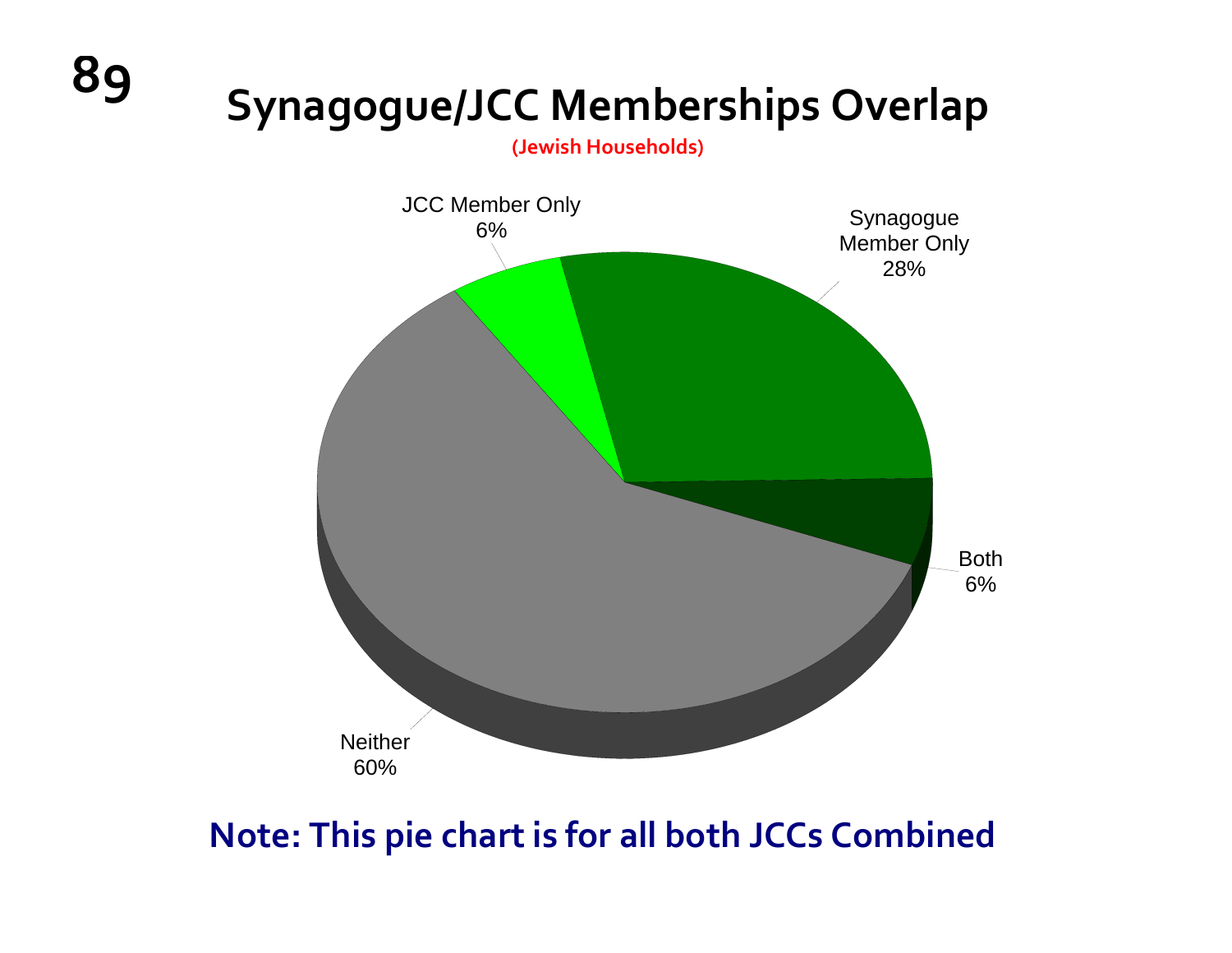# Synagogue/JCC Memberships Overlap

(Jewish Households)

JCC Member Only
6%

Synagogue
Member Only
28%

Both
6%

Neither
60%

**Note: This pie chart is for all both JCCs Combined**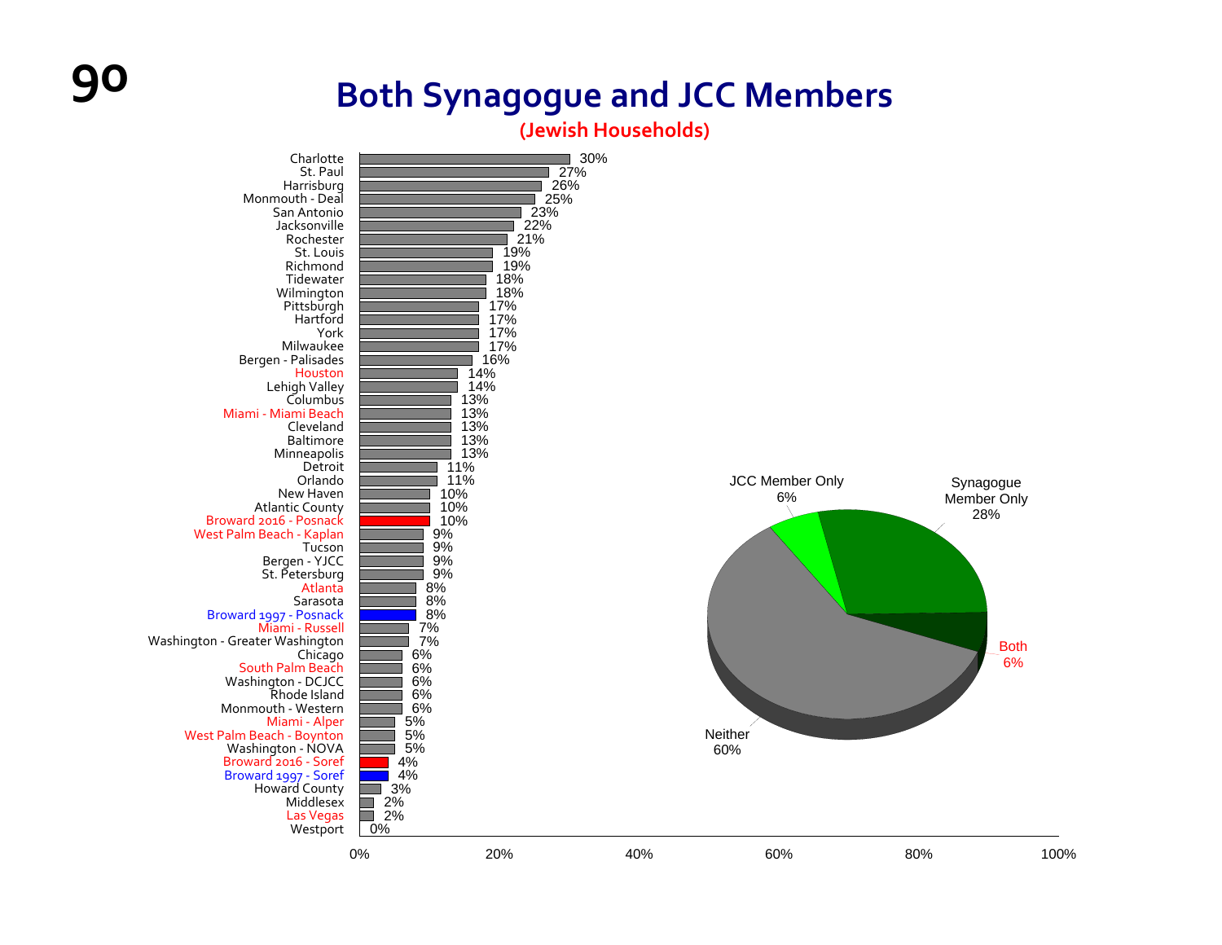# Both Synagogue and JCC Members

**(Jewish Households)**

| Community | Percentage |
|---|---|
| Charlotte | 30% |
| St. Paul | 27% |
| Harrisburg | 26% |
| Monmouth - Deal | 25% |
| San Antonio | 23% |
| Jacksonville | 22% |
| Rochester | 21% |
| St. Louis | 19% |
| Richmond | 19% |
| Tidewater | 18% |
| Wilmington | 18% |
| Pittsburgh | 17% |
| Hartford | 17% |
| York | 17% |
| Milwaukee | 17% |
| Bergen - Palisades | 16% |
| Houston | 14% |
| Lehigh Valley | 14% |
| Columbus | 13% |
| Miami - Miami Beach | 13% |
| Cleveland | 13% |
| Baltimore | 13% |
| Minneapolis | 13% |
| Detroit | 11% |
| Orlando | 11% |
| New Haven | 10% |
| Atlantic County | 10% |
| Broward 2016 - Posnack | 10% |
| West Palm Beach - Kaplan | 9% |
| Tucson | 9% |
| Bergen - YJCC | 9% |
| St. Petersburg | 9% |
| Atlanta | 8% |
| Sarasota | 8% |
| Broward 1997 - Posnack | 8% |
| Miami - Russell | 7% |
| Washington - Greater Washington | 7% |
| Chicago | 6% |
| South Palm Beach | 6% |
| Washington - DCJCC | 6% |
| Rhode Island | 6% |
| Monmouth - Western | 6% |
| Miami - Alper | 5% |
| West Palm Beach - Boynton | 5% |
| Washington - NOVA | 5% |
| Broward 2016 - Soref | 4% |
| Broward 1997 - Soref | 4% |
| Howard County | 3% |
| Middlesex | 2% |
| Las Vegas | 2% |
| Westport | 0% |

| Category | Percentage |
|---|---|
| JCC Member Only | 6% |
| Synagogue Member Only | 28% |
| Both | 6% |
| Neither | 60% |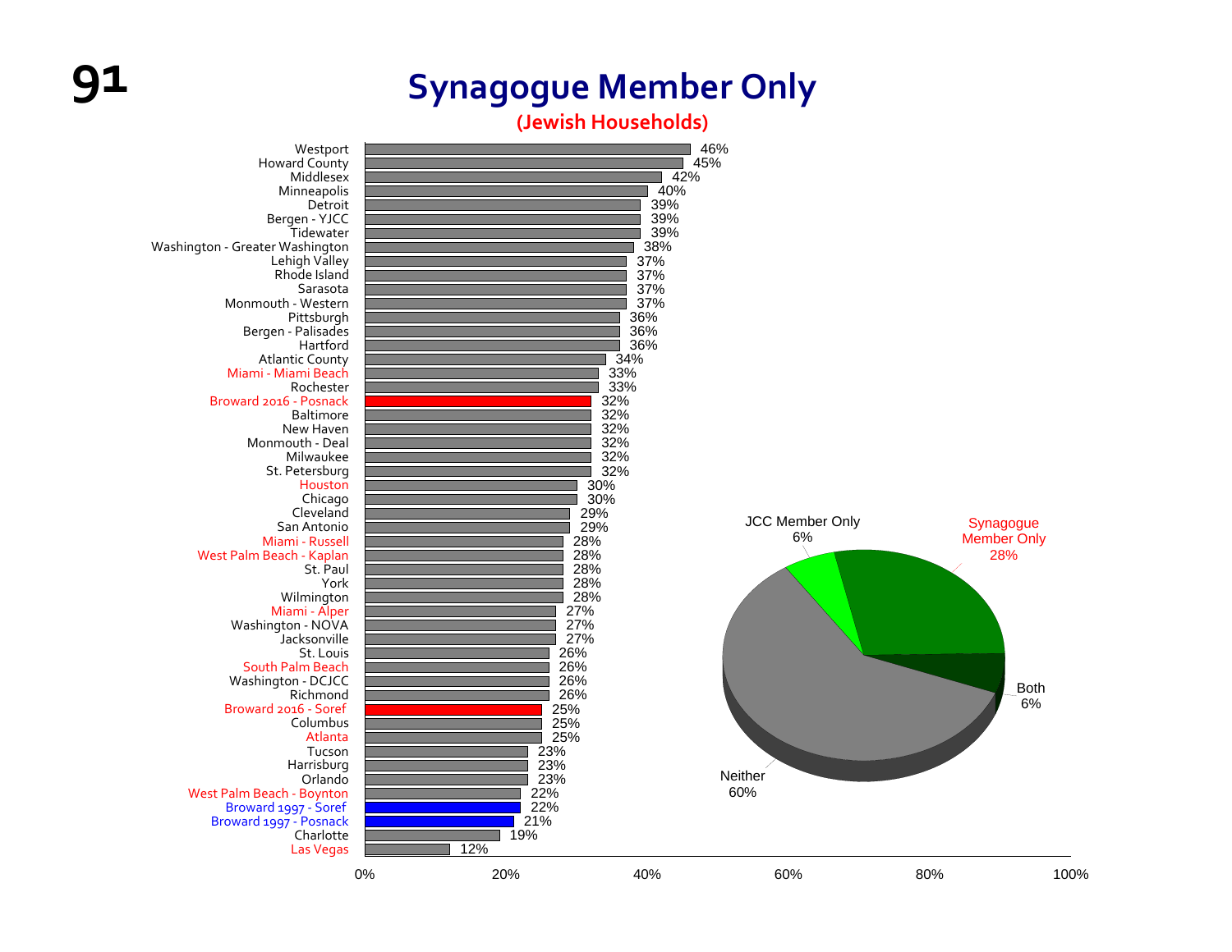# Synagogue Member Only

**(Jewish Households)**

| Community | Synagogue Member Only |
|---|---|
| Westport | 46% |
| Howard County | 45% |
| Middlesex | 42% |
| Minneapolis | 40% |
| Detroit | 39% |
| Bergen - YJCC | 39% |
| Tidewater | 39% |
| Washington - Greater Washington | 38% |
| Lehigh Valley | 37% |
| Rhode Island | 37% |
| Sarasota | 37% |
| Monmouth - Western | 37% |
| Pittsburgh | 36% |
| Bergen - Palisades | 36% |
| Hartford | 36% |
| Atlantic County | 34% |
| Miami - Miami Beach | 33% |
| Rochester | 33% |
| Broward 2016 - Posnack | 32% |
| Baltimore | 32% |
| New Haven | 32% |
| Monmouth - Deal | 32% |
| Milwaukee | 32% |
| St. Petersburg | 32% |
| Houston | 30% |
| Chicago | 30% |
| Cleveland | 29% |
| San Antonio | 29% |
| Miami - Russell | 28% |
| West Palm Beach - Kaplan | 28% |
| St. Paul | 28% |
| York | 28% |
| Wilmington | 28% |
| Miami - Alper | 27% |
| Washington - NOVA | 27% |
| Jacksonville | 27% |
| St. Louis | 26% |
| South Palm Beach | 26% |
| Washington - DCJCC | 26% |
| Richmond | 26% |
| Broward 2016 - Soref | 25% |
| Columbus | 25% |
| Atlanta | 25% |
| Tucson | 23% |
| Harrisburg | 23% |
| Orlando | 23% |
| West Palm Beach - Boynton | 22% |
| Broward 1997 - Soref | 22% |
| Broward 1997 - Posnack | 21% |
| Charlotte | 19% |
| Las Vegas | 12% |

| Category | Percentage |
|---|---|
| JCC Member Only | 6% |
| Synagogue Member Only | 28% |
| Both | 6% |
| Neither | 60% |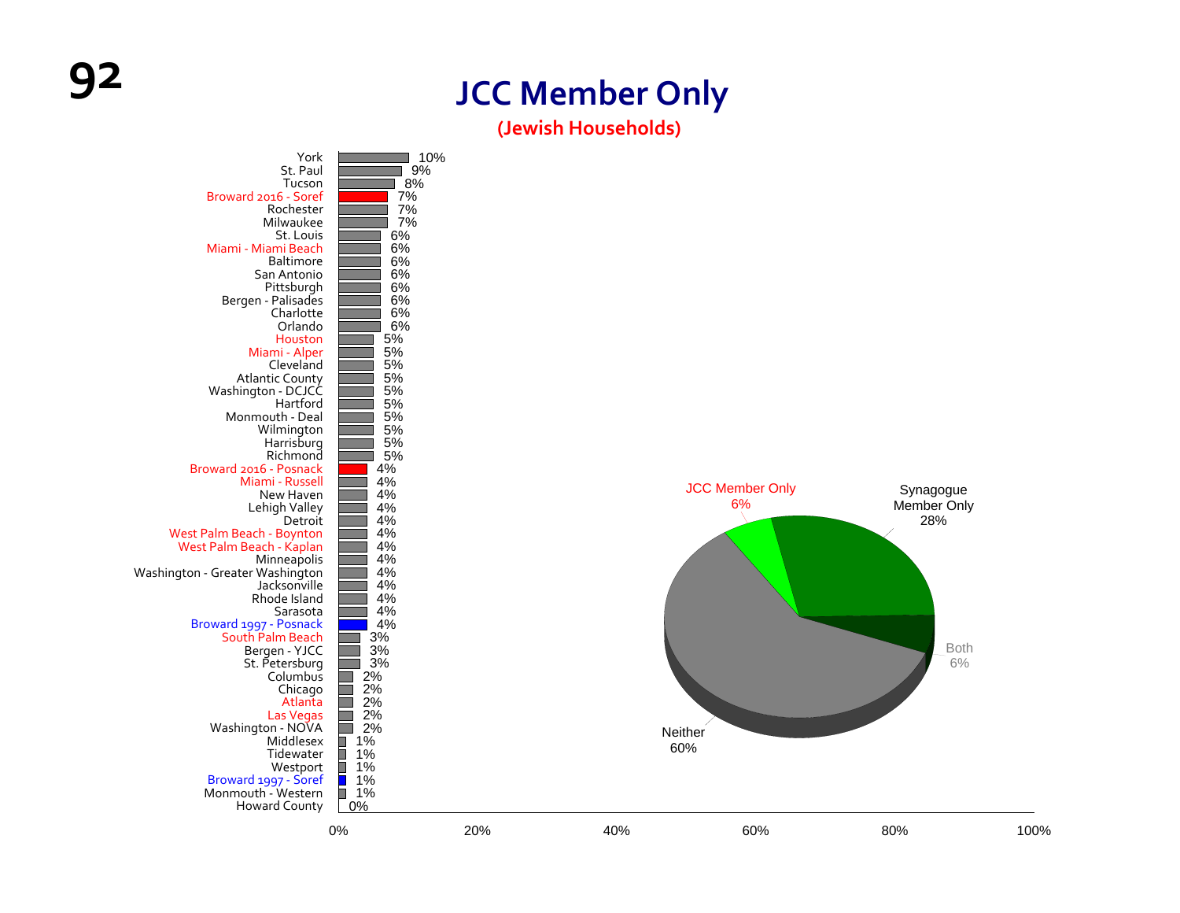# JCC Member Only

**(Jewish Households)**

| Community | Percentage |
|---|---|
| York | 10% |
| St. Paul | 9% |
| Tucson | 8% |
| Broward 2016 - Soref | 7% |
| Rochester | 7% |
| Milwaukee | 7% |
| St. Louis | 6% |
| Miami - Miami Beach | 6% |
| Baltimore | 6% |
| San Antonio | 6% |
| Pittsburgh | 6% |
| Bergen - Palisades | 6% |
| Charlotte | 6% |
| Orlando | 6% |
| Houston | 5% |
| Miami - Alper | 5% |
| Cleveland | 5% |
| Atlantic County | 5% |
| Washington - DCJCC | 5% |
| Hartford | 5% |
| Monmouth - Deal | 5% |
| Wilmington | 5% |
| Harrisburg | 5% |
| Richmond | 5% |
| Broward 2016 - Posnack | 4% |
| Miami - Russell | 4% |
| New Haven | 4% |
| Lehigh Valley | 4% |
| Detroit | 4% |
| West Palm Beach - Boynton | 4% |
| West Palm Beach - Kaplan | 4% |
| Minneapolis | 4% |
| Washington - Greater Washington | 4% |
| Jacksonville | 4% |
| Rhode Island | 4% |
| Sarasota | 4% |
| Broward 1997 - Posnack | 4% |
| South Palm Beach | 3% |
| Bergen - YJCC | 3% |
| St. Petersburg | 3% |
| Columbus | 2% |
| Chicago | 2% |
| Atlanta | 2% |
| Las Vegas | 2% |
| Washington - NOVA | 2% |
| Middlesex | 1% |
| Tidewater | 1% |
| Westport | 1% |
| Broward 1997 - Soref | 1% |
| Monmouth - Western | 1% |
| Howard County | 0% |

| Category | Percentage |
|---|---|
| JCC Member Only | 6% |
| Synagogue Member Only | 28% |
| Both | 6% |
| Neither | 60% |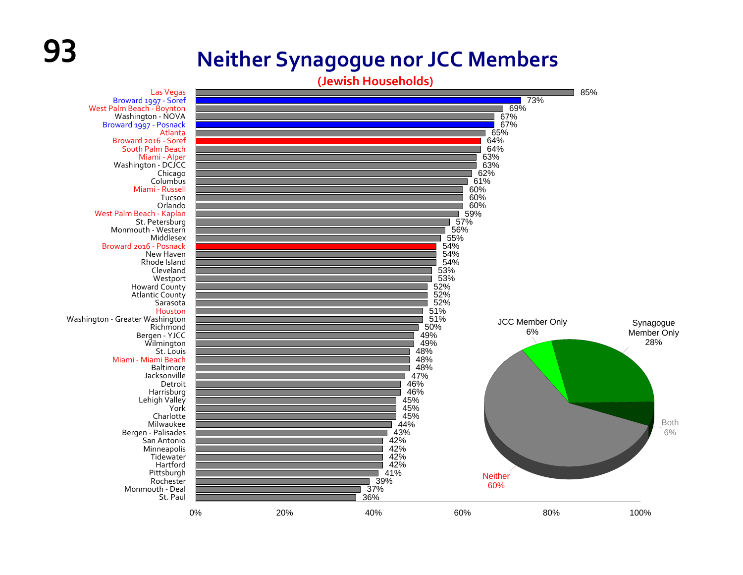# Neither Synagogue nor JCC Members

## (Jewish Households)

| Community | Percentage |
|---|---|
| Las Vegas | 85% |
| Broward 1997 - Soref | 73% |
| West Palm Beach - Boynton | 69% |
| Washington - NOVA | 67% |
| Broward 1997 - Posnack | 67% |
| Atlanta | 65% |
| Broward 2016 - Soref | 64% |
| South Palm Beach | 64% |
| Miami - Alper | 63% |
| Washington - DCJCC | 63% |
| Chicago | 62% |
| Columbus | 61% |
| Miami - Russell | 60% |
| Tucson | 60% |
| Orlando | 60% |
| West Palm Beach - Kaplan | 59% |
| St. Petersburg | 57% |
| Monmouth - Western | 56% |
| Middlesex | 55% |
| Broward 2016 - Posnack | 54% |
| New Haven | 54% |
| Rhode Island | 54% |
| Cleveland | 53% |
| Westport | 53% |
| Howard County | 52% |
| Atlantic County | 52% |
| Sarasota | 52% |
| Houston | 51% |
| Washington - Greater Washington | 51% |
| Richmond | 50% |
| Bergen - YJCC | 49% |
| Wilmington | 49% |
| St. Louis | 48% |
| Miami - Miami Beach | 48% |
| Baltimore | 48% |
| Jacksonville | 47% |
| Detroit | 46% |
| Harrisburg | 46% |
| Lehigh Valley | 45% |
| York | 45% |
| Charlotte | 45% |
| Milwaukee | 44% |
| Bergen - Palisades | 43% |
| San Antonio | 42% |
| Minneapolis | 42% |
| Tidewater | 42% |
| Hartford | 42% |
| Pittsburgh | 41% |
| Rochester | 39% |
| Monmouth - Deal | 37% |
| St. Paul | 36% |

| Membership | Percentage |
|---|---|
| JCC Member Only | 6% |
| Synagogue Member Only | 28% |
| Both | 6% |
| Neither | 60% |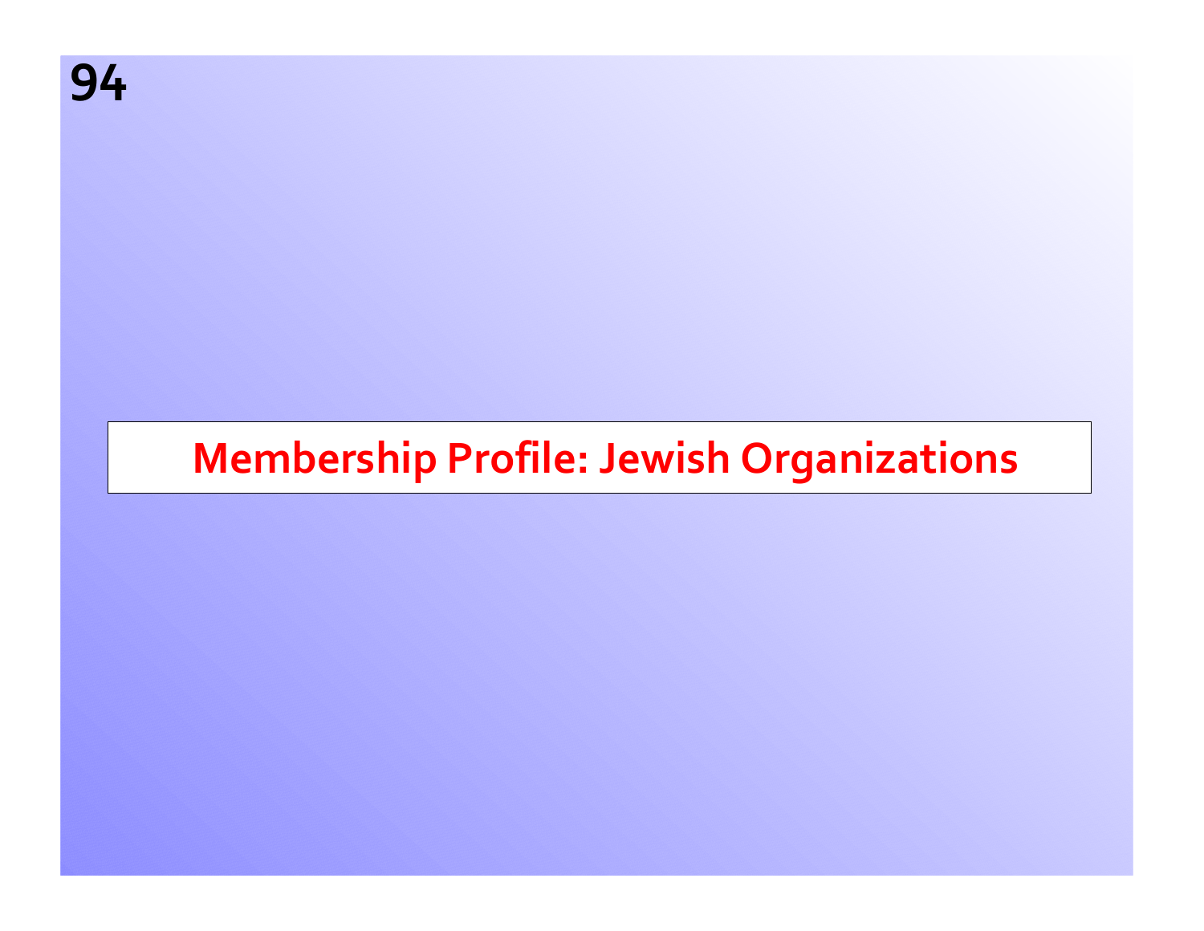# Membership Profile: Jewish Organizations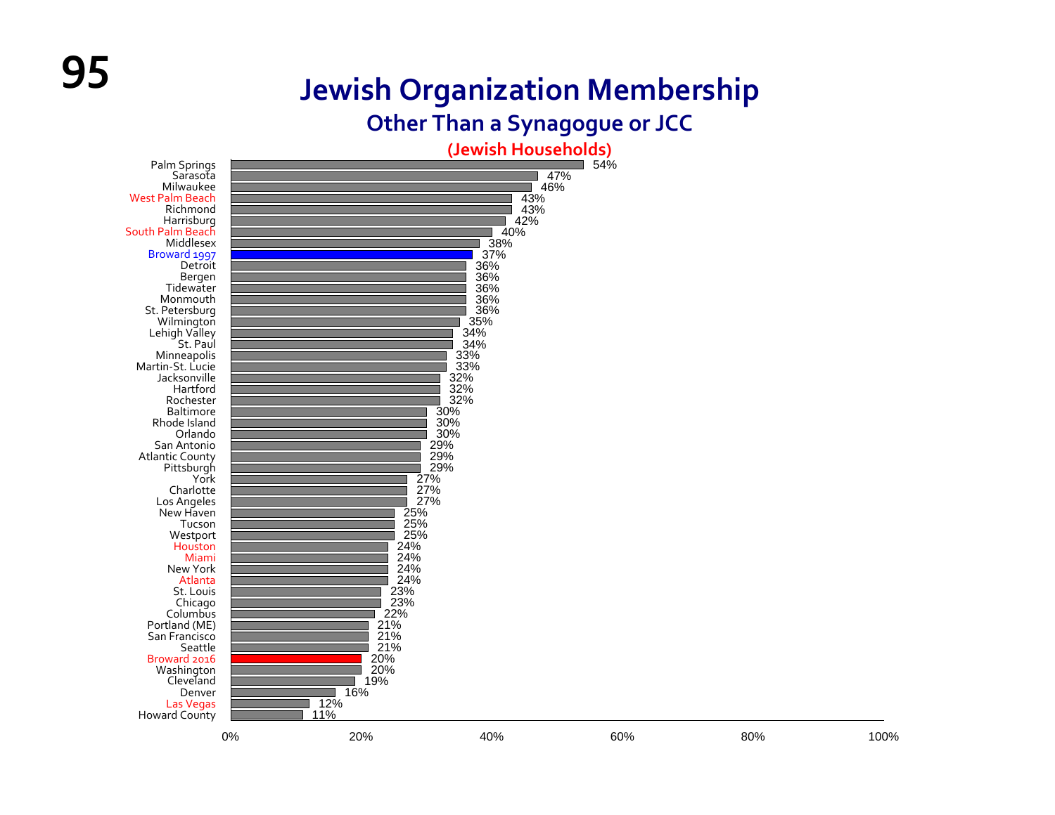# Jewish Organization Membership

## Other Than a Synagogue or JCC

### (Jewish Households)

| Community | Percentage |
|---|---|
| Palm Springs | 54% |
| Sarasota | 47% |
| Milwaukee | 46% |
| West Palm Beach | 43% |
| Richmond | 43% |
| Harrisburg | 42% |
| South Palm Beach | 40% |
| Middlesex | 38% |
| Broward 1997 | 37% |
| Detroit | 36% |
| Bergen | 36% |
| Tidewater | 36% |
| Monmouth | 36% |
| St. Petersburg | 36% |
| Wilmington | 35% |
| Lehigh Valley | 34% |
| St. Paul | 34% |
| Minneapolis | 33% |
| Martin-St. Lucie | 33% |
| Jacksonville | 32% |
| Hartford | 32% |
| Rochester | 32% |
| Baltimore | 30% |
| Rhode Island | 30% |
| Orlando | 30% |
| San Antonio | 29% |
| Atlantic County | 29% |
| Pittsburgh | 29% |
| York | 27% |
| Charlotte | 27% |
| Los Angeles | 27% |
| New Haven | 25% |
| Tucson | 25% |
| Westport | 25% |
| Houston | 24% |
| Miami | 24% |
| New York | 24% |
| Atlanta | 24% |
| St. Louis | 23% |
| Chicago | 23% |
| Columbus | 22% |
| Portland (ME) | 21% |
| San Francisco | 21% |
| Seattle | 21% |
| Broward 2016 | 20% |
| Washington | 20% |
| Cleveland | 19% |
| Denver | 16% |
| Las Vegas | 12% |
| Howard County | 11% |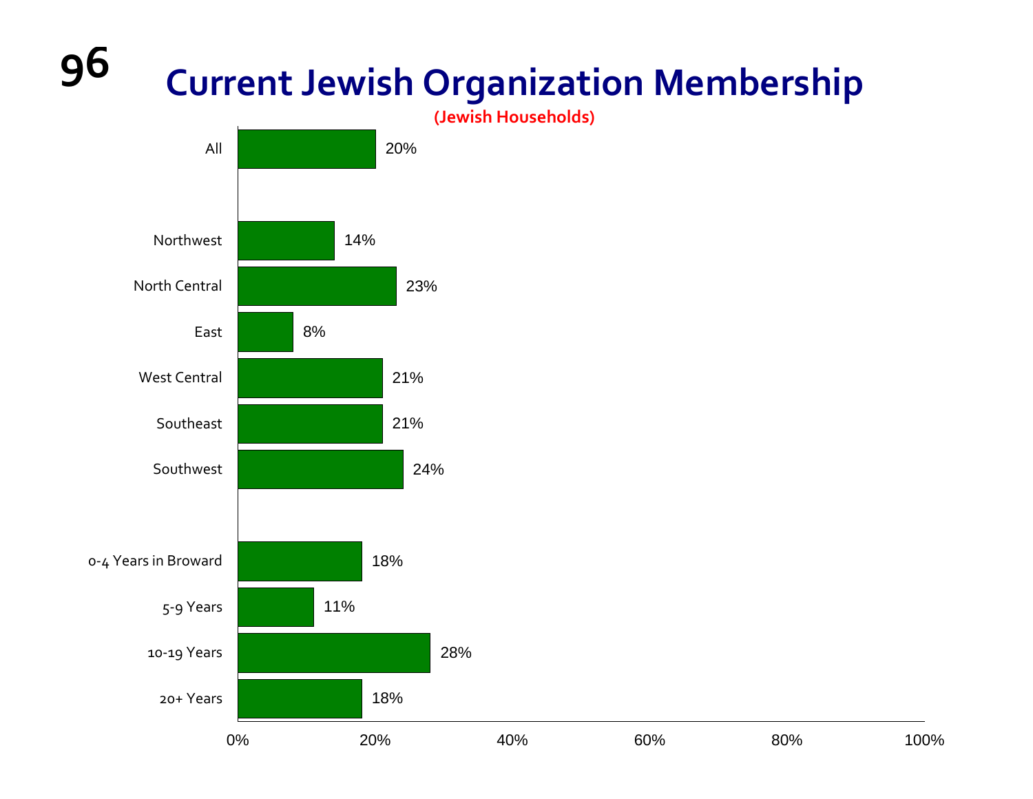# Current Jewish Organization Membership

**(Jewish Households)**

| Category | Percentage |
|---|---|
| All | 20% |
| Northwest | 14% |
| North Central | 23% |
| East | 8% |
| West Central | 21% |
| Southeast | 21% |
| Southwest | 24% |
| 0-4 Years in Broward | 18% |
| 5-9 Years | 11% |
| 10-19 Years | 28% |
| 20+ Years | 18% |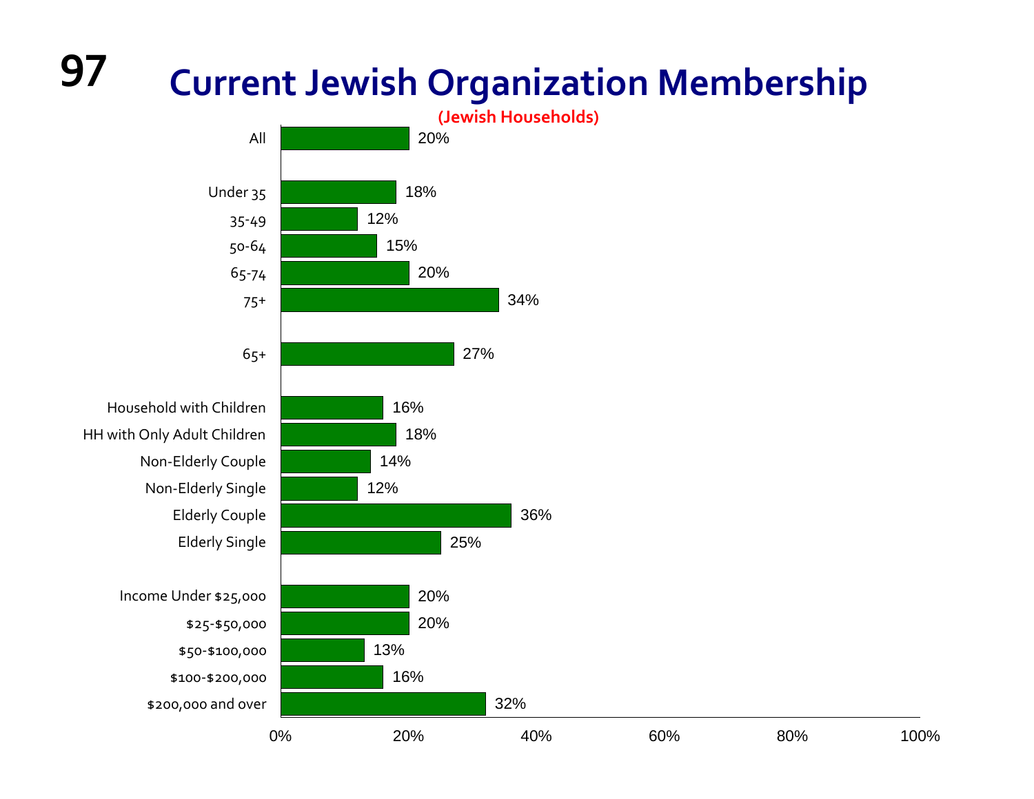# Current Jewish Organization Membership

(Jewish Households)

| Group | Percentage |
|---|---|
| All | 20% |
| Under 35 | 18% |
| 35-49 | 12% |
| 50-64 | 15% |
| 65-74 | 20% |
| 75+ | 34% |
| 65+ | 27% |
| Household with Children | 16% |
| HH with Only Adult Children | 18% |
| Non-Elderly Couple | 14% |
| Non-Elderly Single | 12% |
| Elderly Couple | 36% |
| Elderly Single | 25% |
| Income Under $25,000 | 20% |
| $25-$50,000 | 20% |
| $50-$100,000 | 13% |
| $100-$200,000 | 16% |
| $200,000 and over | 32% |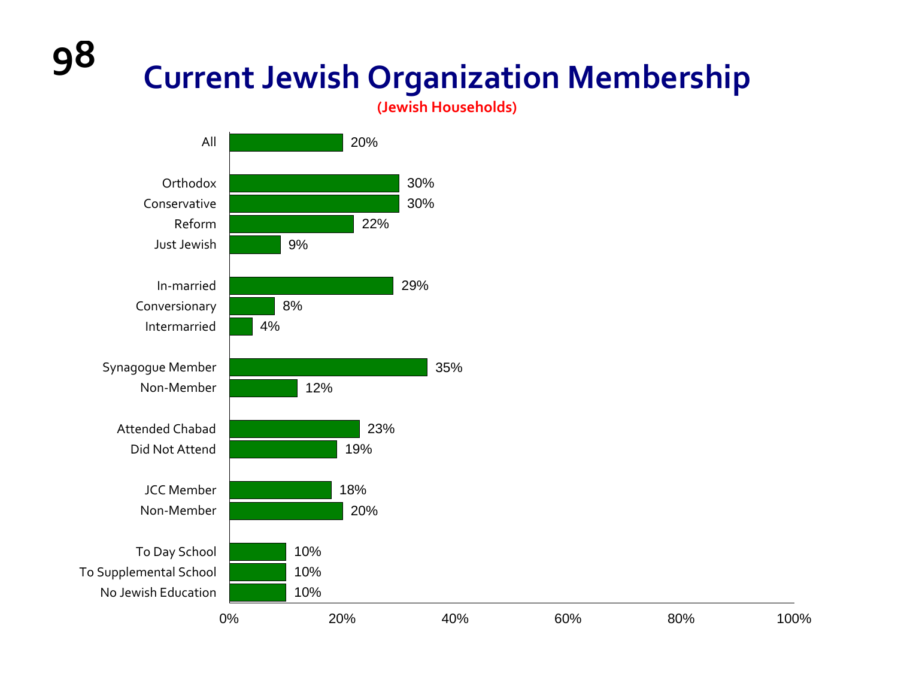# Current Jewish Organization Membership

**(Jewish Households)**

| Group | Percentage |
| --- | --- |
| All | 20% |
| Orthodox | 30% |
| Conservative | 30% |
| Reform | 22% |
| Just Jewish | 9% |
| In-married | 29% |
| Conversionary | 8% |
| Intermarried | 4% |
| Synagogue Member | 35% |
| Non-Member | 12% |
| Attended Chabad | 23% |
| Did Not Attend | 19% |
| JCC Member | 18% |
| Non-Member | 20% |
| To Day School | 10% |
| To Supplemental School | 10% |
| No Jewish Education | 10% |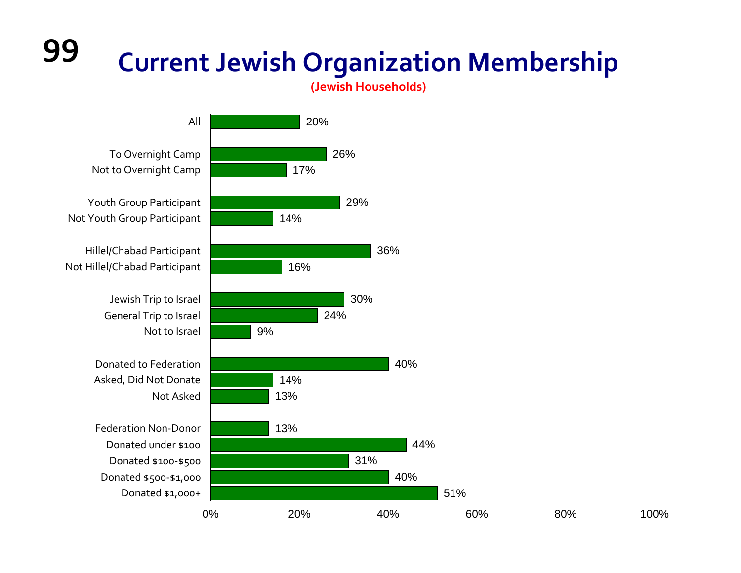# Current Jewish Organization Membership

**(Jewish Households)**

| Group | Percentage |
| --- | --- |
| All | 20% |
| To Overnight Camp | 26% |
| Not to Overnight Camp | 17% |
| Youth Group Participant | 29% |
| Not Youth Group Participant | 14% |
| Hillel/Chabad Participant | 36% |
| Not Hillel/Chabad Participant | 16% |
| Jewish Trip to Israel | 30% |
| General Trip to Israel | 24% |
| Not to Israel | 9% |
| Donated to Federation | 40% |
| Asked, Did Not Donate | 14% |
| Not Asked | 13% |
| Federation Non-Donor | 13% |
| Donated under $100 | 44% |
| Donated $100-$500 | 31% |
| Donated $500-$1,000 | 40% |
| Donated $1,000+ | 51% |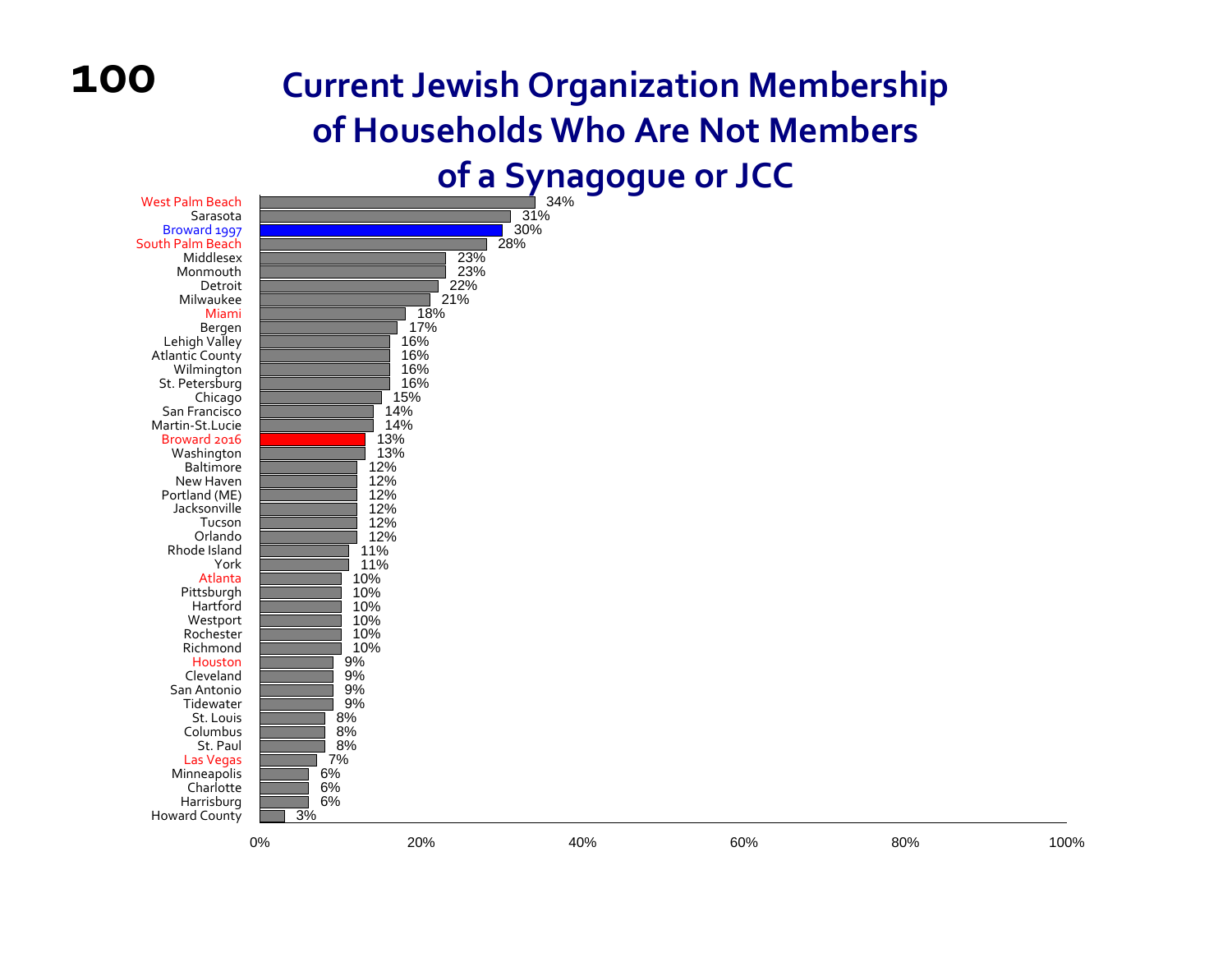# Current Jewish Organization Membership of Households Who Are Not Members of a Synagogue or JCC

| Community | Percentage |
|---|---|
| West Palm Beach | 34% |
| Sarasota | 31% |
| Broward 1997 | 30% |
| South Palm Beach | 28% |
| Middlesex | 23% |
| Monmouth | 23% |
| Detroit | 22% |
| Milwaukee | 21% |
| Miami | 18% |
| Bergen | 17% |
| Lehigh Valley | 16% |
| Atlantic County | 16% |
| Wilmington | 16% |
| St. Petersburg | 16% |
| Chicago | 15% |
| San Francisco | 14% |
| Martin-St.Lucie | 14% |
| Broward 2016 | 13% |
| Washington | 13% |
| Baltimore | 12% |
| New Haven | 12% |
| Portland (ME) | 12% |
| Jacksonville | 12% |
| Tucson | 12% |
| Orlando | 12% |
| Rhode Island | 11% |
| York | 11% |
| Atlanta | 10% |
| Pittsburgh | 10% |
| Hartford | 10% |
| Westport | 10% |
| Rochester | 10% |
| Richmond | 10% |
| Houston | 9% |
| Cleveland | 9% |
| San Antonio | 9% |
| Tidewater | 9% |
| St. Louis | 8% |
| Columbus | 8% |
| St. Paul | 8% |
| Las Vegas | 7% |
| Minneapolis | 6% |
| Charlotte | 6% |
| Harrisburg | 6% |
| Howard County | 3% |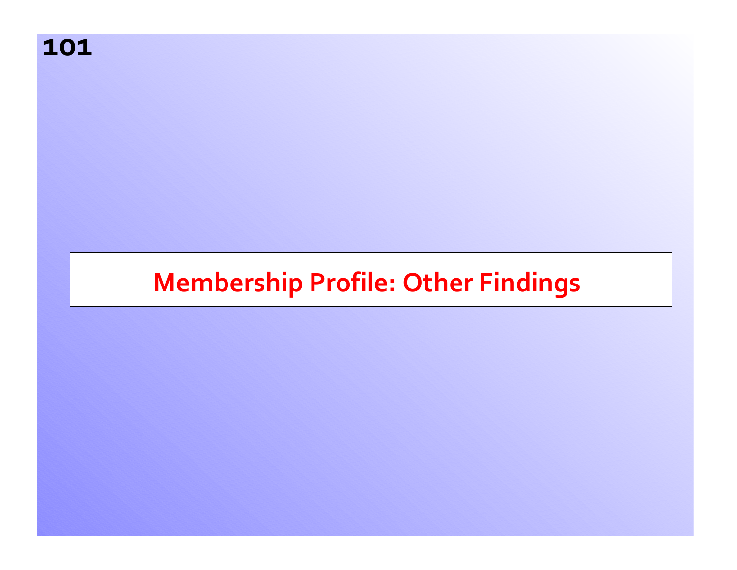# Membership Profile: Other Findings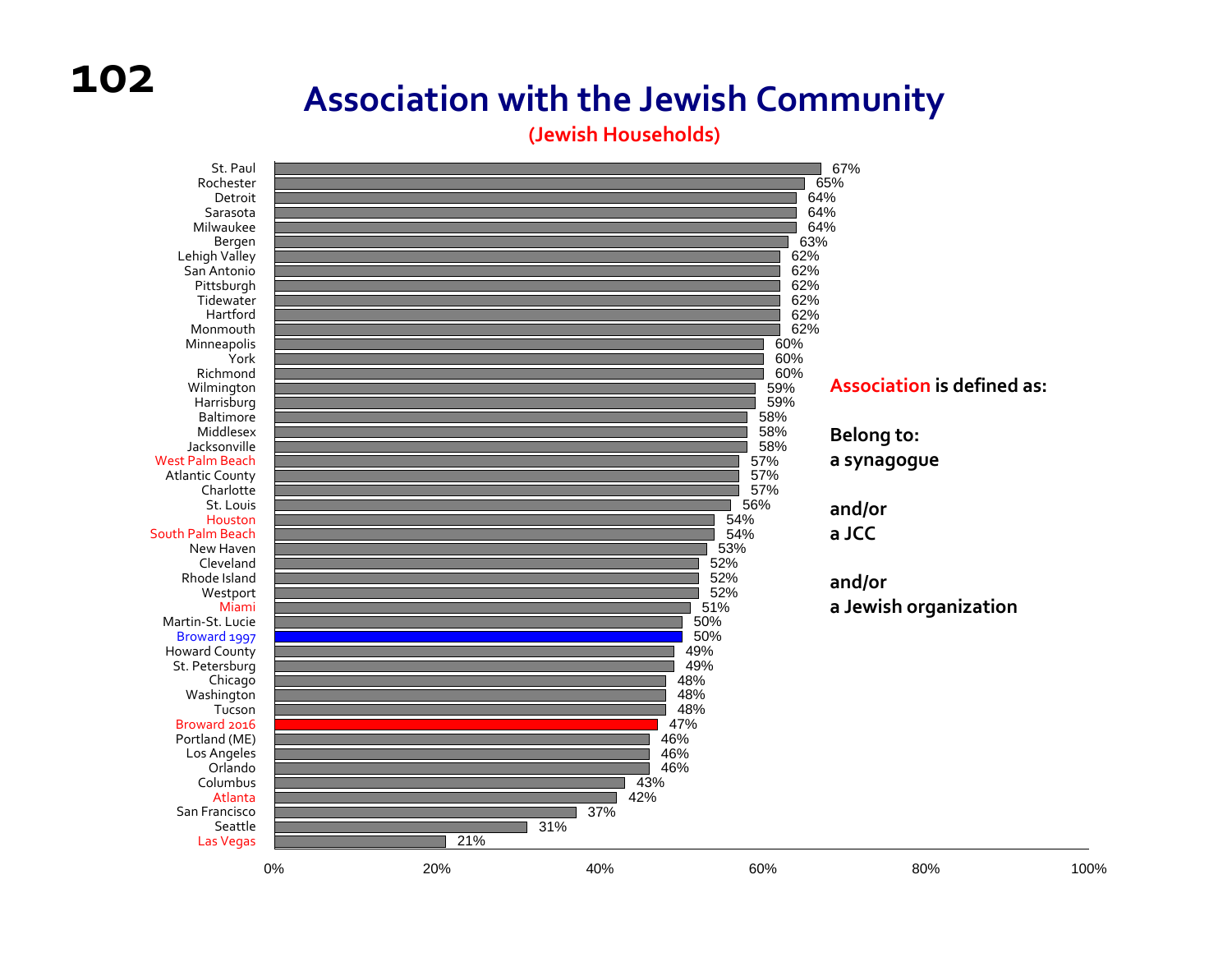# Association with the Jewish Community

**(Jewish Households)**

| Community | Association |
|---|---|
| St. Paul | 67% |
| Rochester | 65% |
| Detroit | 64% |
| Sarasota | 64% |
| Milwaukee | 64% |
| Bergen | 63% |
| Lehigh Valley | 62% |
| San Antonio | 62% |
| Pittsburgh | 62% |
| Tidewater | 62% |
| Hartford | 62% |
| Monmouth | 62% |
| Minneapolis | 60% |
| York | 60% |
| Richmond | 60% |
| Wilmington | 59% |
| Harrisburg | 59% |
| Baltimore | 58% |
| Middlesex | 58% |
| Jacksonville | 58% |
| West Palm Beach | 57% |
| Atlantic County | 57% |
| Charlotte | 57% |
| St. Louis | 56% |
| Houston | 54% |
| South Palm Beach | 54% |
| New Haven | 53% |
| Cleveland | 52% |
| Rhode Island | 52% |
| Westport | 52% |
| Miami | 51% |
| Martin-St. Lucie | 50% |
| Broward 1997 | 50% |
| Howard County | 49% |
| St. Petersburg | 49% |
| Chicago | 48% |
| Washington | 48% |
| Tucson | 48% |
| Broward 2016 | 47% |
| Portland (ME) | 46% |
| Los Angeles | 46% |
| Orlando | 46% |
| Columbus | 43% |
| Atlanta | 42% |
| San Francisco | 37% |
| Seattle | 31% |
| Las Vegas | 21% |

**Association is defined as:**

**Belong to:**
**a synagogue**

**and/or**
**a JCC**

**and/or**
**a Jewish organization**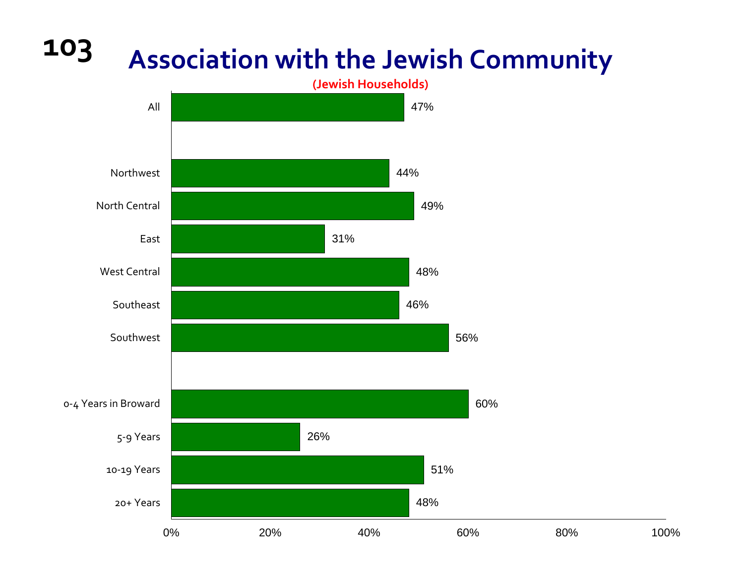# Association with the Jewish Community

**(Jewish Households)**

| | Percentage |
|---|---|
| All | 47% |
| Northwest | 44% |
| North Central | 49% |
| East | 31% |
| West Central | 48% |
| Southeast | 46% |
| Southwest | 56% |
| 0-4 Years in Broward | 60% |
| 5-9 Years | 26% |
| 10-19 Years | 51% |
| 20+ Years | 48% |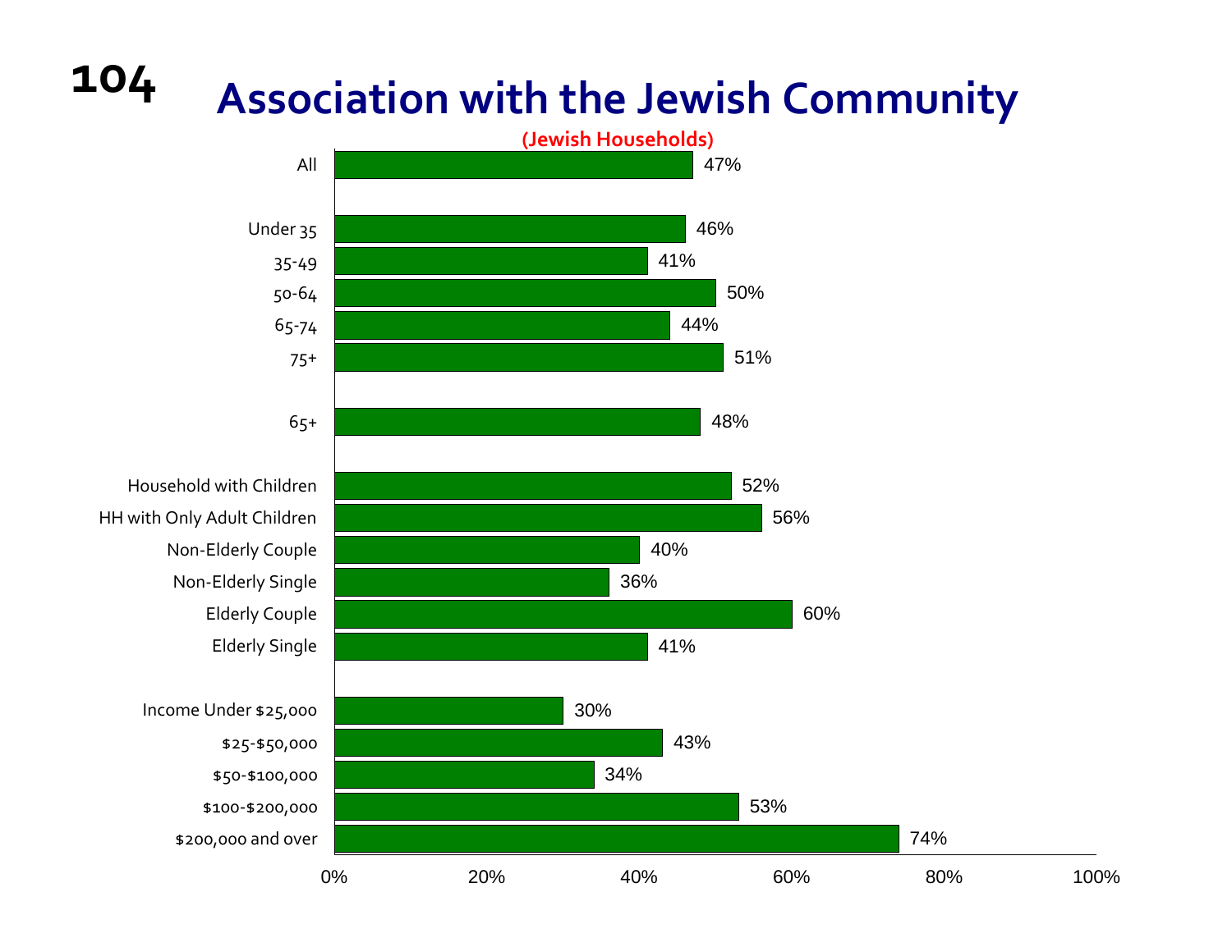# Association with the Jewish Community

**(Jewish Households)**

| Group | Percent |
| --- | --- |
| All | 47% |
| Under 35 | 46% |
| 35-49 | 41% |
| 50-64 | 50% |
| 65-74 | 44% |
| 75+ | 51% |
| 65+ | 48% |
| Household with Children | 52% |
| HH with Only Adult Children | 56% |
| Non-Elderly Couple | 40% |
| Non-Elderly Single | 36% |
| Elderly Couple | 60% |
| Elderly Single | 41% |
| Income Under $25,000 | 30% |
| $25-$50,000 | 43% |
| $50-$100,000 | 34% |
| $100-$200,000 | 53% |
| $200,000 and over | 74% |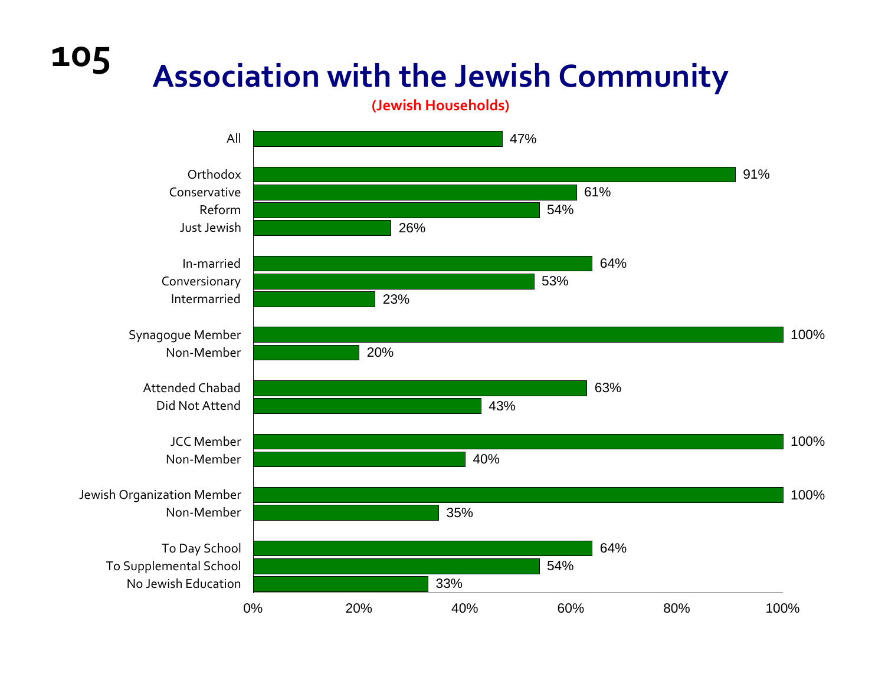# Association with the Jewish Community

**(Jewish Households)**

| Category | Percentage |
| --- | --- |
| All | 47% |
| Orthodox | 91% |
| Conservative | 61% |
| Reform | 54% |
| Just Jewish | 26% |
| In-married | 64% |
| Conversionary | 53% |
| Intermarried | 23% |
| Synagogue Member | 100% |
| Non-Member | 20% |
| Attended Chabad | 63% |
| Did Not Attend | 43% |
| JCC Member | 100% |
| Non-Member | 40% |
| Jewish Organization Member | 100% |
| Non-Member | 35% |
| To Day School | 64% |
| To Supplemental School | 54% |
| No Jewish Education | 33% |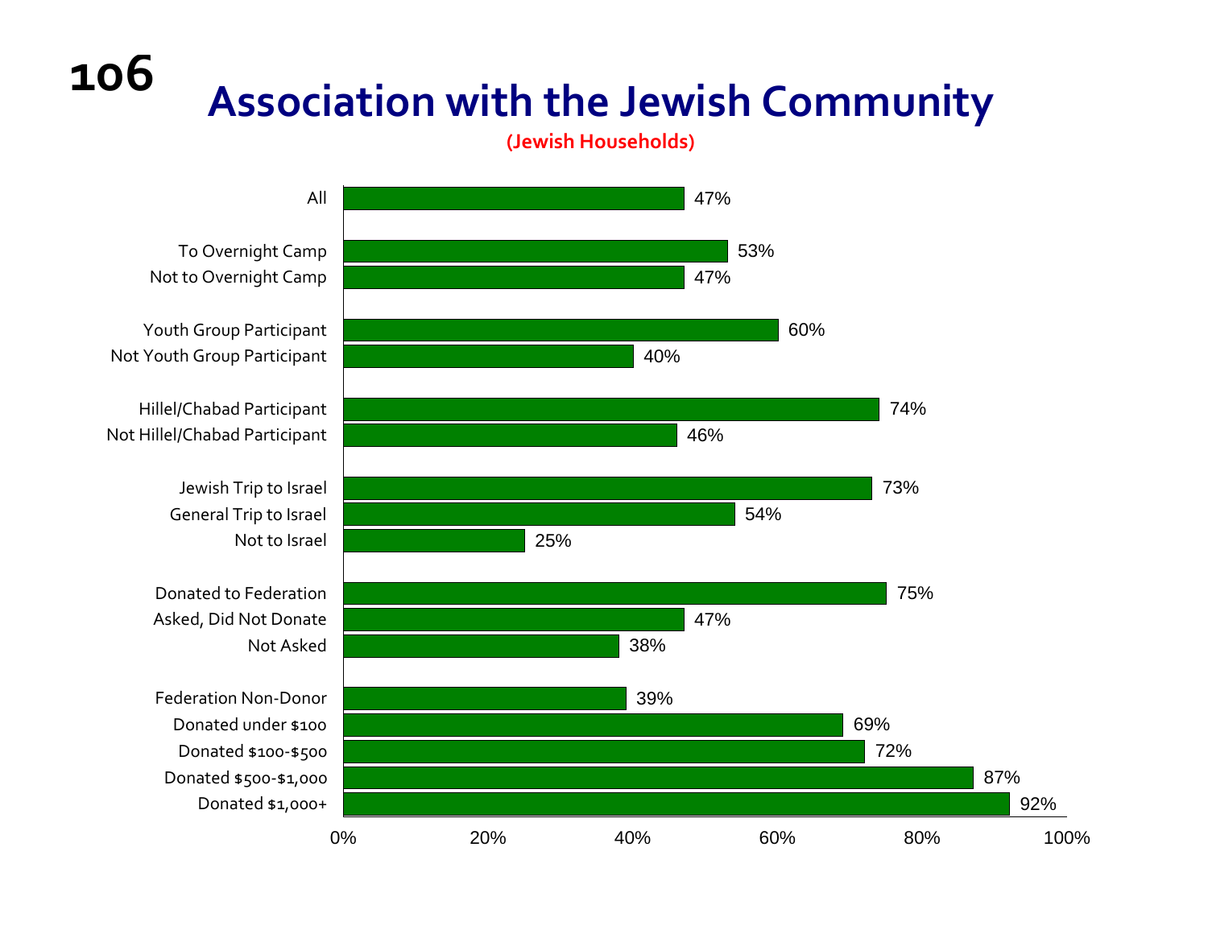# Association with the Jewish Community

**(Jewish Households)**

| Category | Percent |
| --- | --- |
| All | 47% |
| To Overnight Camp | 53% |
| Not to Overnight Camp | 47% |
| Youth Group Participant | 60% |
| Not Youth Group Participant | 40% |
| Hillel/Chabad Participant | 74% |
| Not Hillel/Chabad Participant | 46% |
| Jewish Trip to Israel | 73% |
| General Trip to Israel | 54% |
| Not to Israel | 25% |
| Donated to Federation | 75% |
| Asked, Did Not Donate | 47% |
| Not Asked | 38% |
| Federation Non-Donor | 39% |
| Donated under $100 | 69% |
| Donated $100-$500 | 72% |
| Donated $500-$1,000 | 87% |
| Donated $1,000+ | 92% |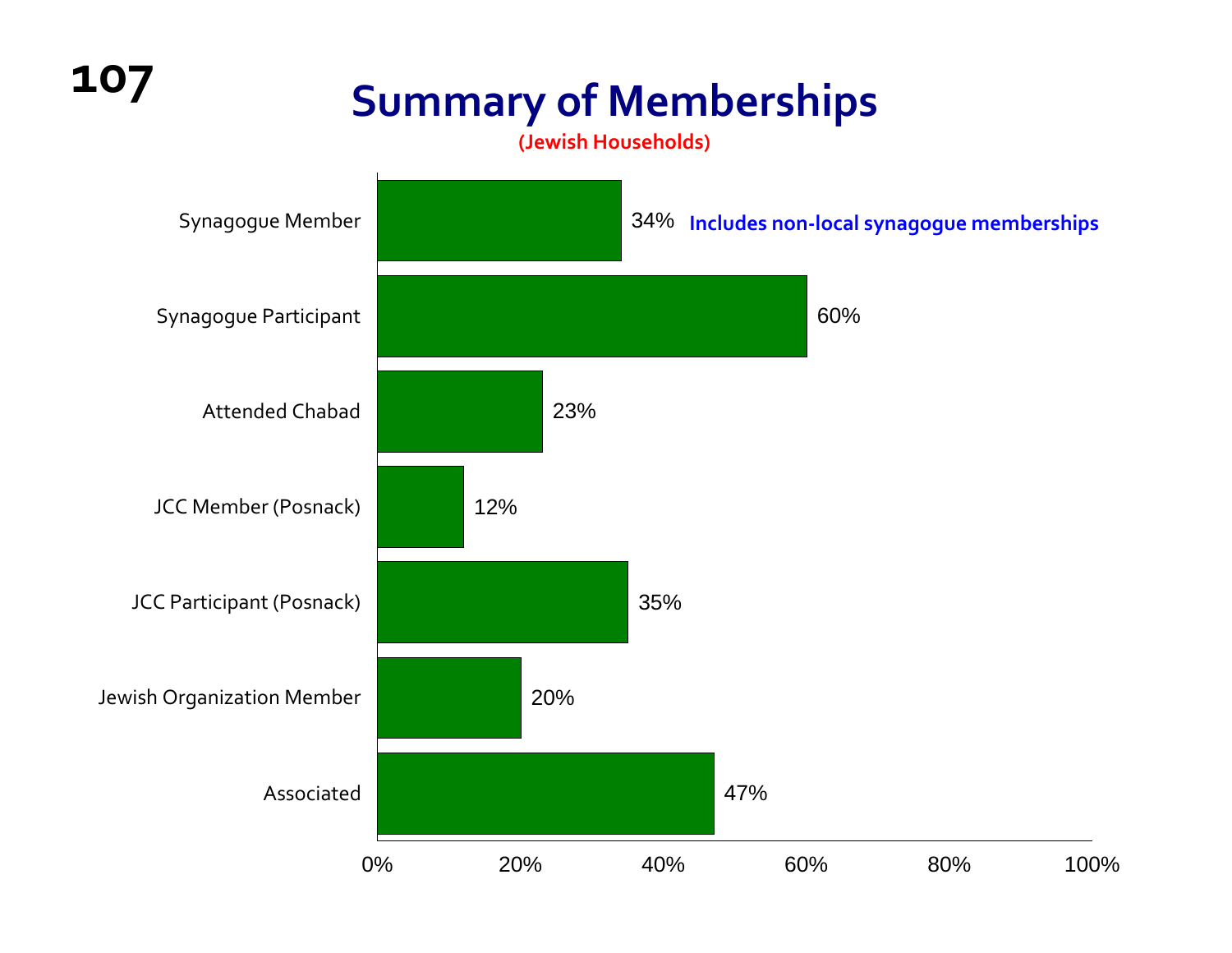# Summary of Memberships

(Jewish Households)

| Category | Percentage |
|---|---|
| Synagogue Member | 34% |
| Synagogue Participant | 60% |
| Attended Chabad | 23% |
| JCC Member (Posnack) | 12% |
| JCC Participant (Posnack) | 35% |
| Jewish Organization Member | 20% |
| Associated | 47% |

Includes non-local synagogue memberships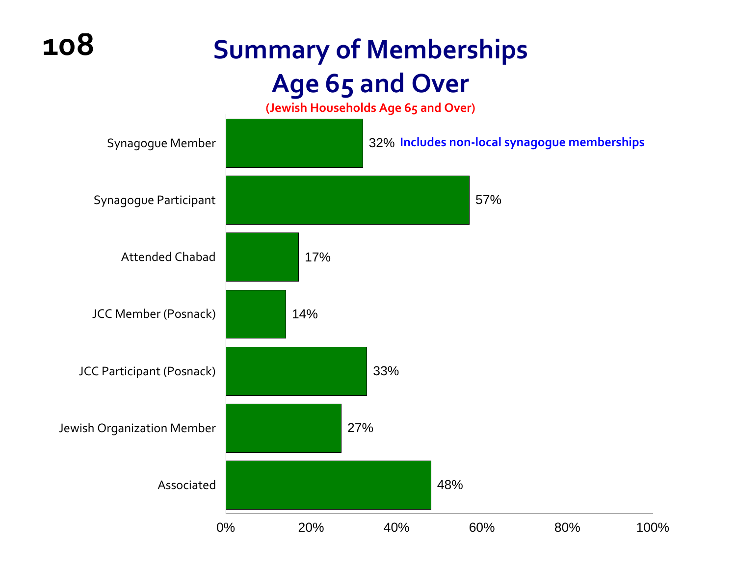# Summary of Memberships Age 65 and Over

(Jewish Households Age 65 and Over)

| Category | Percentage |
|---|---|
| Synagogue Member | 32% |
| Synagogue Participant | 57% |
| Attended Chabad | 17% |
| JCC Member (Posnack) | 14% |
| JCC Participant (Posnack) | 33% |
| Jewish Organization Member | 27% |
| Associated | 48% |

Synagogue Member: Includes non-local synagogue memberships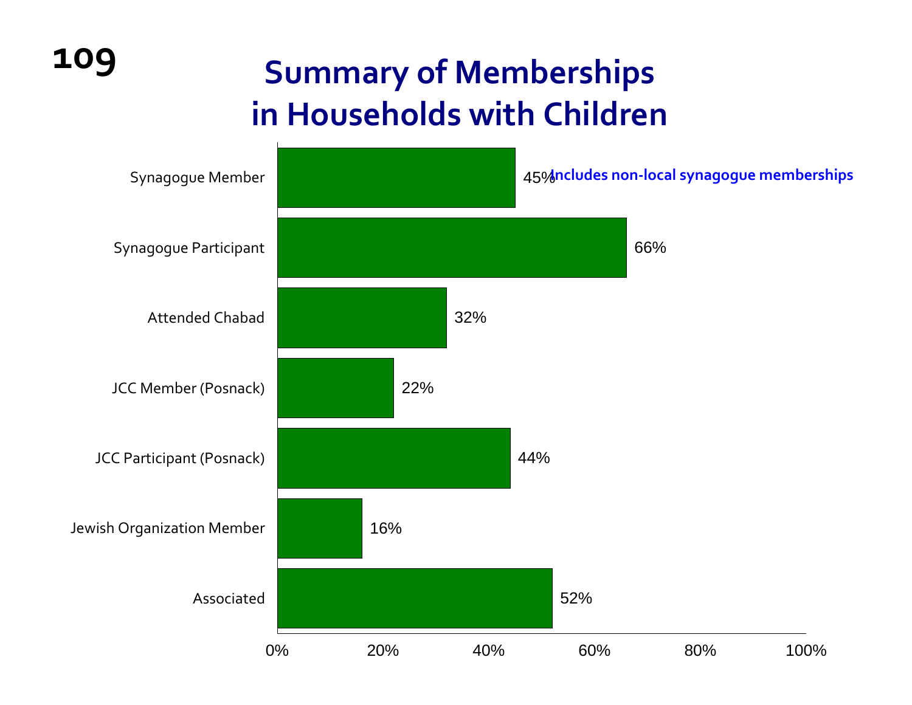# Summary of Memberships in Households with Children

| Category | Percentage |
|---|---|
| Synagogue Member | 45% |
| Synagogue Participant | 66% |
| Attended Chabad | 32% |
| JCC Member (Posnack) | 22% |
| JCC Participant (Posnack) | 44% |
| Jewish Organization Member | 16% |
| Associated | 52% |

Includes non-local synagogue memberships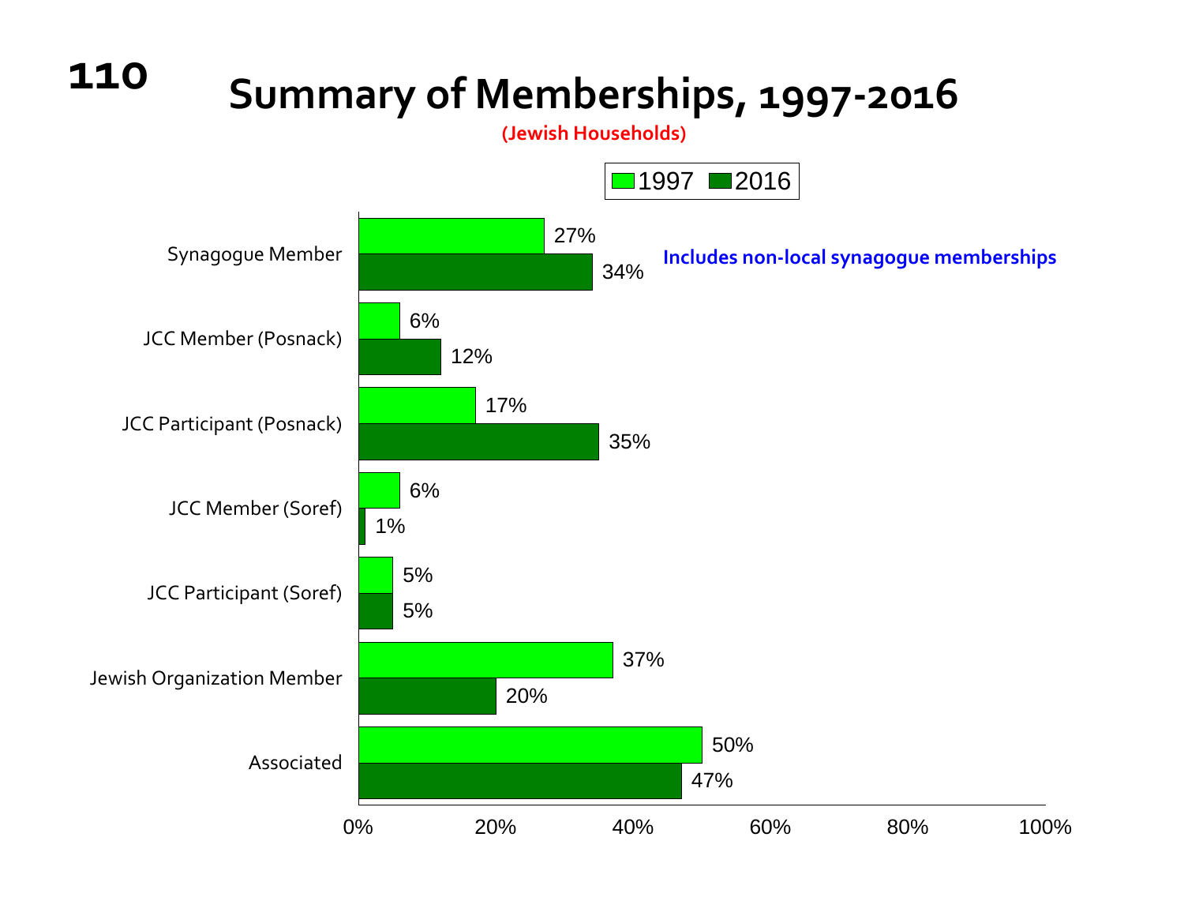# Summary of Memberships, 1997-2016

(Jewish Households)

| | 1997 | 2016 |
|---|---|---|
| Synagogue Member | 27% | 34% |
| JCC Member (Posnack) | 6% | 12% |
| JCC Participant (Posnack) | 17% | 35% |
| JCC Member (Soref) | 6% | 1% |
| JCC Participant (Soref) | 5% | 5% |
| Jewish Organization Member | 37% | 20% |
| Associated | 50% | 47% |

Includes non-local synagogue memberships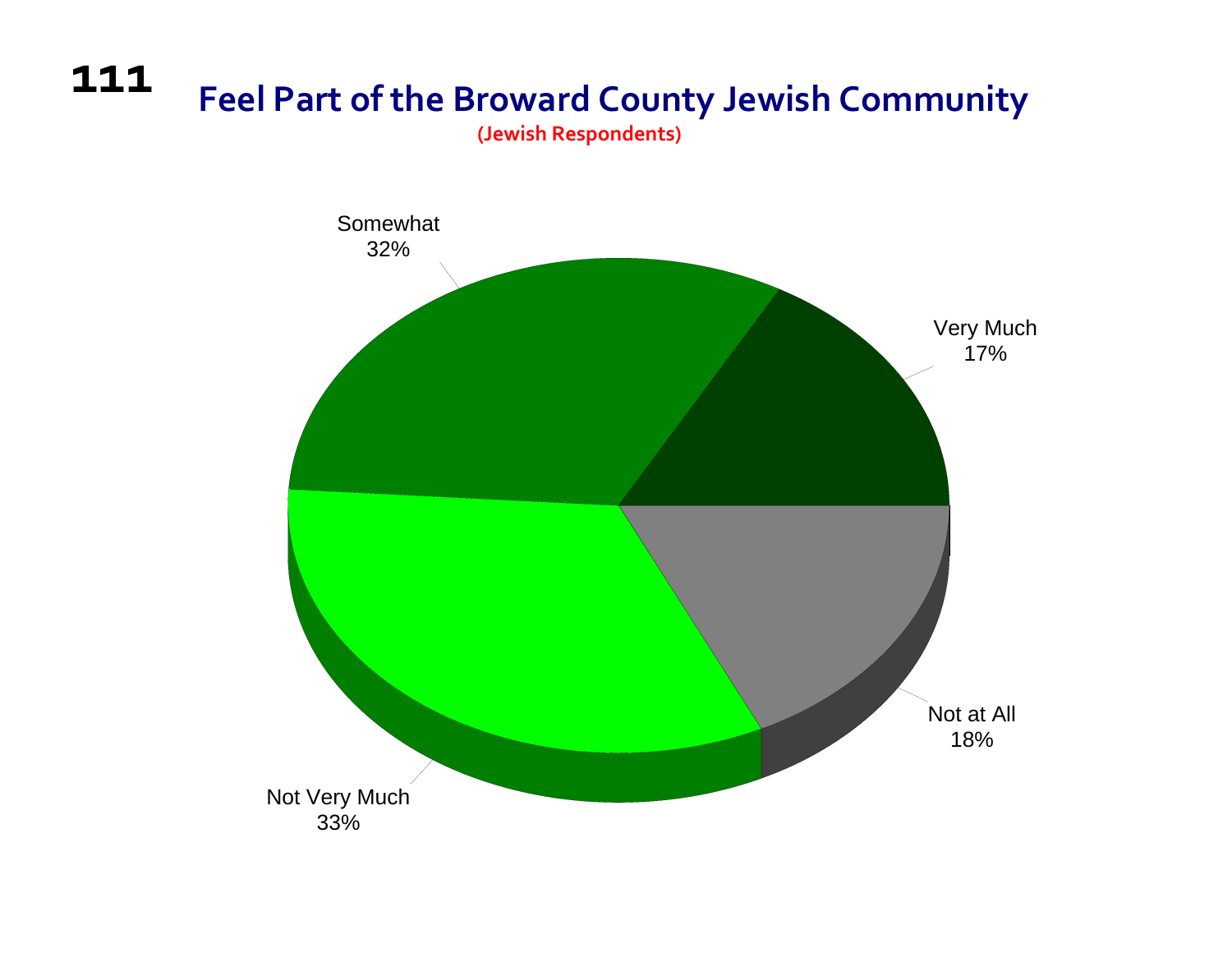# Feel Part of the Broward County Jewish Community

**(Jewish Respondents)**

| Response | Percentage |
| --- | --- |
| Very Much | 17% |
| Somewhat | 32% |
| Not Very Much | 33% |
| Not at All | 18% |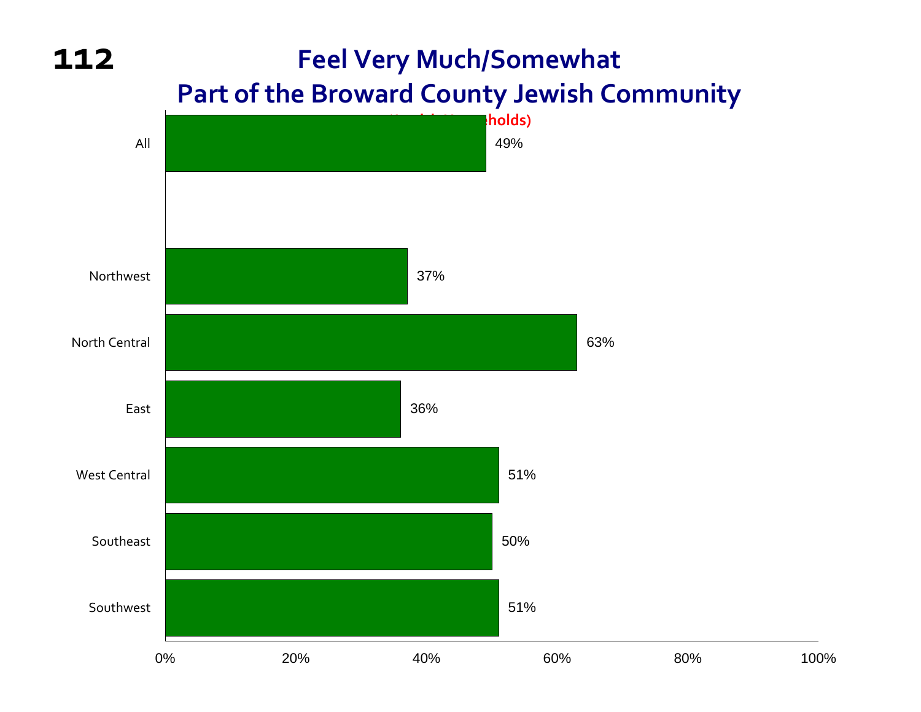# Feel Very Much/Somewhat Part of the Broward County Jewish Community

(Jewish Households)

| Region | Percentage |
|---|---|
| All | 49% |
| Northwest | 37% |
| North Central | 63% |
| East | 36% |
| West Central | 51% |
| Southeast | 50% |
| Southwest | 51% |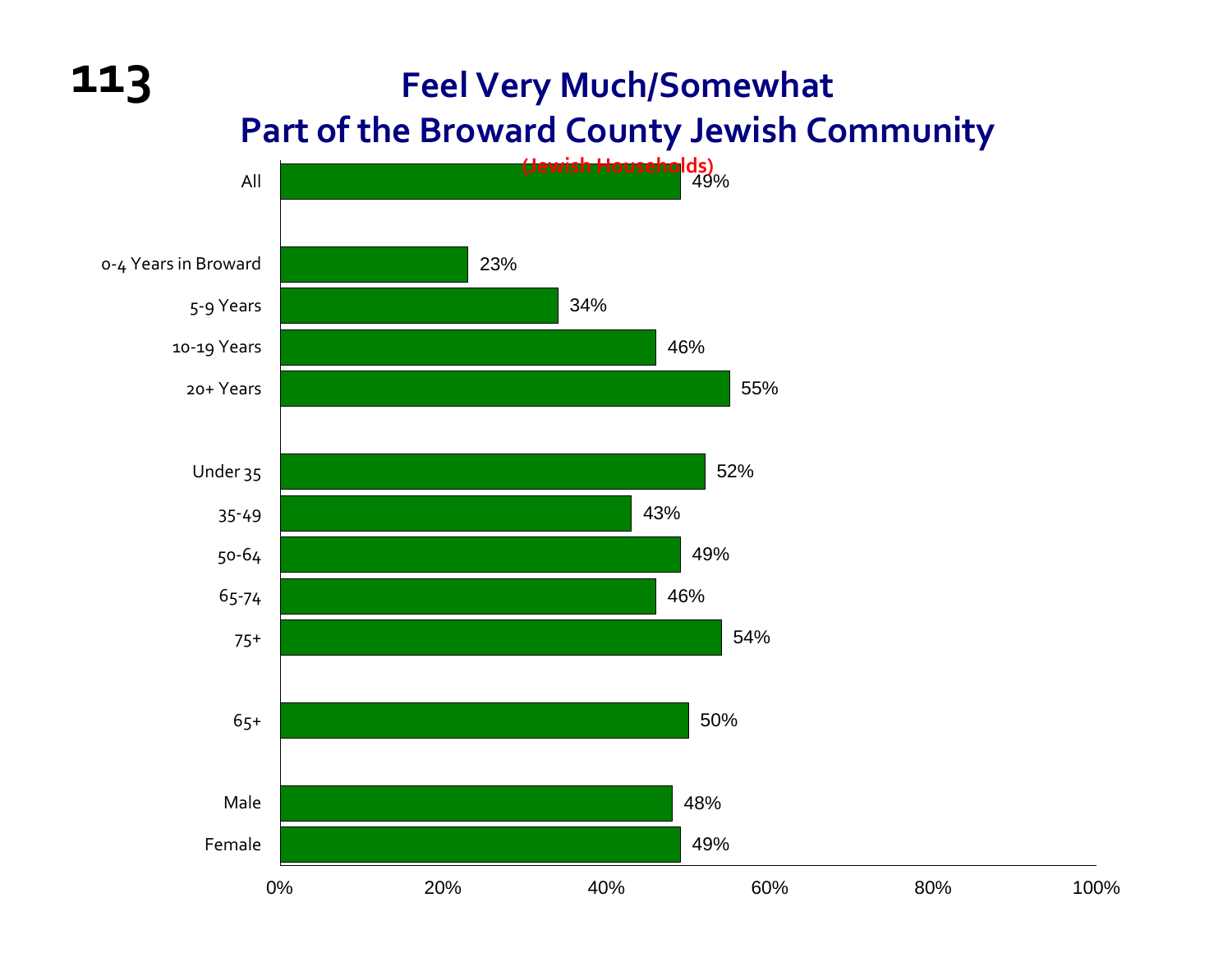# Feel Very Much/Somewhat Part of the Broward County Jewish Community

(Jewish Households)

| Group | Percentage |
|---|---|
| All | 49% |
| 0-4 Years in Broward | 23% |
| 5-9 Years | 34% |
| 10-19 Years | 46% |
| 20+ Years | 55% |
| Under 35 | 52% |
| 35-49 | 43% |
| 50-64 | 49% |
| 65-74 | 46% |
| 75+ | 54% |
| 65+ | 50% |
| Male | 48% |
| Female | 49% |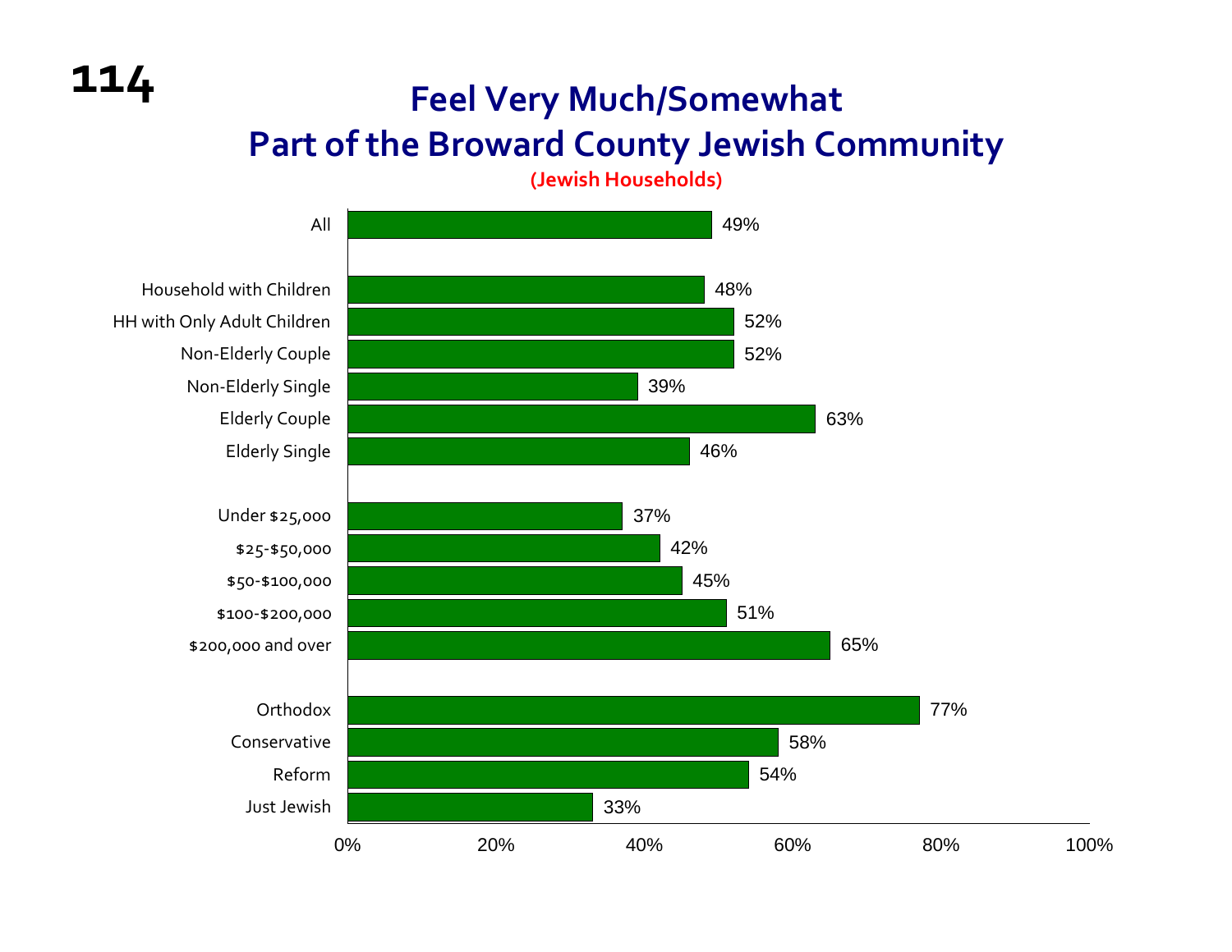# Feel Very Much/Somewhat Part of the Broward County Jewish Community

**(Jewish Households)**

| Group | Percentage |
|---|---|
| All | 49% |
| Household with Children | 48% |
| HH with Only Adult Children | 52% |
| Non-Elderly Couple | 52% |
| Non-Elderly Single | 39% |
| Elderly Couple | 63% |
| Elderly Single | 46% |
| Under $25,000 | 37% |
| $25-$50,000 | 42% |
| $50-$100,000 | 45% |
| $100-$200,000 | 51% |
| $200,000 and over | 65% |
| Orthodox | 77% |
| Conservative | 58% |
| Reform | 54% |
| Just Jewish | 33% |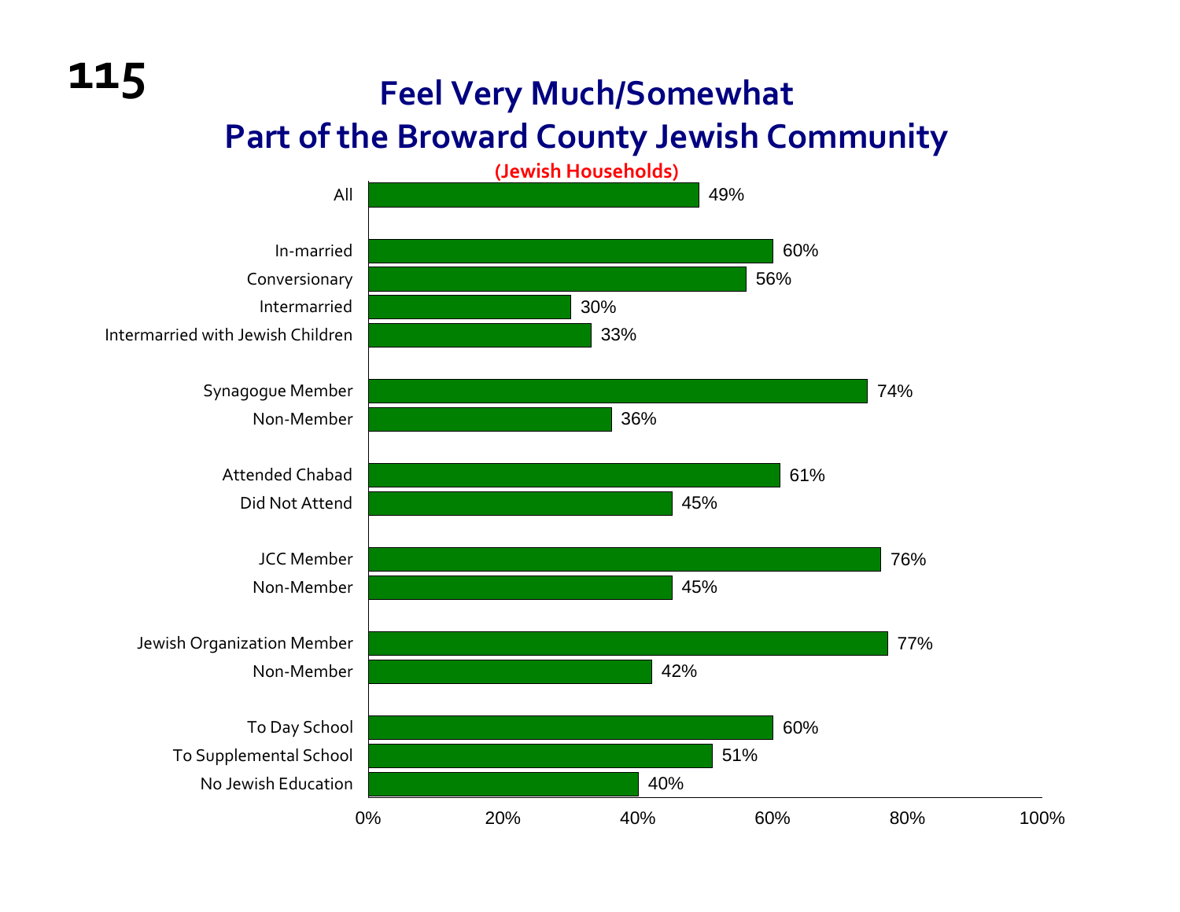# Feel Very Much/Somewhat Part of the Broward County Jewish Community

(Jewish Households)

| Category | Percent |
| --- | --- |
| All | 49% |
| In-married | 60% |
| Conversionary | 56% |
| Intermarried | 30% |
| Intermarried with Jewish Children | 33% |
| Synagogue Member | 74% |
| Non-Member | 36% |
| Attended Chabad | 61% |
| Did Not Attend | 45% |
| JCC Member | 76% |
| Non-Member | 45% |
| Jewish Organization Member | 77% |
| Non-Member | 42% |
| To Day School | 60% |
| To Supplemental School | 51% |
| No Jewish Education | 40% |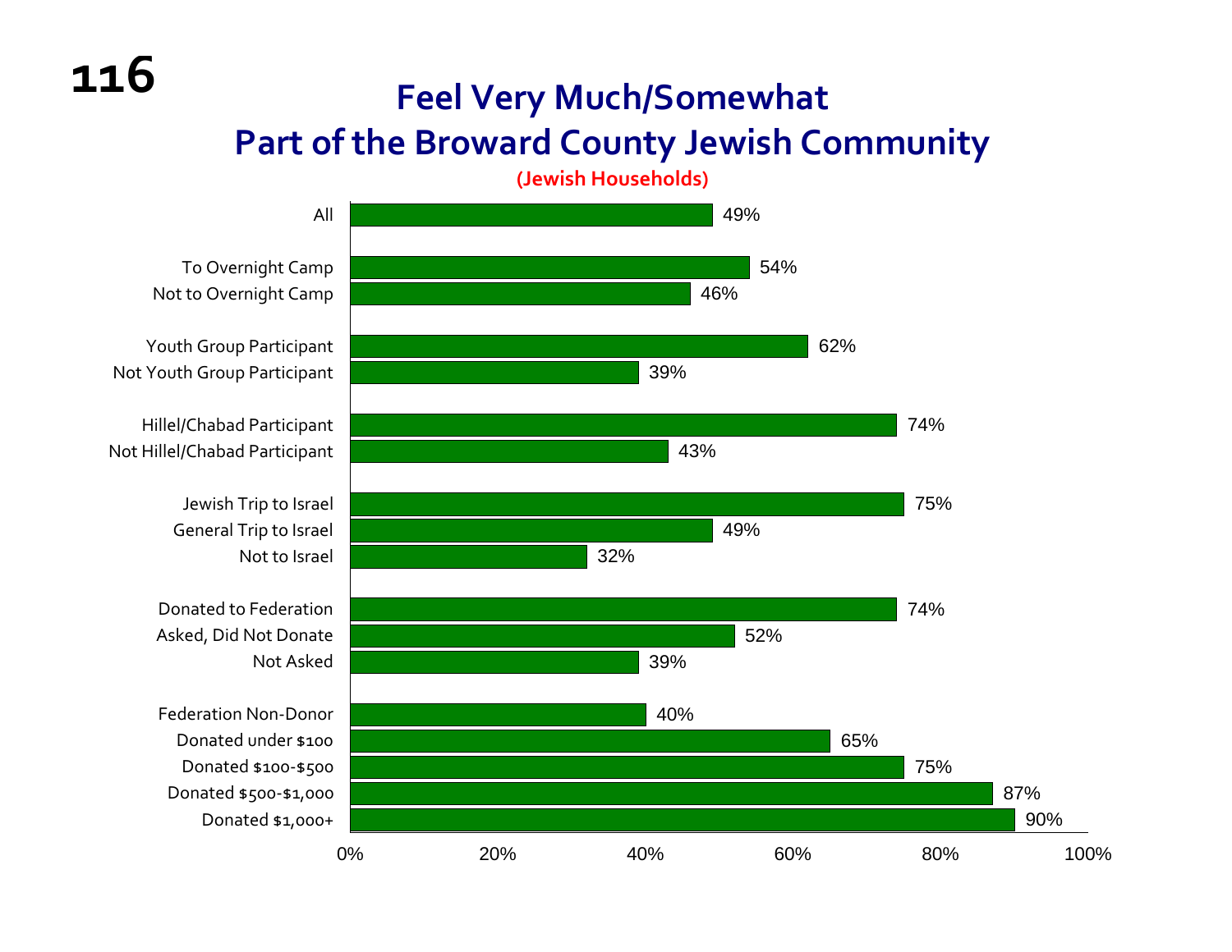# Feel Very Much/Somewhat Part of the Broward County Jewish Community

**(Jewish Households)**

| Group | Percentage |
|---|---|
| All | 49% |
| To Overnight Camp | 54% |
| Not to Overnight Camp | 46% |
| Youth Group Participant | 62% |
| Not Youth Group Participant | 39% |
| Hillel/Chabad Participant | 74% |
| Not Hillel/Chabad Participant | 43% |
| Jewish Trip to Israel | 75% |
| General Trip to Israel | 49% |
| Not to Israel | 32% |
| Donated to Federation | 74% |
| Asked, Did Not Donate | 52% |
| Not Asked | 39% |
| Federation Non-Donor | 40% |
| Donated under $100 | 65% |
| Donated $100-$500 | 75% |
| Donated $500-$1,000 | 87% |
| Donated $1,000+ | 90% |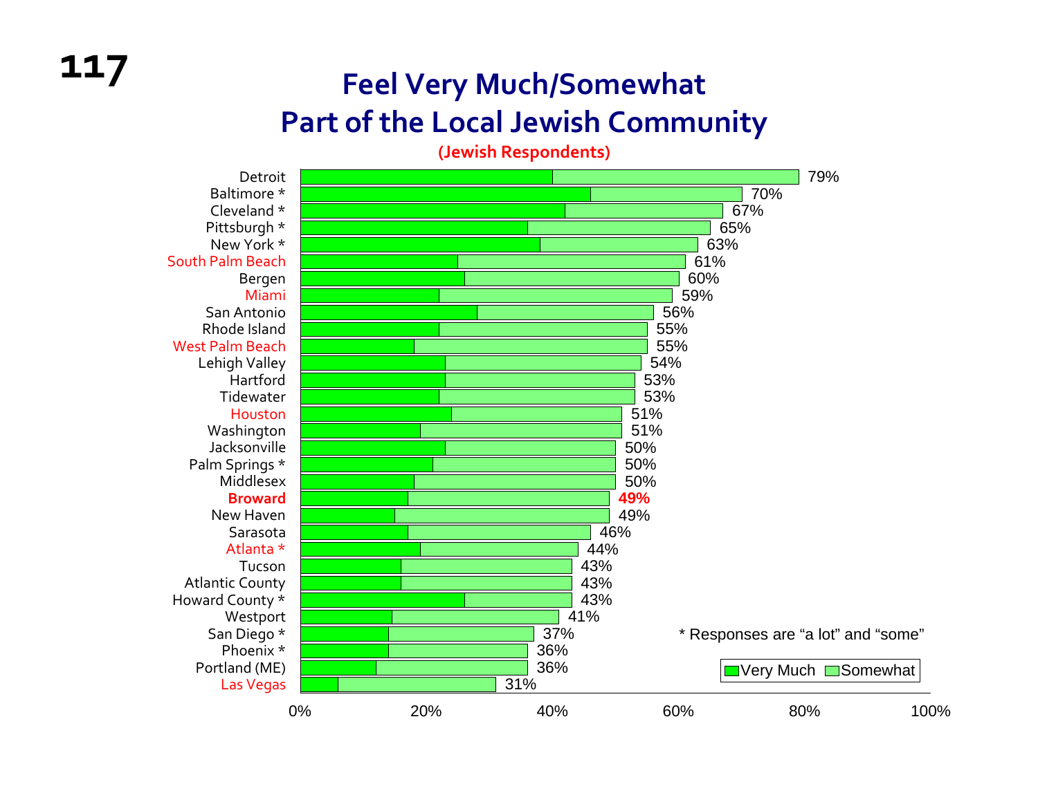# Feel Very Much/Somewhat Part of the Local Jewish Community

**(Jewish Respondents)**

| Community | Very Much/Somewhat |
|---|---|
| Detroit | 79% |
| Baltimore * | 70% |
| Cleveland * | 67% |
| Pittsburgh * | 65% |
| New York * | 63% |
| South Palm Beach | 61% |
| Bergen | 60% |
| Miami | 59% |
| San Antonio | 56% |
| Rhode Island | 55% |
| West Palm Beach | 55% |
| Lehigh Valley | 54% |
| Hartford | 53% |
| Tidewater | 53% |
| Houston | 51% |
| Washington | 51% |
| Jacksonville | 50% |
| Palm Springs * | 50% |
| Middlesex | 50% |
| **Broward** | **49%** |
| New Haven | 49% |
| Sarasota | 46% |
| Atlanta * | 44% |
| Tucson | 43% |
| Atlantic County | 43% |
| Howard County * | 43% |
| Westport | 41% |
| San Diego * | 37% |
| Phoenix * | 36% |
| Portland (ME) | 36% |
| Las Vegas | 31% |

\* Responses are "a lot" and "some"

Legend: Very Much, Somewhat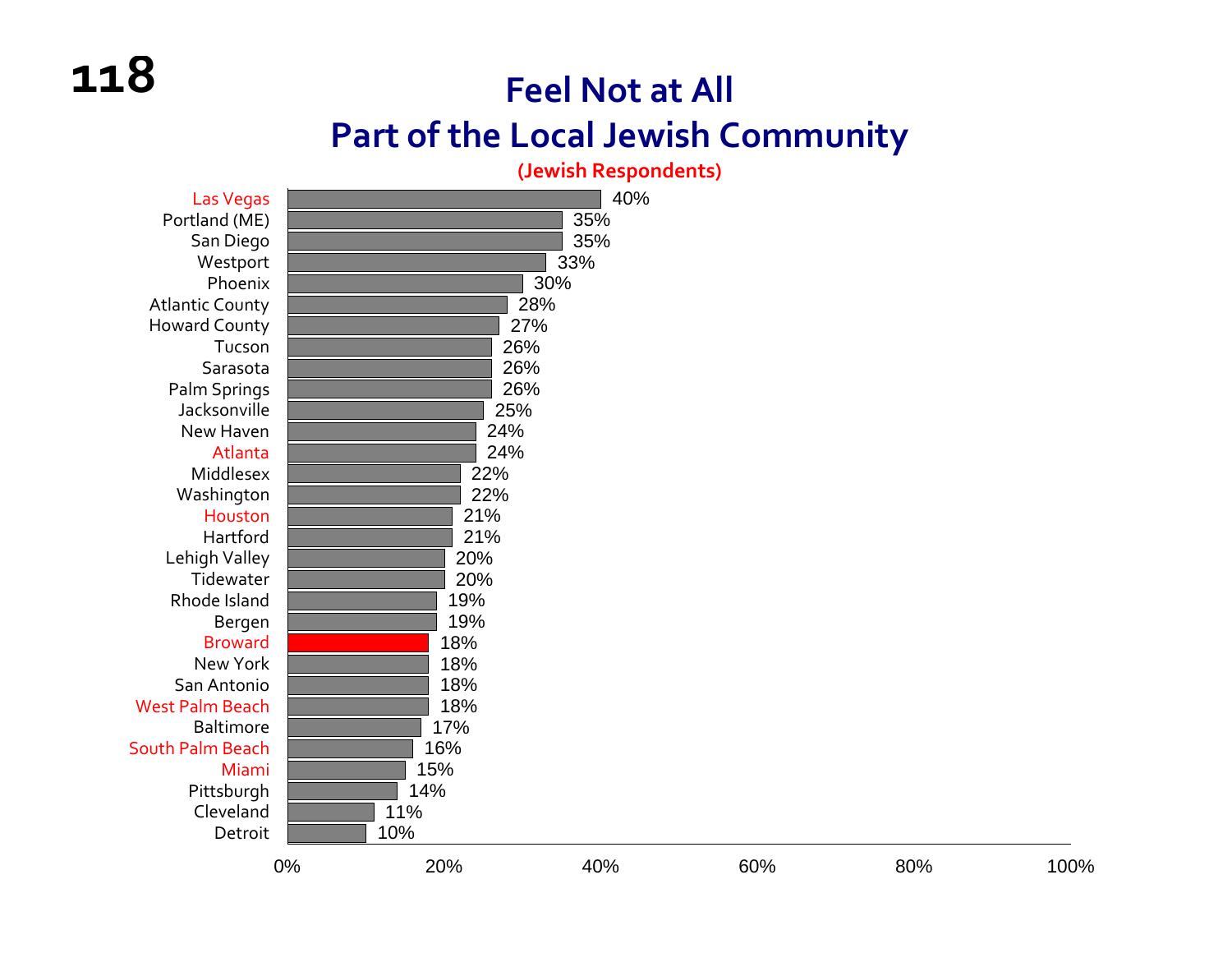# Feel Not at All Part of the Local Jewish Community

**(Jewish Respondents)**

| Community | Percentage |
|---|---|
| Las Vegas | 40% |
| Portland (ME) | 35% |
| San Diego | 35% |
| Westport | 33% |
| Phoenix | 30% |
| Atlantic County | 28% |
| Howard County | 27% |
| Tucson | 26% |
| Sarasota | 26% |
| Palm Springs | 26% |
| Jacksonville | 25% |
| New Haven | 24% |
| Atlanta | 24% |
| Middlesex | 22% |
| Washington | 22% |
| Houston | 21% |
| Hartford | 21% |
| Lehigh Valley | 20% |
| Tidewater | 20% |
| Rhode Island | 19% |
| Bergen | 19% |
| Broward | 18% |
| New York | 18% |
| San Antonio | 18% |
| West Palm Beach | 18% |
| Baltimore | 17% |
| South Palm Beach | 16% |
| Miami | 15% |
| Pittsburgh | 14% |
| Cleveland | 11% |
| Detroit | 10% |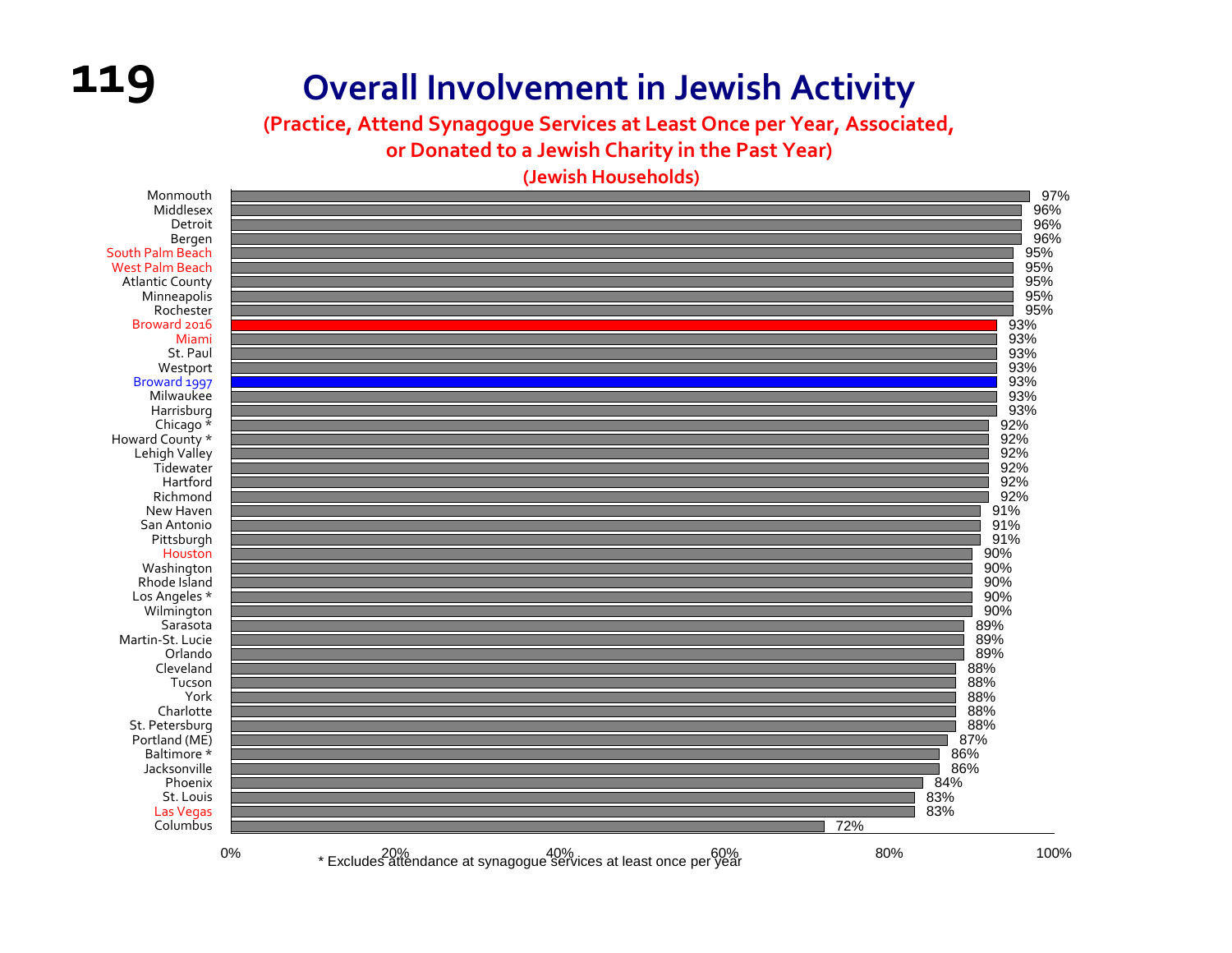# Overall Involvement in Jewish Activity

**(Practice, Attend Synagogue Services at Least Once per Year, Associated, or Donated to a Jewish Charity in the Past Year)**

**(Jewish Households)**

| Community | Percentage |
|---|---|
| Monmouth | 97% |
| Middlesex | 96% |
| Detroit | 96% |
| Bergen | 96% |
| South Palm Beach | 95% |
| West Palm Beach | 95% |
| Atlantic County | 95% |
| Minneapolis | 95% |
| Rochester | 95% |
| Broward 2016 | 93% |
| Miami | 93% |
| St. Paul | 93% |
| Westport | 93% |
| Broward 1997 | 93% |
| Milwaukee | 93% |
| Harrisburg | 93% |
| Chicago * | 92% |
| Howard County * | 92% |
| Lehigh Valley | 92% |
| Tidewater | 92% |
| Hartford | 92% |
| Richmond | 92% |
| New Haven | 91% |
| San Antonio | 91% |
| Pittsburgh | 91% |
| Houston | 90% |
| Washington | 90% |
| Rhode Island | 90% |
| Los Angeles * | 90% |
| Wilmington | 90% |
| Sarasota | 89% |
| Martin-St. Lucie | 89% |
| Orlando | 89% |
| Cleveland | 88% |
| Tucson | 88% |
| York | 88% |
| Charlotte | 88% |
| St. Petersburg | 88% |
| Portland (ME) | 87% |
| Baltimore * | 86% |
| Jacksonville | 86% |
| Phoenix | 84% |
| St. Louis | 83% |
| Las Vegas | 83% |
| Columbus | 72% |

\* Excludes attendance at synagogue services at least once per year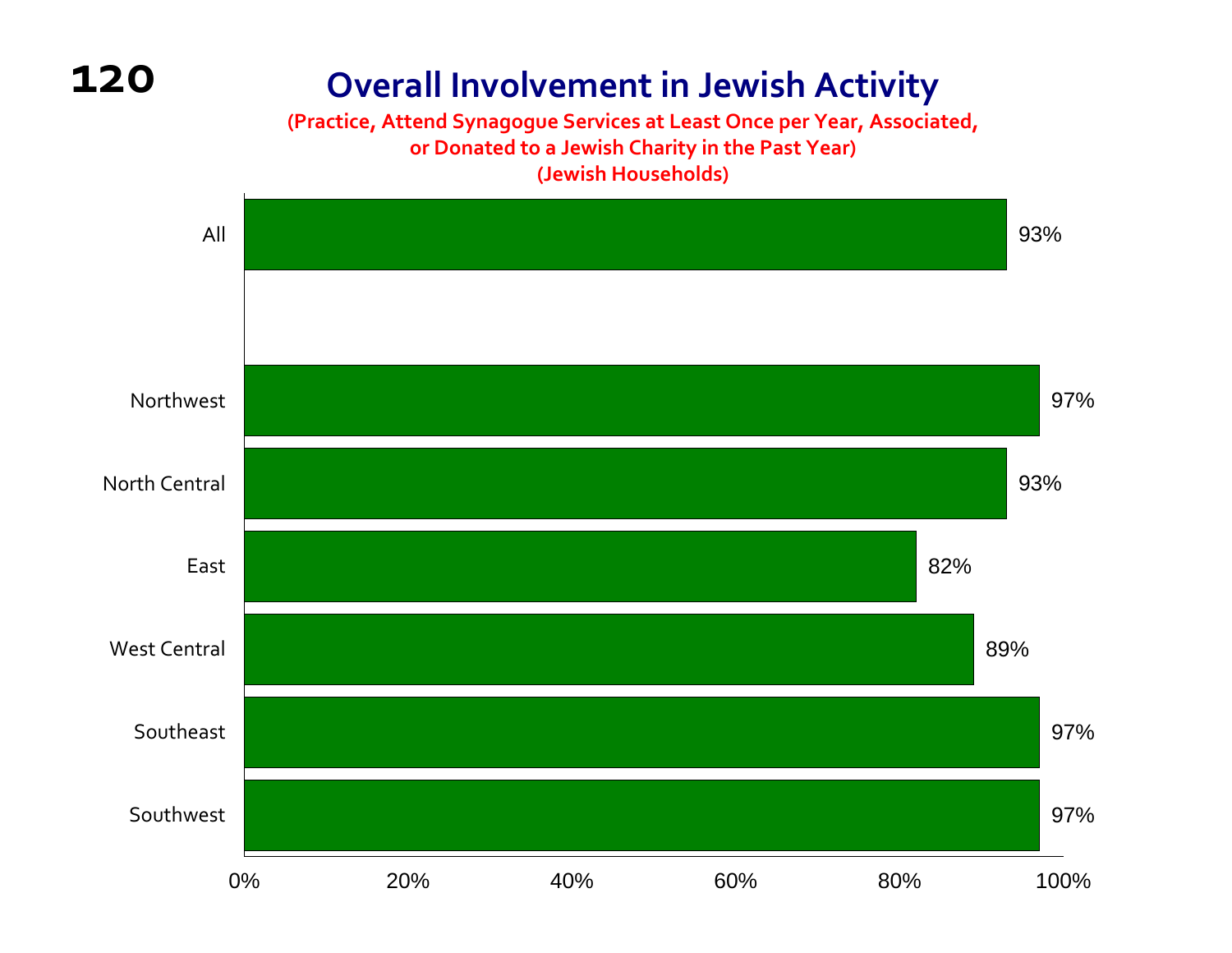# Overall Involvement in Jewish Activity

(Practice, Attend Synagogue Services at Least Once per Year, Associated, or Donated to a Jewish Charity in the Past Year)
(Jewish Households)

| Region | Percentage |
|---|---|
| All | 93% |
| Northwest | 97% |
| North Central | 93% |
| East | 82% |
| West Central | 89% |
| Southeast | 97% |
| Southwest | 97% |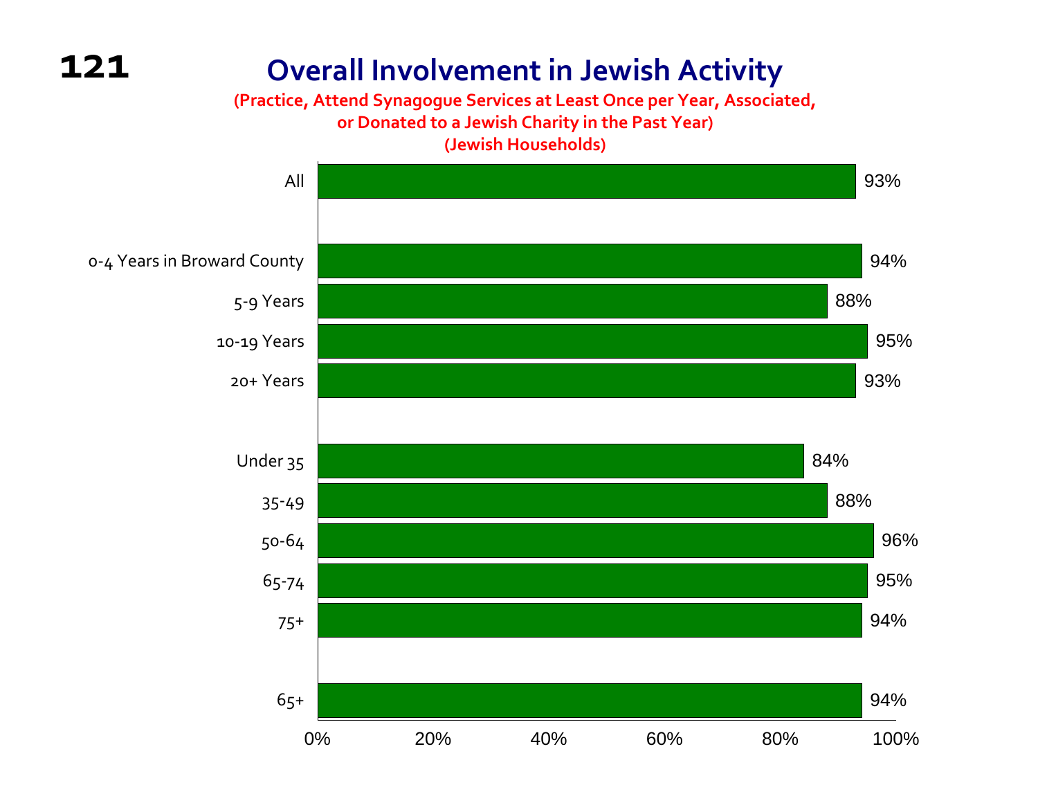# Overall Involvement in Jewish Activity

**(Practice, Attend Synagogue Services at Least Once per Year, Associated, or Donated to a Jewish Charity in the Past Year)**
**(Jewish Households)**

| Category | Percentage |
|---|---|
| All | 93% |
| 0-4 Years in Broward County | 94% |
| 5-9 Years | 88% |
| 10-19 Years | 95% |
| 20+ Years | 93% |
| Under 35 | 84% |
| 35-49 | 88% |
| 50-64 | 96% |
| 65-74 | 95% |
| 75+ | 94% |
| 65+ | 94% |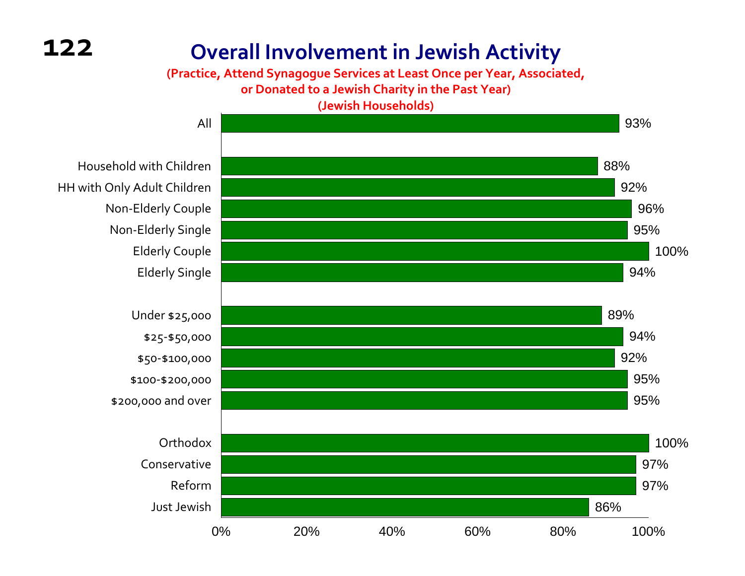# Overall Involvement in Jewish Activity

**(Practice, Attend Synagogue Services at Least Once per Year, Associated, or Donated to a Jewish Charity in the Past Year)**

**(Jewish Households)**

| Category | Percentage |
|---|---|
| All | 93% |
| | |
| Household with Children | 88% |
| HH with Only Adult Children | 92% |
| Non-Elderly Couple | 96% |
| Non-Elderly Single | 95% |
| Elderly Couple | 100% |
| Elderly Single | 94% |
| | |
| Under $25,000 | 89% |
| $25-$50,000 | 94% |
| $50-$100,000 | 92% |
| $100-$200,000 | 95% |
| $200,000 and over | 95% |
| | |
| Orthodox | 100% |
| Conservative | 97% |
| Reform | 97% |
| Just Jewish | 86% |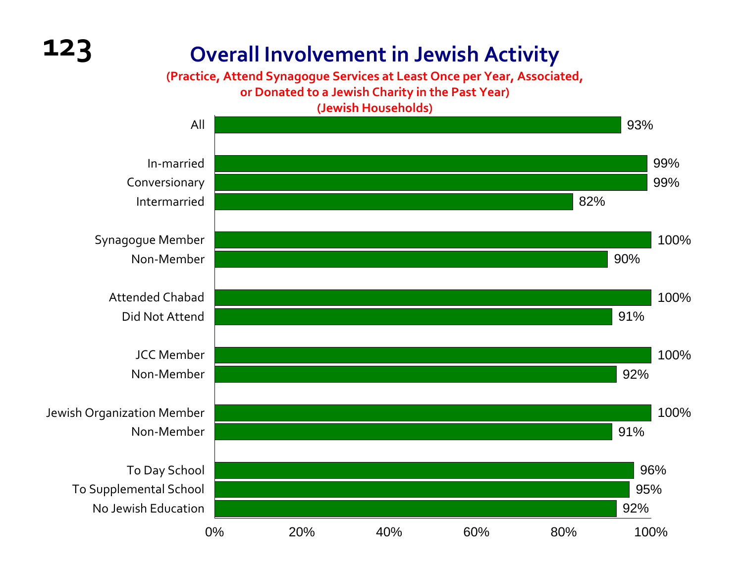# Overall Involvement in Jewish Activity

**(Practice, Attend Synagogue Services at Least Once per Year, Associated, or Donated to a Jewish Charity in the Past Year)**
**(Jewish Households)**

| Group | Percentage |
|---|---|
| All | 93% |
| In-married | 99% |
| Conversionary | 99% |
| Intermarried | 82% |
| Synagogue Member | 100% |
| Non-Member | 90% |
| Attended Chabad | 100% |
| Did Not Attend | 91% |
| JCC Member | 100% |
| Non-Member | 92% |
| Jewish Organization Member | 100% |
| Non-Member | 91% |
| To Day School | 96% |
| To Supplemental School | 95% |
| No Jewish Education | 92% |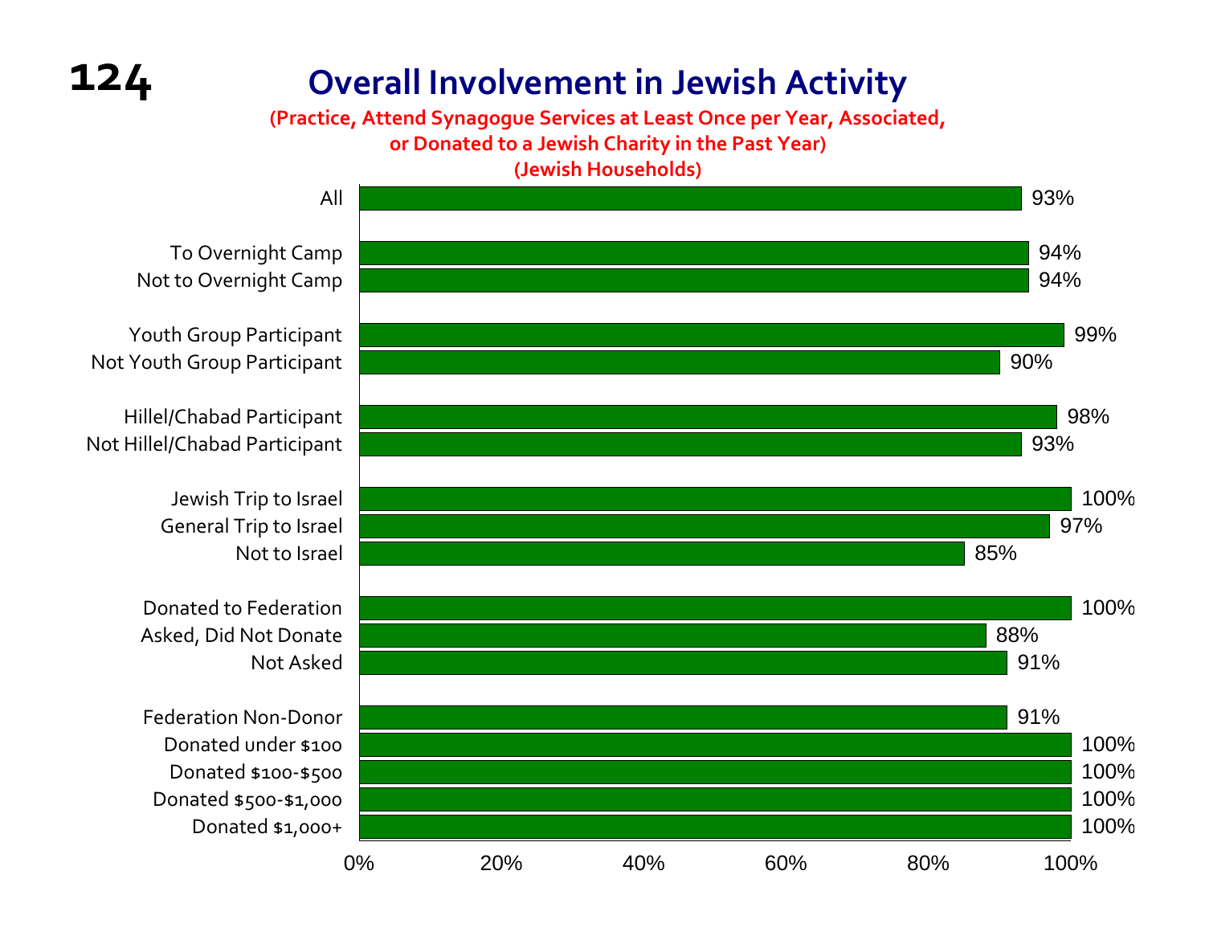# Overall Involvement in Jewish Activity

(Practice, Attend Synagogue Services at Least Once per Year, Associated, or Donated to a Jewish Charity in the Past Year)
(Jewish Households)

All 93%

To Overnight Camp 94%
Not to Overnight Camp 94%

Youth Group Participant 99%
Not Youth Group Participant 90%

Hillel/Chabad Participant 98%
Not Hillel/Chabad Participant 93%

Jewish Trip to Israel 100%
General Trip to Israel 97%
Not to Israel 85%

Donated to Federation 100%
Asked, Did Not Donate 88%
Not Asked 91%

Federation Non-Donor 91%
Donated under $100 100%
Donated $100-$500 100%
Donated $500-$1,000 100%
Donated $1,000+ 100%

0% 20% 40% 60% 80% 100%